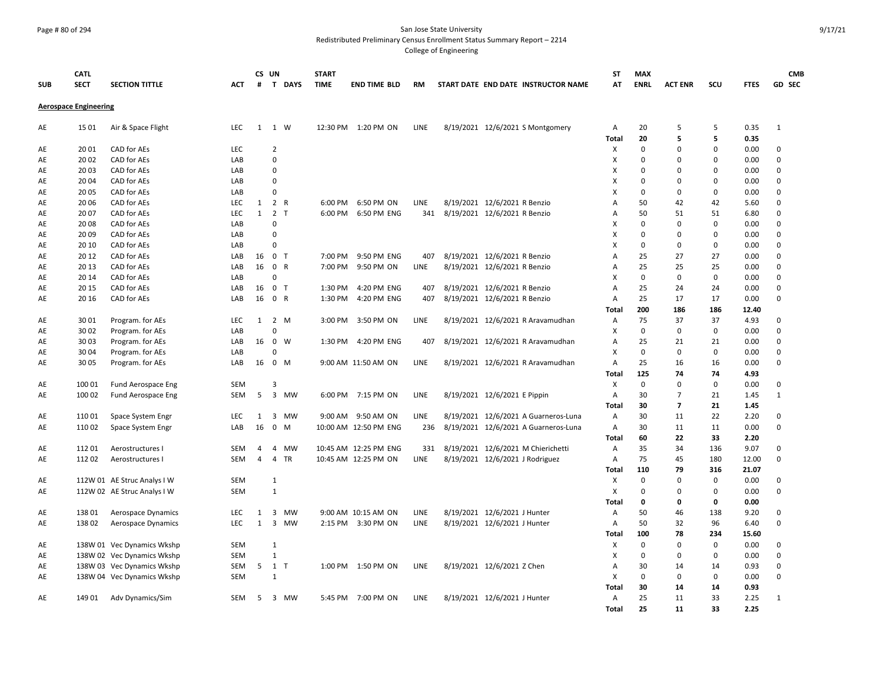# San Jose State University
## Redistributed Preliminary Census Enrollment Status Summary Report – 2214
### College of Engineering

| SUB | CATL SECT | SECTION TITTLE | ACT | CS # | UN T | DAYS | START TIME | END TIME | BLD | RM | START DATE | END DATE | INSTRUCTOR NAME | ST AT | MAX ENRL | ACT ENR | SCU | FTES | GD | CMB SEC |
|---|---|---|---|---|---|---|---|---|---|---|---|---|---|---|---|---|---|---|---|---|
| **Aerospace Engineering** | | | | | | | | | | | | | | | | | | | | |
| AE | 15 01 | Air & Space Flight | LEC | 1 | 1 | W | 12:30 PM | 1:20 PM | ON | LINE | 8/19/2021 | 12/6/2021 | S Montgomery | A | 20 | 5 | 5 | 0.35 | 1 | |
| | | | | | | | | | | | | | | Total | 20 | 5 | 5 | 0.35 | | |
| AE | 20 01 | CAD for AEs | LEC | | 2 | | | | | | | | | X | 0 | 0 | 0 | 0.00 | 0 | |
| AE | 20 02 | CAD for AEs | LAB | | 0 | | | | | | | | | X | 0 | 0 | 0 | 0.00 | 0 | |
| AE | 20 03 | CAD for AEs | LAB | | 0 | | | | | | | | | X | 0 | 0 | 0 | 0.00 | 0 | |
| AE | 20 04 | CAD for AEs | LAB | | 0 | | | | | | | | | X | 0 | 0 | 0 | 0.00 | 0 | |
| AE | 20 05 | CAD for AEs | LAB | | 0 | | | | | | | | | X | 0 | 0 | 0 | 0.00 | 0 | |
| AE | 20 06 | CAD for AEs | LEC | 1 | 2 | R | 6:00 PM | 6:50 PM | ON | LINE | 8/19/2021 | 12/6/2021 | R Benzio | A | 50 | 42 | 42 | 5.60 | 0 | |
| AE | 20 07 | CAD for AEs | LEC | 1 | 2 | T | 6:00 PM | 6:50 PM | ENG | 341 | 8/19/2021 | 12/6/2021 | R Benzio | A | 50 | 51 | 51 | 6.80 | 0 | |
| AE | 20 08 | CAD for AEs | LAB | | 0 | | | | | | | | | X | 0 | 0 | 0 | 0.00 | 0 | |
| AE | 20 09 | CAD for AEs | LAB | | 0 | | | | | | | | | X | 0 | 0 | 0 | 0.00 | 0 | |
| AE | 20 10 | CAD for AEs | LAB | | 0 | | | | | | | | | X | 0 | 0 | 0 | 0.00 | 0 | |
| AE | 20 12 | CAD for AEs | LAB | 16 | 0 | T | 7:00 PM | 9:50 PM | ENG | 407 | 8/19/2021 | 12/6/2021 | R Benzio | A | 25 | 27 | 27 | 0.00 | 0 | |
| AE | 20 13 | CAD for AEs | LAB | 16 | 0 | R | 7:00 PM | 9:50 PM | ON | LINE | 8/19/2021 | 12/6/2021 | R Benzio | A | 25 | 25 | 25 | 0.00 | 0 | |
| AE | 20 14 | CAD for AEs | LAB | | 0 | | | | | | | | | X | 0 | 0 | 0 | 0.00 | 0 | |
| AE | 20 15 | CAD for AEs | LAB | 16 | 0 | T | 1:30 PM | 4:20 PM | ENG | 407 | 8/19/2021 | 12/6/2021 | R Benzio | A | 25 | 24 | 24 | 0.00 | 0 | |
| AE | 20 16 | CAD for AEs | LAB | 16 | 0 | R | 1:30 PM | 4:20 PM | ENG | 407 | 8/19/2021 | 12/6/2021 | R Benzio | A | 25 | 17 | 17 | 0.00 | 0 | |
| | | | | | | | | | | | | | | Total | 200 | 186 | 186 | 12.40 | | |
| AE | 30 01 | Program. for AEs | LEC | 1 | 2 | M | 3:00 PM | 3:50 PM | ON | LINE | 8/19/2021 | 12/6/2021 | R Aravamudhan | A | 75 | 37 | 37 | 4.93 | 0 | |
| AE | 30 02 | Program. for AEs | LAB | | 0 | | | | | | | | | X | 0 | 0 | 0 | 0.00 | 0 | |
| AE | 30 03 | Program. for AEs | LAB | 16 | 0 | W | 1:30 PM | 4:20 PM | ENG | 407 | 8/19/2021 | 12/6/2021 | R Aravamudhan | A | 25 | 21 | 21 | 0.00 | 0 | |
| AE | 30 04 | Program. for AEs | LAB | | 0 | | | | | | | | | X | 0 | 0 | 0 | 0.00 | 0 | |
| AE | 30 05 | Program. for AEs | LAB | 16 | 0 | M | 9:00 AM | 11:50 AM | ON | LINE | 8/19/2021 | 12/6/2021 | R Aravamudhan | A | 25 | 16 | 16 | 0.00 | 0 | |
| | | | | | | | | | | | | | | Total | 125 | 74 | 74 | 4.93 | | |
| AE | 100 01 | Fund Aerospace Eng | SEM | | 3 | | | | | | | | | X | 0 | 0 | 0 | 0.00 | 0 | |
| AE | 100 02 | Fund Aerospace Eng | SEM | 5 | 3 | MW | 6:00 PM | 7:15 PM | ON | LINE | 8/19/2021 | 12/6/2021 | E Pippin | A | 30 | 7 | 21 | 1.45 | 1 | |
| | | | | | | | | | | | | | | Total | 30 | 7 | 21 | 1.45 | | |
| AE | 110 01 | Space System Engr | LEC | 1 | 3 | MW | 9:00 AM | 9:50 AM | ON | LINE | 8/19/2021 | 12/6/2021 | A Guarneros-Luna | A | 30 | 11 | 22 | 2.20 | 0 | |
| AE | 110 02 | Space System Engr | LAB | 16 | 0 | M | 10:00 AM | 12:50 PM | ENG | 236 | 8/19/2021 | 12/6/2021 | A Guarneros-Luna | A | 30 | 11 | 11 | 0.00 | 0 | |
| | | | | | | | | | | | | | | Total | 60 | 22 | 33 | 2.20 | | |
| AE | 112 01 | Aerostructures I | SEM | 4 | 4 | MW | 10:45 AM | 12:25 PM | ENG | 331 | 8/19/2021 | 12/6/2021 | M Chierichetti | A | 35 | 34 | 136 | 9.07 | 0 | |
| AE | 112 02 | Aerostructures I | SEM | 4 | 4 | TR | 10:45 AM | 12:25 PM | ON | LINE | 8/19/2021 | 12/6/2021 | J Rodriguez | A | 75 | 45 | 180 | 12.00 | 0 | |
| | | | | | | | | | | | | | | Total | 110 | 79 | 316 | 21.07 | | |
| AE | 112W 01 | AE Struc Analys I W | SEM | | 1 | | | | | | | | | X | 0 | 0 | 0 | 0.00 | 0 | |
| AE | 112W 02 | AE Struc Analys I W | SEM | | 1 | | | | | | | | | X | 0 | 0 | 0 | 0.00 | 0 | |
| | | | | | | | | | | | | | | Total | 0 | 0 | 0 | 0.00 | | |
| AE | 138 01 | Aerospace Dynamics | LEC | 1 | 3 | MW | 9:00 AM | 10:15 AM | ON | LINE | 8/19/2021 | 12/6/2021 | J Hunter | A | 50 | 46 | 138 | 9.20 | 0 | |
| AE | 138 02 | Aerospace Dynamics | LEC | 1 | 3 | MW | 2:15 PM | 3:30 PM | ON | LINE | 8/19/2021 | 12/6/2021 | J Hunter | A | 50 | 32 | 96 | 6.40 | 0 | |
| | | | | | | | | | | | | | | Total | 100 | 78 | 234 | 15.60 | | |
| AE | 138W 01 | Vec Dynamics Wkshp | SEM | | 1 | | | | | | | | | X | 0 | 0 | 0 | 0.00 | 0 | |
| AE | 138W 02 | Vec Dynamics Wkshp | SEM | | 1 | | | | | | | | | X | 0 | 0 | 0 | 0.00 | 0 | |
| AE | 138W 03 | Vec Dynamics Wkshp | SEM | 5 | 1 | T | 1:00 PM | 1:50 PM | ON | LINE | 8/19/2021 | 12/6/2021 | Z Chen | A | 30 | 14 | 14 | 0.93 | 0 | |
| AE | 138W 04 | Vec Dynamics Wkshp | SEM | | 1 | | | | | | | | | X | 0 | 0 | 0 | 0.00 | 0 | |
| | | | | | | | | | | | | | | Total | 30 | 14 | 14 | 0.93 | | |
| AE | 149 01 | Adv Dynamics/Sim | SEM | 5 | 3 | MW | 5:45 PM | 7:00 PM | ON | LINE | 8/19/2021 | 12/6/2021 | J Hunter | A | 25 | 11 | 33 | 2.25 | 1 | |
| | | | | | | | | | | | | | | Total | 25 | 11 | 33 | 2.25 | | |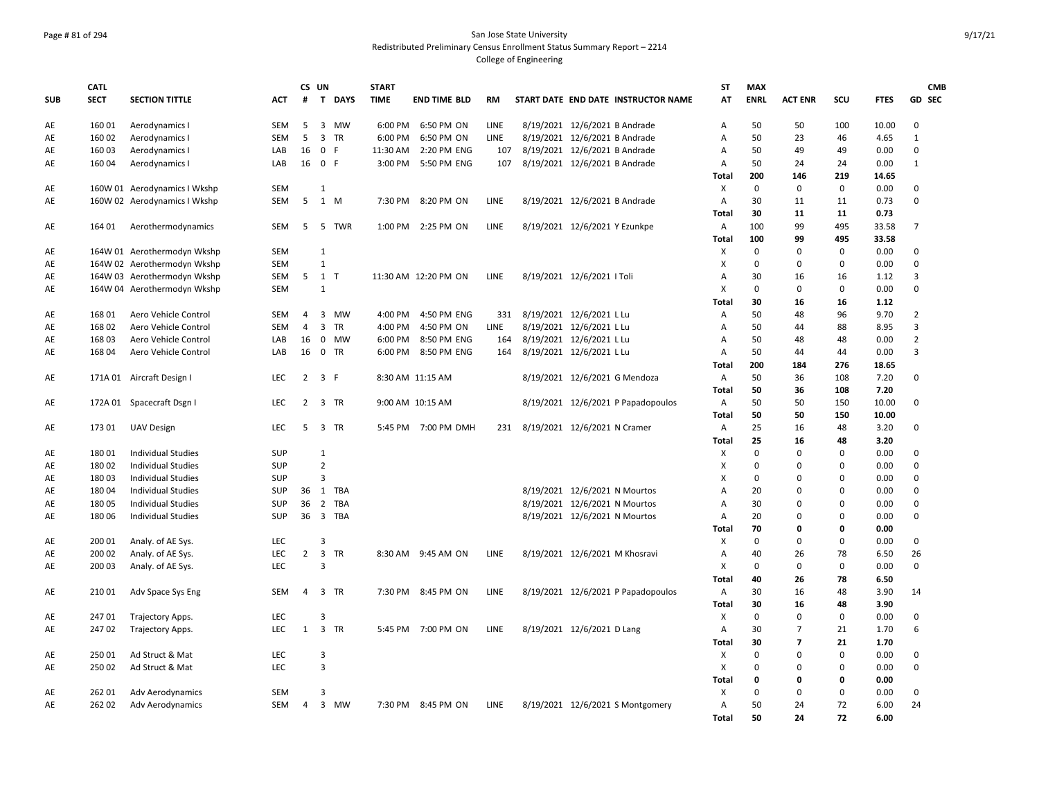San Jose State University
Redistributed Preliminary Census Enrollment Status Summary Report – 2214
College of Engineering

| SUB | CATL SECT | SECTION TITTLE | ACT | CS # | UN T | DAYS | START TIME | END TIME | BLD | RM | START DATE | END DATE | INSTRUCTOR NAME | ST AT | MAX ENRL | ACT ENR | SCU | FTES | GD | CMB SEC |
|---|---|---|---|---|---|---|---|---|---|---|---|---|---|---|---|---|---|---|---|---|
| AE | 160 01 | Aerodynamics I | SEM | 5 | 3 | MW | 6:00 PM | 6:50 PM | ON | LINE | 8/19/2021 | 12/6/2021 | B Andrade | A | 50 | 50 | 100 | 10.00 | 0 | |
| AE | 160 02 | Aerodynamics I | SEM | 5 | 3 | TR | 6:00 PM | 6:50 PM | ON | LINE | 8/19/2021 | 12/6/2021 | B Andrade | A | 50 | 23 | 46 | 4.65 | 1 | |
| AE | 160 03 | Aerodynamics I | LAB | 16 | 0 | F | 11:30 AM | 2:20 PM | ENG | 107 | 8/19/2021 | 12/6/2021 | B Andrade | A | 50 | 49 | 49 | 0.00 | 0 | |
| AE | 160 04 | Aerodynamics I | LAB | 16 | 0 | F | 3:00 PM | 5:50 PM | ENG | 107 | 8/19/2021 | 12/6/2021 | B Andrade | A | 50 | 24 | 24 | 0.00 | 1 | |
| | | | | | | | | | | | | | | **Total** | **200** | **146** | **219** | **14.65** | | |
| AE | 160W 01 | Aerodynamics I Wkshp | SEM | | 1 | | | | | | | | | X | 0 | 0 | 0 | 0.00 | 0 | |
| AE | 160W 02 | Aerodynamics I Wkshp | SEM | 5 | 1 | M | 7:30 PM | 8:20 PM | ON | LINE | 8/19/2021 | 12/6/2021 | B Andrade | A | 30 | 11 | 11 | 0.73 | 0 | |
| | | | | | | | | | | | | | | **Total** | **30** | **11** | **11** | **0.73** | | |
| AE | 164 01 | Aerothermodynamics | SEM | 5 | 5 | TWR | 1:00 PM | 2:25 PM | ON | LINE | 8/19/2021 | 12/6/2021 | Y Ezunkpe | A | 100 | 99 | 495 | 33.58 | 7 | |
| | | | | | | | | | | | | | | **Total** | **100** | **99** | **495** | **33.58** | | |
| AE | 164W 01 | Aerothermodyn Wkshp | SEM | | 1 | | | | | | | | | X | 0 | 0 | 0 | 0.00 | 0 | |
| AE | 164W 02 | Aerothermodyn Wkshp | SEM | | 1 | | | | | | | | | X | 0 | 0 | 0 | 0.00 | 0 | |
| AE | 164W 03 | Aerothermodyn Wkshp | SEM | 5 | 1 | T | 11:30 AM | 12:20 PM | ON | LINE | 8/19/2021 | 12/6/2021 | I Toli | A | 30 | 16 | 16 | 1.12 | 3 | |
| AE | 164W 04 | Aerothermodyn Wkshp | SEM | | 1 | | | | | | | | | X | 0 | 0 | 0 | 0.00 | 0 | |
| | | | | | | | | | | | | | | **Total** | **30** | **16** | **16** | **1.12** | | |
| AE | 168 01 | Aero Vehicle Control | SEM | 4 | 3 | MW | 4:00 PM | 4:50 PM | ENG | 331 | 8/19/2021 | 12/6/2021 | L Lu | A | 50 | 48 | 96 | 9.70 | 2 | |
| AE | 168 02 | Aero Vehicle Control | SEM | 4 | 3 | TR | 4:00 PM | 4:50 PM | ON | LINE | 8/19/2021 | 12/6/2021 | L Lu | A | 50 | 44 | 88 | 8.95 | 3 | |
| AE | 168 03 | Aero Vehicle Control | LAB | 16 | 0 | MW | 6:00 PM | 8:50 PM | ENG | 164 | 8/19/2021 | 12/6/2021 | L Lu | A | 50 | 48 | 48 | 0.00 | 2 | |
| AE | 168 04 | Aero Vehicle Control | LAB | 16 | 0 | TR | 6:00 PM | 8:50 PM | ENG | 164 | 8/19/2021 | 12/6/2021 | L Lu | A | 50 | 44 | 44 | 0.00 | 3 | |
| | | | | | | | | | | | | | | **Total** | **200** | **184** | **276** | **18.65** | | |
| AE | 171A 01 | Aircraft Design I | LEC | 2 | 3 | F | 8:30 AM | 11:15 AM | | | 8/19/2021 | 12/6/2021 | G Mendoza | A | 50 | 36 | 108 | 7.20 | 0 | |
| | | | | | | | | | | | | | | **Total** | **50** | **36** | **108** | **7.20** | | |
| AE | 172A 01 | Spacecraft Dsgn I | LEC | 2 | 3 | TR | 9:00 AM | 10:15 AM | | | 8/19/2021 | 12/6/2021 | P Papadopoulos | A | 50 | 50 | 150 | 10.00 | 0 | |
| | | | | | | | | | | | | | | **Total** | **50** | **50** | **150** | **10.00** | | |
| AE | 173 01 | UAV Design | LEC | 5 | 3 | TR | 5:45 PM | 7:00 PM | DMH | 231 | 8/19/2021 | 12/6/2021 | N Cramer | A | 25 | 16 | 48 | 3.20 | 0 | |
| | | | | | | | | | | | | | | **Total** | **25** | **16** | **48** | **3.20** | | |
| AE | 180 01 | Individual Studies | SUP | | 1 | | | | | | | | | X | 0 | 0 | 0 | 0.00 | 0 | |
| AE | 180 02 | Individual Studies | SUP | | 2 | | | | | | | | | X | 0 | 0 | 0 | 0.00 | 0 | |
| AE | 180 03 | Individual Studies | SUP | | 3 | | | | | | | | | X | 0 | 0 | 0 | 0.00 | 0 | |
| AE | 180 04 | Individual Studies | SUP | 36 | 1 | TBA | | | | | 8/19/2021 | 12/6/2021 | N Mourtos | A | 20 | 0 | 0 | 0.00 | 0 | |
| AE | 180 05 | Individual Studies | SUP | 36 | 2 | TBA | | | | | 8/19/2021 | 12/6/2021 | N Mourtos | A | 30 | 0 | 0 | 0.00 | 0 | |
| AE | 180 06 | Individual Studies | SUP | 36 | 3 | TBA | | | | | 8/19/2021 | 12/6/2021 | N Mourtos | A | 20 | 0 | 0 | 0.00 | 0 | |
| | | | | | | | | | | | | | | **Total** | **70** | **0** | **0** | **0.00** | | |
| AE | 200 01 | Analy. of AE Sys. | LEC | | 3 | | | | | | | | | X | 0 | 0 | 0 | 0.00 | 0 | |
| AE | 200 02 | Analy. of AE Sys. | LEC | 2 | 3 | TR | 8:30 AM | 9:45 AM | ON | LINE | 8/19/2021 | 12/6/2021 | M Khosravi | A | 40 | 26 | 78 | 6.50 | 26 | |
| AE | 200 03 | Analy. of AE Sys. | LEC | | 3 | | | | | | | | | X | 0 | 0 | 0 | 0.00 | 0 | |
| | | | | | | | | | | | | | | **Total** | **40** | **26** | **78** | **6.50** | | |
| AE | 210 01 | Adv Space Sys Eng | SEM | 4 | 3 | TR | 7:30 PM | 8:45 PM | ON | LINE | 8/19/2021 | 12/6/2021 | P Papadopoulos | A | 30 | 16 | 48 | 3.90 | 14 | |
| | | | | | | | | | | | | | | **Total** | **30** | **16** | **48** | **3.90** | | |
| AE | 247 01 | Trajectory Apps. | LEC | | 3 | | | | | | | | | X | 0 | 0 | 0 | 0.00 | 0 | |
| AE | 247 02 | Trajectory Apps. | LEC | 1 | 3 | TR | 5:45 PM | 7:00 PM | ON | LINE | 8/19/2021 | 12/6/2021 | D Lang | A | 30 | 7 | 21 | 1.70 | 6 | |
| | | | | | | | | | | | | | | **Total** | **30** | **7** | **21** | **1.70** | | |
| AE | 250 01 | Ad Struct & Mat | LEC | | 3 | | | | | | | | | X | 0 | 0 | 0 | 0.00 | 0 | |
| AE | 250 02 | Ad Struct & Mat | LEC | | 3 | | | | | | | | | X | 0 | 0 | 0 | 0.00 | 0 | |
| | | | | | | | | | | | | | | **Total** | **0** | **0** | **0** | **0.00** | | |
| AE | 262 01 | Adv Aerodynamics | SEM | | 3 | | | | | | | | | X | 0 | 0 | 0 | 0.00 | 0 | |
| AE | 262 02 | Adv Aerodynamics | SEM | 4 | 3 | MW | 7:30 PM | 8:45 PM | ON | LINE | 8/19/2021 | 12/6/2021 | S Montgomery | A | 50 | 24 | 72 | 6.00 | 24 | |
| | | | | | | | | | | | | | | **Total** | **50** | **24** | **72** | **6.00** | | |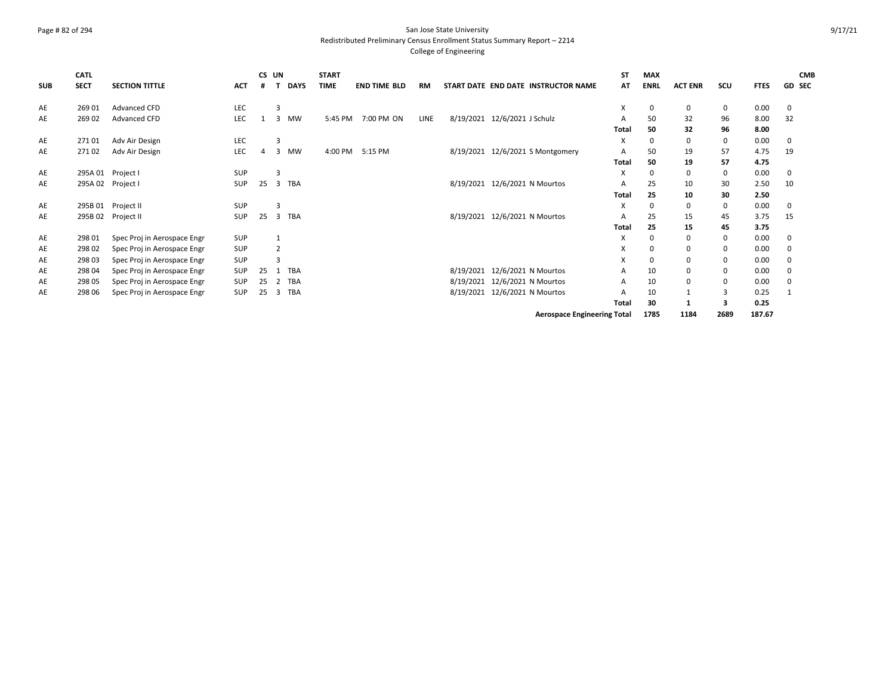San Jose State University
Redistributed Preliminary Census Enrollment Status Summary Report – 2214
College of Engineering

| SUB | CATL SECT | SECTION TITTLE | ACT | CS # | UN T | DAYS | START TIME | END TIME | BLD | RM | START DATE | END DATE | INSTRUCTOR NAME | ST AT | MAX ENRL | ACT ENR | SCU | FTES | GD | CMB SEC |
|---|---|---|---|---|---|---|---|---|---|---|---|---|---|---|---|---|---|---|---|---|
| AE | 269 01 | Advanced CFD | LEC | | 3 | | | | | | | | | X | 0 | 0 | 0 | 0.00 | 0 | |
| AE | 269 02 | Advanced CFD | LEC | 1 | 3 | MW | 5:45 PM | 7:00 PM | ON | LINE | 8/19/2021 | 12/6/2021 | J Schulz | A | 50 | 32 | 96 | 8.00 | 32 | |
| | | | | | | | | | | | | | | **Total** | **50** | **32** | **96** | **8.00** | | |
| AE | 271 01 | Adv Air Design | LEC | | 3 | | | | | | | | | X | 0 | 0 | 0 | 0.00 | 0 | |
| AE | 271 02 | Adv Air Design | LEC | 4 | 3 | MW | 4:00 PM | 5:15 PM | | | 8/19/2021 | 12/6/2021 | S Montgomery | A | 50 | 19 | 57 | 4.75 | 19 | |
| | | | | | | | | | | | | | | **Total** | **50** | **19** | **57** | **4.75** | | |
| AE | 295A 01 | Project I | SUP | | 3 | | | | | | | | | X | 0 | 0 | 0 | 0.00 | 0 | |
| AE | 295A 02 | Project I | SUP | 25 | 3 | TBA | | | | | 8/19/2021 | 12/6/2021 | N Mourtos | A | 25 | 10 | 30 | 2.50 | 10 | |
| | | | | | | | | | | | | | | **Total** | **25** | **10** | **30** | **2.50** | | |
| AE | 295B 01 | Project II | SUP | | 3 | | | | | | | | | X | 0 | 0 | 0 | 0.00 | 0 | |
| AE | 295B 02 | Project II | SUP | 25 | 3 | TBA | | | | | 8/19/2021 | 12/6/2021 | N Mourtos | A | 25 | 15 | 45 | 3.75 | 15 | |
| | | | | | | | | | | | | | | **Total** | **25** | **15** | **45** | **3.75** | | |
| AE | 298 01 | Spec Proj in Aerospace Engr | SUP | | 1 | | | | | | | | | X | 0 | 0 | 0 | 0.00 | 0 | |
| AE | 298 02 | Spec Proj in Aerospace Engr | SUP | | 2 | | | | | | | | | X | 0 | 0 | 0 | 0.00 | 0 | |
| AE | 298 03 | Spec Proj in Aerospace Engr | SUP | | 3 | | | | | | | | | X | 0 | 0 | 0 | 0.00 | 0 | |
| AE | 298 04 | Spec Proj in Aerospace Engr | SUP | 25 | 1 | TBA | | | | | 8/19/2021 | 12/6/2021 | N Mourtos | A | 10 | 0 | 0 | 0.00 | 0 | |
| AE | 298 05 | Spec Proj in Aerospace Engr | SUP | 25 | 2 | TBA | | | | | 8/19/2021 | 12/6/2021 | N Mourtos | A | 10 | 0 | 0 | 0.00 | 0 | |
| AE | 298 06 | Spec Proj in Aerospace Engr | SUP | 25 | 3 | TBA | | | | | 8/19/2021 | 12/6/2021 | N Mourtos | A | 10 | 1 | 3 | 0.25 | 1 | |
| | | | | | | | | | | | | | | **Total** | **30** | **1** | **3** | **0.25** | | |
| | | | | | | | | | | | | | **Aerospace Engineering Total** | | **1785** | **1184** | **2689** | **187.67** | | |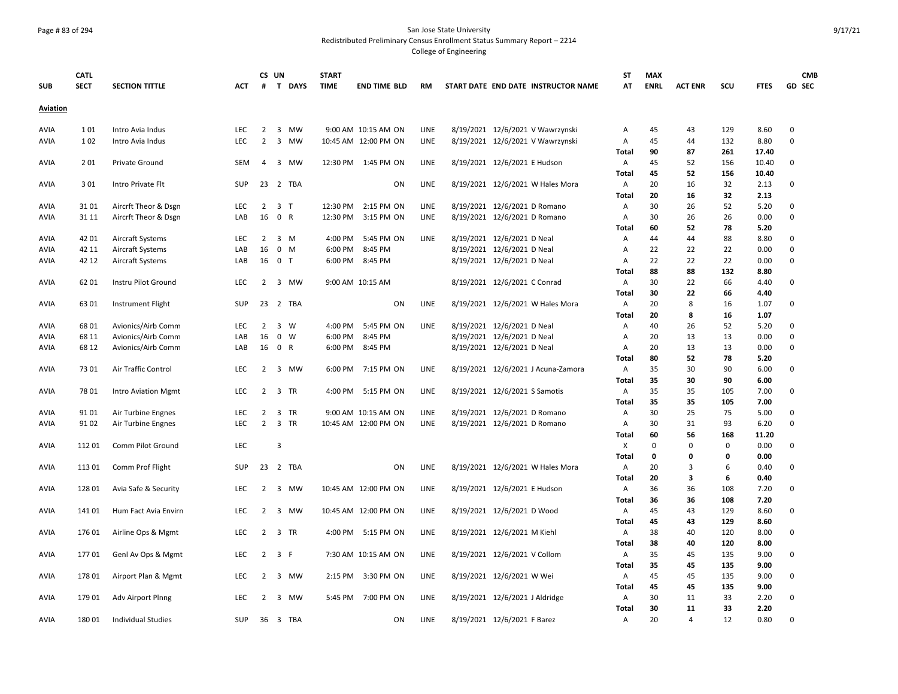San Jose State University
Redistributed Preliminary Census Enrollment Status Summary Report – 2214
College of Engineering

| SUB | CATL SECT | SECTION TITTLE | ACT | CS # | UN T | DAYS | START TIME | END TIME | BLD | RM | START DATE | END DATE | INSTRUCTOR NAME | ST AT | MAX ENRL | ACT ENR | SCU | FTES | GD | CMB SEC |
|---|---|---|---|---|---|---|---|---|---|---|---|---|---|---|---|---|---|---|---|---|
| **Aviation** | | | | | | | | | | | | | | | | | | | | |
| AVIA | 1 01 | Intro Avia Indus | LEC | 2 | 3 | MW | 9:00 AM | 10:15 AM | ON | LINE | 8/19/2021 | 12/6/2021 | V Wawrzynski | A | 45 | 43 | 129 | 8.60 | 0 | |
| AVIA | 1 02 | Intro Avia Indus | LEC | 2 | 3 | MW | 10:45 AM | 12:00 PM | ON | LINE | 8/19/2021 | 12/6/2021 | V Wawrzynski | A | 45 | 44 | 132 | 8.80 | 0 | |
| | | | | | | | | | | | | | | **Total** | **90** | **87** | **261** | **17.40** | | |
| AVIA | 2 01 | Private Ground | SEM | 4 | 3 | MW | 12:30 PM | 1:45 PM | ON | LINE | 8/19/2021 | 12/6/2021 | E Hudson | A | 45 | 52 | 156 | 10.40 | 0 | |
| | | | | | | | | | | | | | | **Total** | **45** | **52** | **156** | **10.40** | | |
| AVIA | 3 01 | Intro Private Flt | SUP | 23 | 2 | TBA | | | ON | LINE | 8/19/2021 | 12/6/2021 | W Hales Mora | A | 20 | 16 | 32 | 2.13 | 0 | |
| | | | | | | | | | | | | | | **Total** | **20** | **16** | **32** | **2.13** | | |
| AVIA | 31 01 | Aircrft Theor & Dsgn | LEC | 2 | 3 | T | 12:30 PM | 2:15 PM | ON | LINE | 8/19/2021 | 12/6/2021 | D Romano | A | 30 | 26 | 52 | 5.20 | 0 | |
| AVIA | 31 11 | Aircrft Theor & Dsgn | LAB | 16 | 0 | R | 12:30 PM | 3:15 PM | ON | LINE | 8/19/2021 | 12/6/2021 | D Romano | A | 30 | 26 | 26 | 0.00 | 0 | |
| | | | | | | | | | | | | | | **Total** | **60** | **52** | **78** | **5.20** | | |
| AVIA | 42 01 | Aircraft Systems | LEC | 2 | 3 | M | 4:00 PM | 5:45 PM | ON | LINE | 8/19/2021 | 12/6/2021 | D Neal | A | 44 | 44 | 88 | 8.80 | 0 | |
| AVIA | 42 11 | Aircraft Systems | LAB | 16 | 0 | M | 6:00 PM | 8:45 PM | | | 8/19/2021 | 12/6/2021 | D Neal | A | 22 | 22 | 22 | 0.00 | 0 | |
| AVIA | 42 12 | Aircraft Systems | LAB | 16 | 0 | T | 6:00 PM | 8:45 PM | | | 8/19/2021 | 12/6/2021 | D Neal | A | 22 | 22 | 22 | 0.00 | 0 | |
| | | | | | | | | | | | | | | **Total** | **88** | **88** | **132** | **8.80** | | |
| AVIA | 62 01 | Instru Pilot Ground | LEC | 2 | 3 | MW | 9:00 AM | 10:15 AM | | | 8/19/2021 | 12/6/2021 | C Conrad | A | 30 | 22 | 66 | 4.40 | 0 | |
| | | | | | | | | | | | | | | **Total** | **30** | **22** | **66** | **4.40** | | |
| AVIA | 63 01 | Instrument Flight | SUP | 23 | 2 | TBA | | | ON | LINE | 8/19/2021 | 12/6/2021 | W Hales Mora | A | 20 | 8 | 16 | 1.07 | 0 | |
| | | | | | | | | | | | | | | **Total** | **20** | **8** | **16** | **1.07** | | |
| AVIA | 68 01 | Avionics/Airb Comm | LEC | 2 | 3 | W | 4:00 PM | 5:45 PM | ON | LINE | 8/19/2021 | 12/6/2021 | D Neal | A | 40 | 26 | 52 | 5.20 | 0 | |
| AVIA | 68 11 | Avionics/Airb Comm | LAB | 16 | 0 | W | 6:00 PM | 8:45 PM | | | 8/19/2021 | 12/6/2021 | D Neal | A | 20 | 13 | 13 | 0.00 | 0 | |
| AVIA | 68 12 | Avionics/Airb Comm | LAB | 16 | 0 | R | 6:00 PM | 8:45 PM | | | 8/19/2021 | 12/6/2021 | D Neal | A | 20 | 13 | 13 | 0.00 | 0 | |
| | | | | | | | | | | | | | | **Total** | **80** | **52** | **78** | **5.20** | | |
| AVIA | 73 01 | Air Traffic Control | LEC | 2 | 3 | MW | 6:00 PM | 7:15 PM | ON | LINE | 8/19/2021 | 12/6/2021 | J Acuna-Zamora | A | 35 | 30 | 90 | 6.00 | 0 | |
| | | | | | | | | | | | | | | **Total** | **35** | **30** | **90** | **6.00** | | |
| AVIA | 78 01 | Intro Aviation Mgmt | LEC | 2 | 3 | TR | 4:00 PM | 5:15 PM | ON | LINE | 8/19/2021 | 12/6/2021 | S Samotis | A | 35 | 35 | 105 | 7.00 | 0 | |
| | | | | | | | | | | | | | | **Total** | **35** | **35** | **105** | **7.00** | | |
| AVIA | 91 01 | Air Turbine Engnes | LEC | 2 | 3 | TR | 9:00 AM | 10:15 AM | ON | LINE | 8/19/2021 | 12/6/2021 | D Romano | A | 30 | 25 | 75 | 5.00 | 0 | |
| AVIA | 91 02 | Air Turbine Engnes | LEC | 2 | 3 | TR | 10:45 AM | 12:00 PM | ON | LINE | 8/19/2021 | 12/6/2021 | D Romano | A | 30 | 31 | 93 | 6.20 | 0 | |
| | | | | | | | | | | | | | | **Total** | **60** | **56** | **168** | **11.20** | | |
| AVIA | 112 01 | Comm Pilot Ground | LEC | | 3 | | | | | | | | | X | 0 | 0 | 0 | 0.00 | 0 | |
| | | | | | | | | | | | | | | **Total** | **0** | **0** | **0** | **0.00** | | |
| AVIA | 113 01 | Comm Prof Flight | SUP | 23 | 2 | TBA | | | ON | LINE | 8/19/2021 | 12/6/2021 | W Hales Mora | A | 20 | 3 | 6 | 0.40 | 0 | |
| | | | | | | | | | | | | | | **Total** | **20** | **3** | **6** | **0.40** | | |
| AVIA | 128 01 | Avia Safe & Security | LEC | 2 | 3 | MW | 10:45 AM | 12:00 PM | ON | LINE | 8/19/2021 | 12/6/2021 | E Hudson | A | 36 | 36 | 108 | 7.20 | 0 | |
| | | | | | | | | | | | | | | **Total** | **36** | **36** | **108** | **7.20** | | |
| AVIA | 141 01 | Hum Fact Avia Envirn | LEC | 2 | 3 | MW | 10:45 AM | 12:00 PM | ON | LINE | 8/19/2021 | 12/6/2021 | D Wood | A | 45 | 43 | 129 | 8.60 | 0 | |
| | | | | | | | | | | | | | | **Total** | **45** | **43** | **129** | **8.60** | | |
| AVIA | 176 01 | Airline Ops & Mgmt | LEC | 2 | 3 | TR | 4:00 PM | 5:15 PM | ON | LINE | 8/19/2021 | 12/6/2021 | M Kiehl | A | 38 | 40 | 120 | 8.00 | 0 | |
| | | | | | | | | | | | | | | **Total** | **38** | **40** | **120** | **8.00** | | |
| AVIA | 177 01 | Genl Av Ops & Mgmt | LEC | 2 | 3 | F | 7:30 AM | 10:15 AM | ON | LINE | 8/19/2021 | 12/6/2021 | V Collom | A | 35 | 45 | 135 | 9.00 | 0 | |
| | | | | | | | | | | | | | | **Total** | **35** | **45** | **135** | **9.00** | | |
| AVIA | 178 01 | Airport Plan & Mgmt | LEC | 2 | 3 | MW | 2:15 PM | 3:30 PM | ON | LINE | 8/19/2021 | 12/6/2021 | W Wei | A | 45 | 45 | 135 | 9.00 | 0 | |
| | | | | | | | | | | | | | | **Total** | **45** | **45** | **135** | **9.00** | | |
| AVIA | 179 01 | Adv Airport Plnng | LEC | 2 | 3 | MW | 5:45 PM | 7:00 PM | ON | LINE | 8/19/2021 | 12/6/2021 | J Aldridge | A | 30 | 11 | 33 | 2.20 | 0 | |
| | | | | | | | | | | | | | | **Total** | **30** | **11** | **33** | **2.20** | | |
| AVIA | 180 01 | Individual Studies | SUP | 36 | 3 | TBA | | | ON | LINE | 8/19/2021 | 12/6/2021 | F Barez | A | 20 | 4 | 12 | 0.80 | 0 | |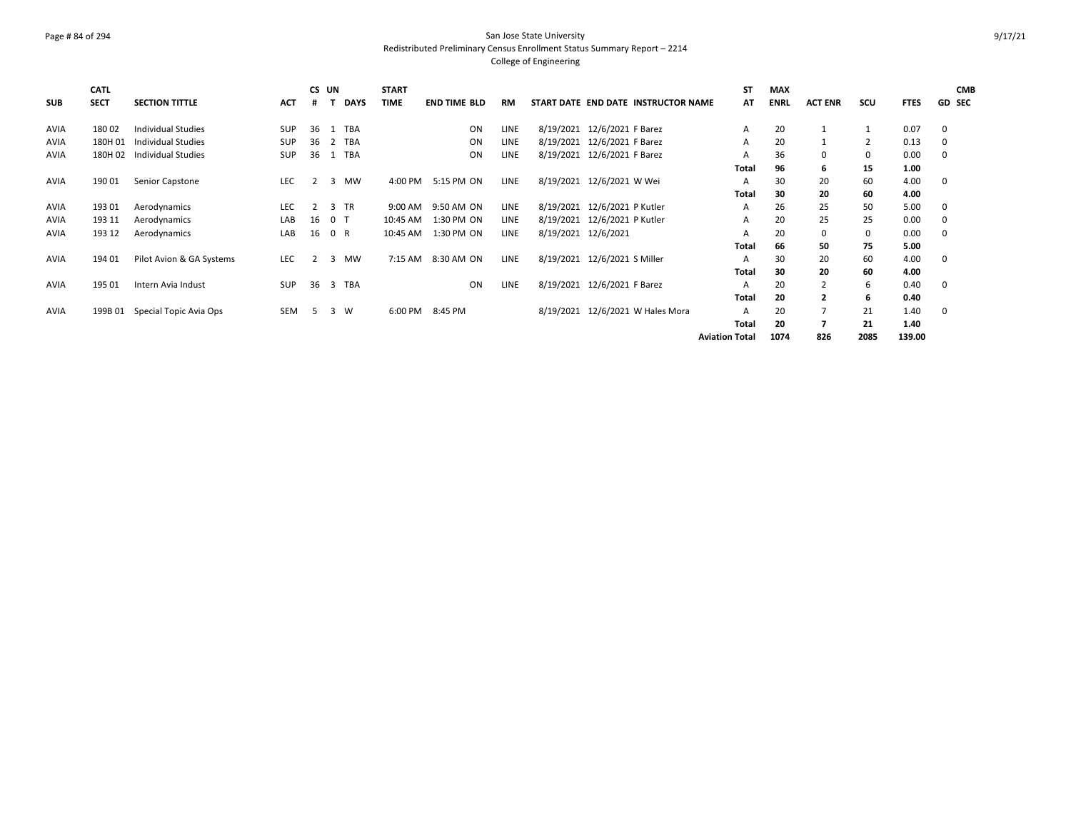San Jose State University
Redistributed Preliminary Census Enrollment Status Summary Report – 2214
College of Engineering

| SUB | CATL SECT | SECTION TITTLE | ACT | CS # | UN T | DAYS | START TIME | END TIME | BLD | RM | START DATE | END DATE | INSTRUCTOR NAME | ST AT | MAX ENRL | ACT ENR | SCU | FTES | GD | CMB SEC |
|---|---|---|---|---|---|---|---|---|---|---|---|---|---|---|---|---|---|---|---|---|
| AVIA | 180 02 | Individual Studies | SUP | 36 | 1 | TBA | | | ON | LINE | 8/19/2021 | 12/6/2021 | F Barez | A | 20 | 1 | 1 | 0.07 | 0 | |
| AVIA | 180H 01 | Individual Studies | SUP | 36 | 2 | TBA | | | ON | LINE | 8/19/2021 | 12/6/2021 | F Barez | A | 20 | 1 | 2 | 0.13 | 0 | |
| AVIA | 180H 02 | Individual Studies | SUP | 36 | 1 | TBA | | | ON | LINE | 8/19/2021 | 12/6/2021 | F Barez | A | 36 | 0 | 0 | 0.00 | 0 | |
| | | | | | | | | | | | | | | **Total** | **96** | **6** | **15** | **1.00** | | |
| AVIA | 190 01 | Senior Capstone | LEC | 2 | 3 | MW | 4:00 PM | 5:15 PM | ON | LINE | 8/19/2021 | 12/6/2021 | W Wei | A | 30 | 20 | 60 | 4.00 | 0 | |
| | | | | | | | | | | | | | | **Total** | **30** | **20** | **60** | **4.00** | | |
| AVIA | 193 01 | Aerodynamics | LEC | 2 | 3 | TR | 9:00 AM | 9:50 AM | ON | LINE | 8/19/2021 | 12/6/2021 | P Kutler | A | 26 | 25 | 50 | 5.00 | 0 | |
| AVIA | 193 11 | Aerodynamics | LAB | 16 | 0 | T | 10:45 AM | 1:30 PM | ON | LINE | 8/19/2021 | 12/6/2021 | P Kutler | A | 20 | 25 | 25 | 0.00 | 0 | |
| AVIA | 193 12 | Aerodynamics | LAB | 16 | 0 | R | 10:45 AM | 1:30 PM | ON | LINE | 8/19/2021 | 12/6/2021 | | A | 20 | 0 | 0 | 0.00 | 0 | |
| | | | | | | | | | | | | | | **Total** | **66** | **50** | **75** | **5.00** | | |
| AVIA | 194 01 | Pilot Avion & GA Systems | LEC | 2 | 3 | MW | 7:15 AM | 8:30 AM | ON | LINE | 8/19/2021 | 12/6/2021 | S Miller | A | 30 | 20 | 60 | 4.00 | 0 | |
| | | | | | | | | | | | | | | **Total** | **30** | **20** | **60** | **4.00** | | |
| AVIA | 195 01 | Intern Avia Indust | SUP | 36 | 3 | TBA | | | ON | LINE | 8/19/2021 | 12/6/2021 | F Barez | A | 20 | 2 | 6 | 0.40 | 0 | |
| | | | | | | | | | | | | | | **Total** | **20** | **2** | **6** | **0.40** | | |
| AVIA | 199B 01 | Special Topic Avia Ops | SEM | 5 | 3 | W | 6:00 PM | 8:45 PM | | | 8/19/2021 | 12/6/2021 | W Hales Mora | A | 20 | 7 | 21 | 1.40 | 0 | |
| | | | | | | | | | | | | | | **Total** | **20** | **7** | **21** | **1.40** | | |
| | | | | | | | | | | | | | | **Aviation Total** | **1074** | **826** | **2085** | **139.00** | | |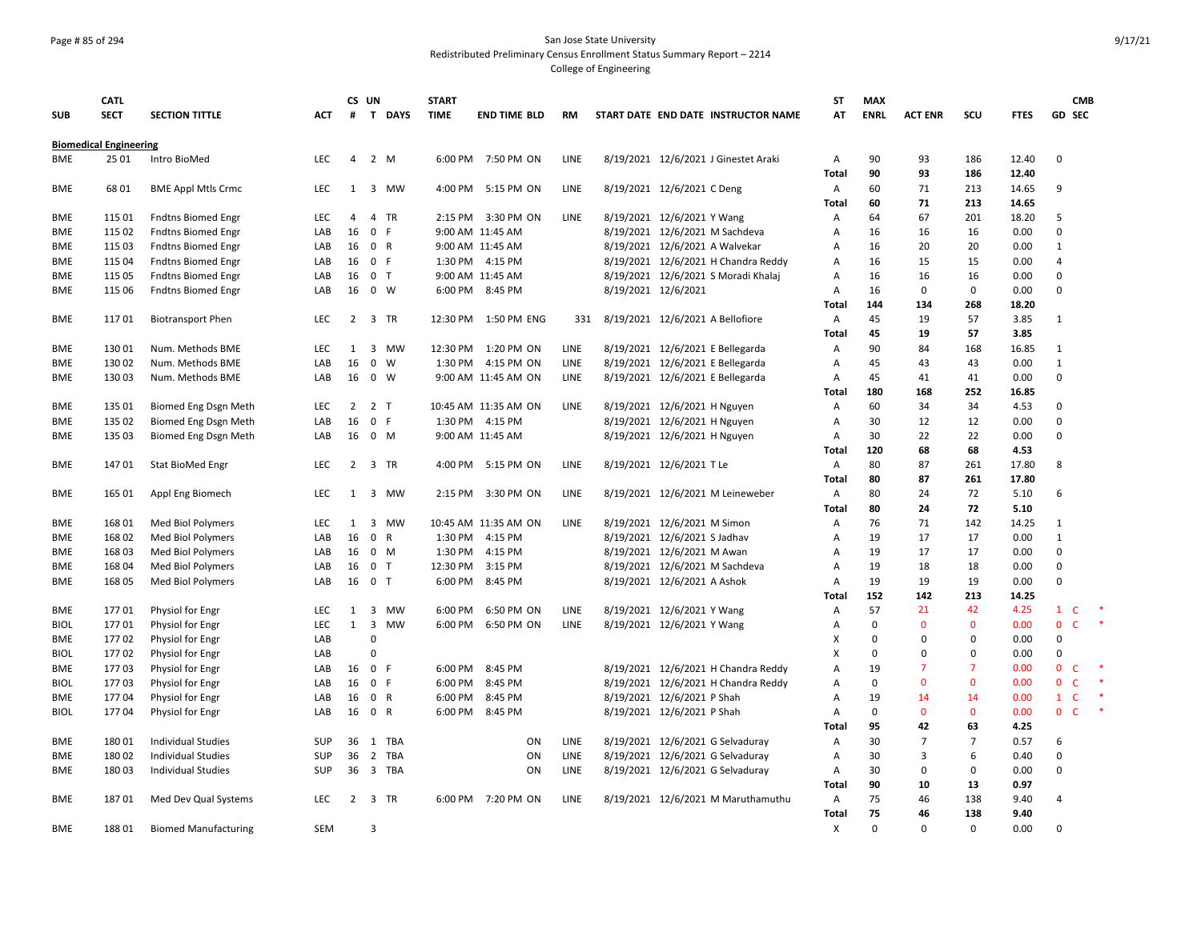San Jose State University
Redistributed Preliminary Census Enrollment Status Summary Report – 2214
College of Engineering

| SUB | CATL SECT | SECTION TITTLE | ACT | CS # | UN T | DAYS | START TIME | END TIME | BLD | RM | START DATE | END DATE | INSTRUCTOR NAME | ST AT | MAX ENRL | ACT ENR | SCU | FTES | GD | CMB SEC |
|---|---|---|---|---|---|---|---|---|---|---|---|---|---|---|---|---|---|---|---|---|
| **Biomedical Engineering** | | | | | | | | | | | | | | | | | | | | |
| BME | 25 01 | Intro BioMed | LEC | 4 | 2 | M | 6:00 PM | 7:50 PM | ON | LINE | 8/19/2021 | 12/6/2021 | J Ginestet Araki | A | 90 | 93 | 186 | 12.40 | 0 | |
| | | | | | | | | | | | | | | **Total** | **90** | **93** | **186** | **12.40** | | |
| BME | 68 01 | BME Appl Mtls Crmc | LEC | 1 | 3 | MW | 4:00 PM | 5:15 PM | ON | LINE | 8/19/2021 | 12/6/2021 | C Deng | A | 60 | 71 | 213 | 14.65 | 9 | |
| | | | | | | | | | | | | | | **Total** | **60** | **71** | **213** | **14.65** | | |
| BME | 115 01 | Fndtns Biomed Engr | LEC | 4 | 4 | TR | 2:15 PM | 3:30 PM | ON | LINE | 8/19/2021 | 12/6/2021 | Y Wang | A | 64 | 67 | 201 | 18.20 | 5 | |
| BME | 115 02 | Fndtns Biomed Engr | LAB | 16 | 0 | F | 9:00 AM | 11:45 AM | | | 8/19/2021 | 12/6/2021 | M Sachdeva | A | 16 | 16 | 16 | 0.00 | 0 | |
| BME | 115 03 | Fndtns Biomed Engr | LAB | 16 | 0 | R | 9:00 AM | 11:45 AM | | | 8/19/2021 | 12/6/2021 | A Walvekar | A | 16 | 20 | 20 | 0.00 | 1 | |
| BME | 115 04 | Fndtns Biomed Engr | LAB | 16 | 0 | F | 1:30 PM | 4:15 PM | | | 8/19/2021 | 12/6/2021 | H Chandra Reddy | A | 16 | 15 | 15 | 0.00 | 4 | |
| BME | 115 05 | Fndtns Biomed Engr | LAB | 16 | 0 | T | 9:00 AM | 11:45 AM | | | 8/19/2021 | 12/6/2021 | S Moradi Khalaj | A | 16 | 16 | 16 | 0.00 | 0 | |
| BME | 115 06 | Fndtns Biomed Engr | LAB | 16 | 0 | W | 6:00 PM | 8:45 PM | | | 8/19/2021 | 12/6/2021 | | A | 16 | 0 | 0 | 0.00 | 0 | |
| | | | | | | | | | | | | | | **Total** | **144** | **134** | **268** | **18.20** | | |
| BME | 117 01 | Biotransport Phen | LEC | 2 | 3 | TR | 12:30 PM | 1:50 PM | ENG | 331 | 8/19/2021 | 12/6/2021 | A Bellofiore | A | 45 | 19 | 57 | 3.85 | 1 | |
| | | | | | | | | | | | | | | **Total** | **45** | **19** | **57** | **3.85** | | |
| BME | 130 01 | Num. Methods BME | LEC | 1 | 3 | MW | 12:30 PM | 1:20 PM | ON | LINE | 8/19/2021 | 12/6/2021 | E Bellegarda | A | 90 | 84 | 168 | 16.85 | 1 | |
| BME | 130 02 | Num. Methods BME | LAB | 16 | 0 | W | 1:30 PM | 4:15 PM | ON | LINE | 8/19/2021 | 12/6/2021 | E Bellegarda | A | 45 | 43 | 43 | 0.00 | 1 | |
| BME | 130 03 | Num. Methods BME | LAB | 16 | 0 | W | 9:00 AM | 11:45 AM | ON | LINE | 8/19/2021 | 12/6/2021 | E Bellegarda | A | 45 | 41 | 41 | 0.00 | 0 | |
| | | | | | | | | | | | | | | **Total** | **180** | **168** | **252** | **16.85** | | |
| BME | 135 01 | Biomed Eng Dsgn Meth | LEC | 2 | 2 | T | 10:45 AM | 11:35 AM | ON | LINE | 8/19/2021 | 12/6/2021 | H Nguyen | A | 60 | 34 | 34 | 4.53 | 0 | |
| BME | 135 02 | Biomed Eng Dsgn Meth | LAB | 16 | 0 | F | 1:30 PM | 4:15 PM | | | 8/19/2021 | 12/6/2021 | H Nguyen | A | 30 | 12 | 12 | 0.00 | 0 | |
| BME | 135 03 | Biomed Eng Dsgn Meth | LAB | 16 | 0 | M | 9:00 AM | 11:45 AM | | | 8/19/2021 | 12/6/2021 | H Nguyen | A | 30 | 22 | 22 | 0.00 | 0 | |
| | | | | | | | | | | | | | | **Total** | **120** | **68** | **68** | **4.53** | | |
| BME | 147 01 | Stat BioMed Engr | LEC | 2 | 3 | TR | 4:00 PM | 5:15 PM | ON | LINE | 8/19/2021 | 12/6/2021 | T Le | A | 80 | 87 | 261 | 17.80 | 8 | |
| | | | | | | | | | | | | | | **Total** | **80** | **87** | **261** | **17.80** | | |
| BME | 165 01 | Appl Eng Biomech | LEC | 1 | 3 | MW | 2:15 PM | 3:30 PM | ON | LINE | 8/19/2021 | 12/6/2021 | M Leineweber | A | 80 | 24 | 72 | 5.10 | 6 | |
| | | | | | | | | | | | | | | **Total** | **80** | **24** | **72** | **5.10** | | |
| BME | 168 01 | Med Biol Polymers | LEC | 1 | 3 | MW | 10:45 AM | 11:35 AM | ON | LINE | 8/19/2021 | 12/6/2021 | M Simon | A | 76 | 71 | 142 | 14.25 | 1 | |
| BME | 168 02 | Med Biol Polymers | LAB | 16 | 0 | R | 1:30 PM | 4:15 PM | | | 8/19/2021 | 12/6/2021 | S Jadhav | A | 19 | 17 | 17 | 0.00 | 1 | |
| BME | 168 03 | Med Biol Polymers | LAB | 16 | 0 | M | 1:30 PM | 4:15 PM | | | 8/19/2021 | 12/6/2021 | M Awan | A | 19 | 17 | 17 | 0.00 | 0 | |
| BME | 168 04 | Med Biol Polymers | LAB | 16 | 0 | T | 12:30 PM | 3:15 PM | | | 8/19/2021 | 12/6/2021 | M Sachdeva | A | 19 | 18 | 18 | 0.00 | 0 | |
| BME | 168 05 | Med Biol Polymers | LAB | 16 | 0 | T | 6:00 PM | 8:45 PM | | | 8/19/2021 | 12/6/2021 | A Ashok | A | 19 | 19 | 19 | 0.00 | 0 | |
| | | | | | | | | | | | | | | **Total** | **152** | **142** | **213** | **14.25** | | |
| BME | 177 01 | Physiol for Engr | LEC | 1 | 3 | MW | 6:00 PM | 6:50 PM | ON | LINE | 8/19/2021 | 12/6/2021 | Y Wang | A | 57 | 21 | 42 | 4.25 | 1 | C * |
| BIOL | 177 01 | Physiol for Engr | LEC | 1 | 3 | MW | 6:00 PM | 6:50 PM | ON | LINE | 8/19/2021 | 12/6/2021 | Y Wang | A | 0 | 0 | 0 | 0.00 | 0 | C * |
| BME | 177 02 | Physiol for Engr | LAB | | 0 | | | | | | | | | X | 0 | 0 | 0 | 0.00 | 0 | |
| BIOL | 177 02 | Physiol for Engr | LAB | | 0 | | | | | | | | | X | 0 | 0 | 0 | 0.00 | 0 | |
| BME | 177 03 | Physiol for Engr | LAB | 16 | 0 | F | 6:00 PM | 8:45 PM | | | 8/19/2021 | 12/6/2021 | H Chandra Reddy | A | 19 | 7 | 7 | 0.00 | 0 | C * |
| BIOL | 177 03 | Physiol for Engr | LAB | 16 | 0 | F | 6:00 PM | 8:45 PM | | | 8/19/2021 | 12/6/2021 | H Chandra Reddy | A | 0 | 0 | 0 | 0.00 | 0 | C * |
| BME | 177 04 | Physiol for Engr | LAB | 16 | 0 | R | 6:00 PM | 8:45 PM | | | 8/19/2021 | 12/6/2021 | P Shah | A | 19 | 14 | 14 | 0.00 | 1 | C * |
| BIOL | 177 04 | Physiol for Engr | LAB | 16 | 0 | R | 6:00 PM | 8:45 PM | | | 8/19/2021 | 12/6/2021 | P Shah | A | 0 | 0 | 0 | 0.00 | 0 | C * |
| | | | | | | | | | | | | | | **Total** | **95** | **42** | **63** | **4.25** | | |
| BME | 180 01 | Individual Studies | SUP | 36 | 1 | TBA | | | ON | LINE | 8/19/2021 | 12/6/2021 | G Selvaduray | A | 30 | 7 | 7 | 0.57 | 6 | |
| BME | 180 02 | Individual Studies | SUP | 36 | 2 | TBA | | | ON | LINE | 8/19/2021 | 12/6/2021 | G Selvaduray | A | 30 | 3 | 6 | 0.40 | 0 | |
| BME | 180 03 | Individual Studies | SUP | 36 | 3 | TBA | | | ON | LINE | 8/19/2021 | 12/6/2021 | G Selvaduray | A | 30 | 0 | 0 | 0.00 | 0 | |
| | | | | | | | | | | | | | | **Total** | **90** | **10** | **13** | **0.97** | | |
| BME | 187 01 | Med Dev Qual Systems | LEC | 2 | 3 | TR | 6:00 PM | 7:20 PM | ON | LINE | 8/19/2021 | 12/6/2021 | M Maruthamuthu | A | 75 | 46 | 138 | 9.40 | 4 | |
| | | | | | | | | | | | | | | **Total** | **75** | **46** | **138** | **9.40** | | |
| BME | 188 01 | Biomed Manufacturing | SEM | | 3 | | | | | | | | | X | 0 | 0 | 0 | 0.00 | 0 | |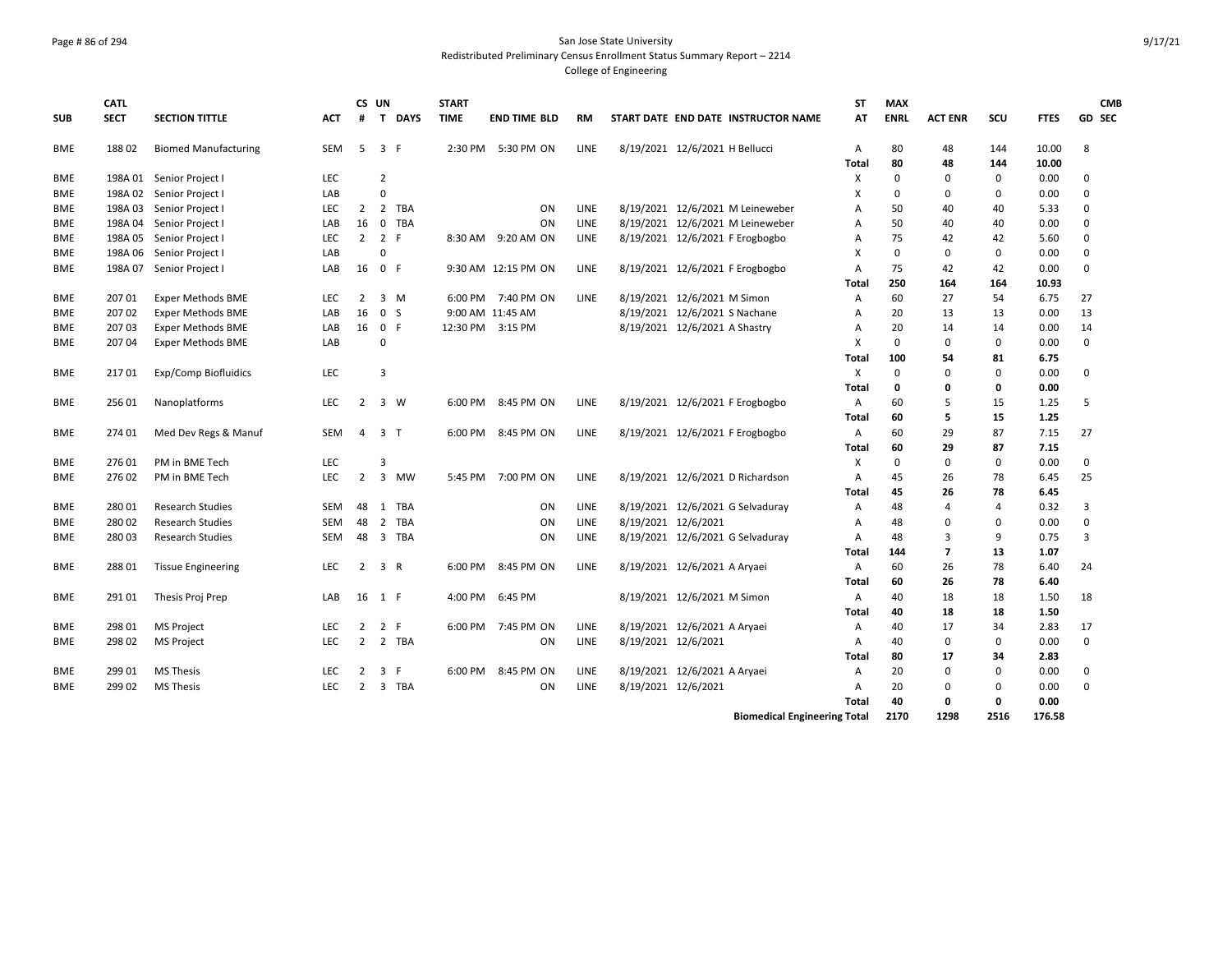San Jose State University
Redistributed Preliminary Census Enrollment Status Summary Report – 2214
College of Engineering

| SUB | CATL SECT | SECTION TITTLE | ACT | CS # | UN T | DAYS | START TIME | END TIME | BLD | RM | START DATE | END DATE | INSTRUCTOR NAME | ST AT | MAX ENRL | ACT ENR | SCU | FTES | GD | CMB SEC |
|---|---|---|---|---|---|---|---|---|---|---|---|---|---|---|---|---|---|---|---|---|
| BME | 188 02 | Biomed Manufacturing | SEM | 5 | 3 | F | 2:30 PM | 5:30 PM | ON | LINE | 8/19/2021 | 12/6/2021 | H Bellucci | A | 80 | 48 | 144 | 10.00 | 8 | |
| | | | | | | | | | | | | | | Total | 80 | 48 | 144 | 10.00 | | |
| BME | 198A 01 | Senior Project I | LEC | | 2 | | | | | | | | | X | 0 | 0 | 0 | 0.00 | 0 | |
| BME | 198A 02 | Senior Project I | LAB | | 0 | | | | | | | | | X | 0 | 0 | 0 | 0.00 | 0 | |
| BME | 198A 03 | Senior Project I | LEC | 2 | 2 | TBA | | | ON | LINE | 8/19/2021 | 12/6/2021 | M Leineweber | A | 50 | 40 | 40 | 5.33 | 0 | |
| BME | 198A 04 | Senior Project I | LAB | 16 | 0 | TBA | | | ON | LINE | 8/19/2021 | 12/6/2021 | M Leineweber | A | 50 | 40 | 40 | 0.00 | 0 | |
| BME | 198A 05 | Senior Project I | LEC | 2 | 2 | F | 8:30 AM | 9:20 AM | ON | LINE | 8/19/2021 | 12/6/2021 | F Erogbogbo | A | 75 | 42 | 42 | 5.60 | 0 | |
| BME | 198A 06 | Senior Project I | LAB | | 0 | | | | | | | | | X | 0 | 0 | 0 | 0.00 | 0 | |
| BME | 198A 07 | Senior Project I | LAB | 16 | 0 | F | 9:30 AM | 12:15 PM | ON | LINE | 8/19/2021 | 12/6/2021 | F Erogbogbo | A | 75 | 42 | 42 | 0.00 | 0 | |
| | | | | | | | | | | | | | | Total | 250 | 164 | 164 | 10.93 | | |
| BME | 207 01 | Exper Methods BME | LEC | 2 | 3 | M | 6:00 PM | 7:40 PM | ON | LINE | 8/19/2021 | 12/6/2021 | M Simon | A | 60 | 27 | 54 | 6.75 | 27 | |
| BME | 207 02 | Exper Methods BME | LAB | 16 | 0 | S | 9:00 AM | 11:45 AM | | | 8/19/2021 | 12/6/2021 | S Nachane | A | 20 | 13 | 13 | 0.00 | 13 | |
| BME | 207 03 | Exper Methods BME | LAB | 16 | 0 | F | 12:30 PM | 3:15 PM | | | 8/19/2021 | 12/6/2021 | A Shastry | A | 20 | 14 | 14 | 0.00 | 14 | |
| BME | 207 04 | Exper Methods BME | LAB | | 0 | | | | | | | | | X | 0 | 0 | 0 | 0.00 | 0 | |
| | | | | | | | | | | | | | | Total | 100 | 54 | 81 | 6.75 | | |
| BME | 217 01 | Exp/Comp Biofluidics | LEC | | 3 | | | | | | | | | X | 0 | 0 | 0 | 0.00 | 0 | |
| | | | | | | | | | | | | | | Total | 0 | 0 | 0 | 0.00 | | |
| BME | 256 01 | Nanoplatforms | LEC | 2 | 3 | W | 6:00 PM | 8:45 PM | ON | LINE | 8/19/2021 | 12/6/2021 | F Erogbogbo | A | 60 | 5 | 15 | 1.25 | 5 | |
| | | | | | | | | | | | | | | Total | 60 | 5 | 15 | 1.25 | | |
| BME | 274 01 | Med Dev Regs & Manuf | SEM | 4 | 3 | T | 6:00 PM | 8:45 PM | ON | LINE | 8/19/2021 | 12/6/2021 | F Erogbogbo | A | 60 | 29 | 87 | 7.15 | 27 | |
| | | | | | | | | | | | | | | Total | 60 | 29 | 87 | 7.15 | | |
| BME | 276 01 | PM in BME Tech | LEC | | 3 | | | | | | | | | X | 0 | 0 | 0 | 0.00 | 0 | |
| BME | 276 02 | PM in BME Tech | LEC | 2 | 3 | MW | 5:45 PM | 7:00 PM | ON | LINE | 8/19/2021 | 12/6/2021 | D Richardson | A | 45 | 26 | 78 | 6.45 | 25 | |
| | | | | | | | | | | | | | | Total | 45 | 26 | 78 | 6.45 | | |
| BME | 280 01 | Research Studies | SEM | 48 | 1 | TBA | | | ON | LINE | 8/19/2021 | 12/6/2021 | G Selvaduray | A | 48 | 4 | 4 | 0.32 | 3 | |
| BME | 280 02 | Research Studies | SEM | 48 | 2 | TBA | | | ON | LINE | 8/19/2021 | 12/6/2021 | | A | 48 | 0 | 0 | 0.00 | 0 | |
| BME | 280 03 | Research Studies | SEM | 48 | 3 | TBA | | | ON | LINE | 8/19/2021 | 12/6/2021 | G Selvaduray | A | 48 | 3 | 9 | 0.75 | 3 | |
| | | | | | | | | | | | | | | Total | 144 | 7 | 13 | 1.07 | | |
| BME | 288 01 | Tissue Engineering | LEC | 2 | 3 | R | 6:00 PM | 8:45 PM | ON | LINE | 8/19/2021 | 12/6/2021 | A Aryaei | A | 60 | 26 | 78 | 6.40 | 24 | |
| | | | | | | | | | | | | | | Total | 60 | 26 | 78 | 6.40 | | |
| BME | 291 01 | Thesis Proj Prep | LAB | 16 | 1 | F | 4:00 PM | 6:45 PM | | | 8/19/2021 | 12/6/2021 | M Simon | A | 40 | 18 | 18 | 1.50 | 18 | |
| | | | | | | | | | | | | | | Total | 40 | 18 | 18 | 1.50 | | |
| BME | 298 01 | MS Project | LEC | 2 | 2 | F | 6:00 PM | 7:45 PM | ON | LINE | 8/19/2021 | 12/6/2021 | A Aryaei | A | 40 | 17 | 34 | 2.83 | 17 | |
| BME | 298 02 | MS Project | LEC | 2 | 2 | TBA | | | ON | LINE | 8/19/2021 | 12/6/2021 | | A | 40 | 0 | 0 | 0.00 | 0 | |
| | | | | | | | | | | | | | | Total | 80 | 17 | 34 | 2.83 | | |
| BME | 299 01 | MS Thesis | LEC | 2 | 3 | F | 6:00 PM | 8:45 PM | ON | LINE | 8/19/2021 | 12/6/2021 | A Aryaei | A | 20 | 0 | 0 | 0.00 | 0 | |
| BME | 299 02 | MS Thesis | LEC | 2 | 3 | TBA | | | ON | LINE | 8/19/2021 | 12/6/2021 | | A | 20 | 0 | 0 | 0.00 | 0 | |
| | | | | | | | | | | | | | | Total | 40 | 0 | 0 | 0.00 | | |
| | | | | | | | | | | | | | Biomedical Engineering Total | | 2170 | 1298 | 2516 | 176.58 | | |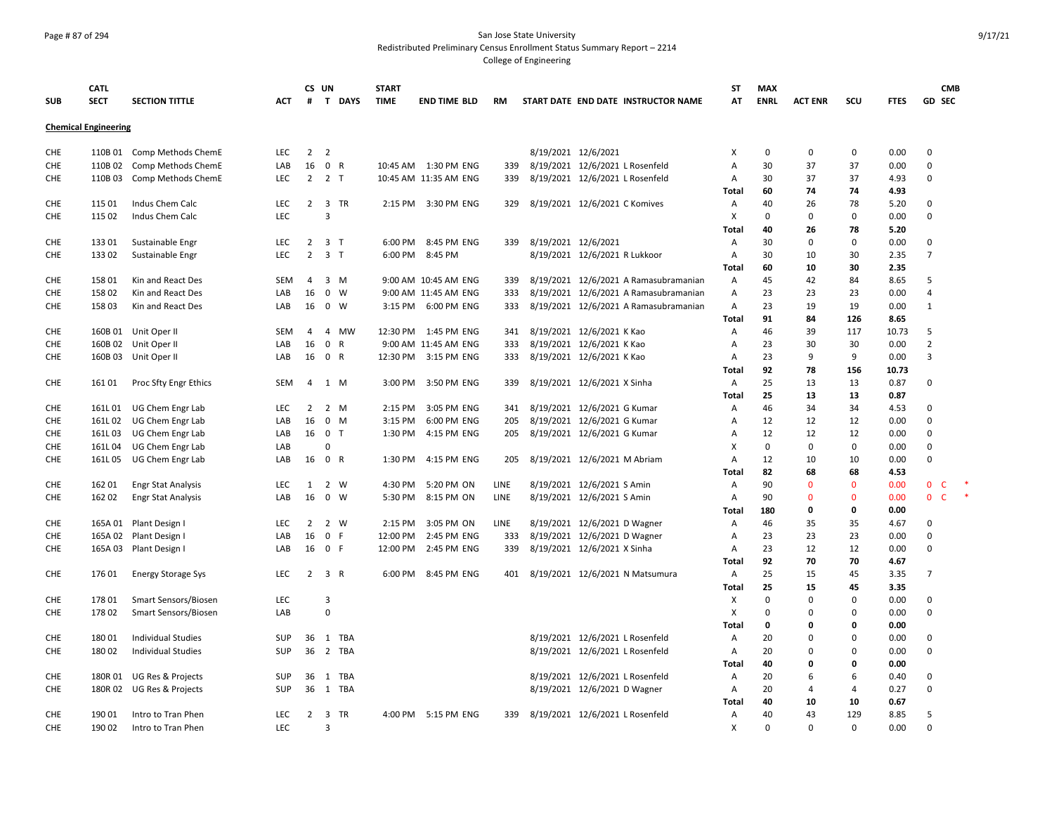San Jose State University
Redistributed Preliminary Census Enrollment Status Summary Report – 2214
College of Engineering

| SUB | CATL SECT | SECTION TITTLE | ACT | CS # | UN T | DAYS | START TIME | END TIME | BLD | RM | START DATE | END DATE | INSTRUCTOR NAME | ST AT | MAX ENRL | ACT ENR | SCU | FTES | GD | CMB SEC |
|---|---|---|---|---|---|---|---|---|---|---|---|---|---|---|---|---|---|---|---|---|
| **Chemical Engineering** | | | | | | | | | | | | | | | | | | | | |
| CHE | 110B 01 | Comp Methods ChemE | LEC | 2 | 2 | | | | | | 8/19/2021 | 12/6/2021 | | X | 0 | 0 | 0 | 0.00 | 0 | |
| CHE | 110B 02 | Comp Methods ChemE | LAB | 16 | 0 | R | 10:45 AM | 1:30 PM | ENG | 339 | 8/19/2021 | 12/6/2021 | L Rosenfeld | A | 30 | 37 | 37 | 0.00 | 0 | |
| CHE | 110B 03 | Comp Methods ChemE | LEC | 2 | 2 | T | 10:45 AM | 11:35 AM | ENG | 339 | 8/19/2021 | 12/6/2021 | L Rosenfeld | A | 30 | 37 | 37 | 4.93 | 0 | |
| | | | | | | | | | | | | | | **Total** | **60** | **74** | **74** | **4.93** | | |
| CHE | 115 01 | Indus Chem Calc | LEC | 2 | 3 | TR | 2:15 PM | 3:30 PM | ENG | 329 | 8/19/2021 | 12/6/2021 | C Komives | A | 40 | 26 | 78 | 5.20 | 0 | |
| CHE | 115 02 | Indus Chem Calc | LEC | | 3 | | | | | | | | | X | 0 | 0 | 0 | 0.00 | 0 | |
| | | | | | | | | | | | | | | **Total** | **40** | **26** | **78** | **5.20** | | |
| CHE | 133 01 | Sustainable Engr | LEC | 2 | 3 | T | 6:00 PM | 8:45 PM | ENG | 339 | 8/19/2021 | 12/6/2021 | | A | 30 | 0 | 0 | 0.00 | 0 | |
| CHE | 133 02 | Sustainable Engr | LEC | 2 | 3 | T | 6:00 PM | 8:45 PM | | | 8/19/2021 | 12/6/2021 | R Lukkoor | A | 30 | 10 | 30 | 2.35 | 7 | |
| | | | | | | | | | | | | | | **Total** | **60** | **10** | **30** | **2.35** | | |
| CHE | 158 01 | Kin and React Des | SEM | 4 | 3 | M | 9:00 AM | 10:45 AM | ENG | 339 | 8/19/2021 | 12/6/2021 | A Ramasubramanian | A | 45 | 42 | 84 | 8.65 | 5 | |
| CHE | 158 02 | Kin and React Des | LAB | 16 | 0 | W | 9:00 AM | 11:45 AM | ENG | 333 | 8/19/2021 | 12/6/2021 | A Ramasubramanian | A | 23 | 23 | 23 | 0.00 | 4 | |
| CHE | 158 03 | Kin and React Des | LAB | 16 | 0 | W | 3:15 PM | 6:00 PM | ENG | 333 | 8/19/2021 | 12/6/2021 | A Ramasubramanian | A | 23 | 19 | 19 | 0.00 | 1 | |
| | | | | | | | | | | | | | | **Total** | **91** | **84** | **126** | **8.65** | | |
| CHE | 160B 01 | Unit Oper II | SEM | 4 | 4 | MW | 12:30 PM | 1:45 PM | ENG | 341 | 8/19/2021 | 12/6/2021 | K Kao | A | 46 | 39 | 117 | 10.73 | 5 | |
| CHE | 160B 02 | Unit Oper II | LAB | 16 | 0 | R | 9:00 AM | 11:45 AM | ENG | 333 | 8/19/2021 | 12/6/2021 | K Kao | A | 23 | 30 | 30 | 0.00 | 2 | |
| CHE | 160B 03 | Unit Oper II | LAB | 16 | 0 | R | 12:30 PM | 3:15 PM | ENG | 333 | 8/19/2021 | 12/6/2021 | K Kao | A | 23 | 9 | 9 | 0.00 | 3 | |
| | | | | | | | | | | | | | | **Total** | **92** | **78** | **156** | **10.73** | | |
| CHE | 161 01 | Proc Sfty Engr Ethics | SEM | 4 | 1 | M | 3:00 PM | 3:50 PM | ENG | 339 | 8/19/2021 | 12/6/2021 | X Sinha | A | 25 | 13 | 13 | 0.87 | 0 | |
| | | | | | | | | | | | | | | **Total** | **25** | **13** | **13** | **0.87** | | |
| CHE | 161L 01 | UG Chem Engr Lab | LEC | 2 | 2 | M | 2:15 PM | 3:05 PM | ENG | 341 | 8/19/2021 | 12/6/2021 | G Kumar | A | 46 | 34 | 34 | 4.53 | 0 | |
| CHE | 161L 02 | UG Chem Engr Lab | LAB | 16 | 0 | M | 3:15 PM | 6:00 PM | ENG | 205 | 8/19/2021 | 12/6/2021 | G Kumar | A | 12 | 12 | 12 | 0.00 | 0 | |
| CHE | 161L 03 | UG Chem Engr Lab | LAB | 16 | 0 | T | 1:30 PM | 4:15 PM | ENG | 205 | 8/19/2021 | 12/6/2021 | G Kumar | A | 12 | 12 | 12 | 0.00 | 0 | |
| CHE | 161L 04 | UG Chem Engr Lab | LAB | | 0 | | | | | | | | | X | 0 | 0 | 0 | 0.00 | 0 | |
| CHE | 161L 05 | UG Chem Engr Lab | LAB | 16 | 0 | R | 1:30 PM | 4:15 PM | ENG | 205 | 8/19/2021 | 12/6/2021 | M Abriam | A | 12 | 10 | 10 | 0.00 | 0 | |
| | | | | | | | | | | | | | | **Total** | **82** | **68** | **68** | **4.53** | | |
| CHE | 162 01 | Engr Stat Analysis | LEC | 1 | 2 | W | 4:30 PM | 5:20 PM | ON | LINE | 8/19/2021 | 12/6/2021 | S Amin | A | 90 | 0 | 0 | 0.00 | 0 | C * |
| CHE | 162 02 | Engr Stat Analysis | LAB | 16 | 0 | W | 5:30 PM | 8:15 PM | ON | LINE | 8/19/2021 | 12/6/2021 | S Amin | A | 90 | 0 | 0 | 0.00 | 0 | C * |
| | | | | | | | | | | | | | | **Total** | **180** | **0** | **0** | **0.00** | | |
| CHE | 165A 01 | Plant Design I | LEC | 2 | 2 | W | 2:15 PM | 3:05 PM | ON | LINE | 8/19/2021 | 12/6/2021 | D Wagner | A | 46 | 35 | 35 | 4.67 | 0 | |
| CHE | 165A 02 | Plant Design I | LAB | 16 | 0 | F | 12:00 PM | 2:45 PM | ENG | 333 | 8/19/2021 | 12/6/2021 | D Wagner | A | 23 | 23 | 23 | 0.00 | 0 | |
| CHE | 165A 03 | Plant Design I | LAB | 16 | 0 | F | 12:00 PM | 2:45 PM | ENG | 339 | 8/19/2021 | 12/6/2021 | X Sinha | A | 23 | 12 | 12 | 0.00 | 0 | |
| | | | | | | | | | | | | | | **Total** | **92** | **70** | **70** | **4.67** | | |
| CHE | 176 01 | Energy Storage Sys | LEC | 2 | 3 | R | 6:00 PM | 8:45 PM | ENG | 401 | 8/19/2021 | 12/6/2021 | N Matsumura | A | 25 | 15 | 45 | 3.35 | 7 | |
| | | | | | | | | | | | | | | **Total** | **25** | **15** | **45** | **3.35** | | |
| CHE | 178 01 | Smart Sensors/Biosen | LEC | | 3 | | | | | | | | | X | 0 | 0 | 0 | 0.00 | 0 | |
| CHE | 178 02 | Smart Sensors/Biosen | LAB | | 0 | | | | | | | | | X | 0 | 0 | 0 | 0.00 | 0 | |
| | | | | | | | | | | | | | | **Total** | **0** | **0** | **0** | **0.00** | | |
| CHE | 180 01 | Individual Studies | SUP | 36 | 1 | TBA | | | | | 8/19/2021 | 12/6/2021 | L Rosenfeld | A | 20 | 0 | 0 | 0.00 | 0 | |
| CHE | 180 02 | Individual Studies | SUP | 36 | 2 | TBA | | | | | 8/19/2021 | 12/6/2021 | L Rosenfeld | A | 20 | 0 | 0 | 0.00 | 0 | |
| | | | | | | | | | | | | | | **Total** | **40** | **0** | **0** | **0.00** | | |
| CHE | 180R 01 | UG Res & Projects | SUP | 36 | 1 | TBA | | | | | 8/19/2021 | 12/6/2021 | L Rosenfeld | A | 20 | 6 | 6 | 0.40 | 0 | |
| CHE | 180R 02 | UG Res & Projects | SUP | 36 | 1 | TBA | | | | | 8/19/2021 | 12/6/2021 | D Wagner | A | 20 | 4 | 4 | 0.27 | 0 | |
| | | | | | | | | | | | | | | **Total** | **40** | **10** | **10** | **0.67** | | |
| CHE | 190 01 | Intro to Tran Phen | LEC | 2 | 3 | TR | 4:00 PM | 5:15 PM | ENG | 339 | 8/19/2021 | 12/6/2021 | L Rosenfeld | A | 40 | 43 | 129 | 8.85 | 5 | |
| CHE | 190 02 | Intro to Tran Phen | LEC | | 3 | | | | | | | | | X | 0 | 0 | 0 | 0.00 | 0 | |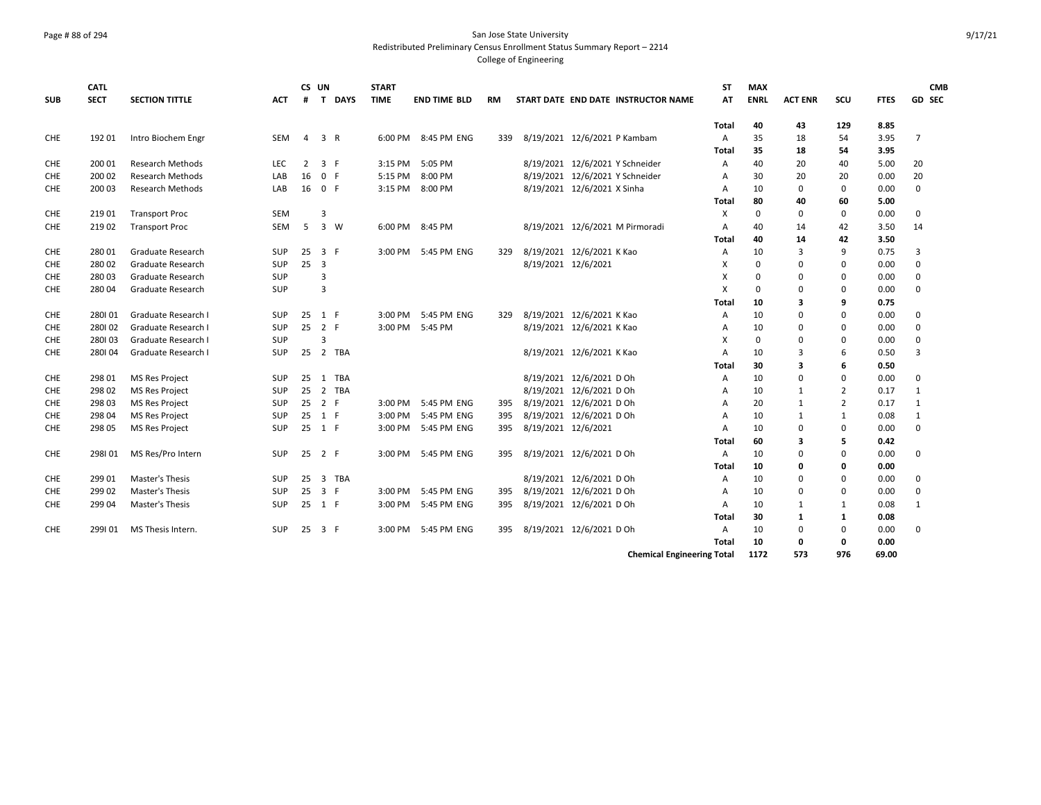San Jose State University
Redistributed Preliminary Census Enrollment Status Summary Report – 2214
College of Engineering

| SUB | CATL SECT | SECTION TITTLE | ACT | CS # | UN T | DAYS | START TIME | END TIME | BLD | RM | START DATE | END DATE | INSTRUCTOR NAME | ST AT | MAX ENRL | ACT ENR | SCU | FTES | GD | CMB SEC |
|---|---|---|---|---|---|---|---|---|---|---|---|---|---|---|---|---|---|---|---|---|
| | | | | | | | | | | | | | | Total | 40 | 43 | 129 | 8.85 | | |
| CHE | 192 01 | Intro Biochem Engr | SEM | 4 | 3 | R | 6:00 PM | 8:45 PM | ENG | 339 | 8/19/2021 | 12/6/2021 | P Kambam | A | 35 | 18 | 54 | 3.95 | 7 | |
| | | | | | | | | | | | | | | Total | 35 | 18 | 54 | 3.95 | | |
| CHE | 200 01 | Research Methods | LEC | 2 | 3 | F | 3:15 PM | 5:05 PM | | | 8/19/2021 | 12/6/2021 | Y Schneider | A | 40 | 20 | 40 | 5.00 | 20 | |
| CHE | 200 02 | Research Methods | LAB | 16 | 0 | F | 5:15 PM | 8:00 PM | | | 8/19/2021 | 12/6/2021 | Y Schneider | A | 30 | 20 | 20 | 0.00 | 20 | |
| CHE | 200 03 | Research Methods | LAB | 16 | 0 | F | 3:15 PM | 8:00 PM | | | 8/19/2021 | 12/6/2021 | X Sinha | A | 10 | 0 | 0 | 0.00 | 0 | |
| | | | | | | | | | | | | | | Total | 80 | 40 | 60 | 5.00 | | |
| CHE | 219 01 | Transport Proc | SEM | | 3 | | | | | | | | | X | 0 | 0 | 0 | 0.00 | 0 | |
| CHE | 219 02 | Transport Proc | SEM | 5 | 3 | W | 6:00 PM | 8:45 PM | | | 8/19/2021 | 12/6/2021 | M Pirmoradi | A | 40 | 14 | 42 | 3.50 | 14 | |
| | | | | | | | | | | | | | | Total | 40 | 14 | 42 | 3.50 | | |
| CHE | 280 01 | Graduate Research | SUP | 25 | 3 | F | 3:00 PM | 5:45 PM | ENG | 329 | 8/19/2021 | 12/6/2021 | K Kao | A | 10 | 3 | 9 | 0.75 | 3 | |
| CHE | 280 02 | Graduate Research | SUP | 25 | 3 | | | | | | 8/19/2021 | 12/6/2021 | | X | 0 | 0 | 0 | 0.00 | 0 | |
| CHE | 280 03 | Graduate Research | SUP | | 3 | | | | | | | | | X | 0 | 0 | 0 | 0.00 | 0 | |
| CHE | 280 04 | Graduate Research | SUP | | 3 | | | | | | | | | X | 0 | 0 | 0 | 0.00 | 0 | |
| | | | | | | | | | | | | | | Total | 10 | 3 | 9 | 0.75 | | |
| CHE | 280I 01 | Graduate Research I | SUP | 25 | 1 | F | 3:00 PM | 5:45 PM | ENG | 329 | 8/19/2021 | 12/6/2021 | K Kao | A | 10 | 0 | 0 | 0.00 | 0 | |
| CHE | 280I 02 | Graduate Research I | SUP | 25 | 2 | F | 3:00 PM | 5:45 PM | | | 8/19/2021 | 12/6/2021 | K Kao | A | 10 | 0 | 0 | 0.00 | 0 | |
| CHE | 280I 03 | Graduate Research I | SUP | | 3 | | | | | | | | | X | 0 | 0 | 0 | 0.00 | 0 | |
| CHE | 280I 04 | Graduate Research I | SUP | 25 | 2 | TBA | | | | | 8/19/2021 | 12/6/2021 | K Kao | A | 10 | 3 | 6 | 0.50 | 3 | |
| | | | | | | | | | | | | | | Total | 30 | 3 | 6 | 0.50 | | |
| CHE | 298 01 | MS Res Project | SUP | 25 | 1 | TBA | | | | | 8/19/2021 | 12/6/2021 | D Oh | A | 10 | 0 | 0 | 0.00 | 0 | |
| CHE | 298 02 | MS Res Project | SUP | 25 | 2 | TBA | | | | | 8/19/2021 | 12/6/2021 | D Oh | A | 10 | 1 | 2 | 0.17 | 1 | |
| CHE | 298 03 | MS Res Project | SUP | 25 | 2 | F | 3:00 PM | 5:45 PM | ENG | 395 | 8/19/2021 | 12/6/2021 | D Oh | A | 20 | 1 | 2 | 0.17 | 1 | |
| CHE | 298 04 | MS Res Project | SUP | 25 | 1 | F | 3:00 PM | 5:45 PM | ENG | 395 | 8/19/2021 | 12/6/2021 | D Oh | A | 10 | 1 | 1 | 0.08 | 1 | |
| CHE | 298 05 | MS Res Project | SUP | 25 | 1 | F | 3:00 PM | 5:45 PM | ENG | 395 | 8/19/2021 | 12/6/2021 | | A | 10 | 0 | 0 | 0.00 | 0 | |
| | | | | | | | | | | | | | | Total | 60 | 3 | 5 | 0.42 | | |
| CHE | 298I 01 | MS Res/Pro Intern | SUP | 25 | 2 | F | 3:00 PM | 5:45 PM | ENG | 395 | 8/19/2021 | 12/6/2021 | D Oh | A | 10 | 0 | 0 | 0.00 | 0 | |
| | | | | | | | | | | | | | | Total | 10 | 0 | 0 | 0.00 | | |
| CHE | 299 01 | Master's Thesis | SUP | 25 | 3 | TBA | | | | | 8/19/2021 | 12/6/2021 | D Oh | A | 10 | 0 | 0 | 0.00 | 0 | |
| CHE | 299 02 | Master's Thesis | SUP | 25 | 3 | F | 3:00 PM | 5:45 PM | ENG | 395 | 8/19/2021 | 12/6/2021 | D Oh | A | 10 | 0 | 0 | 0.00 | 0 | |
| CHE | 299 04 | Master's Thesis | SUP | 25 | 1 | F | 3:00 PM | 5:45 PM | ENG | 395 | 8/19/2021 | 12/6/2021 | D Oh | A | 10 | 1 | 1 | 0.08 | 1 | |
| | | | | | | | | | | | | | | Total | 30 | 1 | 1 | 0.08 | | |
| CHE | 299I 01 | MS Thesis Intern. | SUP | 25 | 3 | F | 3:00 PM | 5:45 PM | ENG | 395 | 8/19/2021 | 12/6/2021 | D Oh | A | 10 | 0 | 0 | 0.00 | 0 | |
| | | | | | | | | | | | | | | Total | 10 | 0 | 0 | 0.00 | | |
| | | | | | | | | | | | | | Chemical Engineering Total | | 1172 | 573 | 976 | 69.00 | | |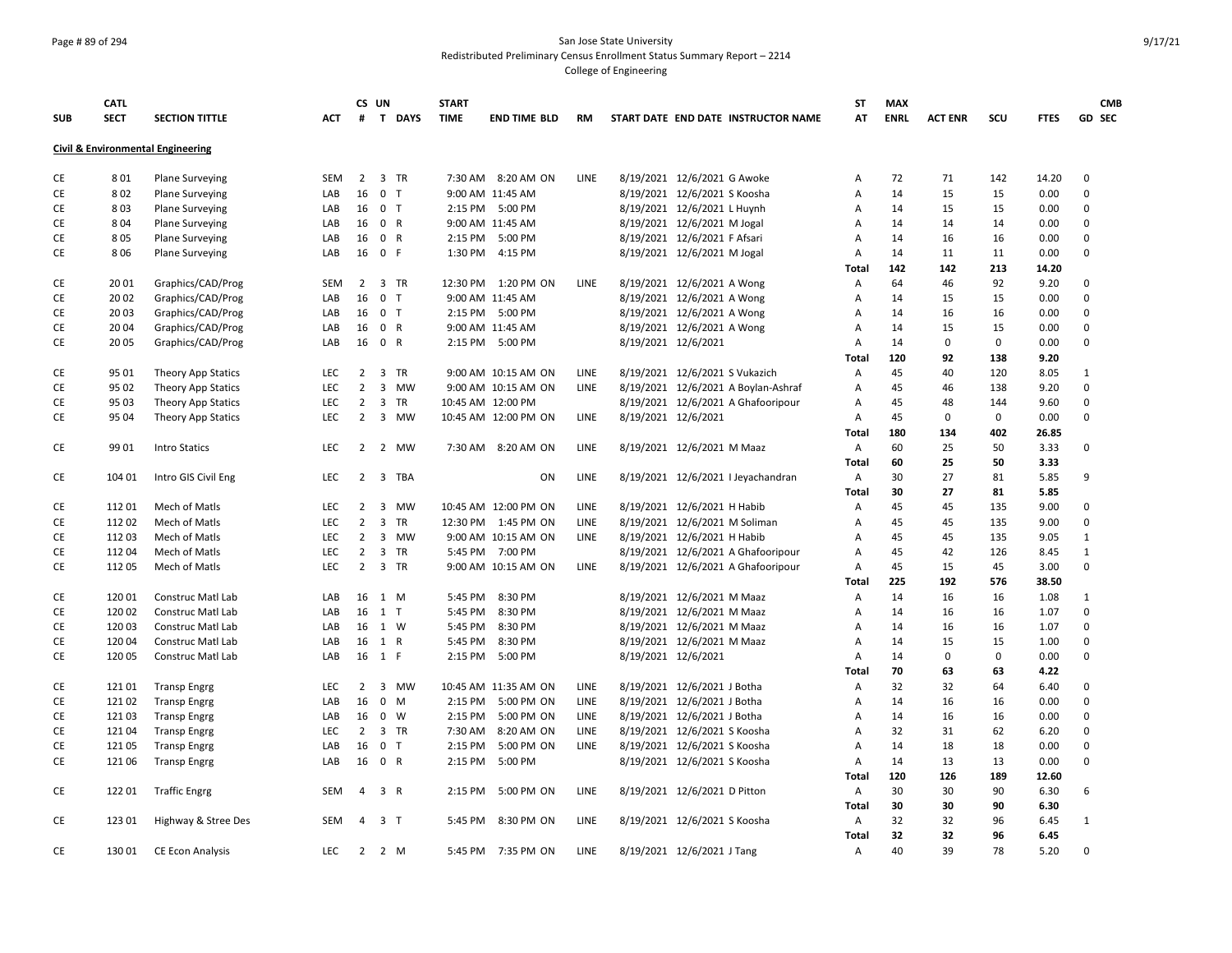San Jose State University
Redistributed Preliminary Census Enrollment Status Summary Report – 2214
College of Engineering

| SUB | CATL SECT | SECTION TITTLE | ACT | CS # | UN T | DAYS | START TIME | END TIME | BLD | RM | START DATE | END DATE | INSTRUCTOR NAME | ST AT | MAX ENRL | ACT ENR | SCU | FTES | GD | CMB SEC |
|---|---|---|---|---|---|---|---|---|---|---|---|---|---|---|---|---|---|---|---|---|
| **Civil & Environmental Engineering** | | | | | | | | | | | | | | | | | | | | |
| CE | 8 01 | Plane Surveying | SEM | 2 | 3 | TR | 7:30 AM | 8:20 AM | ON | LINE | 8/19/2021 | 12/6/2021 | G Awoke | A | 72 | 71 | 142 | 14.20 | 0 | |
| CE | 8 02 | Plane Surveying | LAB | 16 | 0 | T | 9:00 AM | 11:45 AM | | | 8/19/2021 | 12/6/2021 | S Koosha | A | 14 | 15 | 15 | 0.00 | 0 | |
| CE | 8 03 | Plane Surveying | LAB | 16 | 0 | T | 2:15 PM | 5:00 PM | | | 8/19/2021 | 12/6/2021 | L Huynh | A | 14 | 15 | 15 | 0.00 | 0 | |
| CE | 8 04 | Plane Surveying | LAB | 16 | 0 | R | 9:00 AM | 11:45 AM | | | 8/19/2021 | 12/6/2021 | M Jogal | A | 14 | 14 | 14 | 0.00 | 0 | |
| CE | 8 05 | Plane Surveying | LAB | 16 | 0 | R | 2:15 PM | 5:00 PM | | | 8/19/2021 | 12/6/2021 | F Afsari | A | 14 | 16 | 16 | 0.00 | 0 | |
| CE | 8 06 | Plane Surveying | LAB | 16 | 0 | F | 1:30 PM | 4:15 PM | | | 8/19/2021 | 12/6/2021 | M Jogal | A | 14 | 11 | 11 | 0.00 | 0 | |
| | | | | | | | | | | | | | | **Total** | **142** | **142** | **213** | **14.20** | | |
| CE | 20 01 | Graphics/CAD/Prog | SEM | 2 | 3 | TR | 12:30 PM | 1:20 PM | ON | LINE | 8/19/2021 | 12/6/2021 | A Wong | A | 64 | 46 | 92 | 9.20 | 0 | |
| CE | 20 02 | Graphics/CAD/Prog | LAB | 16 | 0 | T | 9:00 AM | 11:45 AM | | | 8/19/2021 | 12/6/2021 | A Wong | A | 14 | 15 | 15 | 0.00 | 0 | |
| CE | 20 03 | Graphics/CAD/Prog | LAB | 16 | 0 | T | 2:15 PM | 5:00 PM | | | 8/19/2021 | 12/6/2021 | A Wong | A | 14 | 16 | 16 | 0.00 | 0 | |
| CE | 20 04 | Graphics/CAD/Prog | LAB | 16 | 0 | R | 9:00 AM | 11:45 AM | | | 8/19/2021 | 12/6/2021 | A Wong | A | 14 | 15 | 15 | 0.00 | 0 | |
| CE | 20 05 | Graphics/CAD/Prog | LAB | 16 | 0 | R | 2:15 PM | 5:00 PM | | | 8/19/2021 | 12/6/2021 | | A | 14 | 0 | 0 | 0.00 | 0 | |
| | | | | | | | | | | | | | | **Total** | **120** | **92** | **138** | **9.20** | | |
| CE | 95 01 | Theory App Statics | LEC | 2 | 3 | TR | 9:00 AM | 10:15 AM | ON | LINE | 8/19/2021 | 12/6/2021 | S Vukazich | A | 45 | 40 | 120 | 8.05 | 1 | |
| CE | 95 02 | Theory App Statics | LEC | 2 | 3 | MW | 9:00 AM | 10:15 AM | ON | LINE | 8/19/2021 | 12/6/2021 | A Boylan-Ashraf | A | 45 | 46 | 138 | 9.20 | 0 | |
| CE | 95 03 | Theory App Statics | LEC | 2 | 3 | TR | 10:45 AM | 12:00 PM | | | 8/19/2021 | 12/6/2021 | A Ghafooripour | A | 45 | 48 | 144 | 9.60 | 0 | |
| CE | 95 04 | Theory App Statics | LEC | 2 | 3 | MW | 10:45 AM | 12:00 PM | ON | LINE | 8/19/2021 | 12/6/2021 | | A | 45 | 0 | 0 | 0.00 | 0 | |
| | | | | | | | | | | | | | | **Total** | **180** | **134** | **402** | **26.85** | | |
| CE | 99 01 | Intro Statics | LEC | 2 | 2 | MW | 7:30 AM | 8:20 AM | ON | LINE | 8/19/2021 | 12/6/2021 | M Maaz | A | 60 | 25 | 50 | 3.33 | 0 | |
| | | | | | | | | | | | | | | **Total** | **60** | **25** | **50** | **3.33** | | |
| CE | 104 01 | Intro GIS Civil Eng | LEC | 2 | 3 | TBA | | | ON | LINE | 8/19/2021 | 12/6/2021 | I Jeyachandran | A | 30 | 27 | 81 | 5.85 | 9 | |
| | | | | | | | | | | | | | | **Total** | **30** | **27** | **81** | **5.85** | | |
| CE | 112 01 | Mech of Matls | LEC | 2 | 3 | MW | 10:45 AM | 12:00 PM | ON | LINE | 8/19/2021 | 12/6/2021 | H Habib | A | 45 | 45 | 135 | 9.00 | 0 | |
| CE | 112 02 | Mech of Matls | LEC | 2 | 3 | TR | 12:30 PM | 1:45 PM | ON | LINE | 8/19/2021 | 12/6/2021 | M Soliman | A | 45 | 45 | 135 | 9.00 | 0 | |
| CE | 112 03 | Mech of Matls | LEC | 2 | 3 | MW | 9:00 AM | 10:15 AM | ON | LINE | 8/19/2021 | 12/6/2021 | H Habib | A | 45 | 45 | 135 | 9.05 | 1 | |
| CE | 112 04 | Mech of Matls | LEC | 2 | 3 | TR | 5:45 PM | 7:00 PM | | | 8/19/2021 | 12/6/2021 | A Ghafooripour | A | 45 | 42 | 126 | 8.45 | 1 | |
| CE | 112 05 | Mech of Matls | LEC | 2 | 3 | TR | 9:00 AM | 10:15 AM | ON | LINE | 8/19/2021 | 12/6/2021 | A Ghafooripour | A | 45 | 15 | 45 | 3.00 | 0 | |
| | | | | | | | | | | | | | | **Total** | **225** | **192** | **576** | **38.50** | | |
| CE | 120 01 | Construc Matl Lab | LAB | 16 | 1 | M | 5:45 PM | 8:30 PM | | | 8/19/2021 | 12/6/2021 | M Maaz | A | 14 | 16 | 16 | 1.08 | 1 | |
| CE | 120 02 | Construc Matl Lab | LAB | 16 | 1 | T | 5:45 PM | 8:30 PM | | | 8/19/2021 | 12/6/2021 | M Maaz | A | 14 | 16 | 16 | 1.07 | 0 | |
| CE | 120 03 | Construc Matl Lab | LAB | 16 | 1 | W | 5:45 PM | 8:30 PM | | | 8/19/2021 | 12/6/2021 | M Maaz | A | 14 | 16 | 16 | 1.07 | 0 | |
| CE | 120 04 | Construc Matl Lab | LAB | 16 | 1 | R | 5:45 PM | 8:30 PM | | | 8/19/2021 | 12/6/2021 | M Maaz | A | 14 | 15 | 15 | 1.00 | 0 | |
| CE | 120 05 | Construc Matl Lab | LAB | 16 | 1 | F | 2:15 PM | 5:00 PM | | | 8/19/2021 | 12/6/2021 | | A | 14 | 0 | 0 | 0.00 | 0 | |
| | | | | | | | | | | | | | | **Total** | **70** | **63** | **63** | **4.22** | | |
| CE | 121 01 | Transp Engrg | LEC | 2 | 3 | MW | 10:45 AM | 11:35 AM | ON | LINE | 8/19/2021 | 12/6/2021 | J Botha | A | 32 | 32 | 64 | 6.40 | 0 | |
| CE | 121 02 | Transp Engrg | LAB | 16 | 0 | M | 2:15 PM | 5:00 PM | ON | LINE | 8/19/2021 | 12/6/2021 | J Botha | A | 14 | 16 | 16 | 0.00 | 0 | |
| CE | 121 03 | Transp Engrg | LAB | 16 | 0 | W | 2:15 PM | 5:00 PM | ON | LINE | 8/19/2021 | 12/6/2021 | J Botha | A | 14 | 16 | 16 | 0.00 | 0 | |
| CE | 121 04 | Transp Engrg | LEC | 2 | 3 | TR | 7:30 AM | 8:20 AM | ON | LINE | 8/19/2021 | 12/6/2021 | S Koosha | A | 32 | 31 | 62 | 6.20 | 0 | |
| CE | 121 05 | Transp Engrg | LAB | 16 | 0 | T | 2:15 PM | 5:00 PM | ON | LINE | 8/19/2021 | 12/6/2021 | S Koosha | A | 14 | 18 | 18 | 0.00 | 0 | |
| CE | 121 06 | Transp Engrg | LAB | 16 | 0 | R | 2:15 PM | 5:00 PM | | | 8/19/2021 | 12/6/2021 | S Koosha | A | 14 | 13 | 13 | 0.00 | 0 | |
| | | | | | | | | | | | | | | **Total** | **120** | **126** | **189** | **12.60** | | |
| CE | 122 01 | Traffic Engrg | SEM | 4 | 3 | R | 2:15 PM | 5:00 PM | ON | LINE | 8/19/2021 | 12/6/2021 | D Pitton | A | 30 | 30 | 90 | 6.30 | 6 | |
| | | | | | | | | | | | | | | **Total** | **30** | **30** | **90** | **6.30** | | |
| CE | 123 01 | Highway & Stree Des | SEM | 4 | 3 | T | 5:45 PM | 8:30 PM | ON | LINE | 8/19/2021 | 12/6/2021 | S Koosha | A | 32 | 32 | 96 | 6.45 | 1 | |
| | | | | | | | | | | | | | | **Total** | **32** | **32** | **96** | **6.45** | | |
| CE | 130 01 | CE Econ Analysis | LEC | 2 | 2 | M | 5:45 PM | 7:35 PM | ON | LINE | 8/19/2021 | 12/6/2021 | J Tang | A | 40 | 39 | 78 | 5.20 | 0 | |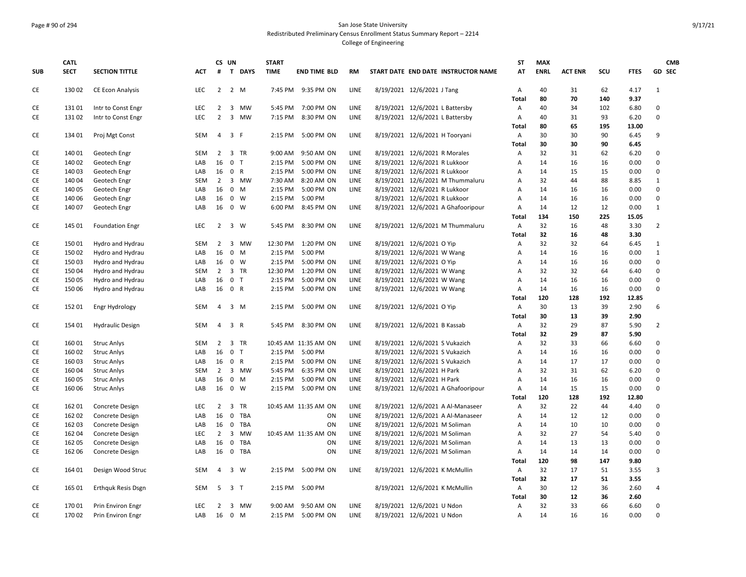San Jose State University
Redistributed Preliminary Census Enrollment Status Summary Report – 2214
College of Engineering

| SUB | CATL SECT | SECTION TITTLE | ACT | CS # | UN T | DAYS | START TIME | END TIME | BLD | RM | START DATE | END DATE | INSTRUCTOR NAME | ST AT | MAX ENRL | ACT ENR | SCU | FTES | GD | CMB SEC |
|---|---|---|---|---|---|---|---|---|---|---|---|---|---|---|---|---|---|---|---|---|
| CE | 130 02 | CE Econ Analysis | LEC | 2 | 2 | M | 7:45 PM | 9:35 PM | ON | LINE | 8/19/2021 | 12/6/2021 | J Tang | A | 40 | 31 | 62 | 4.17 | 1 | |
| | | | | | | | | | | | | | | Total | 80 | 70 | 140 | 9.37 | | |
| CE | 131 01 | Intr to Const Engr | LEC | 2 | 3 | MW | 5:45 PM | 7:00 PM | ON | LINE | 8/19/2021 | 12/6/2021 | L Battersby | A | 40 | 34 | 102 | 6.80 | 0 | |
| CE | 131 02 | Intr to Const Engr | LEC | 2 | 3 | MW | 7:15 PM | 8:30 PM | ON | LINE | 8/19/2021 | 12/6/2021 | L Battersby | A | 40 | 31 | 93 | 6.20 | 0 | |
| | | | | | | | | | | | | | | Total | 80 | 65 | 195 | 13.00 | | |
| CE | 134 01 | Proj Mgt Const | SEM | 4 | 3 | F | 2:15 PM | 5:00 PM | ON | LINE | 8/19/2021 | 12/6/2021 | H Tooryani | A | 30 | 30 | 90 | 6.45 | 9 | |
| | | | | | | | | | | | | | | Total | 30 | 30 | 90 | 6.45 | | |
| CE | 140 01 | Geotech Engr | SEM | 2 | 3 | TR | 9:00 AM | 9:50 AM | ON | LINE | 8/19/2021 | 12/6/2021 | R Morales | A | 32 | 31 | 62 | 6.20 | 0 | |
| CE | 140 02 | Geotech Engr | LAB | 16 | 0 | T | 2:15 PM | 5:00 PM | ON | LINE | 8/19/2021 | 12/6/2021 | R Lukkoor | A | 14 | 16 | 16 | 0.00 | 0 | |
| CE | 140 03 | Geotech Engr | LAB | 16 | 0 | R | 2:15 PM | 5:00 PM | ON | LINE | 8/19/2021 | 12/6/2021 | R Lukkoor | A | 14 | 15 | 15 | 0.00 | 0 | |
| CE | 140 04 | Geotech Engr | SEM | 2 | 3 | MW | 7:30 AM | 8:20 AM | ON | LINE | 8/19/2021 | 12/6/2021 | M Thummaluru | A | 32 | 44 | 88 | 8.85 | 1 | |
| CE | 140 05 | Geotech Engr | LAB | 16 | 0 | M | 2:15 PM | 5:00 PM | ON | LINE | 8/19/2021 | 12/6/2021 | R Lukkoor | A | 14 | 16 | 16 | 0.00 | 0 | |
| CE | 140 06 | Geotech Engr | LAB | 16 | 0 | W | 2:15 PM | 5:00 PM | | | 8/19/2021 | 12/6/2021 | R Lukkoor | A | 14 | 16 | 16 | 0.00 | 0 | |
| CE | 140 07 | Geotech Engr | LAB | 16 | 0 | W | 6:00 PM | 8:45 PM | ON | LINE | 8/19/2021 | 12/6/2021 | A Ghafooripour | A | 14 | 12 | 12 | 0.00 | 1 | |
| | | | | | | | | | | | | | | Total | 134 | 150 | 225 | 15.05 | | |
| CE | 145 01 | Foundation Engr | LEC | 2 | 3 | W | 5:45 PM | 8:30 PM | ON | LINE | 8/19/2021 | 12/6/2021 | M Thummaluru | A | 32 | 16 | 48 | 3.30 | 2 | |
| | | | | | | | | | | | | | | Total | 32 | 16 | 48 | 3.30 | | |
| CE | 150 01 | Hydro and Hydrau | SEM | 2 | 3 | MW | 12:30 PM | 1:20 PM | ON | LINE | 8/19/2021 | 12/6/2021 | O Yip | A | 32 | 32 | 64 | 6.45 | 1 | |
| CE | 150 02 | Hydro and Hydrau | LAB | 16 | 0 | M | 2:15 PM | 5:00 PM | | | 8/19/2021 | 12/6/2021 | W Wang | A | 14 | 16 | 16 | 0.00 | 1 | |
| CE | 150 03 | Hydro and Hydrau | LAB | 16 | 0 | W | 2:15 PM | 5:00 PM | ON | LINE | 8/19/2021 | 12/6/2021 | O Yip | A | 14 | 16 | 16 | 0.00 | 0 | |
| CE | 150 04 | Hydro and Hydrau | SEM | 2 | 3 | TR | 12:30 PM | 1:20 PM | ON | LINE | 8/19/2021 | 12/6/2021 | W Wang | A | 32 | 32 | 64 | 6.40 | 0 | |
| CE | 150 05 | Hydro and Hydrau | LAB | 16 | 0 | T | 2:15 PM | 5:00 PM | ON | LINE | 8/19/2021 | 12/6/2021 | W Wang | A | 14 | 16 | 16 | 0.00 | 0 | |
| CE | 150 06 | Hydro and Hydrau | LAB | 16 | 0 | R | 2:15 PM | 5:00 PM | ON | LINE | 8/19/2021 | 12/6/2021 | W Wang | A | 14 | 16 | 16 | 0.00 | 0 | |
| | | | | | | | | | | | | | | Total | 120 | 128 | 192 | 12.85 | | |
| CE | 152 01 | Engr Hydrology | SEM | 4 | 3 | M | 2:15 PM | 5:00 PM | ON | LINE | 8/19/2021 | 12/6/2021 | O Yip | A | 30 | 13 | 39 | 2.90 | 6 | |
| | | | | | | | | | | | | | | Total | 30 | 13 | 39 | 2.90 | | |
| CE | 154 01 | Hydraulic Design | SEM | 4 | 3 | R | 5:45 PM | 8:30 PM | ON | LINE | 8/19/2021 | 12/6/2021 | B Kassab | A | 32 | 29 | 87 | 5.90 | 2 | |
| | | | | | | | | | | | | | | Total | 32 | 29 | 87 | 5.90 | | |
| CE | 160 01 | Struc Anlys | SEM | 2 | 3 | TR | 10:45 AM | 11:35 AM | ON | LINE | 8/19/2021 | 12/6/2021 | S Vukazich | A | 32 | 33 | 66 | 6.60 | 0 | |
| CE | 160 02 | Struc Anlys | LAB | 16 | 0 | T | 2:15 PM | 5:00 PM | | | 8/19/2021 | 12/6/2021 | S Vukazich | A | 14 | 16 | 16 | 0.00 | 0 | |
| CE | 160 03 | Struc Anlys | LAB | 16 | 0 | R | 2:15 PM | 5:00 PM | ON | LINE | 8/19/2021 | 12/6/2021 | S Vukazich | A | 14 | 17 | 17 | 0.00 | 0 | |
| CE | 160 04 | Struc Anlys | SEM | 2 | 3 | MW | 5:45 PM | 6:35 PM | ON | LINE | 8/19/2021 | 12/6/2021 | H Park | A | 32 | 31 | 62 | 6.20 | 0 | |
| CE | 160 05 | Struc Anlys | LAB | 16 | 0 | M | 2:15 PM | 5:00 PM | ON | LINE | 8/19/2021 | 12/6/2021 | H Park | A | 14 | 16 | 16 | 0.00 | 0 | |
| CE | 160 06 | Struc Anlys | LAB | 16 | 0 | W | 2:15 PM | 5:00 PM | ON | LINE | 8/19/2021 | 12/6/2021 | A Ghafooripour | A | 14 | 15 | 15 | 0.00 | 0 | |
| | | | | | | | | | | | | | | Total | 120 | 128 | 192 | 12.80 | | |
| CE | 162 01 | Concrete Design | LEC | 2 | 3 | TR | 10:45 AM | 11:35 AM | ON | LINE | 8/19/2021 | 12/6/2021 | A Al-Manaseer | A | 32 | 22 | 44 | 4.40 | 0 | |
| CE | 162 02 | Concrete Design | LAB | 16 | 0 | TBA | | | ON | LINE | 8/19/2021 | 12/6/2021 | A Al-Manaseer | A | 14 | 12 | 12 | 0.00 | 0 | |
| CE | 162 03 | Concrete Design | LAB | 16 | 0 | TBA | | | ON | LINE | 8/19/2021 | 12/6/2021 | M Soliman | A | 14 | 10 | 10 | 0.00 | 0 | |
| CE | 162 04 | Concrete Design | LEC | 2 | 3 | MW | 10:45 AM | 11:35 AM | ON | LINE | 8/19/2021 | 12/6/2021 | M Soliman | A | 32 | 27 | 54 | 5.40 | 0 | |
| CE | 162 05 | Concrete Design | LAB | 16 | 0 | TBA | | | ON | LINE | 8/19/2021 | 12/6/2021 | M Soliman | A | 14 | 13 | 13 | 0.00 | 0 | |
| CE | 162 06 | Concrete Design | LAB | 16 | 0 | TBA | | | ON | LINE | 8/19/2021 | 12/6/2021 | M Soliman | A | 14 | 14 | 14 | 0.00 | 0 | |
| | | | | | | | | | | | | | | Total | 120 | 98 | 147 | 9.80 | | |
| CE | 164 01 | Design Wood Struc | SEM | 4 | 3 | W | 2:15 PM | 5:00 PM | ON | LINE | 8/19/2021 | 12/6/2021 | K McMullin | A | 32 | 17 | 51 | 3.55 | 3 | |
| | | | | | | | | | | | | | | Total | 32 | 17 | 51 | 3.55 | | |
| CE | 165 01 | Erthquk Resis Dsgn | SEM | 5 | 3 | T | 2:15 PM | 5:00 PM | | | 8/19/2021 | 12/6/2021 | K McMullin | A | 30 | 12 | 36 | 2.60 | 4 | |
| | | | | | | | | | | | | | | Total | 30 | 12 | 36 | 2.60 | | |
| CE | 170 01 | Prin Environ Engr | LEC | 2 | 3 | MW | 9:00 AM | 9:50 AM | ON | LINE | 8/19/2021 | 12/6/2021 | U Ndon | A | 32 | 33 | 66 | 6.60 | 0 | |
| CE | 170 02 | Prin Environ Engr | LAB | 16 | 0 | M | 2:15 PM | 5:00 PM | ON | LINE | 8/19/2021 | 12/6/2021 | U Ndon | A | 14 | 16 | 16 | 0.00 | 0 | |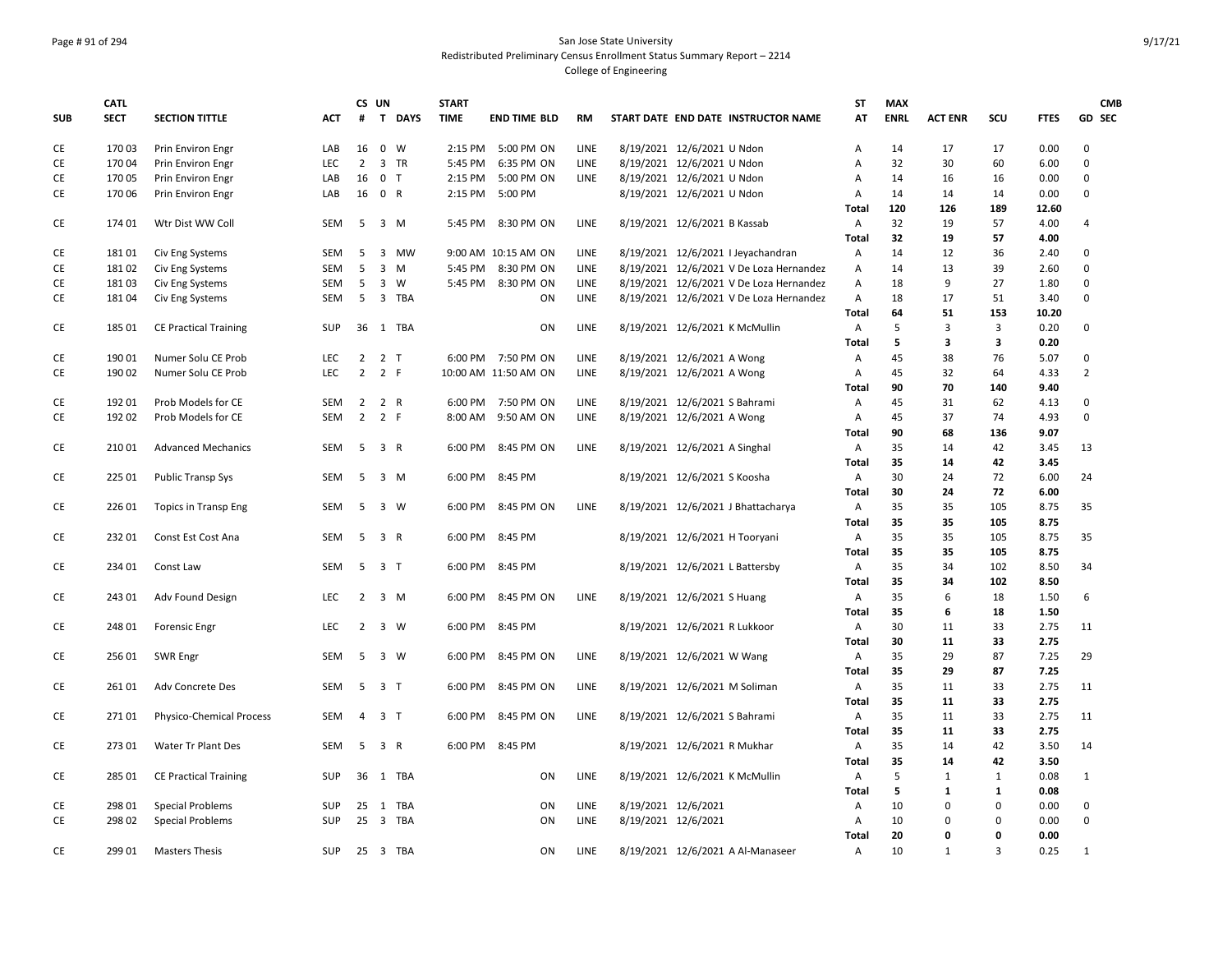San Jose State University
Redistributed Preliminary Census Enrollment Status Summary Report – 2214
College of Engineering

| SUB | CATL SECT | SECTION TITTLE | ACT | CS # | UN T | DAYS | START TIME | END TIME | BLD | RM | START DATE | END DATE | INSTRUCTOR NAME | ST AT | MAX ENRL | ACT ENR | SCU | FTES | GD | CMB SEC |
|---|---|---|---|---|---|---|---|---|---|---|---|---|---|---|---|---|---|---|---|---|
| CE | 170 03 | Prin Environ Engr | LAB | 16 | 0 | W | 2:15 PM | 5:00 PM | ON | LINE | 8/19/2021 | 12/6/2021 | U Ndon | A | 14 | 17 | 17 | 0.00 | 0 | |
| CE | 170 04 | Prin Environ Engr | LEC | 2 | 3 | TR | 5:45 PM | 6:35 PM | ON | LINE | 8/19/2021 | 12/6/2021 | U Ndon | A | 32 | 30 | 60 | 6.00 | 0 | |
| CE | 170 05 | Prin Environ Engr | LAB | 16 | 0 | T | 2:15 PM | 5:00 PM | ON | LINE | 8/19/2021 | 12/6/2021 | U Ndon | A | 14 | 16 | 16 | 0.00 | 0 | |
| CE | 170 06 | Prin Environ Engr | LAB | 16 | 0 | R | 2:15 PM | 5:00 PM | | | 8/19/2021 | 12/6/2021 | U Ndon | A | 14 | 14 | 14 | 0.00 | 0 | |
| | | | | | | | | | | | | | | **Total** | **120** | **126** | **189** | **12.60** | | |
| CE | 174 01 | Wtr Dist WW Coll | SEM | 5 | 3 | M | 5:45 PM | 8:30 PM | ON | LINE | 8/19/2021 | 12/6/2021 | B Kassab | A | 32 | 19 | 57 | 4.00 | 4 | |
| | | | | | | | | | | | | | | **Total** | **32** | **19** | **57** | **4.00** | | |
| CE | 181 01 | Civ Eng Systems | SEM | 5 | 3 | MW | 9:00 AM | 10:15 AM | ON | LINE | 8/19/2021 | 12/6/2021 | I Jeyachandran | A | 14 | 12 | 36 | 2.40 | 0 | |
| CE | 181 02 | Civ Eng Systems | SEM | 5 | 3 | M | 5:45 PM | 8:30 PM | ON | LINE | 8/19/2021 | 12/6/2021 | V De Loza Hernandez | A | 14 | 13 | 39 | 2.60 | 0 | |
| CE | 181 03 | Civ Eng Systems | SEM | 5 | 3 | W | 5:45 PM | 8:30 PM | ON | LINE | 8/19/2021 | 12/6/2021 | V De Loza Hernandez | A | 18 | 9 | 27 | 1.80 | 0 | |
| CE | 181 04 | Civ Eng Systems | SEM | 5 | 3 | TBA | | | ON | LINE | 8/19/2021 | 12/6/2021 | V De Loza Hernandez | A | 18 | 17 | 51 | 3.40 | 0 | |
| | | | | | | | | | | | | | | **Total** | **64** | **51** | **153** | **10.20** | | |
| CE | 185 01 | CE Practical Training | SUP | 36 | 1 | TBA | | | ON | LINE | 8/19/2021 | 12/6/2021 | K McMullin | A | 5 | 3 | 3 | 0.20 | 0 | |
| | | | | | | | | | | | | | | **Total** | **5** | **3** | **3** | **0.20** | | |
| CE | 190 01 | Numer Solu CE Prob | LEC | 2 | 2 | T | 6:00 PM | 7:50 PM | ON | LINE | 8/19/2021 | 12/6/2021 | A Wong | A | 45 | 38 | 76 | 5.07 | 0 | |
| CE | 190 02 | Numer Solu CE Prob | LEC | 2 | 2 | F | 10:00 AM | 11:50 AM | ON | LINE | 8/19/2021 | 12/6/2021 | A Wong | A | 45 | 32 | 64 | 4.33 | 2 | |
| | | | | | | | | | | | | | | **Total** | **90** | **70** | **140** | **9.40** | | |
| CE | 192 01 | Prob Models for CE | SEM | 2 | 2 | R | 6:00 PM | 7:50 PM | ON | LINE | 8/19/2021 | 12/6/2021 | S Bahrami | A | 45 | 31 | 62 | 4.13 | 0 | |
| CE | 192 02 | Prob Models for CE | SEM | 2 | 2 | F | 8:00 AM | 9:50 AM | ON | LINE | 8/19/2021 | 12/6/2021 | A Wong | A | 45 | 37 | 74 | 4.93 | 0 | |
| | | | | | | | | | | | | | | **Total** | **90** | **68** | **136** | **9.07** | | |
| CE | 210 01 | Advanced Mechanics | SEM | 5 | 3 | R | 6:00 PM | 8:45 PM | ON | LINE | 8/19/2021 | 12/6/2021 | A Singhal | A | 35 | 14 | 42 | 3.45 | 13 | |
| | | | | | | | | | | | | | | **Total** | **35** | **14** | **42** | **3.45** | | |
| CE | 225 01 | Public Transp Sys | SEM | 5 | 3 | M | 6:00 PM | 8:45 PM | | | 8/19/2021 | 12/6/2021 | S Koosha | A | 30 | 24 | 72 | 6.00 | 24 | |
| | | | | | | | | | | | | | | **Total** | **30** | **24** | **72** | **6.00** | | |
| CE | 226 01 | Topics in Transp Eng | SEM | 5 | 3 | W | 6:00 PM | 8:45 PM | ON | LINE | 8/19/2021 | 12/6/2021 | J Bhattacharya | A | 35 | 35 | 105 | 8.75 | 35 | |
| | | | | | | | | | | | | | | **Total** | **35** | **35** | **105** | **8.75** | | |
| CE | 232 01 | Const Est Cost Ana | SEM | 5 | 3 | R | 6:00 PM | 8:45 PM | | | 8/19/2021 | 12/6/2021 | H Tooryani | A | 35 | 35 | 105 | 8.75 | 35 | |
| | | | | | | | | | | | | | | **Total** | **35** | **35** | **105** | **8.75** | | |
| CE | 234 01 | Const Law | SEM | 5 | 3 | T | 6:00 PM | 8:45 PM | | | 8/19/2021 | 12/6/2021 | L Battersby | A | 35 | 34 | 102 | 8.50 | 34 | |
| | | | | | | | | | | | | | | **Total** | **35** | **34** | **102** | **8.50** | | |
| CE | 243 01 | Adv Found Design | LEC | 2 | 3 | M | 6:00 PM | 8:45 PM | ON | LINE | 8/19/2021 | 12/6/2021 | S Huang | A | 35 | 6 | 18 | 1.50 | 6 | |
| | | | | | | | | | | | | | | **Total** | **35** | **6** | **18** | **1.50** | | |
| CE | 248 01 | Forensic Engr | LEC | 2 | 3 | W | 6:00 PM | 8:45 PM | | | 8/19/2021 | 12/6/2021 | R Lukkoor | A | 30 | 11 | 33 | 2.75 | 11 | |
| | | | | | | | | | | | | | | **Total** | **30** | **11** | **33** | **2.75** | | |
| CE | 256 01 | SWR Engr | SEM | 5 | 3 | W | 6:00 PM | 8:45 PM | ON | LINE | 8/19/2021 | 12/6/2021 | W Wang | A | 35 | 29 | 87 | 7.25 | 29 | |
| | | | | | | | | | | | | | | **Total** | **35** | **29** | **87** | **7.25** | | |
| CE | 261 01 | Adv Concrete Des | SEM | 5 | 3 | T | 6:00 PM | 8:45 PM | ON | LINE | 8/19/2021 | 12/6/2021 | M Soliman | A | 35 | 11 | 33 | 2.75 | 11 | |
| | | | | | | | | | | | | | | **Total** | **35** | **11** | **33** | **2.75** | | |
| CE | 271 01 | Physico-Chemical Process | SEM | 4 | 3 | T | 6:00 PM | 8:45 PM | ON | LINE | 8/19/2021 | 12/6/2021 | S Bahrami | A | 35 | 11 | 33 | 2.75 | 11 | |
| | | | | | | | | | | | | | | **Total** | **35** | **11** | **33** | **2.75** | | |
| CE | 273 01 | Water Tr Plant Des | SEM | 5 | 3 | R | 6:00 PM | 8:45 PM | | | 8/19/2021 | 12/6/2021 | R Mukhar | A | 35 | 14 | 42 | 3.50 | 14 | |
| | | | | | | | | | | | | | | **Total** | **35** | **14** | **42** | **3.50** | | |
| CE | 285 01 | CE Practical Training | SUP | 36 | 1 | TBA | | | ON | LINE | 8/19/2021 | 12/6/2021 | K McMullin | A | 5 | 1 | 1 | 0.08 | 1 | |
| | | | | | | | | | | | | | | **Total** | **5** | **1** | **1** | **0.08** | | |
| CE | 298 01 | Special Problems | SUP | 25 | 1 | TBA | | | ON | LINE | 8/19/2021 | 12/6/2021 | | A | 10 | 0 | 0 | 0.00 | 0 | |
| CE | 298 02 | Special Problems | SUP | 25 | 3 | TBA | | | ON | LINE | 8/19/2021 | 12/6/2021 | | A | 10 | 0 | 0 | 0.00 | 0 | |
| | | | | | | | | | | | | | | **Total** | **20** | **0** | **0** | **0.00** | | |
| CE | 299 01 | Masters Thesis | SUP | 25 | 3 | TBA | | | ON | LINE | 8/19/2021 | 12/6/2021 | A Al-Manaseer | A | 10 | 1 | 3 | 0.25 | 1 | |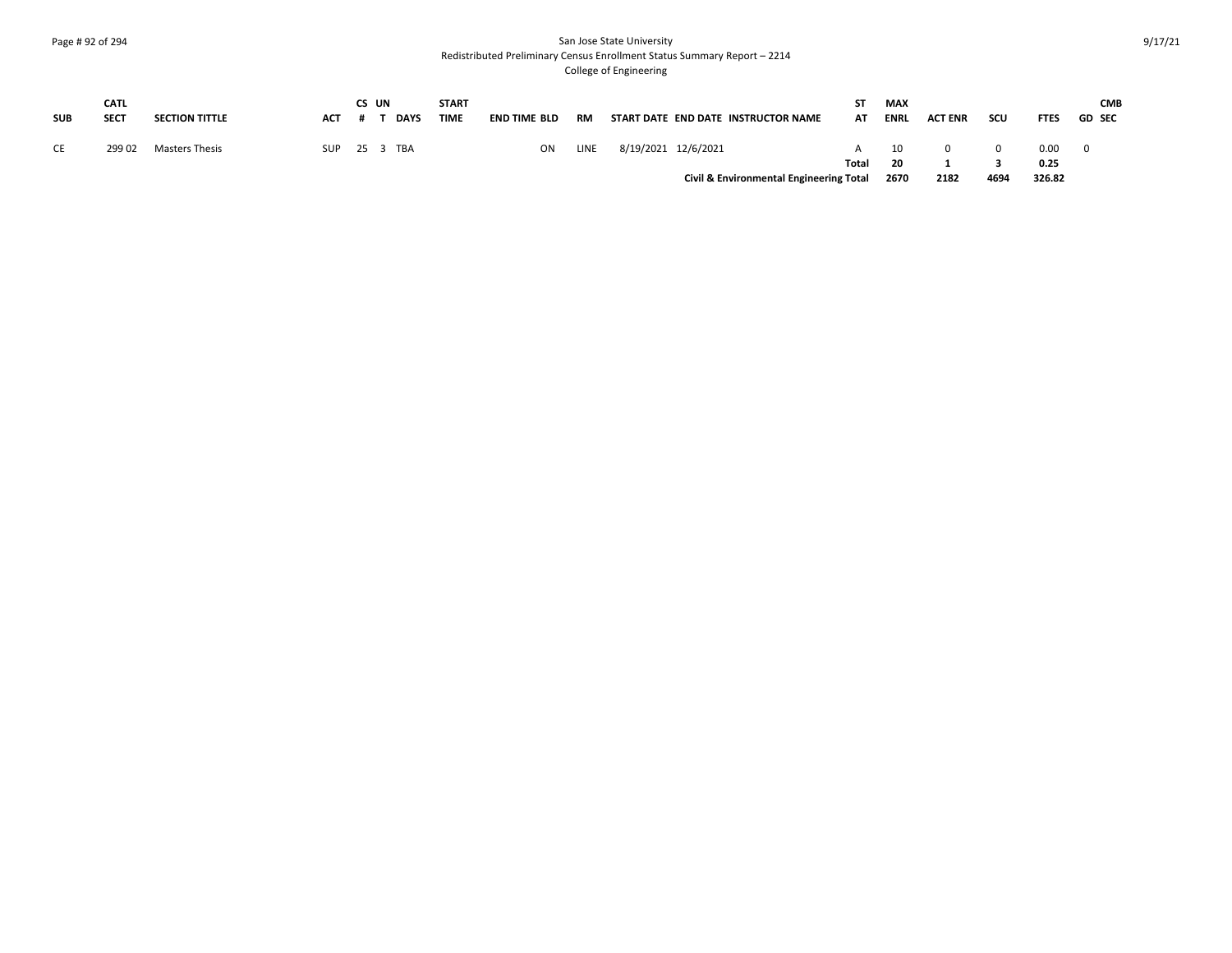| SUB | CATL SECT | SECTION TITTLE | ACT | CS # | UN T | DAYS | START TIME | END TIME | BLD | RM | START DATE | END DATE | INSTRUCTOR NAME | ST AT | MAX ENRL | ACT ENR | SCU | FTES | GD | CMB SEC |
|---|---|---|---|---|---|---|---|---|---|---|---|---|---|---|---|---|---|---|---|---|
| CE | 299 02 | Masters Thesis | SUP | 25 | 3 | TBA | | | ON | LINE | 8/19/2021 | 12/6/2021 | | A | 10 | 0 | 0 | 0.00 | 0 | |
| | | | | | | | | | | | | | | **Total** | **20** | **1** | **3** | **0.25** | | |
| | | | | | | | | | | | | | **Civil & Environmental Engineering Total** | | **2670** | **2182** | **4694** | **326.82** | | |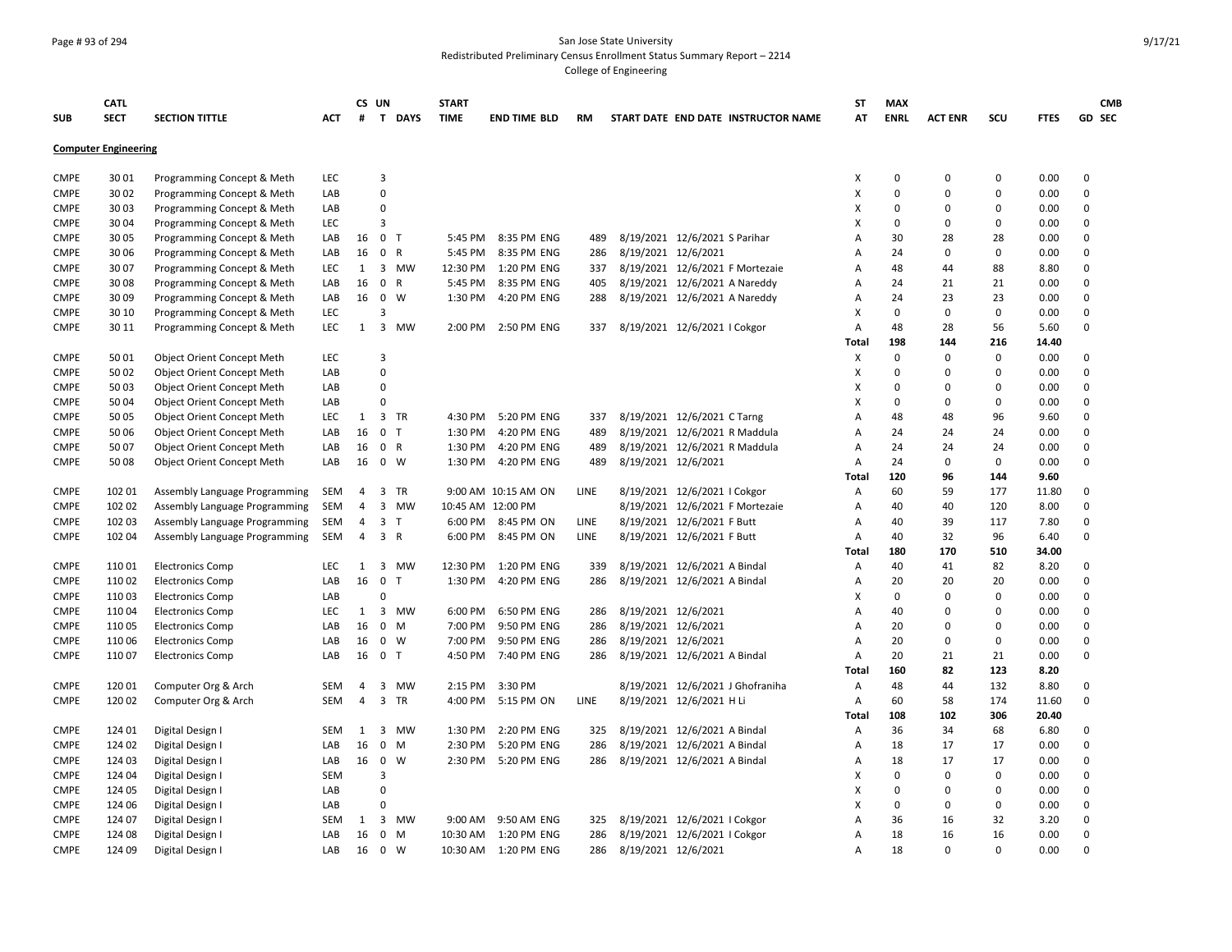San Jose State University

Redistributed Preliminary Census Enrollment Status Summary Report – 2214

College of Engineering

| SUB | CATL SECT | SECTION TITTLE | ACT | CS # | UN T | DAYS | START TIME | END TIME | BLD | RM | START DATE | END DATE | INSTRUCTOR NAME | ST AT | MAX ENRL | ACT ENR | SCU | FTES | GD | CMB SEC |
|---|---|---|---|---|---|---|---|---|---|---|---|---|---|---|---|---|---|---|---|---|
| **Computer Engineering** | | | | | | | | | | | | | | | | | | | | |
| CMPE | 30 01 | Programming Concept & Meth | LEC | | 3 | | | | | | | | | X | 0 | 0 | 0 | 0.00 | 0 | |
| CMPE | 30 02 | Programming Concept & Meth | LAB | | 0 | | | | | | | | | X | 0 | 0 | 0 | 0.00 | 0 | |
| CMPE | 30 03 | Programming Concept & Meth | LAB | | 0 | | | | | | | | | X | 0 | 0 | 0 | 0.00 | 0 | |
| CMPE | 30 04 | Programming Concept & Meth | LEC | | 3 | | | | | | | | | X | 0 | 0 | 0 | 0.00 | 0 | |
| CMPE | 30 05 | Programming Concept & Meth | LAB | 16 | 0 | T | 5:45 PM | 8:35 PM | ENG | 489 | 8/19/2021 | 12/6/2021 | S Parihar | A | 30 | 28 | 28 | 0.00 | 0 | |
| CMPE | 30 06 | Programming Concept & Meth | LAB | 16 | 0 | R | 5:45 PM | 8:35 PM | ENG | 286 | 8/19/2021 | 12/6/2021 | | A | 24 | 0 | 0 | 0.00 | 0 | |
| CMPE | 30 07 | Programming Concept & Meth | LEC | 1 | 3 | MW | 12:30 PM | 1:20 PM | ENG | 337 | 8/19/2021 | 12/6/2021 | F Mortezaie | A | 48 | 44 | 88 | 8.80 | 0 | |
| CMPE | 30 08 | Programming Concept & Meth | LAB | 16 | 0 | R | 5:45 PM | 8:35 PM | ENG | 405 | 8/19/2021 | 12/6/2021 | A Nareddy | A | 24 | 21 | 21 | 0.00 | 0 | |
| CMPE | 30 09 | Programming Concept & Meth | LAB | 16 | 0 | W | 1:30 PM | 4:20 PM | ENG | 288 | 8/19/2021 | 12/6/2021 | A Nareddy | A | 24 | 23 | 23 | 0.00 | 0 | |
| CMPE | 30 10 | Programming Concept & Meth | LEC | | 3 | | | | | | | | | X | 0 | 0 | 0 | 0.00 | 0 | |
| CMPE | 30 11 | Programming Concept & Meth | LEC | 1 | 3 | MW | 2:00 PM | 2:50 PM | ENG | 337 | 8/19/2021 | 12/6/2021 | I Cokgor | A | 48 | 28 | 56 | 5.60 | 0 | |
| | | | | | | | | | | | | | | **Total** | **198** | **144** | **216** | **14.40** | | |
| CMPE | 50 01 | Object Orient Concept Meth | LEC | | 3 | | | | | | | | | X | 0 | 0 | 0 | 0.00 | 0 | |
| CMPE | 50 02 | Object Orient Concept Meth | LAB | | 0 | | | | | | | | | X | 0 | 0 | 0 | 0.00 | 0 | |
| CMPE | 50 03 | Object Orient Concept Meth | LAB | | 0 | | | | | | | | | X | 0 | 0 | 0 | 0.00 | 0 | |
| CMPE | 50 04 | Object Orient Concept Meth | LAB | | 0 | | | | | | | | | X | 0 | 0 | 0 | 0.00 | 0 | |
| CMPE | 50 05 | Object Orient Concept Meth | LEC | 1 | 3 | TR | 4:30 PM | 5:20 PM | ENG | 337 | 8/19/2021 | 12/6/2021 | C Tarng | A | 48 | 48 | 96 | 9.60 | 0 | |
| CMPE | 50 06 | Object Orient Concept Meth | LAB | 16 | 0 | T | 1:30 PM | 4:20 PM | ENG | 489 | 8/19/2021 | 12/6/2021 | R Maddula | A | 24 | 24 | 24 | 0.00 | 0 | |
| CMPE | 50 07 | Object Orient Concept Meth | LAB | 16 | 0 | R | 1:30 PM | 4:20 PM | ENG | 489 | 8/19/2021 | 12/6/2021 | R Maddula | A | 24 | 24 | 24 | 0.00 | 0 | |
| CMPE | 50 08 | Object Orient Concept Meth | LAB | 16 | 0 | W | 1:30 PM | 4:20 PM | ENG | 489 | 8/19/2021 | 12/6/2021 | | A | 24 | 0 | 0 | 0.00 | 0 | |
| | | | | | | | | | | | | | | **Total** | **120** | **96** | **144** | **9.60** | | |
| CMPE | 102 01 | Assembly Language Programming | SEM | 4 | 3 | TR | 9:00 AM | 10:15 AM | ON | LINE | 8/19/2021 | 12/6/2021 | I Cokgor | A | 60 | 59 | 177 | 11.80 | 0 | |
| CMPE | 102 02 | Assembly Language Programming | SEM | 4 | 3 | MW | 10:45 AM | 12:00 PM | | | 8/19/2021 | 12/6/2021 | F Mortezaie | A | 40 | 40 | 120 | 8.00 | 0 | |
| CMPE | 102 03 | Assembly Language Programming | SEM | 4 | 3 | T | 6:00 PM | 8:45 PM | ON | LINE | 8/19/2021 | 12/6/2021 | F Butt | A | 40 | 39 | 117 | 7.80 | 0 | |
| CMPE | 102 04 | Assembly Language Programming | SEM | 4 | 3 | R | 6:00 PM | 8:45 PM | ON | LINE | 8/19/2021 | 12/6/2021 | F Butt | A | 40 | 32 | 96 | 6.40 | 0 | |
| | | | | | | | | | | | | | | **Total** | **180** | **170** | **510** | **34.00** | | |
| CMPE | 110 01 | Electronics Comp | LEC | 1 | 3 | MW | 12:30 PM | 1:20 PM | ENG | 339 | 8/19/2021 | 12/6/2021 | A Bindal | A | 40 | 41 | 82 | 8.20 | 0 | |
| CMPE | 110 02 | Electronics Comp | LAB | 16 | 0 | T | 1:30 PM | 4:20 PM | ENG | 286 | 8/19/2021 | 12/6/2021 | A Bindal | A | 20 | 20 | 20 | 0.00 | 0 | |
| CMPE | 110 03 | Electronics Comp | LAB | | 0 | | | | | | | | | X | 0 | 0 | 0 | 0.00 | 0 | |
| CMPE | 110 04 | Electronics Comp | LEC | 1 | 3 | MW | 6:00 PM | 6:50 PM | ENG | 286 | 8/19/2021 | 12/6/2021 | | A | 40 | 0 | 0 | 0.00 | 0 | |
| CMPE | 110 05 | Electronics Comp | LAB | 16 | 0 | M | 7:00 PM | 9:50 PM | ENG | 286 | 8/19/2021 | 12/6/2021 | | A | 20 | 0 | 0 | 0.00 | 0 | |
| CMPE | 110 06 | Electronics Comp | LAB | 16 | 0 | W | 7:00 PM | 9:50 PM | ENG | 286 | 8/19/2021 | 12/6/2021 | | A | 20 | 0 | 0 | 0.00 | 0 | |
| CMPE | 110 07 | Electronics Comp | LAB | 16 | 0 | T | 4:50 PM | 7:40 PM | ENG | 286 | 8/19/2021 | 12/6/2021 | A Bindal | A | 20 | 21 | 21 | 0.00 | 0 | |
| | | | | | | | | | | | | | | **Total** | **160** | **82** | **123** | **8.20** | | |
| CMPE | 120 01 | Computer Org & Arch | SEM | 4 | 3 | MW | 2:15 PM | 3:30 PM | | | 8/19/2021 | 12/6/2021 | J Ghofraniha | A | 48 | 44 | 132 | 8.80 | 0 | |
| CMPE | 120 02 | Computer Org & Arch | SEM | 4 | 3 | TR | 4:00 PM | 5:15 PM | ON | LINE | 8/19/2021 | 12/6/2021 | H Li | A | 60 | 58 | 174 | 11.60 | 0 | |
| | | | | | | | | | | | | | | **Total** | **108** | **102** | **306** | **20.40** | | |
| CMPE | 124 01 | Digital Design I | SEM | 1 | 3 | MW | 1:30 PM | 2:20 PM | ENG | 325 | 8/19/2021 | 12/6/2021 | A Bindal | A | 36 | 34 | 68 | 6.80 | 0 | |
| CMPE | 124 02 | Digital Design I | LAB | 16 | 0 | M | 2:30 PM | 5:20 PM | ENG | 286 | 8/19/2021 | 12/6/2021 | A Bindal | A | 18 | 17 | 17 | 0.00 | 0 | |
| CMPE | 124 03 | Digital Design I | LAB | 16 | 0 | W | 2:30 PM | 5:20 PM | ENG | 286 | 8/19/2021 | 12/6/2021 | A Bindal | A | 18 | 17 | 17 | 0.00 | 0 | |
| CMPE | 124 04 | Digital Design I | SEM | | 3 | | | | | | | | | X | 0 | 0 | 0 | 0.00 | 0 | |
| CMPE | 124 05 | Digital Design I | LAB | | 0 | | | | | | | | | X | 0 | 0 | 0 | 0.00 | 0 | |
| CMPE | 124 06 | Digital Design I | LAB | | 0 | | | | | | | | | X | 0 | 0 | 0 | 0.00 | 0 | |
| CMPE | 124 07 | Digital Design I | SEM | 1 | 3 | MW | 9:00 AM | 9:50 AM | ENG | 325 | 8/19/2021 | 12/6/2021 | I Cokgor | A | 36 | 16 | 32 | 3.20 | 0 | |
| CMPE | 124 08 | Digital Design I | LAB | 16 | 0 | M | 10:30 AM | 1:20 PM | ENG | 286 | 8/19/2021 | 12/6/2021 | I Cokgor | A | 18 | 16 | 16 | 0.00 | 0 | |
| CMPE | 124 09 | Digital Design I | LAB | 16 | 0 | W | 10:30 AM | 1:20 PM | ENG | 286 | 8/19/2021 | 12/6/2021 | | A | 18 | 0 | 0 | 0.00 | 0 | |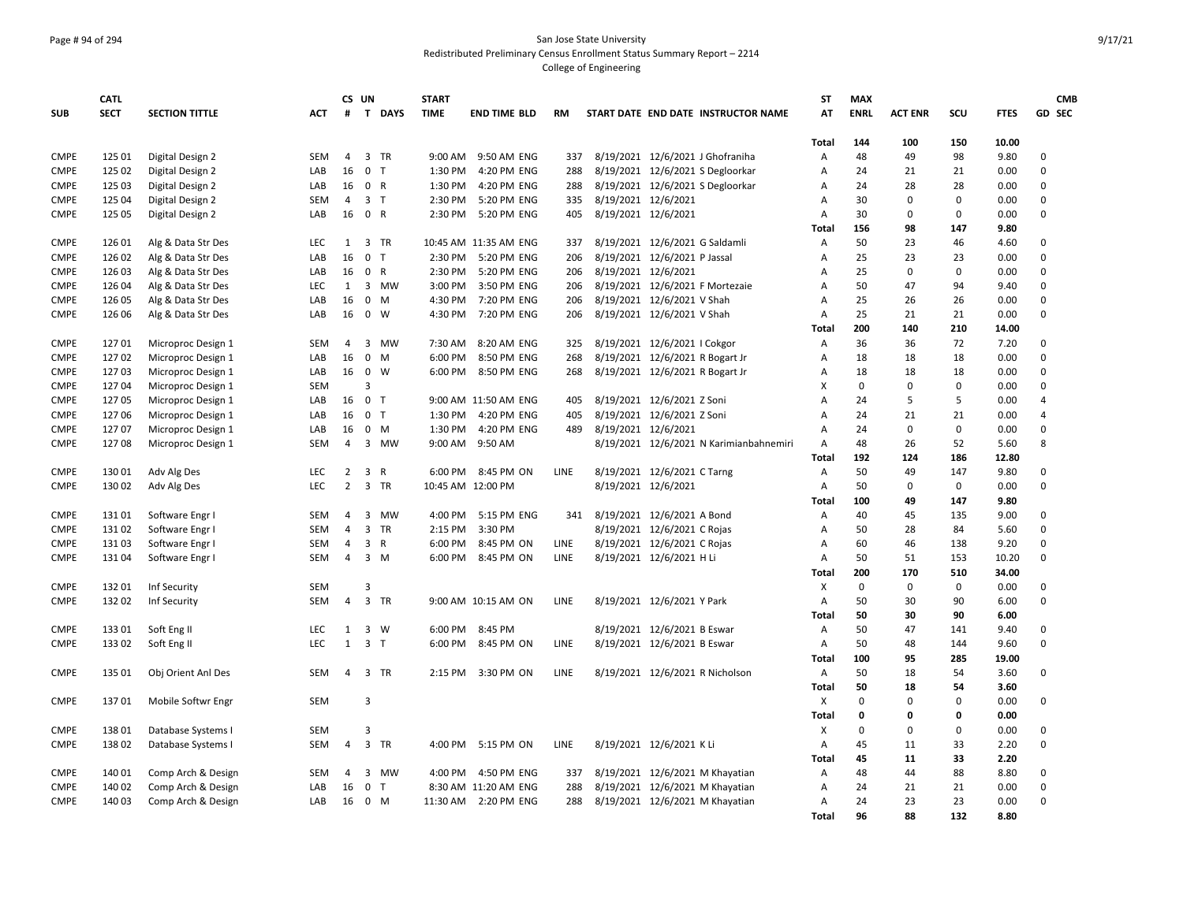San Jose State University
Redistributed Preliminary Census Enrollment Status Summary Report – 2214
College of Engineering

| SUB | CATL SECT | SECTION TITTLE | ACT | CS # | UN T | DAYS | START TIME | END TIME | BLD | RM | START DATE | END DATE | INSTRUCTOR NAME | ST AT | MAX ENRL | ACT ENR | SCU | FTES | GD | CMB SEC |
|---|---|---|---|---|---|---|---|---|---|---|---|---|---|---|---|---|---|---|---|---|
| | | | | | | | | | | | | | | Total | 144 | 100 | 150 | 10.00 | | |
| CMPE | 125 01 | Digital Design 2 | SEM | 4 | 3 | TR | 9:00 AM | 9:50 AM | ENG | 337 | 8/19/2021 | 12/6/2021 | J Ghofraniha | A | 48 | 49 | 98 | 9.80 | 0 | |
| CMPE | 125 02 | Digital Design 2 | LAB | 16 | 0 | T | 1:30 PM | 4:20 PM | ENG | 288 | 8/19/2021 | 12/6/2021 | S Degloorkar | A | 24 | 21 | 21 | 0.00 | 0 | |
| CMPE | 125 03 | Digital Design 2 | LAB | 16 | 0 | R | 1:30 PM | 4:20 PM | ENG | 288 | 8/19/2021 | 12/6/2021 | S Degloorkar | A | 24 | 28 | 28 | 0.00 | 0 | |
| CMPE | 125 04 | Digital Design 2 | SEM | 4 | 3 | T | 2:30 PM | 5:20 PM | ENG | 335 | 8/19/2021 | 12/6/2021 | | A | 30 | 0 | 0 | 0.00 | 0 | |
| CMPE | 125 05 | Digital Design 2 | LAB | 16 | 0 | R | 2:30 PM | 5:20 PM | ENG | 405 | 8/19/2021 | 12/6/2021 | | A | 30 | 0 | 0 | 0.00 | 0 | |
| | | | | | | | | | | | | | | Total | 156 | 98 | 147 | 9.80 | | |
| CMPE | 126 01 | Alg & Data Str Des | LEC | 1 | 3 | TR | 10:45 AM | 11:35 AM | ENG | 337 | 8/19/2021 | 12/6/2021 | G Saldamli | A | 50 | 23 | 46 | 4.60 | 0 | |
| CMPE | 126 02 | Alg & Data Str Des | LAB | 16 | 0 | T | 2:30 PM | 5:20 PM | ENG | 206 | 8/19/2021 | 12/6/2021 | P Jassal | A | 25 | 23 | 23 | 0.00 | 0 | |
| CMPE | 126 03 | Alg & Data Str Des | LAB | 16 | 0 | R | 2:30 PM | 5:20 PM | ENG | 206 | 8/19/2021 | 12/6/2021 | | A | 25 | 0 | 0 | 0.00 | 0 | |
| CMPE | 126 04 | Alg & Data Str Des | LEC | 1 | 3 | MW | 3:00 PM | 3:50 PM | ENG | 206 | 8/19/2021 | 12/6/2021 | F Mortezaie | A | 50 | 47 | 94 | 9.40 | 0 | |
| CMPE | 126 05 | Alg & Data Str Des | LAB | 16 | 0 | M | 4:30 PM | 7:20 PM | ENG | 206 | 8/19/2021 | 12/6/2021 | V Shah | A | 25 | 26 | 26 | 0.00 | 0 | |
| CMPE | 126 06 | Alg & Data Str Des | LAB | 16 | 0 | W | 4:30 PM | 7:20 PM | ENG | 206 | 8/19/2021 | 12/6/2021 | V Shah | A | 25 | 21 | 21 | 0.00 | 0 | |
| | | | | | | | | | | | | | | Total | 200 | 140 | 210 | 14.00 | | |
| CMPE | 127 01 | Microproc Design 1 | SEM | 4 | 3 | MW | 7:30 AM | 8:20 AM | ENG | 325 | 8/19/2021 | 12/6/2021 | I Cokgor | A | 36 | 36 | 72 | 7.20 | 0 | |
| CMPE | 127 02 | Microproc Design 1 | LAB | 16 | 0 | M | 6:00 PM | 8:50 PM | ENG | 268 | 8/19/2021 | 12/6/2021 | R Bogart Jr | A | 18 | 18 | 18 | 0.00 | 0 | |
| CMPE | 127 03 | Microproc Design 1 | LAB | 16 | 0 | W | 6:00 PM | 8:50 PM | ENG | 268 | 8/19/2021 | 12/6/2021 | R Bogart Jr | A | 18 | 18 | 18 | 0.00 | 0 | |
| CMPE | 127 04 | Microproc Design 1 | SEM | | 3 | | | | | | | | | X | 0 | 0 | 0 | 0.00 | 0 | |
| CMPE | 127 05 | Microproc Design 1 | LAB | 16 | 0 | T | 9:00 AM | 11:50 AM | ENG | 405 | 8/19/2021 | 12/6/2021 | Z Soni | A | 24 | 5 | 5 | 0.00 | 4 | |
| CMPE | 127 06 | Microproc Design 1 | LAB | 16 | 0 | T | 1:30 PM | 4:20 PM | ENG | 405 | 8/19/2021 | 12/6/2021 | Z Soni | A | 24 | 21 | 21 | 0.00 | 4 | |
| CMPE | 127 07 | Microproc Design 1 | LAB | 16 | 0 | M | 1:30 PM | 4:20 PM | ENG | 489 | 8/19/2021 | 12/6/2021 | | A | 24 | 0 | 0 | 0.00 | 0 | |
| CMPE | 127 08 | Microproc Design 1 | SEM | 4 | 3 | MW | 9:00 AM | 9:50 AM | | | 8/19/2021 | 12/6/2021 | N Karimianbahnemiri | A | 48 | 26 | 52 | 5.60 | 8 | |
| | | | | | | | | | | | | | | Total | 192 | 124 | 186 | 12.80 | | |
| CMPE | 130 01 | Adv Alg Des | LEC | 2 | 3 | R | 6:00 PM | 8:45 PM | ON | LINE | 8/19/2021 | 12/6/2021 | C Tarng | A | 50 | 49 | 147 | 9.80 | 0 | |
| CMPE | 130 02 | Adv Alg Des | LEC | 2 | 3 | TR | 10:45 AM | 12:00 PM | | | 8/19/2021 | 12/6/2021 | | A | 50 | 0 | 0 | 0.00 | 0 | |
| | | | | | | | | | | | | | | Total | 100 | 49 | 147 | 9.80 | | |
| CMPE | 131 01 | Software Engr I | SEM | 4 | 3 | MW | 4:00 PM | 5:15 PM | ENG | 341 | 8/19/2021 | 12/6/2021 | A Bond | A | 40 | 45 | 135 | 9.00 | 0 | |
| CMPE | 131 02 | Software Engr I | SEM | 4 | 3 | TR | 2:15 PM | 3:30 PM | | | 8/19/2021 | 12/6/2021 | C Rojas | A | 50 | 28 | 84 | 5.60 | 0 | |
| CMPE | 131 03 | Software Engr I | SEM | 4 | 3 | R | 6:00 PM | 8:45 PM | ON | LINE | 8/19/2021 | 12/6/2021 | C Rojas | A | 60 | 46 | 138 | 9.20 | 0 | |
| CMPE | 131 04 | Software Engr I | SEM | 4 | 3 | M | 6:00 PM | 8:45 PM | ON | LINE | 8/19/2021 | 12/6/2021 | H Li | A | 50 | 51 | 153 | 10.20 | 0 | |
| | | | | | | | | | | | | | | Total | 200 | 170 | 510 | 34.00 | | |
| CMPE | 132 01 | Inf Security | SEM | | 3 | | | | | | | | | X | 0 | 0 | 0 | 0.00 | 0 | |
| CMPE | 132 02 | Inf Security | SEM | 4 | 3 | TR | 9:00 AM | 10:15 AM | ON | LINE | 8/19/2021 | 12/6/2021 | Y Park | A | 50 | 30 | 90 | 6.00 | 0 | |
| | | | | | | | | | | | | | | Total | 50 | 30 | 90 | 6.00 | | |
| CMPE | 133 01 | Soft Eng II | LEC | 1 | 3 | W | 6:00 PM | 8:45 PM | | | 8/19/2021 | 12/6/2021 | B Eswar | A | 50 | 47 | 141 | 9.40 | 0 | |
| CMPE | 133 02 | Soft Eng II | LEC | 1 | 3 | T | 6:00 PM | 8:45 PM | ON | LINE | 8/19/2021 | 12/6/2021 | B Eswar | A | 50 | 48 | 144 | 9.60 | 0 | |
| | | | | | | | | | | | | | | Total | 100 | 95 | 285 | 19.00 | | |
| CMPE | 135 01 | Obj Orient Anl Des | SEM | 4 | 3 | TR | 2:15 PM | 3:30 PM | ON | LINE | 8/19/2021 | 12/6/2021 | R Nicholson | A | 50 | 18 | 54 | 3.60 | 0 | |
| | | | | | | | | | | | | | | Total | 50 | 18 | 54 | 3.60 | | |
| CMPE | 137 01 | Mobile Softwr Engr | SEM | | 3 | | | | | | | | | X | 0 | 0 | 0 | 0.00 | 0 | |
| | | | | | | | | | | | | | | Total | 0 | 0 | 0 | 0.00 | | |
| CMPE | 138 01 | Database Systems I | SEM | | 3 | | | | | | | | | X | 0 | 0 | 0 | 0.00 | 0 | |
| CMPE | 138 02 | Database Systems I | SEM | 4 | 3 | TR | 4:00 PM | 5:15 PM | ON | LINE | 8/19/2021 | 12/6/2021 | K Li | A | 45 | 11 | 33 | 2.20 | 0 | |
| | | | | | | | | | | | | | | Total | 45 | 11 | 33 | 2.20 | | |
| CMPE | 140 01 | Comp Arch & Design | SEM | 4 | 3 | MW | 4:00 PM | 4:50 PM | ENG | 337 | 8/19/2021 | 12/6/2021 | M Khayatian | A | 48 | 44 | 88 | 8.80 | 0 | |
| CMPE | 140 02 | Comp Arch & Design | LAB | 16 | 0 | T | 8:30 AM | 11:20 AM | ENG | 288 | 8/19/2021 | 12/6/2021 | M Khayatian | A | 24 | 21 | 21 | 0.00 | 0 | |
| CMPE | 140 03 | Comp Arch & Design | LAB | 16 | 0 | M | 11:30 AM | 2:20 PM | ENG | 288 | 8/19/2021 | 12/6/2021 | M Khayatian | A | 24 | 23 | 23 | 0.00 | 0 | |
| | | | | | | | | | | | | | | Total | 96 | 88 | 132 | 8.80 | | |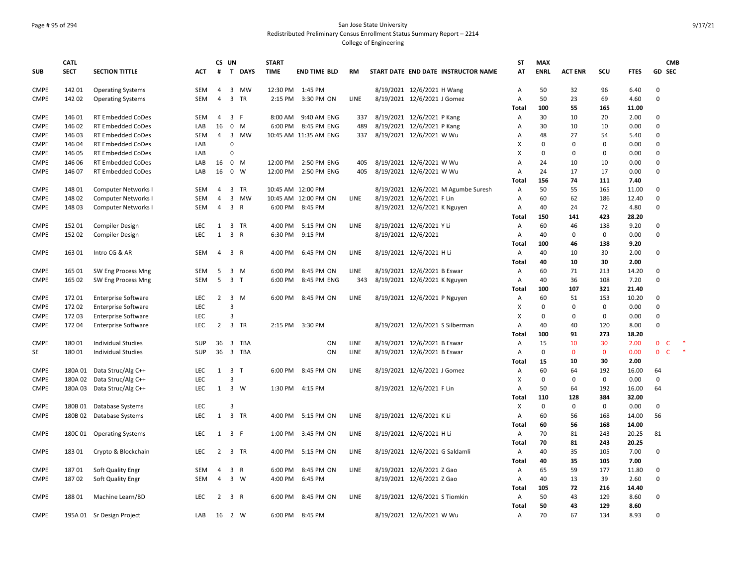San Jose State University
Redistributed Preliminary Census Enrollment Status Summary Report – 2214
College of Engineering

| SUB | CATL SECT | SECTION TITTLE | ACT | CS # | UN T | DAYS | START TIME | END TIME | BLD | RM | START DATE | END DATE | INSTRUCTOR NAME | ST AT | MAX ENRL | ACT ENR | SCU | FTES | GD | CMB SEC |
|---|---|---|---|---|---|---|---|---|---|---|---|---|---|---|---|---|---|---|---|---|
| CMPE | 142 01 | Operating Systems | SEM | 4 | 3 | MW | 12:30 PM | 1:45 PM | | | 8/19/2021 | 12/6/2021 | H Wang | A | 50 | 32 | 96 | 6.40 | 0 | |
| CMPE | 142 02 | Operating Systems | SEM | 4 | 3 | TR | 2:15 PM | 3:30 PM | ON | LINE | 8/19/2021 | 12/6/2021 | J Gomez | A | 50 | 23 | 69 | 4.60 | 0 | |
| | | | | | | | | | | | | | | Total | 100 | 55 | 165 | 11.00 | | |
| CMPE | 146 01 | RT Embedded CoDes | SEM | 4 | 3 | F | 8:00 AM | 9:40 AM | ENG | 337 | 8/19/2021 | 12/6/2021 | P Kang | A | 30 | 10 | 20 | 2.00 | 0 | |
| CMPE | 146 02 | RT Embedded CoDes | LAB | 16 | 0 | M | 6:00 PM | 8:45 PM | ENG | 489 | 8/19/2021 | 12/6/2021 | P Kang | A | 30 | 10 | 10 | 0.00 | 0 | |
| CMPE | 146 03 | RT Embedded CoDes | SEM | 4 | 3 | MW | 10:45 AM | 11:35 AM | ENG | 337 | 8/19/2021 | 12/6/2021 | W Wu | A | 48 | 27 | 54 | 5.40 | 0 | |
| CMPE | 146 04 | RT Embedded CoDes | LAB | | 0 | | | | | | | | | X | 0 | 0 | 0 | 0.00 | 0 | |
| CMPE | 146 05 | RT Embedded CoDes | LAB | | 0 | | | | | | | | | X | 0 | 0 | 0 | 0.00 | 0 | |
| CMPE | 146 06 | RT Embedded CoDes | LAB | 16 | 0 | M | 12:00 PM | 2:50 PM | ENG | 405 | 8/19/2021 | 12/6/2021 | W Wu | A | 24 | 10 | 10 | 0.00 | 0 | |
| CMPE | 146 07 | RT Embedded CoDes | LAB | 16 | 0 | W | 12:00 PM | 2:50 PM | ENG | 405 | 8/19/2021 | 12/6/2021 | W Wu | A | 24 | 17 | 17 | 0.00 | 0 | |
| | | | | | | | | | | | | | | Total | 156 | 74 | 111 | 7.40 | | |
| CMPE | 148 01 | Computer Networks I | SEM | 4 | 3 | TR | 10:45 AM | 12:00 PM | | | 8/19/2021 | 12/6/2021 | M Agumbe Suresh | A | 50 | 55 | 165 | 11.00 | 0 | |
| CMPE | 148 02 | Computer Networks I | SEM | 4 | 3 | MW | 10:45 AM | 12:00 PM | ON | LINE | 8/19/2021 | 12/6/2021 | F Lin | A | 60 | 62 | 186 | 12.40 | 0 | |
| CMPE | 148 03 | Computer Networks I | SEM | 4 | 3 | R | 6:00 PM | 8:45 PM | | | 8/19/2021 | 12/6/2021 | K Nguyen | A | 40 | 24 | 72 | 4.80 | 0 | |
| | | | | | | | | | | | | | | Total | 150 | 141 | 423 | 28.20 | | |
| CMPE | 152 01 | Compiler Design | LEC | 1 | 3 | TR | 4:00 PM | 5:15 PM | ON | LINE | 8/19/2021 | 12/6/2021 | Y Li | A | 60 | 46 | 138 | 9.20 | 0 | |
| CMPE | 152 02 | Compiler Design | LEC | 1 | 3 | R | 6:30 PM | 9:15 PM | | | 8/19/2021 | 12/6/2021 | | A | 40 | 0 | 0 | 0.00 | 0 | |
| | | | | | | | | | | | | | | Total | 100 | 46 | 138 | 9.20 | | |
| CMPE | 163 01 | Intro CG & AR | SEM | 4 | 3 | R | 4:00 PM | 6:45 PM | ON | LINE | 8/19/2021 | 12/6/2021 | H Li | A | 40 | 10 | 30 | 2.00 | 0 | |
| | | | | | | | | | | | | | | Total | 40 | 10 | 30 | 2.00 | | |
| CMPE | 165 01 | SW Eng Process Mng | SEM | 5 | 3 | M | 6:00 PM | 8:45 PM | ON | LINE | 8/19/2021 | 12/6/2021 | B Eswar | A | 60 | 71 | 213 | 14.20 | 0 | |
| CMPE | 165 02 | SW Eng Process Mng | SEM | 5 | 3 | T | 6:00 PM | 8:45 PM | ENG | 343 | 8/19/2021 | 12/6/2021 | K Nguyen | A | 40 | 36 | 108 | 7.20 | 0 | |
| | | | | | | | | | | | | | | Total | 100 | 107 | 321 | 21.40 | | |
| CMPE | 172 01 | Enterprise Software | LEC | 2 | 3 | M | 6:00 PM | 8:45 PM | ON | LINE | 8/19/2021 | 12/6/2021 | P Nguyen | A | 60 | 51 | 153 | 10.20 | 0 | |
| CMPE | 172 02 | Enterprise Software | LEC | | 3 | | | | | | | | | X | 0 | 0 | 0 | 0.00 | 0 | |
| CMPE | 172 03 | Enterprise Software | LEC | | 3 | | | | | | | | | X | 0 | 0 | 0 | 0.00 | 0 | |
| CMPE | 172 04 | Enterprise Software | LEC | 2 | 3 | TR | 2:15 PM | 3:30 PM | | | 8/19/2021 | 12/6/2021 | S Silberman | A | 40 | 40 | 120 | 8.00 | 0 | |
| | | | | | | | | | | | | | | Total | 100 | 91 | 273 | 18.20 | | |
| CMPE | 180 01 | Individual Studies | SUP | 36 | 3 | TBA | | | ON | LINE | 8/19/2021 | 12/6/2021 | B Eswar | A | 15 | 10 | 30 | 2.00 | 0 | C * |
| SE | 180 01 | Individual Studies | SUP | 36 | 3 | TBA | | | ON | LINE | 8/19/2021 | 12/6/2021 | B Eswar | A | 0 | 0 | 0 | 0.00 | 0 | C * |
| | | | | | | | | | | | | | | Total | 15 | 10 | 30 | 2.00 | | |
| CMPE | 180A 01 | Data Struc/Alg C++ | LEC | 1 | 3 | T | 6:00 PM | 8:45 PM | ON | LINE | 8/19/2021 | 12/6/2021 | J Gomez | A | 60 | 64 | 192 | 16.00 | 64 | |
| CMPE | 180A 02 | Data Struc/Alg C++ | LEC | | 3 | | | | | | | | | X | 0 | 0 | 0 | 0.00 | 0 | |
| CMPE | 180A 03 | Data Struc/Alg C++ | LEC | 1 | 3 | W | 1:30 PM | 4:15 PM | | | 8/19/2021 | 12/6/2021 | F Lin | A | 50 | 64 | 192 | 16.00 | 64 | |
| | | | | | | | | | | | | | | Total | 110 | 128 | 384 | 32.00 | | |
| CMPE | 180B 01 | Database Systems | LEC | | 3 | | | | | | | | | X | 0 | 0 | 0 | 0.00 | 0 | |
| CMPE | 180B 02 | Database Systems | LEC | 1 | 3 | TR | 4:00 PM | 5:15 PM | ON | LINE | 8/19/2021 | 12/6/2021 | K Li | A | 60 | 56 | 168 | 14.00 | 56 | |
| | | | | | | | | | | | | | | Total | 60 | 56 | 168 | 14.00 | | |
| CMPE | 180C 01 | Operating Systems | LEC | 1 | 3 | F | 1:00 PM | 3:45 PM | ON | LINE | 8/19/2021 | 12/6/2021 | H Li | A | 70 | 81 | 243 | 20.25 | 81 | |
| | | | | | | | | | | | | | | Total | 70 | 81 | 243 | 20.25 | | |
| CMPE | 183 01 | Crypto & Blockchain | LEC | 2 | 3 | TR | 4:00 PM | 5:15 PM | ON | LINE | 8/19/2021 | 12/6/2021 | G Saldamli | A | 40 | 35 | 105 | 7.00 | 0 | |
| | | | | | | | | | | | | | | Total | 40 | 35 | 105 | 7.00 | | |
| CMPE | 187 01 | Soft Quality Engr | SEM | 4 | 3 | R | 6:00 PM | 8:45 PM | ON | LINE | 8/19/2021 | 12/6/2021 | Z Gao | A | 65 | 59 | 177 | 11.80 | 0 | |
| CMPE | 187 02 | Soft Quality Engr | SEM | 4 | 3 | W | 4:00 PM | 6:45 PM | | | 8/19/2021 | 12/6/2021 | Z Gao | A | 40 | 13 | 39 | 2.60 | 0 | |
| | | | | | | | | | | | | | | Total | 105 | 72 | 216 | 14.40 | | |
| CMPE | 188 01 | Machine Learn/BD | LEC | 2 | 3 | R | 6:00 PM | 8:45 PM | ON | LINE | 8/19/2021 | 12/6/2021 | S Tiomkin | A | 50 | 43 | 129 | 8.60 | 0 | |
| | | | | | | | | | | | | | | Total | 50 | 43 | 129 | 8.60 | | |
| CMPE | 195A 01 | Sr Design Project | LAB | 16 | 2 | W | 6:00 PM | 8:45 PM | | | 8/19/2021 | 12/6/2021 | W Wu | A | 70 | 67 | 134 | 8.93 | 0 | |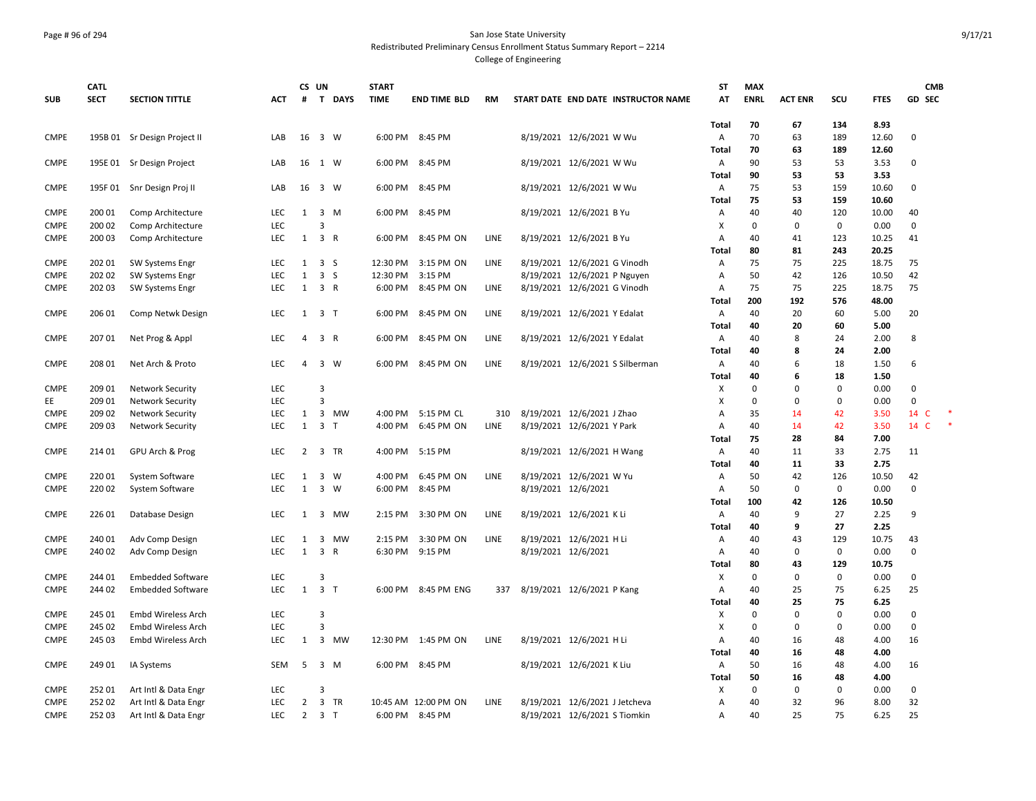San Jose State University
Redistributed Preliminary Census Enrollment Status Summary Report – 2214
College of Engineering

| SUB | CATL SECT | SECTION TITTLE | ACT | CS # | UN T | DAYS | START TIME | END TIME | BLD | RM | START DATE | END DATE | INSTRUCTOR NAME | ST AT | MAX ENRL | ACT ENR | SCU | FTES | GD | CMB SEC |
|---|---|---|---|---|---|---|---|---|---|---|---|---|---|---|---|---|---|---|---|---|
| | | | | | | | | | | | | | | Total | 70 | 67 | 134 | 8.93 | | |
| CMPE | 195B 01 | Sr Design Project II | LAB | 16 | 3 | W | 6:00 PM | 8:45 PM | | | 8/19/2021 | 12/6/2021 | W Wu | A | 70 | 63 | 189 | 12.60 | 0 | |
| | | | | | | | | | | | | | | Total | 70 | 63 | 189 | 12.60 | | |
| CMPE | 195E 01 | Sr Design Project | LAB | 16 | 1 | W | 6:00 PM | 8:45 PM | | | 8/19/2021 | 12/6/2021 | W Wu | A | 90 | 53 | 53 | 3.53 | 0 | |
| | | | | | | | | | | | | | | Total | 90 | 53 | 53 | 3.53 | | |
| CMPE | 195F 01 | Snr Design Proj II | LAB | 16 | 3 | W | 6:00 PM | 8:45 PM | | | 8/19/2021 | 12/6/2021 | W Wu | A | 75 | 53 | 159 | 10.60 | 0 | |
| | | | | | | | | | | | | | | Total | 75 | 53 | 159 | 10.60 | | |
| CMPE | 200 01 | Comp Architecture | LEC | 1 | 3 | M | 6:00 PM | 8:45 PM | | | 8/19/2021 | 12/6/2021 | B Yu | A | 40 | 40 | 120 | 10.00 | 40 | |
| CMPE | 200 02 | Comp Architecture | LEC | | 3 | | | | | | | | | X | 0 | 0 | 0 | 0.00 | 0 | |
| CMPE | 200 03 | Comp Architecture | LEC | 1 | 3 | R | 6:00 PM | 8:45 PM | ON | LINE | 8/19/2021 | 12/6/2021 | B Yu | A | 40 | 41 | 123 | 10.25 | 41 | |
| | | | | | | | | | | | | | | Total | 80 | 81 | 243 | 20.25 | | |
| CMPE | 202 01 | SW Systems Engr | LEC | 1 | 3 | S | 12:30 PM | 3:15 PM | ON | LINE | 8/19/2021 | 12/6/2021 | G Vinodh | A | 75 | 75 | 225 | 18.75 | 75 | |
| CMPE | 202 02 | SW Systems Engr | LEC | 1 | 3 | S | 12:30 PM | 3:15 PM | | | 8/19/2021 | 12/6/2021 | P Nguyen | A | 50 | 42 | 126 | 10.50 | 42 | |
| CMPE | 202 03 | SW Systems Engr | LEC | 1 | 3 | R | 6:00 PM | 8:45 PM | ON | LINE | 8/19/2021 | 12/6/2021 | G Vinodh | A | 75 | 75 | 225 | 18.75 | 75 | |
| | | | | | | | | | | | | | | Total | 200 | 192 | 576 | 48.00 | | |
| CMPE | 206 01 | Comp Netwk Design | LEC | 1 | 3 | T | 6:00 PM | 8:45 PM | ON | LINE | 8/19/2021 | 12/6/2021 | Y Edalat | A | 40 | 20 | 60 | 5.00 | 20 | |
| | | | | | | | | | | | | | | Total | 40 | 20 | 60 | 5.00 | | |
| CMPE | 207 01 | Net Prog & Appl | LEC | 4 | 3 | R | 6:00 PM | 8:45 PM | ON | LINE | 8/19/2021 | 12/6/2021 | Y Edalat | A | 40 | 8 | 24 | 2.00 | 8 | |
| | | | | | | | | | | | | | | Total | 40 | 8 | 24 | 2.00 | | |
| CMPE | 208 01 | Net Arch & Proto | LEC | 4 | 3 | W | 6:00 PM | 8:45 PM | ON | LINE | 8/19/2021 | 12/6/2021 | S Silberman | A | 40 | 6 | 18 | 1.50 | 6 | |
| | | | | | | | | | | | | | | Total | 40 | 6 | 18 | 1.50 | | |
| CMPE | 209 01 | Network Security | LEC | | 3 | | | | | | | | | X | 0 | 0 | 0 | 0.00 | 0 | |
| EE | 209 01 | Network Security | LEC | | 3 | | | | | | | | | X | 0 | 0 | 0 | 0.00 | 0 | |
| CMPE | 209 02 | Network Security | LEC | 1 | 3 | MW | 4:00 PM | 5:15 PM | CL | 310 | 8/19/2021 | 12/6/2021 | J Zhao | A | 35 | 14 | 42 | 3.50 | 14 | C * |
| CMPE | 209 03 | Network Security | LEC | 1 | 3 | T | 4:00 PM | 6:45 PM | ON | LINE | 8/19/2021 | 12/6/2021 | Y Park | A | 40 | 14 | 42 | 3.50 | 14 | C * |
| | | | | | | | | | | | | | | Total | 75 | 28 | 84 | 7.00 | | |
| CMPE | 214 01 | GPU Arch & Prog | LEC | 2 | 3 | TR | 4:00 PM | 5:15 PM | | | 8/19/2021 | 12/6/2021 | H Wang | A | 40 | 11 | 33 | 2.75 | 11 | |
| | | | | | | | | | | | | | | Total | 40 | 11 | 33 | 2.75 | | |
| CMPE | 220 01 | System Software | LEC | 1 | 3 | W | 4:00 PM | 6:45 PM | ON | LINE | 8/19/2021 | 12/6/2021 | W Yu | A | 50 | 42 | 126 | 10.50 | 42 | |
| CMPE | 220 02 | System Software | LEC | 1 | 3 | W | 6:00 PM | 8:45 PM | | | 8/19/2021 | 12/6/2021 | | A | 50 | 0 | 0 | 0.00 | 0 | |
| | | | | | | | | | | | | | | Total | 100 | 42 | 126 | 10.50 | | |
| CMPE | 226 01 | Database Design | LEC | 1 | 3 | MW | 2:15 PM | 3:30 PM | ON | LINE | 8/19/2021 | 12/6/2021 | K Li | A | 40 | 9 | 27 | 2.25 | 9 | |
| | | | | | | | | | | | | | | Total | 40 | 9 | 27 | 2.25 | | |
| CMPE | 240 01 | Adv Comp Design | LEC | 1 | 3 | MW | 2:15 PM | 3:30 PM | ON | LINE | 8/19/2021 | 12/6/2021 | H Li | A | 40 | 43 | 129 | 10.75 | 43 | |
| CMPE | 240 02 | Adv Comp Design | LEC | 1 | 3 | R | 6:30 PM | 9:15 PM | | | 8/19/2021 | 12/6/2021 | | A | 40 | 0 | 0 | 0.00 | 0 | |
| | | | | | | | | | | | | | | Total | 80 | 43 | 129 | 10.75 | | |
| CMPE | 244 01 | Embedded Software | LEC | | 3 | | | | | | | | | X | 0 | 0 | 0 | 0.00 | 0 | |
| CMPE | 244 02 | Embedded Software | LEC | 1 | 3 | T | 6:00 PM | 8:45 PM | ENG | 337 | 8/19/2021 | 12/6/2021 | P Kang | A | 40 | 25 | 75 | 6.25 | 25 | |
| | | | | | | | | | | | | | | Total | 40 | 25 | 75 | 6.25 | | |
| CMPE | 245 01 | Embd Wireless Arch | LEC | | 3 | | | | | | | | | X | 0 | 0 | 0 | 0.00 | 0 | |
| CMPE | 245 02 | Embd Wireless Arch | LEC | | 3 | | | | | | | | | X | 0 | 0 | 0 | 0.00 | 0 | |
| CMPE | 245 03 | Embd Wireless Arch | LEC | 1 | 3 | MW | 12:30 PM | 1:45 PM | ON | LINE | 8/19/2021 | 12/6/2021 | H Li | A | 40 | 16 | 48 | 4.00 | 16 | |
| | | | | | | | | | | | | | | Total | 40 | 16 | 48 | 4.00 | | |
| CMPE | 249 01 | IA Systems | SEM | 5 | 3 | M | 6:00 PM | 8:45 PM | | | 8/19/2021 | 12/6/2021 | K Liu | A | 50 | 16 | 48 | 4.00 | 16 | |
| | | | | | | | | | | | | | | Total | 50 | 16 | 48 | 4.00 | | |
| CMPE | 252 01 | Art Intl & Data Engr | LEC | | 3 | | | | | | | | | X | 0 | 0 | 0 | 0.00 | 0 | |
| CMPE | 252 02 | Art Intl & Data Engr | LEC | 2 | 3 | TR | 10:45 AM | 12:00 PM | ON | LINE | 8/19/2021 | 12/6/2021 | J Jetcheva | A | 40 | 32 | 96 | 8.00 | 32 | |
| CMPE | 252 03 | Art Intl & Data Engr | LEC | 2 | 3 | T | 6:00 PM | 8:45 PM | | | 8/19/2021 | 12/6/2021 | S Tiomkin | A | 40 | 25 | 75 | 6.25 | 25 | |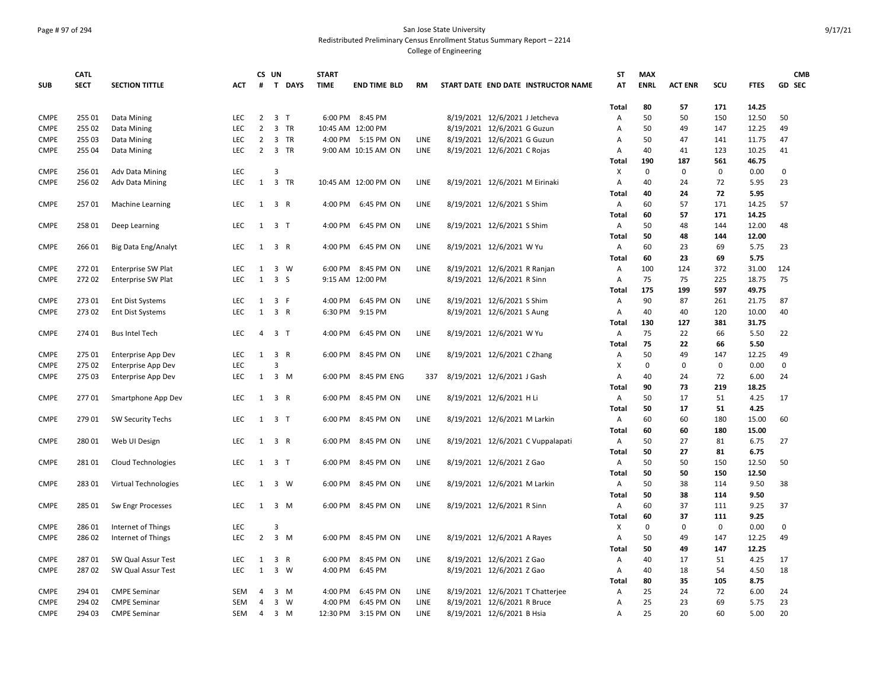San Jose State University
Redistributed Preliminary Census Enrollment Status Summary Report – 2214
College of Engineering

| SUB | CATL SECT | SECTION TITTLE | ACT | CS # | UN T | DAYS | START TIME | END TIME | BLD | RM | START DATE | END DATE | INSTRUCTOR NAME | ST AT | MAX ENRL | ACT ENR | SCU | FTES | GD | CMB SEC |
|---|---|---|---|---|---|---|---|---|---|---|---|---|---|---|---|---|---|---|---|---|
| | | | | | | | | | | | | | | **Total** | **80** | **57** | **171** | **14.25** | | |
| CMPE | 255 01 | Data Mining | LEC | 2 | 3 | T | 6:00 PM | 8:45 PM | | | 8/19/2021 | 12/6/2021 | J Jetcheva | A | 50 | 50 | 150 | 12.50 | 50 | |
| CMPE | 255 02 | Data Mining | LEC | 2 | 3 | TR | 10:45 AM | 12:00 PM | | | 8/19/2021 | 12/6/2021 | G Guzun | A | 50 | 49 | 147 | 12.25 | 49 | |
| CMPE | 255 03 | Data Mining | LEC | 2 | 3 | TR | 4:00 PM | 5:15 PM | ON | LINE | 8/19/2021 | 12/6/2021 | G Guzun | A | 50 | 47 | 141 | 11.75 | 47 | |
| CMPE | 255 04 | Data Mining | LEC | 2 | 3 | TR | 9:00 AM | 10:15 AM | ON | LINE | 8/19/2021 | 12/6/2021 | C Rojas | A | 40 | 41 | 123 | 10.25 | 41 | |
| | | | | | | | | | | | | | | **Total** | **190** | **187** | **561** | **46.75** | | |
| CMPE | 256 01 | Adv Data Mining | LEC | | 3 | | | | | | | | | X | 0 | 0 | 0 | 0.00 | 0 | |
| CMPE | 256 02 | Adv Data Mining | LEC | 1 | 3 | TR | 10:45 AM | 12:00 PM | ON | LINE | 8/19/2021 | 12/6/2021 | M Eirinaki | A | 40 | 24 | 72 | 5.95 | 23 | |
| | | | | | | | | | | | | | | **Total** | **40** | **24** | **72** | **5.95** | | |
| CMPE | 257 01 | Machine Learning | LEC | 1 | 3 | R | 4:00 PM | 6:45 PM | ON | LINE | 8/19/2021 | 12/6/2021 | S Shim | A | 60 | 57 | 171 | 14.25 | 57 | |
| | | | | | | | | | | | | | | **Total** | **60** | **57** | **171** | **14.25** | | |
| CMPE | 258 01 | Deep Learning | LEC | 1 | 3 | T | 4:00 PM | 6:45 PM | ON | LINE | 8/19/2021 | 12/6/2021 | S Shim | A | 50 | 48 | 144 | 12.00 | 48 | |
| | | | | | | | | | | | | | | **Total** | **50** | **48** | **144** | **12.00** | | |
| CMPE | 266 01 | Big Data Eng/Analyt | LEC | 1 | 3 | R | 4:00 PM | 6:45 PM | ON | LINE | 8/19/2021 | 12/6/2021 | W Yu | A | 60 | 23 | 69 | 5.75 | 23 | |
| | | | | | | | | | | | | | | **Total** | **60** | **23** | **69** | **5.75** | | |
| CMPE | 272 01 | Enterprise SW Plat | LEC | 1 | 3 | W | 6:00 PM | 8:45 PM | ON | LINE | 8/19/2021 | 12/6/2021 | R Ranjan | A | 100 | 124 | 372 | 31.00 | 124 | |
| CMPE | 272 02 | Enterprise SW Plat | LEC | 1 | 3 | S | 9:15 AM | 12:00 PM | | | 8/19/2021 | 12/6/2021 | R Sinn | A | 75 | 75 | 225 | 18.75 | 75 | |
| | | | | | | | | | | | | | | **Total** | **175** | **199** | **597** | **49.75** | | |
| CMPE | 273 01 | Ent Dist Systems | LEC | 1 | 3 | F | 4:00 PM | 6:45 PM | ON | LINE | 8/19/2021 | 12/6/2021 | S Shim | A | 90 | 87 | 261 | 21.75 | 87 | |
| CMPE | 273 02 | Ent Dist Systems | LEC | 1 | 3 | R | 6:30 PM | 9:15 PM | | | 8/19/2021 | 12/6/2021 | S Aung | A | 40 | 40 | 120 | 10.00 | 40 | |
| | | | | | | | | | | | | | | **Total** | **130** | **127** | **381** | **31.75** | | |
| CMPE | 274 01 | Bus Intel Tech | LEC | 4 | 3 | T | 4:00 PM | 6:45 PM | ON | LINE | 8/19/2021 | 12/6/2021 | W Yu | A | 75 | 22 | 66 | 5.50 | 22 | |
| | | | | | | | | | | | | | | **Total** | **75** | **22** | **66** | **5.50** | | |
| CMPE | 275 01 | Enterprise App Dev | LEC | 1 | 3 | R | 6:00 PM | 8:45 PM | ON | LINE | 8/19/2021 | 12/6/2021 | C Zhang | A | 50 | 49 | 147 | 12.25 | 49 | |
| CMPE | 275 02 | Enterprise App Dev | LEC | | 3 | | | | | | | | | X | 0 | 0 | 0 | 0.00 | 0 | |
| CMPE | 275 03 | Enterprise App Dev | LEC | 1 | 3 | M | 6:00 PM | 8:45 PM | ENG | 337 | 8/19/2021 | 12/6/2021 | J Gash | A | 40 | 24 | 72 | 6.00 | 24 | |
| | | | | | | | | | | | | | | **Total** | **90** | **73** | **219** | **18.25** | | |
| CMPE | 277 01 | Smartphone App Dev | LEC | 1 | 3 | R | 6:00 PM | 8:45 PM | ON | LINE | 8/19/2021 | 12/6/2021 | H Li | A | 50 | 17 | 51 | 4.25 | 17 | |
| | | | | | | | | | | | | | | **Total** | **50** | **17** | **51** | **4.25** | | |
| CMPE | 279 01 | SW Security Techs | LEC | 1 | 3 | T | 6:00 PM | 8:45 PM | ON | LINE | 8/19/2021 | 12/6/2021 | M Larkin | A | 60 | 60 | 180 | 15.00 | 60 | |
| | | | | | | | | | | | | | | **Total** | **60** | **60** | **180** | **15.00** | | |
| CMPE | 280 01 | Web UI Design | LEC | 1 | 3 | R | 6:00 PM | 8:45 PM | ON | LINE | 8/19/2021 | 12/6/2021 | C Vuppalapati | A | 50 | 27 | 81 | 6.75 | 27 | |
| | | | | | | | | | | | | | | **Total** | **50** | **27** | **81** | **6.75** | | |
| CMPE | 281 01 | Cloud Technologies | LEC | 1 | 3 | T | 6:00 PM | 8:45 PM | ON | LINE | 8/19/2021 | 12/6/2021 | Z Gao | A | 50 | 50 | 150 | 12.50 | 50 | |
| | | | | | | | | | | | | | | **Total** | **50** | **50** | **150** | **12.50** | | |
| CMPE | 283 01 | Virtual Technologies | LEC | 1 | 3 | W | 6:00 PM | 8:45 PM | ON | LINE | 8/19/2021 | 12/6/2021 | M Larkin | A | 50 | 38 | 114 | 9.50 | 38 | |
| | | | | | | | | | | | | | | **Total** | **50** | **38** | **114** | **9.50** | | |
| CMPE | 285 01 | Sw Engr Processes | LEC | 1 | 3 | M | 6:00 PM | 8:45 PM | ON | LINE | 8/19/2021 | 12/6/2021 | R Sinn | A | 60 | 37 | 111 | 9.25 | 37 | |
| | | | | | | | | | | | | | | **Total** | **60** | **37** | **111** | **9.25** | | |
| CMPE | 286 01 | Internet of Things | LEC | | 3 | | | | | | | | | X | 0 | 0 | 0 | 0.00 | 0 | |
| CMPE | 286 02 | Internet of Things | LEC | 2 | 3 | M | 6:00 PM | 8:45 PM | ON | LINE | 8/19/2021 | 12/6/2021 | A Rayes | A | 50 | 49 | 147 | 12.25 | 49 | |
| | | | | | | | | | | | | | | **Total** | **50** | **49** | **147** | **12.25** | | |
| CMPE | 287 01 | SW Qual Assur Test | LEC | 1 | 3 | R | 6:00 PM | 8:45 PM | ON | LINE | 8/19/2021 | 12/6/2021 | Z Gao | A | 40 | 17 | 51 | 4.25 | 17 | |
| CMPE | 287 02 | SW Qual Assur Test | LEC | 1 | 3 | W | 4:00 PM | 6:45 PM | | | 8/19/2021 | 12/6/2021 | Z Gao | A | 40 | 18 | 54 | 4.50 | 18 | |
| | | | | | | | | | | | | | | **Total** | **80** | **35** | **105** | **8.75** | | |
| CMPE | 294 01 | CMPE Seminar | SEM | 4 | 3 | M | 4:00 PM | 6:45 PM | ON | LINE | 8/19/2021 | 12/6/2021 | T Chatterjee | A | 25 | 24 | 72 | 6.00 | 24 | |
| CMPE | 294 02 | CMPE Seminar | SEM | 4 | 3 | W | 4:00 PM | 6:45 PM | ON | LINE | 8/19/2021 | 12/6/2021 | R Bruce | A | 25 | 23 | 69 | 5.75 | 23 | |
| CMPE | 294 03 | CMPE Seminar | SEM | 4 | 3 | M | 12:30 PM | 3:15 PM | ON | LINE | 8/19/2021 | 12/6/2021 | B Hsia | A | 25 | 20 | 60 | 5.00 | 20 | |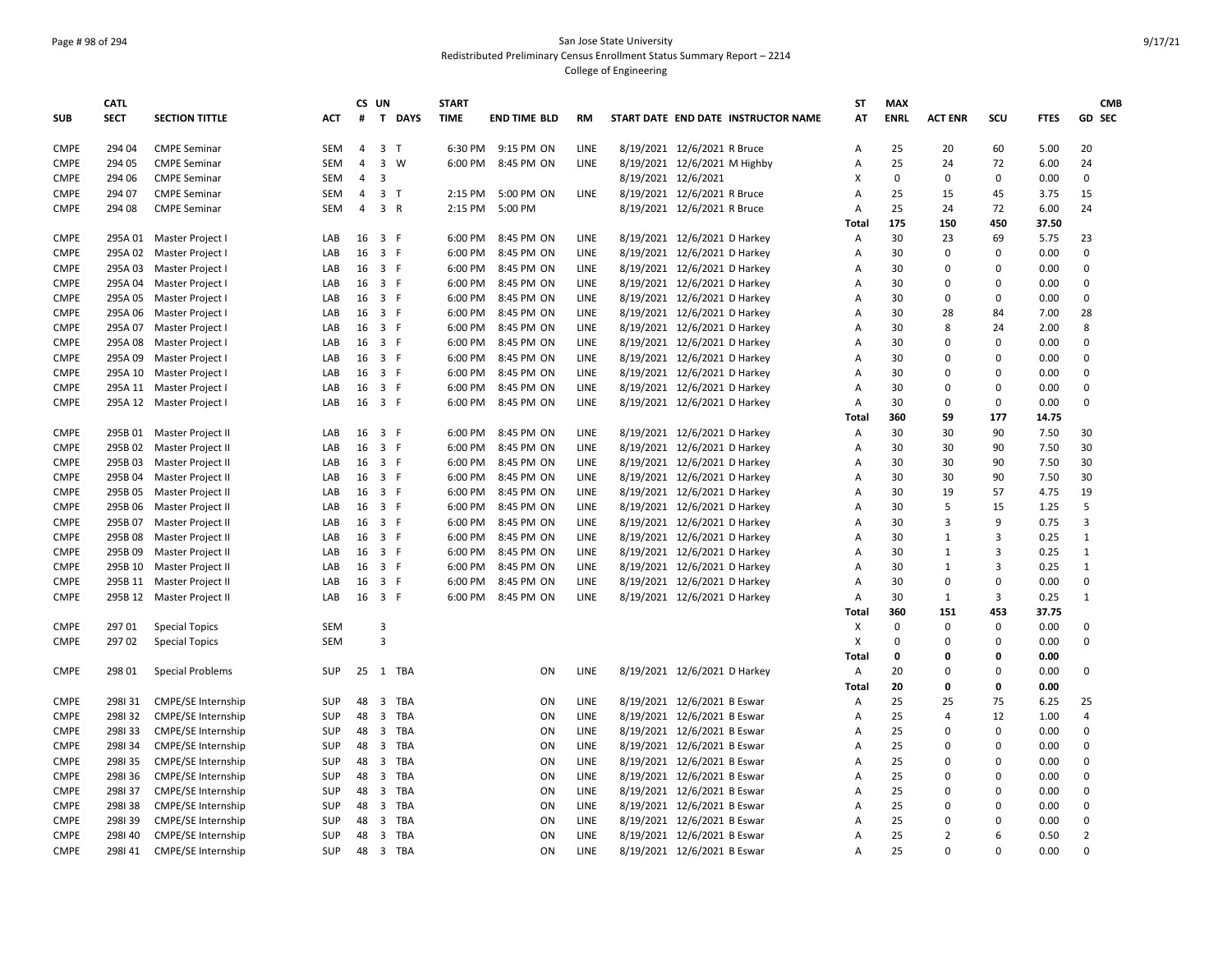San Jose State University
Redistributed Preliminary Census Enrollment Status Summary Report – 2214
College of Engineering

| SUB | CATL SECT | SECTION TITTLE | ACT | CS # | UN T | DAYS | START TIME | END TIME | BLD | RM | START DATE | END DATE | INSTRUCTOR NAME | ST AT | MAX ENRL | ACT ENR | SCU | FTES | GD | CMB SEC |
|---|---|---|---|---|---|---|---|---|---|---|---|---|---|---|---|---|---|---|---|---|
| CMPE | 294 04 | CMPE Seminar | SEM | 4 | 3 | T | 6:30 PM | 9:15 PM | ON | LINE | 8/19/2021 | 12/6/2021 | R Bruce | A | 25 | 20 | 60 | 5.00 | 20 | |
| CMPE | 294 05 | CMPE Seminar | SEM | 4 | 3 | W | 6:00 PM | 8:45 PM | ON | LINE | 8/19/2021 | 12/6/2021 | M Highby | A | 25 | 24 | 72 | 6.00 | 24 | |
| CMPE | 294 06 | CMPE Seminar | SEM | 4 | 3 | | | | | | 8/19/2021 | 12/6/2021 | | X | 0 | 0 | 0 | 0.00 | 0 | |
| CMPE | 294 07 | CMPE Seminar | SEM | 4 | 3 | T | 2:15 PM | 5:00 PM | ON | LINE | 8/19/2021 | 12/6/2021 | R Bruce | A | 25 | 15 | 45 | 3.75 | 15 | |
| CMPE | 294 08 | CMPE Seminar | SEM | 4 | 3 | R | 2:15 PM | 5:00 PM | | | 8/19/2021 | 12/6/2021 | R Bruce | A | 25 | 24 | 72 | 6.00 | 24 | |
| | | | | | | | | | | | | | | Total | 175 | 150 | 450 | 37.50 | | |
| CMPE | 295A 01 | Master Project I | LAB | 16 | 3 | F | 6:00 PM | 8:45 PM | ON | LINE | 8/19/2021 | 12/6/2021 | D Harkey | A | 30 | 23 | 69 | 5.75 | 23 | |
| CMPE | 295A 02 | Master Project I | LAB | 16 | 3 | F | 6:00 PM | 8:45 PM | ON | LINE | 8/19/2021 | 12/6/2021 | D Harkey | A | 30 | 0 | 0 | 0.00 | 0 | |
| CMPE | 295A 03 | Master Project I | LAB | 16 | 3 | F | 6:00 PM | 8:45 PM | ON | LINE | 8/19/2021 | 12/6/2021 | D Harkey | A | 30 | 0 | 0 | 0.00 | 0 | |
| CMPE | 295A 04 | Master Project I | LAB | 16 | 3 | F | 6:00 PM | 8:45 PM | ON | LINE | 8/19/2021 | 12/6/2021 | D Harkey | A | 30 | 0 | 0 | 0.00 | 0 | |
| CMPE | 295A 05 | Master Project I | LAB | 16 | 3 | F | 6:00 PM | 8:45 PM | ON | LINE | 8/19/2021 | 12/6/2021 | D Harkey | A | 30 | 0 | 0 | 0.00 | 0 | |
| CMPE | 295A 06 | Master Project I | LAB | 16 | 3 | F | 6:00 PM | 8:45 PM | ON | LINE | 8/19/2021 | 12/6/2021 | D Harkey | A | 30 | 28 | 84 | 7.00 | 28 | |
| CMPE | 295A 07 | Master Project I | LAB | 16 | 3 | F | 6:00 PM | 8:45 PM | ON | LINE | 8/19/2021 | 12/6/2021 | D Harkey | A | 30 | 8 | 24 | 2.00 | 8 | |
| CMPE | 295A 08 | Master Project I | LAB | 16 | 3 | F | 6:00 PM | 8:45 PM | ON | LINE | 8/19/2021 | 12/6/2021 | D Harkey | A | 30 | 0 | 0 | 0.00 | 0 | |
| CMPE | 295A 09 | Master Project I | LAB | 16 | 3 | F | 6:00 PM | 8:45 PM | ON | LINE | 8/19/2021 | 12/6/2021 | D Harkey | A | 30 | 0 | 0 | 0.00 | 0 | |
| CMPE | 295A 10 | Master Project I | LAB | 16 | 3 | F | 6:00 PM | 8:45 PM | ON | LINE | 8/19/2021 | 12/6/2021 | D Harkey | A | 30 | 0 | 0 | 0.00 | 0 | |
| CMPE | 295A 11 | Master Project I | LAB | 16 | 3 | F | 6:00 PM | 8:45 PM | ON | LINE | 8/19/2021 | 12/6/2021 | D Harkey | A | 30 | 0 | 0 | 0.00 | 0 | |
| CMPE | 295A 12 | Master Project I | LAB | 16 | 3 | F | 6:00 PM | 8:45 PM | ON | LINE | 8/19/2021 | 12/6/2021 | D Harkey | A | 30 | 0 | 0 | 0.00 | 0 | |
| | | | | | | | | | | | | | | Total | 360 | 59 | 177 | 14.75 | | |
| CMPE | 295B 01 | Master Project II | LAB | 16 | 3 | F | 6:00 PM | 8:45 PM | ON | LINE | 8/19/2021 | 12/6/2021 | D Harkey | A | 30 | 30 | 90 | 7.50 | 30 | |
| CMPE | 295B 02 | Master Project II | LAB | 16 | 3 | F | 6:00 PM | 8:45 PM | ON | LINE | 8/19/2021 | 12/6/2021 | D Harkey | A | 30 | 30 | 90 | 7.50 | 30 | |
| CMPE | 295B 03 | Master Project II | LAB | 16 | 3 | F | 6:00 PM | 8:45 PM | ON | LINE | 8/19/2021 | 12/6/2021 | D Harkey | A | 30 | 30 | 90 | 7.50 | 30 | |
| CMPE | 295B 04 | Master Project II | LAB | 16 | 3 | F | 6:00 PM | 8:45 PM | ON | LINE | 8/19/2021 | 12/6/2021 | D Harkey | A | 30 | 30 | 90 | 7.50 | 30 | |
| CMPE | 295B 05 | Master Project II | LAB | 16 | 3 | F | 6:00 PM | 8:45 PM | ON | LINE | 8/19/2021 | 12/6/2021 | D Harkey | A | 30 | 19 | 57 | 4.75 | 19 | |
| CMPE | 295B 06 | Master Project II | LAB | 16 | 3 | F | 6:00 PM | 8:45 PM | ON | LINE | 8/19/2021 | 12/6/2021 | D Harkey | A | 30 | 5 | 15 | 1.25 | 5 | |
| CMPE | 295B 07 | Master Project II | LAB | 16 | 3 | F | 6:00 PM | 8:45 PM | ON | LINE | 8/19/2021 | 12/6/2021 | D Harkey | A | 30 | 3 | 9 | 0.75 | 3 | |
| CMPE | 295B 08 | Master Project II | LAB | 16 | 3 | F | 6:00 PM | 8:45 PM | ON | LINE | 8/19/2021 | 12/6/2021 | D Harkey | A | 30 | 1 | 3 | 0.25 | 1 | |
| CMPE | 295B 09 | Master Project II | LAB | 16 | 3 | F | 6:00 PM | 8:45 PM | ON | LINE | 8/19/2021 | 12/6/2021 | D Harkey | A | 30 | 1 | 3 | 0.25 | 1 | |
| CMPE | 295B 10 | Master Project II | LAB | 16 | 3 | F | 6:00 PM | 8:45 PM | ON | LINE | 8/19/2021 | 12/6/2021 | D Harkey | A | 30 | 1 | 3 | 0.25 | 1 | |
| CMPE | 295B 11 | Master Project II | LAB | 16 | 3 | F | 6:00 PM | 8:45 PM | ON | LINE | 8/19/2021 | 12/6/2021 | D Harkey | A | 30 | 0 | 0 | 0.00 | 0 | |
| CMPE | 295B 12 | Master Project II | LAB | 16 | 3 | F | 6:00 PM | 8:45 PM | ON | LINE | 8/19/2021 | 12/6/2021 | D Harkey | A | 30 | 1 | 3 | 0.25 | 1 | |
| | | | | | | | | | | | | | | Total | 360 | 151 | 453 | 37.75 | | |
| CMPE | 297 01 | Special Topics | SEM | | 3 | | | | | | | | | X | 0 | 0 | 0 | 0.00 | 0 | |
| CMPE | 297 02 | Special Topics | SEM | | 3 | | | | | | | | | X | 0 | 0 | 0 | 0.00 | 0 | |
| | | | | | | | | | | | | | | Total | 0 | 0 | 0 | 0.00 | | |
| CMPE | 298 01 | Special Problems | SUP | 25 | 1 | TBA | | | ON | LINE | 8/19/2021 | 12/6/2021 | D Harkey | A | 20 | 0 | 0 | 0.00 | 0 | |
| | | | | | | | | | | | | | | Total | 20 | 0 | 0 | 0.00 | | |
| CMPE | 298I 31 | CMPE/SE Internship | SUP | 48 | 3 | TBA | | | ON | LINE | 8/19/2021 | 12/6/2021 | B Eswar | A | 25 | 25 | 75 | 6.25 | 25 | |
| CMPE | 298I 32 | CMPE/SE Internship | SUP | 48 | 3 | TBA | | | ON | LINE | 8/19/2021 | 12/6/2021 | B Eswar | A | 25 | 4 | 12 | 1.00 | 4 | |
| CMPE | 298I 33 | CMPE/SE Internship | SUP | 48 | 3 | TBA | | | ON | LINE | 8/19/2021 | 12/6/2021 | B Eswar | A | 25 | 0 | 0 | 0.00 | 0 | |
| CMPE | 298I 34 | CMPE/SE Internship | SUP | 48 | 3 | TBA | | | ON | LINE | 8/19/2021 | 12/6/2021 | B Eswar | A | 25 | 0 | 0 | 0.00 | 0 | |
| CMPE | 298I 35 | CMPE/SE Internship | SUP | 48 | 3 | TBA | | | ON | LINE | 8/19/2021 | 12/6/2021 | B Eswar | A | 25 | 0 | 0 | 0.00 | 0 | |
| CMPE | 298I 36 | CMPE/SE Internship | SUP | 48 | 3 | TBA | | | ON | LINE | 8/19/2021 | 12/6/2021 | B Eswar | A | 25 | 0 | 0 | 0.00 | 0 | |
| CMPE | 298I 37 | CMPE/SE Internship | SUP | 48 | 3 | TBA | | | ON | LINE | 8/19/2021 | 12/6/2021 | B Eswar | A | 25 | 0 | 0 | 0.00 | 0 | |
| CMPE | 298I 38 | CMPE/SE Internship | SUP | 48 | 3 | TBA | | | ON | LINE | 8/19/2021 | 12/6/2021 | B Eswar | A | 25 | 0 | 0 | 0.00 | 0 | |
| CMPE | 298I 39 | CMPE/SE Internship | SUP | 48 | 3 | TBA | | | ON | LINE | 8/19/2021 | 12/6/2021 | B Eswar | A | 25 | 0 | 0 | 0.00 | 0 | |
| CMPE | 298I 40 | CMPE/SE Internship | SUP | 48 | 3 | TBA | | | ON | LINE | 8/19/2021 | 12/6/2021 | B Eswar | A | 25 | 2 | 6 | 0.50 | 2 | |
| CMPE | 298I 41 | CMPE/SE Internship | SUP | 48 | 3 | TBA | | | ON | LINE | 8/19/2021 | 12/6/2021 | B Eswar | A | 25 | 0 | 0 | 0.00 | 0 | |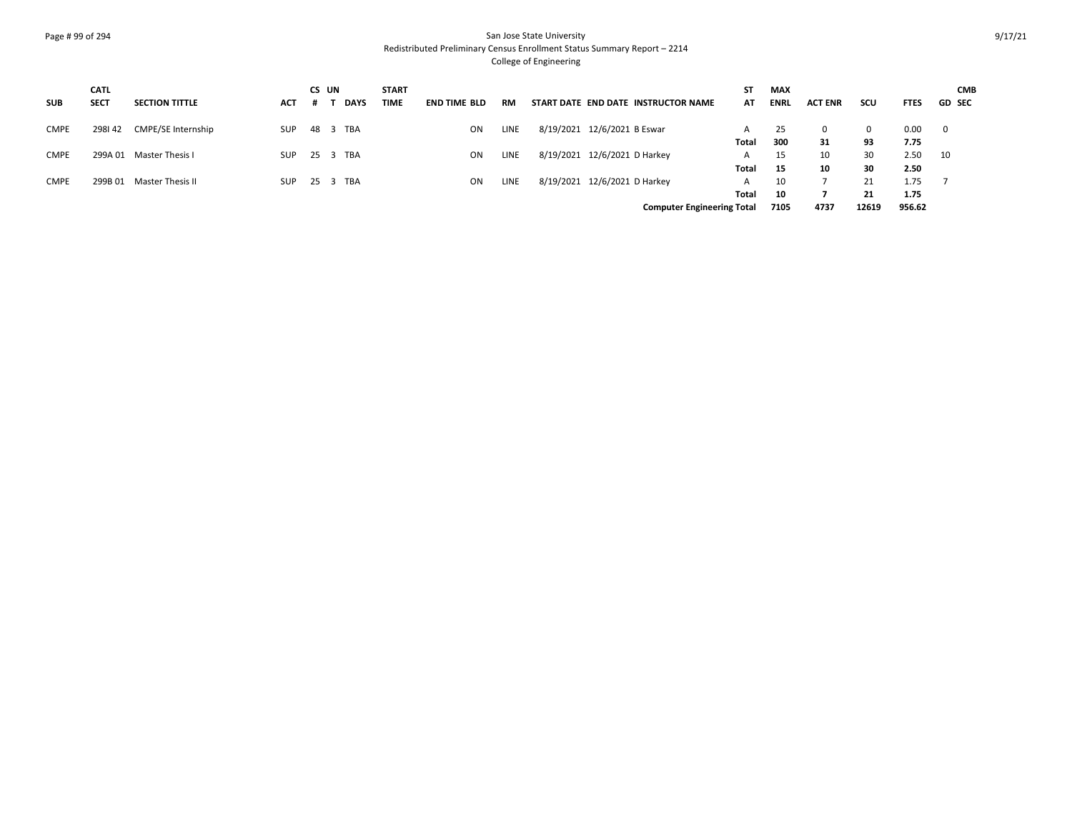| SUB | CATL SECT | SECTION TITTLE | ACT | CS # | UN T | DAYS | START TIME | END TIME | BLD | RM | START DATE | END DATE | INSTRUCTOR NAME | ST AT | MAX ENRL | ACT ENR | SCU | FTES | GD | CMB SEC |
|---|---|---|---|---|---|---|---|---|---|---|---|---|---|---|---|---|---|---|---|---|
| CMPE | 298I 42 | CMPE/SE Internship | SUP | 48 | 3 | TBA | | | ON | LINE | 8/19/2021 | 12/6/2021 | B Eswar | A | 25 | 0 | 0 | 0.00 | 0 | |
| | | | | | | | | | | | | | | **Total** | **300** | **31** | **93** | **7.75** | | |
| CMPE | 299A 01 | Master Thesis I | SUP | 25 | 3 | TBA | | | ON | LINE | 8/19/2021 | 12/6/2021 | D Harkey | A | 15 | 10 | 30 | 2.50 | 10 | |
| | | | | | | | | | | | | | | **Total** | **15** | **10** | **30** | **2.50** | | |
| CMPE | 299B 01 | Master Thesis II | SUP | 25 | 3 | TBA | | | ON | LINE | 8/19/2021 | 12/6/2021 | D Harkey | A | 10 | 7 | 21 | 1.75 | 7 | |
| | | | | | | | | | | | | | | **Total** | **10** | **7** | **21** | **1.75** | | |
| | | | | | | | | | | | | | **Computer Engineering Total** | | **7105** | **4737** | **12619** | **956.62** | | |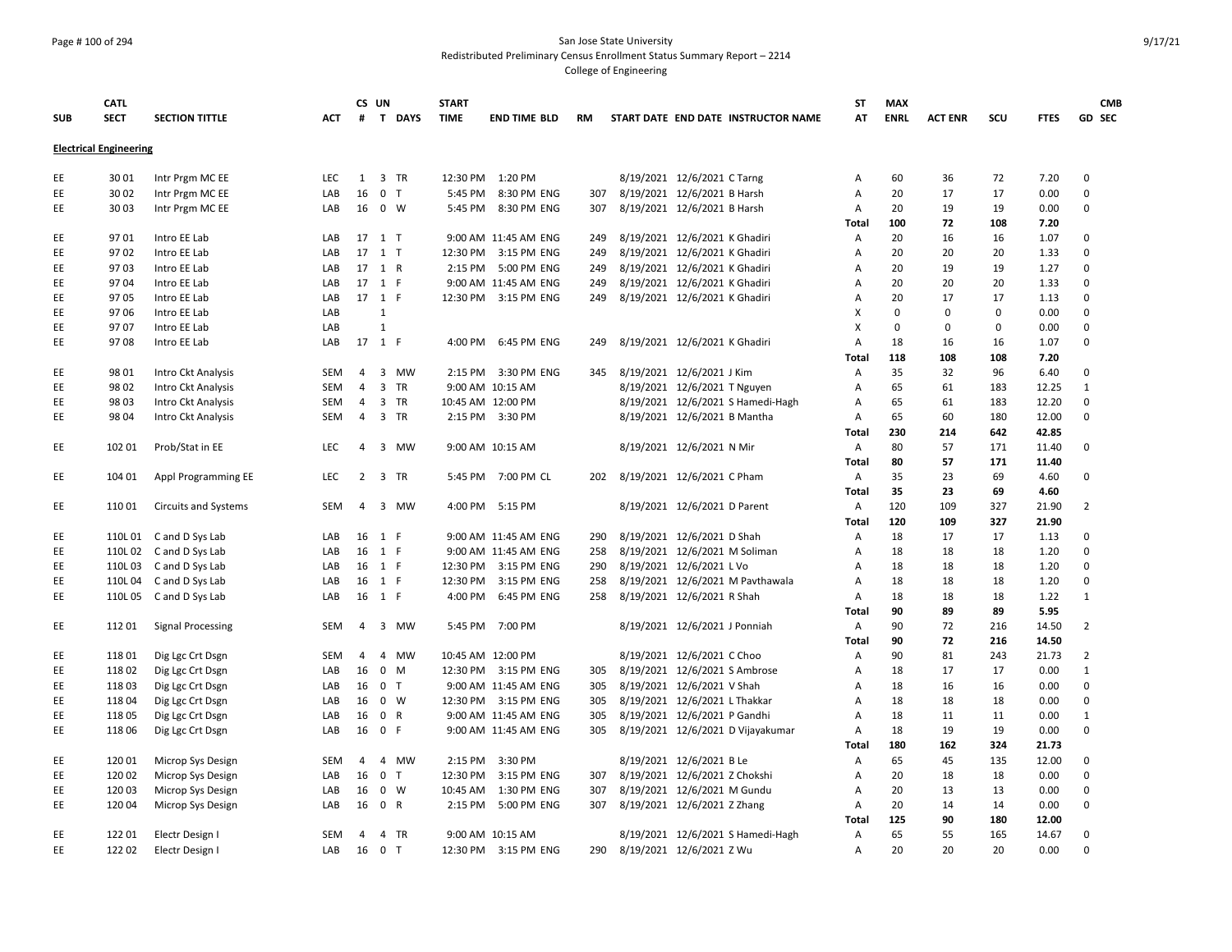San Jose State University

Redistributed Preliminary Census Enrollment Status Summary Report – 2214

College of Engineering

| SUB | CATL SECT | SECTION TITTLE | ACT | CS # | UN T | DAYS | START TIME | END TIME | BLD | RM | START DATE | END DATE | INSTRUCTOR NAME | ST AT | MAX ENRL | ACT ENR | SCU | FTES | GD | CMB SEC |
|---|---|---|---|---|---|---|---|---|---|---|---|---|---|---|---|---|---|---|---|---|
| **Electrical Engineering** | | | | | | | | | | | | | | | | | | | | |
| EE | 30 01 | Intr Prgm MC EE | LEC | 1 | 3 | TR | 12:30 PM | 1:20 PM | | | 8/19/2021 | 12/6/2021 | C Tarng | A | 60 | 36 | 72 | 7.20 | 0 | |
| EE | 30 02 | Intr Prgm MC EE | LAB | 16 | 0 | T | 5:45 PM | 8:30 PM | ENG | 307 | 8/19/2021 | 12/6/2021 | B Harsh | A | 20 | 17 | 17 | 0.00 | 0 | |
| EE | 30 03 | Intr Prgm MC EE | LAB | 16 | 0 | W | 5:45 PM | 8:30 PM | ENG | 307 | 8/19/2021 | 12/6/2021 | B Harsh | A | 20 | 19 | 19 | 0.00 | 0 | |
| | | | | | | | | | | | | | | Total | 100 | 72 | 108 | 7.20 | | |
| EE | 97 01 | Intro EE Lab | LAB | 17 | 1 | T | 9:00 AM | 11:45 AM | ENG | 249 | 8/19/2021 | 12/6/2021 | K Ghadiri | A | 20 | 16 | 16 | 1.07 | 0 | |
| EE | 97 02 | Intro EE Lab | LAB | 17 | 1 | T | 12:30 PM | 3:15 PM | ENG | 249 | 8/19/2021 | 12/6/2021 | K Ghadiri | A | 20 | 20 | 20 | 1.33 | 0 | |
| EE | 97 03 | Intro EE Lab | LAB | 17 | 1 | R | 2:15 PM | 5:00 PM | ENG | 249 | 8/19/2021 | 12/6/2021 | K Ghadiri | A | 20 | 19 | 19 | 1.27 | 0 | |
| EE | 97 04 | Intro EE Lab | LAB | 17 | 1 | F | 9:00 AM | 11:45 AM | ENG | 249 | 8/19/2021 | 12/6/2021 | K Ghadiri | A | 20 | 20 | 20 | 1.33 | 0 | |
| EE | 97 05 | Intro EE Lab | LAB | 17 | 1 | F | 12:30 PM | 3:15 PM | ENG | 249 | 8/19/2021 | 12/6/2021 | K Ghadiri | A | 20 | 17 | 17 | 1.13 | 0 | |
| EE | 97 06 | Intro EE Lab | LAB | | 1 | | | | | | | | | X | 0 | 0 | 0 | 0.00 | 0 | |
| EE | 97 07 | Intro EE Lab | LAB | | 1 | | | | | | | | | X | 0 | 0 | 0 | 0.00 | 0 | |
| EE | 97 08 | Intro EE Lab | LAB | 17 | 1 | F | 4:00 PM | 6:45 PM | ENG | 249 | 8/19/2021 | 12/6/2021 | K Ghadiri | A | 18 | 16 | 16 | 1.07 | 0 | |
| | | | | | | | | | | | | | | Total | 118 | 108 | 108 | 7.20 | | |
| EE | 98 01 | Intro Ckt Analysis | SEM | 4 | 3 | MW | 2:15 PM | 3:30 PM | ENG | 345 | 8/19/2021 | 12/6/2021 | J Kim | A | 35 | 32 | 96 | 6.40 | 0 | |
| EE | 98 02 | Intro Ckt Analysis | SEM | 4 | 3 | TR | 9:00 AM | 10:15 AM | | | 8/19/2021 | 12/6/2021 | T Nguyen | A | 65 | 61 | 183 | 12.25 | 1 | |
| EE | 98 03 | Intro Ckt Analysis | SEM | 4 | 3 | TR | 10:45 AM | 12:00 PM | | | 8/19/2021 | 12/6/2021 | S Hamedi-Hagh | A | 65 | 61 | 183 | 12.20 | 0 | |
| EE | 98 04 | Intro Ckt Analysis | SEM | 4 | 3 | TR | 2:15 PM | 3:30 PM | | | 8/19/2021 | 12/6/2021 | B Mantha | A | 65 | 60 | 180 | 12.00 | 0 | |
| | | | | | | | | | | | | | | Total | 230 | 214 | 642 | 42.85 | | |
| EE | 102 01 | Prob/Stat in EE | LEC | 4 | 3 | MW | 9:00 AM | 10:15 AM | | | 8/19/2021 | 12/6/2021 | N Mir | A | 80 | 57 | 171 | 11.40 | 0 | |
| | | | | | | | | | | | | | | Total | 80 | 57 | 171 | 11.40 | | |
| EE | 104 01 | Appl Programming EE | LEC | 2 | 3 | TR | 5:45 PM | 7:00 PM | CL | 202 | 8/19/2021 | 12/6/2021 | C Pham | A | 35 | 23 | 69 | 4.60 | 0 | |
| | | | | | | | | | | | | | | Total | 35 | 23 | 69 | 4.60 | | |
| EE | 110 01 | Circuits and Systems | SEM | 4 | 3 | MW | 4:00 PM | 5:15 PM | | | 8/19/2021 | 12/6/2021 | D Parent | A | 120 | 109 | 327 | 21.90 | 2 | |
| | | | | | | | | | | | | | | Total | 120 | 109 | 327 | 21.90 | | |
| EE | 110L 01 | C and D Sys Lab | LAB | 16 | 1 | F | 9:00 AM | 11:45 AM | ENG | 290 | 8/19/2021 | 12/6/2021 | D Shah | A | 18 | 17 | 17 | 1.13 | 0 | |
| EE | 110L 02 | C and D Sys Lab | LAB | 16 | 1 | F | 9:00 AM | 11:45 AM | ENG | 258 | 8/19/2021 | 12/6/2021 | M Soliman | A | 18 | 18 | 18 | 1.20 | 0 | |
| EE | 110L 03 | C and D Sys Lab | LAB | 16 | 1 | F | 12:30 PM | 3:15 PM | ENG | 290 | 8/19/2021 | 12/6/2021 | L Vo | A | 18 | 18 | 18 | 1.20 | 0 | |
| EE | 110L 04 | C and D Sys Lab | LAB | 16 | 1 | F | 12:30 PM | 3:15 PM | ENG | 258 | 8/19/2021 | 12/6/2021 | M Pavthawala | A | 18 | 18 | 18 | 1.20 | 0 | |
| EE | 110L 05 | C and D Sys Lab | LAB | 16 | 1 | F | 4:00 PM | 6:45 PM | ENG | 258 | 8/19/2021 | 12/6/2021 | R Shah | A | 18 | 18 | 18 | 1.22 | 1 | |
| | | | | | | | | | | | | | | Total | 90 | 89 | 89 | 5.95 | | |
| EE | 112 01 | Signal Processing | SEM | 4 | 3 | MW | 5:45 PM | 7:00 PM | | | 8/19/2021 | 12/6/2021 | J Ponniah | A | 90 | 72 | 216 | 14.50 | 2 | |
| | | | | | | | | | | | | | | Total | 90 | 72 | 216 | 14.50 | | |
| EE | 118 01 | Dig Lgc Crt Dsgn | SEM | 4 | 4 | MW | 10:45 AM | 12:00 PM | | | 8/19/2021 | 12/6/2021 | C Choo | A | 90 | 81 | 243 | 21.73 | 2 | |
| EE | 118 02 | Dig Lgc Crt Dsgn | LAB | 16 | 0 | M | 12:30 PM | 3:15 PM | ENG | 305 | 8/19/2021 | 12/6/2021 | S Ambrose | A | 18 | 17 | 17 | 0.00 | 1 | |
| EE | 118 03 | Dig Lgc Crt Dsgn | LAB | 16 | 0 | T | 9:00 AM | 11:45 AM | ENG | 305 | 8/19/2021 | 12/6/2021 | V Shah | A | 18 | 16 | 16 | 0.00 | 0 | |
| EE | 118 04 | Dig Lgc Crt Dsgn | LAB | 16 | 0 | W | 12:30 PM | 3:15 PM | ENG | 305 | 8/19/2021 | 12/6/2021 | L Thakkar | A | 18 | 18 | 18 | 0.00 | 0 | |
| EE | 118 05 | Dig Lgc Crt Dsgn | LAB | 16 | 0 | R | 9:00 AM | 11:45 AM | ENG | 305 | 8/19/2021 | 12/6/2021 | P Gandhi | A | 18 | 11 | 11 | 0.00 | 1 | |
| EE | 118 06 | Dig Lgc Crt Dsgn | LAB | 16 | 0 | F | 9:00 AM | 11:45 AM | ENG | 305 | 8/19/2021 | 12/6/2021 | D Vijayakumar | A | 18 | 19 | 19 | 0.00 | 0 | |
| | | | | | | | | | | | | | | Total | 180 | 162 | 324 | 21.73 | | |
| EE | 120 01 | Microp Sys Design | SEM | 4 | 4 | MW | 2:15 PM | 3:30 PM | | | 8/19/2021 | 12/6/2021 | B Le | A | 65 | 45 | 135 | 12.00 | 0 | |
| EE | 120 02 | Microp Sys Design | LAB | 16 | 0 | T | 12:30 PM | 3:15 PM | ENG | 307 | 8/19/2021 | 12/6/2021 | Z Chokshi | A | 20 | 18 | 18 | 0.00 | 0 | |
| EE | 120 03 | Microp Sys Design | LAB | 16 | 0 | W | 10:45 AM | 1:30 PM | ENG | 307 | 8/19/2021 | 12/6/2021 | M Gundu | A | 20 | 13 | 13 | 0.00 | 0 | |
| EE | 120 04 | Microp Sys Design | LAB | 16 | 0 | R | 2:15 PM | 5:00 PM | ENG | 307 | 8/19/2021 | 12/6/2021 | Z Zhang | A | 20 | 14 | 14 | 0.00 | 0 | |
| | | | | | | | | | | | | | | Total | 125 | 90 | 180 | 12.00 | | |
| EE | 122 01 | Electr Design I | SEM | 4 | 4 | TR | 9:00 AM | 10:15 AM | | | 8/19/2021 | 12/6/2021 | S Hamedi-Hagh | A | 65 | 55 | 165 | 14.67 | 0 | |
| EE | 122 02 | Electr Design I | LAB | 16 | 0 | T | 12:30 PM | 3:15 PM | ENG | 290 | 8/19/2021 | 12/6/2021 | Z Wu | A | 20 | 20 | 20 | 0.00 | 0 | |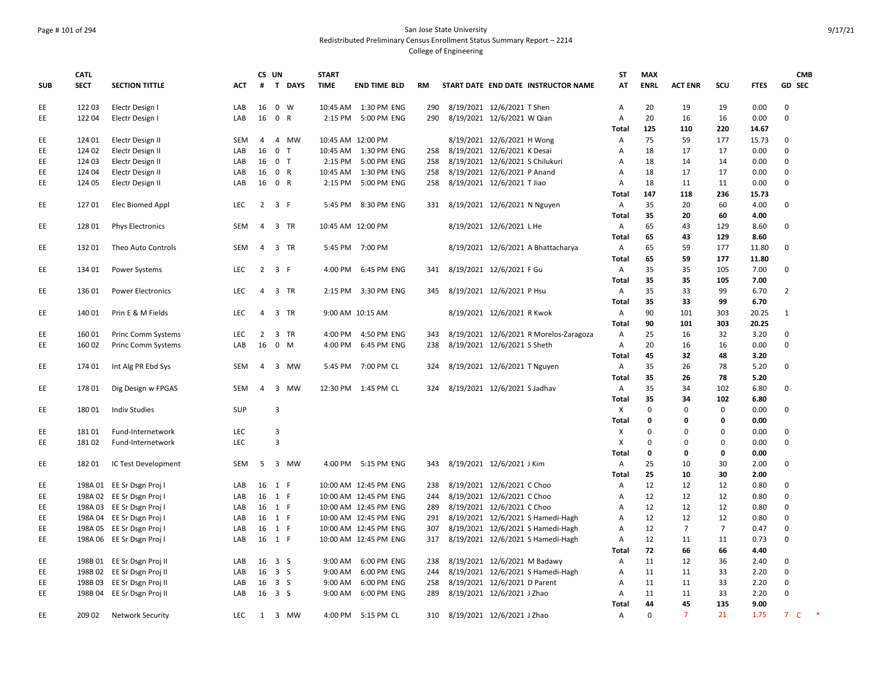San Jose State University
Redistributed Preliminary Census Enrollment Status Summary Report – 2214
College of Engineering

| SUB | CATL SECT | SECTION TITTLE | ACT | CS # | UN T | DAYS | START TIME | END TIME | BLD | RM | START DATE | END DATE | INSTRUCTOR NAME | ST AT | MAX ENRL | ACT ENR | SCU | FTES | GD | CMB SEC |
|---|---|---|---|---|---|---|---|---|---|---|---|---|---|---|---|---|---|---|---|---|
| EE | 122 03 | Electr Design I | LAB | 16 | 0 | W | 10:45 AM | 1:30 PM | ENG | 290 | 8/19/2021 | 12/6/2021 | T Shen | A | 20 | 19 | 19 | 0.00 | 0 | |
| EE | 122 04 | Electr Design I | LAB | 16 | 0 | R | 2:15 PM | 5:00 PM | ENG | 290 | 8/19/2021 | 12/6/2021 | W Qian | A | 20 | 16 | 16 | 0.00 | 0 | |
| | | | | | | | | | | | | | | **Total** | **125** | **110** | **220** | **14.67** | | |
| EE | 124 01 | Electr Design II | SEM | 4 | 4 | MW | 10:45 AM | 12:00 PM | | | 8/19/2021 | 12/6/2021 | H Wong | A | 75 | 59 | 177 | 15.73 | 0 | |
| EE | 124 02 | Electr Design II | LAB | 16 | 0 | T | 10:45 AM | 1:30 PM | ENG | 258 | 8/19/2021 | 12/6/2021 | K Desai | A | 18 | 17 | 17 | 0.00 | 0 | |
| EE | 124 03 | Electr Design II | LAB | 16 | 0 | T | 2:15 PM | 5:00 PM | ENG | 258 | 8/19/2021 | 12/6/2021 | S Chilukuri | A | 18 | 14 | 14 | 0.00 | 0 | |
| EE | 124 04 | Electr Design II | LAB | 16 | 0 | R | 10:45 AM | 1:30 PM | ENG | 258 | 8/19/2021 | 12/6/2021 | P Anand | A | 18 | 17 | 17 | 0.00 | 0 | |
| EE | 124 05 | Electr Design II | LAB | 16 | 0 | R | 2:15 PM | 5:00 PM | ENG | 258 | 8/19/2021 | 12/6/2021 | T Jiao | A | 18 | 11 | 11 | 0.00 | 0 | |
| | | | | | | | | | | | | | | **Total** | **147** | **118** | **236** | **15.73** | | |
| EE | 127 01 | Elec Biomed Appl | LEC | 2 | 3 | F | 5:45 PM | 8:30 PM | ENG | 331 | 8/19/2021 | 12/6/2021 | N Nguyen | A | 35 | 20 | 60 | 4.00 | 0 | |
| | | | | | | | | | | | | | | **Total** | **35** | **20** | **60** | **4.00** | | |
| EE | 128 01 | Phys Electronics | SEM | 4 | 3 | TR | 10:45 AM | 12:00 PM | | | 8/19/2021 | 12/6/2021 | L He | A | 65 | 43 | 129 | 8.60 | 0 | |
| | | | | | | | | | | | | | | **Total** | **65** | **43** | **129** | **8.60** | | |
| EE | 132 01 | Theo Auto Controls | SEM | 4 | 3 | TR | 5:45 PM | 7:00 PM | | | 8/19/2021 | 12/6/2021 | A Bhattacharya | A | 65 | 59 | 177 | 11.80 | 0 | |
| | | | | | | | | | | | | | | **Total** | **65** | **59** | **177** | **11.80** | | |
| EE | 134 01 | Power Systems | LEC | 2 | 3 | F | 4:00 PM | 6:45 PM | ENG | 341 | 8/19/2021 | 12/6/2021 | F Gu | A | 35 | 35 | 105 | 7.00 | 0 | |
| | | | | | | | | | | | | | | **Total** | **35** | **35** | **105** | **7.00** | | |
| EE | 136 01 | Power Electronics | LEC | 4 | 3 | TR | 2:15 PM | 3:30 PM | ENG | 345 | 8/19/2021 | 12/6/2021 | P Hsu | A | 35 | 33 | 99 | 6.70 | 2 | |
| | | | | | | | | | | | | | | **Total** | **35** | **33** | **99** | **6.70** | | |
| EE | 140 01 | Prin E & M Fields | LEC | 4 | 3 | TR | 9:00 AM | 10:15 AM | | | 8/19/2021 | 12/6/2021 | R Kwok | A | 90 | 101 | 303 | 20.25 | 1 | |
| | | | | | | | | | | | | | | **Total** | **90** | **101** | **303** | **20.25** | | |
| EE | 160 01 | Princ Comm Systems | LEC | 2 | 3 | TR | 4:00 PM | 4:50 PM | ENG | 343 | 8/19/2021 | 12/6/2021 | R Morelos-Zaragoza | A | 25 | 16 | 32 | 3.20 | 0 | |
| EE | 160 02 | Princ Comm Systems | LAB | 16 | 0 | M | 4:00 PM | 6:45 PM | ENG | 238 | 8/19/2021 | 12/6/2021 | S Sheth | A | 20 | 16 | 16 | 0.00 | 0 | |
| | | | | | | | | | | | | | | **Total** | **45** | **32** | **48** | **3.20** | | |
| EE | 174 01 | Int Alg PR Ebd Sys | SEM | 4 | 3 | MW | 5:45 PM | 7:00 PM | CL | 324 | 8/19/2021 | 12/6/2021 | T Nguyen | A | 35 | 26 | 78 | 5.20 | 0 | |
| | | | | | | | | | | | | | | **Total** | **35** | **26** | **78** | **5.20** | | |
| EE | 178 01 | Dig Design w FPGAS | SEM | 4 | 3 | MW | 12:30 PM | 1:45 PM | CL | 324 | 8/19/2021 | 12/6/2021 | S Jadhav | A | 35 | 34 | 102 | 6.80 | 0 | |
| | | | | | | | | | | | | | | **Total** | **35** | **34** | **102** | **6.80** | | |
| EE | 180 01 | Indiv Studies | SUP | | 3 | | | | | | | | | X | 0 | 0 | 0 | 0.00 | 0 | |
| | | | | | | | | | | | | | | **Total** | **0** | **0** | **0** | **0.00** | | |
| EE | 181 01 | Fund-Internetwork | LEC | | 3 | | | | | | | | | X | 0 | 0 | 0 | 0.00 | 0 | |
| EE | 181 02 | Fund-Internetwork | LEC | | 3 | | | | | | | | | X | 0 | 0 | 0 | 0.00 | 0 | |
| | | | | | | | | | | | | | | **Total** | **0** | **0** | **0** | **0.00** | | |
| EE | 182 01 | IC Test Development | SEM | 5 | 3 | MW | 4:00 PM | 5:15 PM | ENG | 343 | 8/19/2021 | 12/6/2021 | J Kim | A | 25 | 10 | 30 | 2.00 | 0 | |
| | | | | | | | | | | | | | | **Total** | **25** | **10** | **30** | **2.00** | | |
| EE | 198A 01 | EE Sr Dsgn Proj I | LAB | 16 | 1 | F | 10:00 AM | 12:45 PM | ENG | 238 | 8/19/2021 | 12/6/2021 | C Choo | A | 12 | 12 | 12 | 0.80 | 0 | |
| EE | 198A 02 | EE Sr Dsgn Proj I | LAB | 16 | 1 | F | 10:00 AM | 12:45 PM | ENG | 244 | 8/19/2021 | 12/6/2021 | C Choo | A | 12 | 12 | 12 | 0.80 | 0 | |
| EE | 198A 03 | EE Sr Dsgn Proj I | LAB | 16 | 1 | F | 10:00 AM | 12:45 PM | ENG | 289 | 8/19/2021 | 12/6/2021 | C Choo | A | 12 | 12 | 12 | 0.80 | 0 | |
| EE | 198A 04 | EE Sr Dsgn Proj I | LAB | 16 | 1 | F | 10:00 AM | 12:45 PM | ENG | 291 | 8/19/2021 | 12/6/2021 | S Hamedi-Hagh | A | 12 | 12 | 12 | 0.80 | 0 | |
| EE | 198A 05 | EE Sr Dsgn Proj I | LAB | 16 | 1 | F | 10:00 AM | 12:45 PM | ENG | 307 | 8/19/2021 | 12/6/2021 | S Hamedi-Hagh | A | 12 | 7 | 7 | 0.47 | 0 | |
| EE | 198A 06 | EE Sr Dsgn Proj I | LAB | 16 | 1 | F | 10:00 AM | 12:45 PM | ENG | 317 | 8/19/2021 | 12/6/2021 | S Hamedi-Hagh | A | 12 | 11 | 11 | 0.73 | 0 | |
| | | | | | | | | | | | | | | **Total** | **72** | **66** | **66** | **4.40** | | |
| EE | 198B 01 | EE Sr Dsgn Proj II | LAB | 16 | 3 | S | 9:00 AM | 6:00 PM | ENG | 238 | 8/19/2021 | 12/6/2021 | M Badawy | A | 11 | 12 | 36 | 2.40 | 0 | |
| EE | 198B 02 | EE Sr Dsgn Proj II | LAB | 16 | 3 | S | 9:00 AM | 6:00 PM | ENG | 244 | 8/19/2021 | 12/6/2021 | S Hamedi-Hagh | A | 11 | 11 | 33 | 2.20 | 0 | |
| EE | 198B 03 | EE Sr Dsgn Proj II | LAB | 16 | 3 | S | 9:00 AM | 6:00 PM | ENG | 258 | 8/19/2021 | 12/6/2021 | D Parent | A | 11 | 11 | 33 | 2.20 | 0 | |
| EE | 198B 04 | EE Sr Dsgn Proj II | LAB | 16 | 3 | S | 9:00 AM | 6:00 PM | ENG | 289 | 8/19/2021 | 12/6/2021 | J Zhao | A | 11 | 11 | 33 | 2.20 | 0 | |
| | | | | | | | | | | | | | | **Total** | **44** | **45** | **135** | **9.00** | | |
| EE | 209 02 | Network Security | LEC | 1 | 3 | MW | 4:00 PM | 5:15 PM | CL | 310 | 8/19/2021 | 12/6/2021 | J Zhao | A | 0 | 7 | 21 | 1.75 | 7 | C * |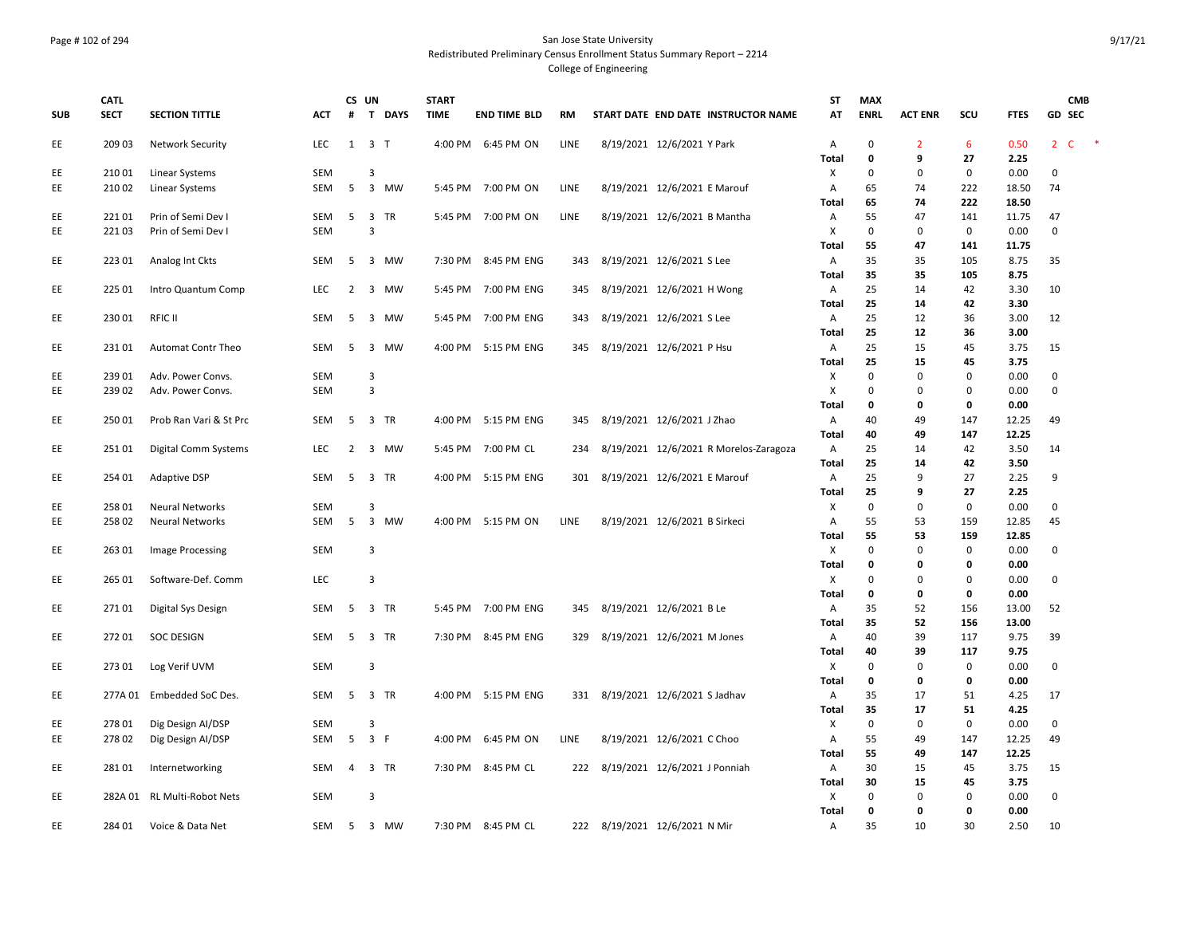San Jose State University
Redistributed Preliminary Census Enrollment Status Summary Report – 2214
College of Engineering

| SUB | CATL SECT | SECTION TITTLE | ACT | CS # | UN T | DAYS | START TIME | END TIME | BLD | RM | START DATE | END DATE | INSTRUCTOR NAME | ST AT | MAX ENRL | ACT ENR | SCU | FTES | GD | CMB SEC |
|---|---|---|---|---|---|---|---|---|---|---|---|---|---|---|---|---|---|---|---|---|
| EE | 209 03 | Network Security | LEC | 1 | 3 | T | 4:00 PM | 6:45 PM | ON | LINE | 8/19/2021 | 12/6/2021 | Y Park | A | 0 | 2 | 6 | 0.50 | 2 | C * |
| | | | | | | | | | | | | | | **Total** | **0** | **9** | **27** | **2.25** | | |
| EE | 210 01 | Linear Systems | SEM | | 3 | | | | | | | | | X | 0 | 0 | 0 | 0.00 | 0 | |
| EE | 210 02 | Linear Systems | SEM | 5 | 3 | MW | 5:45 PM | 7:00 PM | ON | LINE | 8/19/2021 | 12/6/2021 | E Marouf | A | 65 | 74 | 222 | 18.50 | 74 | |
| | | | | | | | | | | | | | | **Total** | **65** | **74** | **222** | **18.50** | | |
| EE | 221 01 | Prin of Semi Dev I | SEM | 5 | 3 | TR | 5:45 PM | 7:00 PM | ON | LINE | 8/19/2021 | 12/6/2021 | B Mantha | A | 55 | 47 | 141 | 11.75 | 47 | |
| EE | 221 03 | Prin of Semi Dev I | SEM | | 3 | | | | | | | | | X | 0 | 0 | 0 | 0.00 | 0 | |
| | | | | | | | | | | | | | | **Total** | **55** | **47** | **141** | **11.75** | | |
| EE | 223 01 | Analog Int Ckts | SEM | 5 | 3 | MW | 7:30 PM | 8:45 PM | ENG | 343 | 8/19/2021 | 12/6/2021 | S Lee | A | 35 | 35 | 105 | 8.75 | 35 | |
| | | | | | | | | | | | | | | **Total** | **35** | **35** | **105** | **8.75** | | |
| EE | 225 01 | Intro Quantum Comp | LEC | 2 | 3 | MW | 5:45 PM | 7:00 PM | ENG | 345 | 8/19/2021 | 12/6/2021 | H Wong | A | 25 | 14 | 42 | 3.30 | 10 | |
| | | | | | | | | | | | | | | **Total** | **25** | **14** | **42** | **3.30** | | |
| EE | 230 01 | RFIC II | SEM | 5 | 3 | MW | 5:45 PM | 7:00 PM | ENG | 343 | 8/19/2021 | 12/6/2021 | S Lee | A | 25 | 12 | 36 | 3.00 | 12 | |
| | | | | | | | | | | | | | | **Total** | **25** | **12** | **36** | **3.00** | | |
| EE | 231 01 | Automat Contr Theo | SEM | 5 | 3 | MW | 4:00 PM | 5:15 PM | ENG | 345 | 8/19/2021 | 12/6/2021 | P Hsu | A | 25 | 15 | 45 | 3.75 | 15 | |
| | | | | | | | | | | | | | | **Total** | **25** | **15** | **45** | **3.75** | | |
| EE | 239 01 | Adv. Power Convs. | SEM | | 3 | | | | | | | | | X | 0 | 0 | 0 | 0.00 | 0 | |
| EE | 239 02 | Adv. Power Convs. | SEM | | 3 | | | | | | | | | X | 0 | 0 | 0 | 0.00 | 0 | |
| | | | | | | | | | | | | | | **Total** | **0** | **0** | **0** | **0.00** | | |
| EE | 250 01 | Prob Ran Vari & St Prc | SEM | 5 | 3 | TR | 4:00 PM | 5:15 PM | ENG | 345 | 8/19/2021 | 12/6/2021 | J Zhao | A | 40 | 49 | 147 | 12.25 | 49 | |
| | | | | | | | | | | | | | | **Total** | **40** | **49** | **147** | **12.25** | | |
| EE | 251 01 | Digital Comm Systems | LEC | 2 | 3 | MW | 5:45 PM | 7:00 PM | CL | 234 | 8/19/2021 | 12/6/2021 | R Morelos-Zaragoza | A | 25 | 14 | 42 | 3.50 | 14 | |
| | | | | | | | | | | | | | | **Total** | **25** | **14** | **42** | **3.50** | | |
| EE | 254 01 | Adaptive DSP | SEM | 5 | 3 | TR | 4:00 PM | 5:15 PM | ENG | 301 | 8/19/2021 | 12/6/2021 | E Marouf | A | 25 | 9 | 27 | 2.25 | 9 | |
| | | | | | | | | | | | | | | **Total** | **25** | **9** | **27** | **2.25** | | |
| EE | 258 01 | Neural Networks | SEM | | 3 | | | | | | | | | X | 0 | 0 | 0 | 0.00 | 0 | |
| EE | 258 02 | Neural Networks | SEM | 5 | 3 | MW | 4:00 PM | 5:15 PM | ON | LINE | 8/19/2021 | 12/6/2021 | B Sirkeci | A | 55 | 53 | 159 | 12.85 | 45 | |
| | | | | | | | | | | | | | | **Total** | **55** | **53** | **159** | **12.85** | | |
| EE | 263 01 | Image Processing | SEM | | 3 | | | | | | | | | X | 0 | 0 | 0 | 0.00 | 0 | |
| | | | | | | | | | | | | | | **Total** | **0** | **0** | **0** | **0.00** | | |
| EE | 265 01 | Software-Def. Comm | LEC | | 3 | | | | | | | | | X | 0 | 0 | 0 | 0.00 | 0 | |
| | | | | | | | | | | | | | | **Total** | **0** | **0** | **0** | **0.00** | | |
| EE | 271 01 | Digital Sys Design | SEM | 5 | 3 | TR | 5:45 PM | 7:00 PM | ENG | 345 | 8/19/2021 | 12/6/2021 | B Le | A | 35 | 52 | 156 | 13.00 | 52 | |
| | | | | | | | | | | | | | | **Total** | **35** | **52** | **156** | **13.00** | | |
| EE | 272 01 | SOC DESIGN | SEM | 5 | 3 | TR | 7:30 PM | 8:45 PM | ENG | 329 | 8/19/2021 | 12/6/2021 | M Jones | A | 40 | 39 | 117 | 9.75 | 39 | |
| | | | | | | | | | | | | | | **Total** | **40** | **39** | **117** | **9.75** | | |
| EE | 273 01 | Log Verif UVM | SEM | | 3 | | | | | | | | | X | 0 | 0 | 0 | 0.00 | 0 | |
| | | | | | | | | | | | | | | **Total** | **0** | **0** | **0** | **0.00** | | |
| EE | 277A 01 | Embedded SoC Des. | SEM | 5 | 3 | TR | 4:00 PM | 5:15 PM | ENG | 331 | 8/19/2021 | 12/6/2021 | S Jadhav | A | 35 | 17 | 51 | 4.25 | 17 | |
| | | | | | | | | | | | | | | **Total** | **35** | **17** | **51** | **4.25** | | |
| EE | 278 01 | Dig Design AI/DSP | SEM | | 3 | | | | | | | | | X | 0 | 0 | 0 | 0.00 | 0 | |
| EE | 278 02 | Dig Design AI/DSP | SEM | 5 | 3 | F | 4:00 PM | 6:45 PM | ON | LINE | 8/19/2021 | 12/6/2021 | C Choo | A | 55 | 49 | 147 | 12.25 | 49 | |
| | | | | | | | | | | | | | | **Total** | **55** | **49** | **147** | **12.25** | | |
| EE | 281 01 | Internetworking | SEM | 4 | 3 | TR | 7:30 PM | 8:45 PM | CL | 222 | 8/19/2021 | 12/6/2021 | J Ponniah | A | 30 | 15 | 45 | 3.75 | 15 | |
| | | | | | | | | | | | | | | **Total** | **30** | **15** | **45** | **3.75** | | |
| EE | 282A 01 | RL Multi-Robot Nets | SEM | | 3 | | | | | | | | | X | 0 | 0 | 0 | 0.00 | 0 | |
| | | | | | | | | | | | | | | **Total** | **0** | **0** | **0** | **0.00** | | |
| EE | 284 01 | Voice & Data Net | SEM | 5 | 3 | MW | 7:30 PM | 8:45 PM | CL | 222 | 8/19/2021 | 12/6/2021 | N Mir | A | 35 | 10 | 30 | 2.50 | 10 | |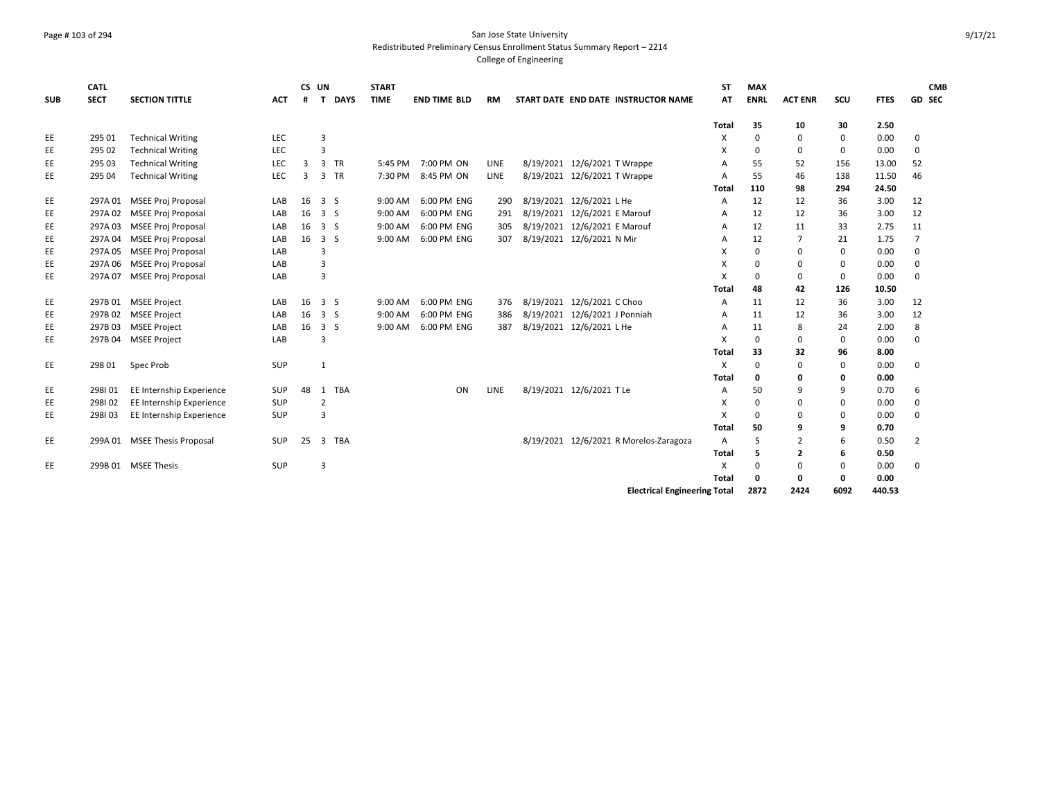San Jose State University
Redistributed Preliminary Census Enrollment Status Summary Report – 2214
College of Engineering

| SUB | CATL SECT | SECTION TITTLE | ACT | CS # | UN T | DAYS | START TIME | END TIME | BLD | RM | START DATE | END DATE | INSTRUCTOR NAME | ST AT | MAX ENRL | ACT ENR | SCU | FTES | GD | CMB SEC |
|---|---|---|---|---|---|---|---|---|---|---|---|---|---|---|---|---|---|---|---|---|
| | | | | | | | | | | | | | | **Total** | **35** | **10** | **30** | **2.50** | | |
| EE | 295 01 | Technical Writing | LEC | | 3 | | | | | | | | | X | 0 | 0 | 0 | 0.00 | 0 | |
| EE | 295 02 | Technical Writing | LEC | | 3 | | | | | | | | | X | 0 | 0 | 0 | 0.00 | 0 | |
| EE | 295 03 | Technical Writing | LEC | 3 | 3 | TR | 5:45 PM | 7:00 PM | ON | LINE | 8/19/2021 | 12/6/2021 | T Wrappe | A | 55 | 52 | 156 | 13.00 | 52 | |
| EE | 295 04 | Technical Writing | LEC | 3 | 3 | TR | 7:30 PM | 8:45 PM | ON | LINE | 8/19/2021 | 12/6/2021 | T Wrappe | A | 55 | 46 | 138 | 11.50 | 46 | |
| | | | | | | | | | | | | | | **Total** | **110** | **98** | **294** | **24.50** | | |
| EE | 297A 01 | MSEE Proj Proposal | LAB | 16 | 3 | S | 9:00 AM | 6:00 PM | ENG | 290 | 8/19/2021 | 12/6/2021 | L He | A | 12 | 12 | 36 | 3.00 | 12 | |
| EE | 297A 02 | MSEE Proj Proposal | LAB | 16 | 3 | S | 9:00 AM | 6:00 PM | ENG | 291 | 8/19/2021 | 12/6/2021 | E Marouf | A | 12 | 12 | 36 | 3.00 | 12 | |
| EE | 297A 03 | MSEE Proj Proposal | LAB | 16 | 3 | S | 9:00 AM | 6:00 PM | ENG | 305 | 8/19/2021 | 12/6/2021 | E Marouf | A | 12 | 11 | 33 | 2.75 | 11 | |
| EE | 297A 04 | MSEE Proj Proposal | LAB | 16 | 3 | S | 9:00 AM | 6:00 PM | ENG | 307 | 8/19/2021 | 12/6/2021 | N Mir | A | 12 | 7 | 21 | 1.75 | 7 | |
| EE | 297A 05 | MSEE Proj Proposal | LAB | | 3 | | | | | | | | | X | 0 | 0 | 0 | 0.00 | 0 | |
| EE | 297A 06 | MSEE Proj Proposal | LAB | | 3 | | | | | | | | | X | 0 | 0 | 0 | 0.00 | 0 | |
| EE | 297A 07 | MSEE Proj Proposal | LAB | | 3 | | | | | | | | | X | 0 | 0 | 0 | 0.00 | 0 | |
| | | | | | | | | | | | | | | **Total** | **48** | **42** | **126** | **10.50** | | |
| EE | 297B 01 | MSEE Project | LAB | 16 | 3 | S | 9:00 AM | 6:00 PM | ENG | 376 | 8/19/2021 | 12/6/2021 | C Choo | A | 11 | 12 | 36 | 3.00 | 12 | |
| EE | 297B 02 | MSEE Project | LAB | 16 | 3 | S | 9:00 AM | 6:00 PM | ENG | 386 | 8/19/2021 | 12/6/2021 | J Ponniah | A | 11 | 12 | 36 | 3.00 | 12 | |
| EE | 297B 03 | MSEE Project | LAB | 16 | 3 | S | 9:00 AM | 6:00 PM | ENG | 387 | 8/19/2021 | 12/6/2021 | L He | A | 11 | 8 | 24 | 2.00 | 8 | |
| EE | 297B 04 | MSEE Project | LAB | | 3 | | | | | | | | | X | 0 | 0 | 0 | 0.00 | 0 | |
| | | | | | | | | | | | | | | **Total** | **33** | **32** | **96** | **8.00** | | |
| EE | 298 01 | Spec Prob | SUP | | 1 | | | | | | | | | X | 0 | 0 | 0 | 0.00 | 0 | |
| | | | | | | | | | | | | | | **Total** | **0** | **0** | **0** | **0.00** | | |
| EE | 298I 01 | EE Internship Experience | SUP | 48 | 1 | TBA | | | ON | LINE | 8/19/2021 | 12/6/2021 | T Le | A | 50 | 9 | 9 | 0.70 | 6 | |
| EE | 298I 02 | EE Internship Experience | SUP | | 2 | | | | | | | | | X | 0 | 0 | 0 | 0.00 | 0 | |
| EE | 298I 03 | EE Internship Experience | SUP | | 3 | | | | | | | | | X | 0 | 0 | 0 | 0.00 | 0 | |
| | | | | | | | | | | | | | | **Total** | **50** | **9** | **9** | **0.70** | | |
| EE | 299A 01 | MSEE Thesis Proposal | SUP | 25 | 3 | TBA | | | | | 8/19/2021 | 12/6/2021 | R Morelos-Zaragoza | A | 5 | 2 | 6 | 0.50 | 2 | |
| | | | | | | | | | | | | | | **Total** | **5** | **2** | **6** | **0.50** | | |
| EE | 299B 01 | MSEE Thesis | SUP | | 3 | | | | | | | | | X | 0 | 0 | 0 | 0.00 | 0 | |
| | | | | | | | | | | | | | | **Total** | **0** | **0** | **0** | **0.00** | | |
| | | | | | | | | | | | | | **Electrical Engineering Total** | | **2872** | **2424** | **6092** | **440.53** | | |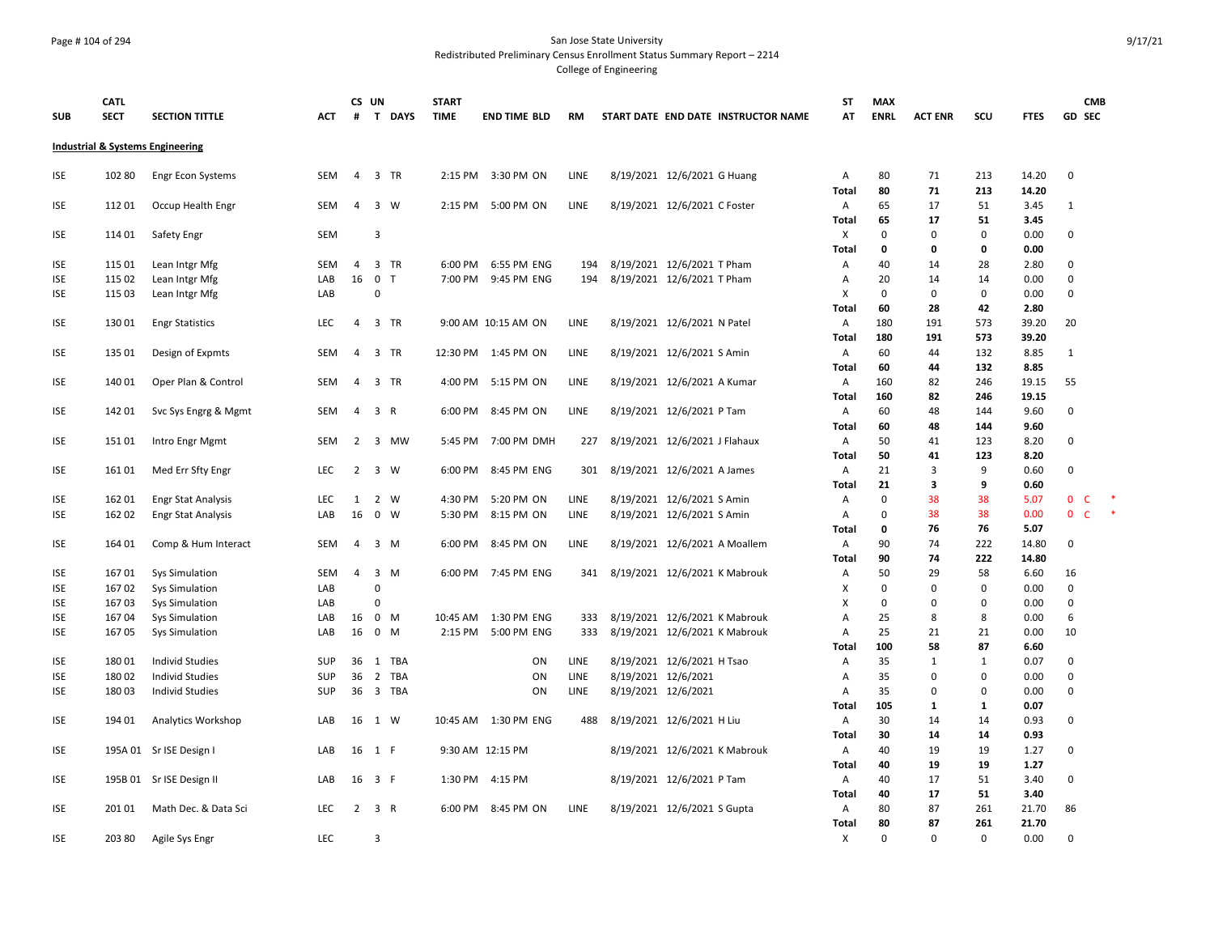San Jose State University

Redistributed Preliminary Census Enrollment Status Summary Report – 2214

College of Engineering

| SUB | CATL SECT | SECTION TITTLE | ACT | CS # | UN T | DAYS | START TIME | END TIME | BLD | RM | START DATE | END DATE | INSTRUCTOR NAME | ST AT | MAX ENRL | ACT ENR | SCU | FTES | GD | CMB SEC |
|---|---|---|---|---|---|---|---|---|---|---|---|---|---|---|---|---|---|---|---|---|
| **Industrial & Systems Engineering** | | | | | | | | | | | | | | | | | | | | |
| ISE | 102 80 | Engr Econ Systems | SEM | 4 | 3 | TR | 2:15 PM | 3:30 PM | ON | LINE | 8/19/2021 | 12/6/2021 | G Huang | A | 80 | 71 | 213 | 14.20 | 0 | |
| | | | | | | | | | | | | | | **Total** | **80** | **71** | **213** | **14.20** | | |
| ISE | 112 01 | Occup Health Engr | SEM | 4 | 3 | W | 2:15 PM | 5:00 PM | ON | LINE | 8/19/2021 | 12/6/2021 | C Foster | A | 65 | 17 | 51 | 3.45 | 1 | |
| | | | | | | | | | | | | | | **Total** | **65** | **17** | **51** | **3.45** | | |
| ISE | 114 01 | Safety Engr | SEM | | 3 | | | | | | | | | X | 0 | 0 | 0 | 0.00 | 0 | |
| | | | | | | | | | | | | | | **Total** | **0** | **0** | **0** | **0.00** | | |
| ISE | 115 01 | Lean Intgr Mfg | SEM | 4 | 3 | TR | 6:00 PM | 6:55 PM | ENG | 194 | 8/19/2021 | 12/6/2021 | T Pham | A | 40 | 14 | 28 | 2.80 | 0 | |
| ISE | 115 02 | Lean Intgr Mfg | LAB | 16 | 0 | T | 7:00 PM | 9:45 PM | ENG | 194 | 8/19/2021 | 12/6/2021 | T Pham | A | 20 | 14 | 14 | 0.00 | 0 | |
| ISE | 115 03 | Lean Intgr Mfg | LAB | | 0 | | | | | | | | | X | 0 | 0 | 0 | 0.00 | 0 | |
| | | | | | | | | | | | | | | **Total** | **60** | **28** | **42** | **2.80** | | |
| ISE | 130 01 | Engr Statistics | LEC | 4 | 3 | TR | 9:00 AM | 10:15 AM | ON | LINE | 8/19/2021 | 12/6/2021 | N Patel | A | 180 | 191 | 573 | 39.20 | 20 | |
| | | | | | | | | | | | | | | **Total** | **180** | **191** | **573** | **39.20** | | |
| ISE | 135 01 | Design of Expmts | SEM | 4 | 3 | TR | 12:30 PM | 1:45 PM | ON | LINE | 8/19/2021 | 12/6/2021 | S Amin | A | 60 | 44 | 132 | 8.85 | 1 | |
| | | | | | | | | | | | | | | **Total** | **60** | **44** | **132** | **8.85** | | |
| ISE | 140 01 | Oper Plan & Control | SEM | 4 | 3 | TR | 4:00 PM | 5:15 PM | ON | LINE | 8/19/2021 | 12/6/2021 | A Kumar | A | 160 | 82 | 246 | 19.15 | 55 | |
| | | | | | | | | | | | | | | **Total** | **160** | **82** | **246** | **19.15** | | |
| ISE | 142 01 | Svc Sys Engrg & Mgmt | SEM | 4 | 3 | R | 6:00 PM | 8:45 PM | ON | LINE | 8/19/2021 | 12/6/2021 | P Tam | A | 60 | 48 | 144 | 9.60 | 0 | |
| | | | | | | | | | | | | | | **Total** | **60** | **48** | **144** | **9.60** | | |
| ISE | 151 01 | Intro Engr Mgmt | SEM | 2 | 3 | MW | 5:45 PM | 7:00 PM | DMH | 227 | 8/19/2021 | 12/6/2021 | J Flahaux | A | 50 | 41 | 123 | 8.20 | 0 | |
| | | | | | | | | | | | | | | **Total** | **50** | **41** | **123** | **8.20** | | |
| ISE | 161 01 | Med Err Sfty Engr | LEC | 2 | 3 | W | 6:00 PM | 8:45 PM | ENG | 301 | 8/19/2021 | 12/6/2021 | A James | A | 21 | 3 | 9 | 0.60 | 0 | |
| | | | | | | | | | | | | | | **Total** | **21** | **3** | **9** | **0.60** | | |
| ISE | 162 01 | Engr Stat Analysis | LEC | 1 | 2 | W | 4:30 PM | 5:20 PM | ON | LINE | 8/19/2021 | 12/6/2021 | S Amin | A | 0 | 38 | 38 | 5.07 | 0 | C * |
| ISE | 162 02 | Engr Stat Analysis | LAB | 16 | 0 | W | 5:30 PM | 8:15 PM | ON | LINE | 8/19/2021 | 12/6/2021 | S Amin | A | 0 | 38 | 38 | 0.00 | 0 | C * |
| | | | | | | | | | | | | | | **Total** | **0** | **76** | **76** | **5.07** | | |
| ISE | 164 01 | Comp & Hum Interact | SEM | 4 | 3 | M | 6:00 PM | 8:45 PM | ON | LINE | 8/19/2021 | 12/6/2021 | A Moallem | A | 90 | 74 | 222 | 14.80 | 0 | |
| | | | | | | | | | | | | | | **Total** | **90** | **74** | **222** | **14.80** | | |
| ISE | 167 01 | Sys Simulation | SEM | 4 | 3 | M | 6:00 PM | 7:45 PM | ENG | 341 | 8/19/2021 | 12/6/2021 | K Mabrouk | A | 50 | 29 | 58 | 6.60 | 16 | |
| ISE | 167 02 | Sys Simulation | LAB | | 0 | | | | | | | | | X | 0 | 0 | 0 | 0.00 | 0 | |
| ISE | 167 03 | Sys Simulation | LAB | | 0 | | | | | | | | | X | 0 | 0 | 0 | 0.00 | 0 | |
| ISE | 167 04 | Sys Simulation | LAB | 16 | 0 | M | 10:45 AM | 1:30 PM | ENG | 333 | 8/19/2021 | 12/6/2021 | K Mabrouk | A | 25 | 8 | 8 | 0.00 | 6 | |
| ISE | 167 05 | Sys Simulation | LAB | 16 | 0 | M | 2:15 PM | 5:00 PM | ENG | 333 | 8/19/2021 | 12/6/2021 | K Mabrouk | A | 25 | 21 | 21 | 0.00 | 10 | |
| | | | | | | | | | | | | | | **Total** | **100** | **58** | **87** | **6.60** | | |
| ISE | 180 01 | Individ Studies | SUP | 36 | 1 | TBA | | | ON | LINE | 8/19/2021 | 12/6/2021 | H Tsao | A | 35 | 1 | 1 | 0.07 | 0 | |
| ISE | 180 02 | Individ Studies | SUP | 36 | 2 | TBA | | | ON | LINE | 8/19/2021 | 12/6/2021 | | A | 35 | 0 | 0 | 0.00 | 0 | |
| ISE | 180 03 | Individ Studies | SUP | 36 | 3 | TBA | | | ON | LINE | 8/19/2021 | 12/6/2021 | | A | 35 | 0 | 0 | 0.00 | 0 | |
| | | | | | | | | | | | | | | **Total** | **105** | **1** | **1** | **0.07** | | |
| ISE | 194 01 | Analytics Workshop | LAB | 16 | 1 | W | 10:45 AM | 1:30 PM | ENG | 488 | 8/19/2021 | 12/6/2021 | H Liu | A | 30 | 14 | 14 | 0.93 | 0 | |
| | | | | | | | | | | | | | | **Total** | **30** | **14** | **14** | **0.93** | | |
| ISE | 195A 01 | Sr ISE Design I | LAB | 16 | 1 | F | 9:30 AM | 12:15 PM | | | 8/19/2021 | 12/6/2021 | K Mabrouk | A | 40 | 19 | 19 | 1.27 | 0 | |
| | | | | | | | | | | | | | | **Total** | **40** | **19** | **19** | **1.27** | | |
| ISE | 195B 01 | Sr ISE Design II | LAB | 16 | 3 | F | 1:30 PM | 4:15 PM | | | 8/19/2021 | 12/6/2021 | P Tam | A | 40 | 17 | 51 | 3.40 | 0 | |
| | | | | | | | | | | | | | | **Total** | **40** | **17** | **51** | **3.40** | | |
| ISE | 201 01 | Math Dec. & Data Sci | LEC | 2 | 3 | R | 6:00 PM | 8:45 PM | ON | LINE | 8/19/2021 | 12/6/2021 | S Gupta | A | 80 | 87 | 261 | 21.70 | 86 | |
| | | | | | | | | | | | | | | **Total** | **80** | **87** | **261** | **21.70** | | |
| ISE | 203 80 | Agile Sys Engr | LEC | | 3 | | | | | | | | | X | 0 | 0 | 0 | 0.00 | 0 | |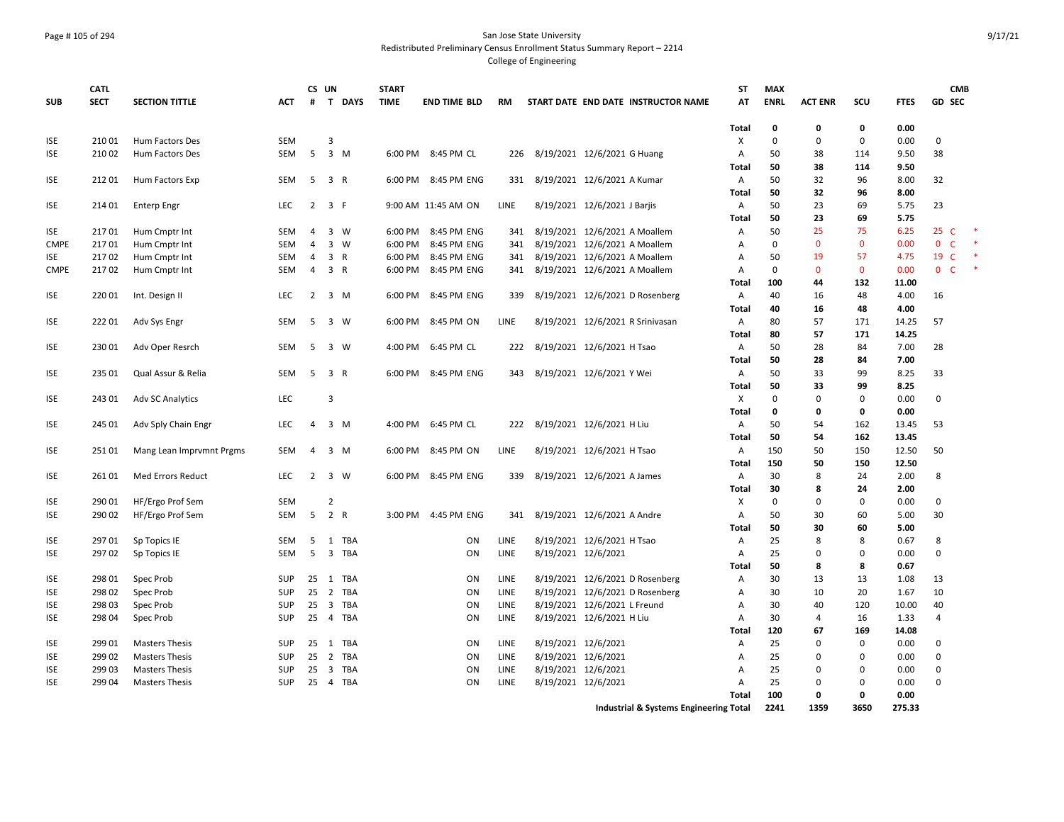San Jose State University
Redistributed Preliminary Census Enrollment Status Summary Report – 2214
College of Engineering

| SUB | CATL SECT | SECTION TITTLE | ACT | CS # | UN T | DAYS | START TIME | END TIME | BLD | RM | START DATE | END DATE | INSTRUCTOR NAME | ST AT | MAX ENRL | ACT ENR | SCU | FTES | GD | CMB SEC |
|---|---|---|---|---|---|---|---|---|---|---|---|---|---|---|---|---|---|---|---|---|
| | | | | | | | | | | | | | | Total | 0 | 0 | 0 | 0.00 | | |
| ISE | 210 01 | Hum Factors Des | SEM | | 3 | | | | | | | | | X | 0 | 0 | 0 | 0.00 | 0 | |
| ISE | 210 02 | Hum Factors Des | SEM | 5 | 3 | M | 6:00 PM | 8:45 PM | CL | 226 | 8/19/2021 | 12/6/2021 | G Huang | A | 50 | 38 | 114 | 9.50 | 38 | |
| | | | | | | | | | | | | | | Total | 50 | 38 | 114 | 9.50 | | |
| ISE | 212 01 | Hum Factors Exp | SEM | 5 | 3 | R | 6:00 PM | 8:45 PM | ENG | 331 | 8/19/2021 | 12/6/2021 | A Kumar | A | 50 | 32 | 96 | 8.00 | 32 | |
| | | | | | | | | | | | | | | Total | 50 | 32 | 96 | 8.00 | | |
| ISE | 214 01 | Enterp Engr | LEC | 2 | 3 | F | 9:00 AM | 11:45 AM | ON | LINE | 8/19/2021 | 12/6/2021 | J Barjis | A | 50 | 23 | 69 | 5.75 | 23 | |
| | | | | | | | | | | | | | | Total | 50 | 23 | 69 | 5.75 | | |
| ISE | 217 01 | Hum Cmptr Int | SEM | 4 | 3 | W | 6:00 PM | 8:45 PM | ENG | 341 | 8/19/2021 | 12/6/2021 | A Moallem | A | 50 | 25 | 75 | 6.25 | 25 | C * |
| CMPE | 217 01 | Hum Cmptr Int | SEM | 4 | 3 | W | 6:00 PM | 8:45 PM | ENG | 341 | 8/19/2021 | 12/6/2021 | A Moallem | A | 0 | 0 | 0 | 0.00 | 0 | C * |
| ISE | 217 02 | Hum Cmptr Int | SEM | 4 | 3 | R | 6:00 PM | 8:45 PM | ENG | 341 | 8/19/2021 | 12/6/2021 | A Moallem | A | 50 | 19 | 57 | 4.75 | 19 | C * |
| CMPE | 217 02 | Hum Cmptr Int | SEM | 4 | 3 | R | 6:00 PM | 8:45 PM | ENG | 341 | 8/19/2021 | 12/6/2021 | A Moallem | A | 0 | 0 | 0 | 0.00 | 0 | C * |
| | | | | | | | | | | | | | | Total | 100 | 44 | 132 | 11.00 | | |
| ISE | 220 01 | Int. Design II | LEC | 2 | 3 | M | 6:00 PM | 8:45 PM | ENG | 339 | 8/19/2021 | 12/6/2021 | D Rosenberg | A | 40 | 16 | 48 | 4.00 | 16 | |
| | | | | | | | | | | | | | | Total | 40 | 16 | 48 | 4.00 | | |
| ISE | 222 01 | Adv Sys Engr | SEM | 5 | 3 | W | 6:00 PM | 8:45 PM | ON | LINE | 8/19/2021 | 12/6/2021 | R Srinivasan | A | 80 | 57 | 171 | 14.25 | 57 | |
| | | | | | | | | | | | | | | Total | 80 | 57 | 171 | 14.25 | | |
| ISE | 230 01 | Adv Oper Resrch | SEM | 5 | 3 | W | 4:00 PM | 6:45 PM | CL | 222 | 8/19/2021 | 12/6/2021 | H Tsao | A | 50 | 28 | 84 | 7.00 | 28 | |
| | | | | | | | | | | | | | | Total | 50 | 28 | 84 | 7.00 | | |
| ISE | 235 01 | Qual Assur & Relia | SEM | 5 | 3 | R | 6:00 PM | 8:45 PM | ENG | 343 | 8/19/2021 | 12/6/2021 | Y Wei | A | 50 | 33 | 99 | 8.25 | 33 | |
| | | | | | | | | | | | | | | Total | 50 | 33 | 99 | 8.25 | | |
| ISE | 243 01 | Adv SC Analytics | LEC | | 3 | | | | | | | | | X | 0 | 0 | 0 | 0.00 | 0 | |
| | | | | | | | | | | | | | | Total | 0 | 0 | 0 | 0.00 | | |
| ISE | 245 01 | Adv Sply Chain Engr | LEC | 4 | 3 | M | 4:00 PM | 6:45 PM | CL | 222 | 8/19/2021 | 12/6/2021 | H Liu | A | 50 | 54 | 162 | 13.45 | 53 | |
| | | | | | | | | | | | | | | Total | 50 | 54 | 162 | 13.45 | | |
| ISE | 251 01 | Mang Lean Imprvmnt Prgms | SEM | 4 | 3 | M | 6:00 PM | 8:45 PM | ON | LINE | 8/19/2021 | 12/6/2021 | H Tsao | A | 150 | 50 | 150 | 12.50 | 50 | |
| | | | | | | | | | | | | | | Total | 150 | 50 | 150 | 12.50 | | |
| ISE | 261 01 | Med Errors Reduct | LEC | 2 | 3 | W | 6:00 PM | 8:45 PM | ENG | 339 | 8/19/2021 | 12/6/2021 | A James | A | 30 | 8 | 24 | 2.00 | 8 | |
| | | | | | | | | | | | | | | Total | 30 | 8 | 24 | 2.00 | | |
| ISE | 290 01 | HF/Ergo Prof Sem | SEM | | 2 | | | | | | | | | X | 0 | 0 | 0 | 0.00 | 0 | |
| ISE | 290 02 | HF/Ergo Prof Sem | SEM | 5 | 2 | R | 3:00 PM | 4:45 PM | ENG | 341 | 8/19/2021 | 12/6/2021 | A Andre | A | 50 | 30 | 60 | 5.00 | 30 | |
| | | | | | | | | | | | | | | Total | 50 | 30 | 60 | 5.00 | | |
| ISE | 297 01 | Sp Topics IE | SEM | 5 | 1 | TBA | | | ON | LINE | 8/19/2021 | 12/6/2021 | H Tsao | A | 25 | 8 | 8 | 0.67 | 8 | |
| ISE | 297 02 | Sp Topics IE | SEM | 5 | 3 | TBA | | | ON | LINE | 8/19/2021 | 12/6/2021 | | A | 25 | 0 | 0 | 0.00 | 0 | |
| | | | | | | | | | | | | | | Total | 50 | 8 | 8 | 0.67 | | |
| ISE | 298 01 | Spec Prob | SUP | 25 | 1 | TBA | | | ON | LINE | 8/19/2021 | 12/6/2021 | D Rosenberg | A | 30 | 13 | 13 | 1.08 | 13 | |
| ISE | 298 02 | Spec Prob | SUP | 25 | 2 | TBA | | | ON | LINE | 8/19/2021 | 12/6/2021 | D Rosenberg | A | 30 | 10 | 20 | 1.67 | 10 | |
| ISE | 298 03 | Spec Prob | SUP | 25 | 3 | TBA | | | ON | LINE | 8/19/2021 | 12/6/2021 | L Freund | A | 30 | 40 | 120 | 10.00 | 40 | |
| ISE | 298 04 | Spec Prob | SUP | 25 | 4 | TBA | | | ON | LINE | 8/19/2021 | 12/6/2021 | H Liu | A | 30 | 4 | 16 | 1.33 | 4 | |
| | | | | | | | | | | | | | | Total | 120 | 67 | 169 | 14.08 | | |
| ISE | 299 01 | Masters Thesis | SUP | 25 | 1 | TBA | | | ON | LINE | 8/19/2021 | 12/6/2021 | | A | 25 | 0 | 0 | 0.00 | 0 | |
| ISE | 299 02 | Masters Thesis | SUP | 25 | 2 | TBA | | | ON | LINE | 8/19/2021 | 12/6/2021 | | A | 25 | 0 | 0 | 0.00 | 0 | |
| ISE | 299 03 | Masters Thesis | SUP | 25 | 3 | TBA | | | ON | LINE | 8/19/2021 | 12/6/2021 | | A | 25 | 0 | 0 | 0.00 | 0 | |
| ISE | 299 04 | Masters Thesis | SUP | 25 | 4 | TBA | | | ON | LINE | 8/19/2021 | 12/6/2021 | | A | 25 | 0 | 0 | 0.00 | 0 | |
| | | | | | | | | | | | | | | Total | 100 | 0 | 0 | 0.00 | | |
| | | | | | | | | | | | | | Industrial & Systems Engineering Total | | 2241 | 1359 | 3650 | 275.33 | | |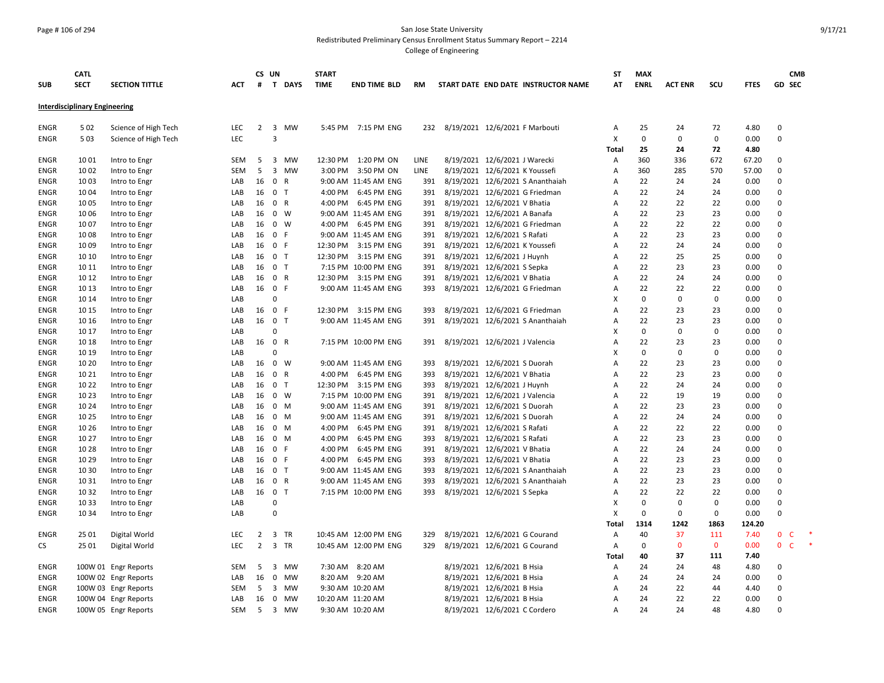San Jose State University
Redistributed Preliminary Census Enrollment Status Summary Report – 2214
College of Engineering

| SUB | CATL SECT | SECTION TITTLE | ACT | CS # | UN T | DAYS | START TIME | END TIME | BLD | RM | START DATE | END DATE | INSTRUCTOR NAME | ST AT | MAX ENRL | ACT ENR | SCU | FTES | GD | CMB SEC |
|---|---|---|---|---|---|---|---|---|---|---|---|---|---|---|---|---|---|---|---|---|
| **Interdisciplinary Engineering** | | | | | | | | | | | | | | | | | | | | |
| ENGR | 5 02 | Science of High Tech | LEC | 2 | 3 | MW | 5:45 PM | 7:15 PM | ENG | 232 | 8/19/2021 | 12/6/2021 | F Marbouti | A | 25 | 24 | 72 | 4.80 | 0 | |
| ENGR | 5 03 | Science of High Tech | LEC | | 3 | | | | | | | | | X | 0 | 0 | 0 | 0.00 | 0 | |
| | | | | | | | | | | | | | | Total | 25 | 24 | 72 | 4.80 | | |
| ENGR | 10 01 | Intro to Engr | SEM | 5 | 3 | MW | 12:30 PM | 1:20 PM | ON | LINE | 8/19/2021 | 12/6/2021 | J Warecki | A | 360 | 336 | 672 | 67.20 | 0 | |
| ENGR | 10 02 | Intro to Engr | SEM | 5 | 3 | MW | 3:00 PM | 3:50 PM | ON | LINE | 8/19/2021 | 12/6/2021 | K Youssefi | A | 360 | 285 | 570 | 57.00 | 0 | |
| ENGR | 10 03 | Intro to Engr | LAB | 16 | 0 | R | 9:00 AM | 11:45 AM | ENG | 391 | 8/19/2021 | 12/6/2021 | S Ananthaiah | A | 22 | 24 | 24 | 0.00 | 0 | |
| ENGR | 10 04 | Intro to Engr | LAB | 16 | 0 | T | 4:00 PM | 6:45 PM | ENG | 391 | 8/19/2021 | 12/6/2021 | G Friedman | A | 22 | 24 | 24 | 0.00 | 0 | |
| ENGR | 10 05 | Intro to Engr | LAB | 16 | 0 | R | 4:00 PM | 6:45 PM | ENG | 391 | 8/19/2021 | 12/6/2021 | V Bhatia | A | 22 | 22 | 22 | 0.00 | 0 | |
| ENGR | 10 06 | Intro to Engr | LAB | 16 | 0 | W | 9:00 AM | 11:45 AM | ENG | 391 | 8/19/2021 | 12/6/2021 | A Banafa | A | 22 | 23 | 23 | 0.00 | 0 | |
| ENGR | 10 07 | Intro to Engr | LAB | 16 | 0 | W | 4:00 PM | 6:45 PM | ENG | 391 | 8/19/2021 | 12/6/2021 | G Friedman | A | 22 | 22 | 22 | 0.00 | 0 | |
| ENGR | 10 08 | Intro to Engr | LAB | 16 | 0 | F | 9:00 AM | 11:45 AM | ENG | 391 | 8/19/2021 | 12/6/2021 | S Rafati | A | 22 | 23 | 23 | 0.00 | 0 | |
| ENGR | 10 09 | Intro to Engr | LAB | 16 | 0 | F | 12:30 PM | 3:15 PM | ENG | 391 | 8/19/2021 | 12/6/2021 | K Youssefi | A | 22 | 24 | 24 | 0.00 | 0 | |
| ENGR | 10 10 | Intro to Engr | LAB | 16 | 0 | T | 12:30 PM | 3:15 PM | ENG | 391 | 8/19/2021 | 12/6/2021 | J Huynh | A | 22 | 25 | 25 | 0.00 | 0 | |
| ENGR | 10 11 | Intro to Engr | LAB | 16 | 0 | T | 7:15 PM | 10:00 PM | ENG | 391 | 8/19/2021 | 12/6/2021 | S Sepka | A | 22 | 23 | 23 | 0.00 | 0 | |
| ENGR | 10 12 | Intro to Engr | LAB | 16 | 0 | R | 12:30 PM | 3:15 PM | ENG | 391 | 8/19/2021 | 12/6/2021 | V Bhatia | A | 22 | 24 | 24 | 0.00 | 0 | |
| ENGR | 10 13 | Intro to Engr | LAB | 16 | 0 | F | 9:00 AM | 11:45 AM | ENG | 393 | 8/19/2021 | 12/6/2021 | G Friedman | A | 22 | 22 | 22 | 0.00 | 0 | |
| ENGR | 10 14 | Intro to Engr | LAB | | 0 | | | | | | | | | X | 0 | 0 | 0 | 0.00 | 0 | |
| ENGR | 10 15 | Intro to Engr | LAB | 16 | 0 | F | 12:30 PM | 3:15 PM | ENG | 393 | 8/19/2021 | 12/6/2021 | G Friedman | A | 22 | 23 | 23 | 0.00 | 0 | |
| ENGR | 10 16 | Intro to Engr | LAB | 16 | 0 | T | 9:00 AM | 11:45 AM | ENG | 391 | 8/19/2021 | 12/6/2021 | S Ananthaiah | A | 22 | 23 | 23 | 0.00 | 0 | |
| ENGR | 10 17 | Intro to Engr | LAB | | 0 | | | | | | | | | X | 0 | 0 | 0 | 0.00 | 0 | |
| ENGR | 10 18 | Intro to Engr | LAB | 16 | 0 | R | 7:15 PM | 10:00 PM | ENG | 391 | 8/19/2021 | 12/6/2021 | J Valencia | A | 22 | 23 | 23 | 0.00 | 0 | |
| ENGR | 10 19 | Intro to Engr | LAB | | 0 | | | | | | | | | X | 0 | 0 | 0 | 0.00 | 0 | |
| ENGR | 10 20 | Intro to Engr | LAB | 16 | 0 | W | 9:00 AM | 11:45 AM | ENG | 393 | 8/19/2021 | 12/6/2021 | S Duorah | A | 22 | 23 | 23 | 0.00 | 0 | |
| ENGR | 10 21 | Intro to Engr | LAB | 16 | 0 | R | 4:00 PM | 6:45 PM | ENG | 393 | 8/19/2021 | 12/6/2021 | V Bhatia | A | 22 | 23 | 23 | 0.00 | 0 | |
| ENGR | 10 22 | Intro to Engr | LAB | 16 | 0 | T | 12:30 PM | 3:15 PM | ENG | 393 | 8/19/2021 | 12/6/2021 | J Huynh | A | 22 | 24 | 24 | 0.00 | 0 | |
| ENGR | 10 23 | Intro to Engr | LAB | 16 | 0 | W | 7:15 PM | 10:00 PM | ENG | 391 | 8/19/2021 | 12/6/2021 | J Valencia | A | 22 | 19 | 19 | 0.00 | 0 | |
| ENGR | 10 24 | Intro to Engr | LAB | 16 | 0 | M | 9:00 AM | 11:45 AM | ENG | 391 | 8/19/2021 | 12/6/2021 | S Duorah | A | 22 | 23 | 23 | 0.00 | 0 | |
| ENGR | 10 25 | Intro to Engr | LAB | 16 | 0 | M | 9:00 AM | 11:45 AM | ENG | 391 | 8/19/2021 | 12/6/2021 | S Duorah | A | 22 | 24 | 24 | 0.00 | 0 | |
| ENGR | 10 26 | Intro to Engr | LAB | 16 | 0 | M | 4:00 PM | 6:45 PM | ENG | 391 | 8/19/2021 | 12/6/2021 | S Rafati | A | 22 | 22 | 22 | 0.00 | 0 | |
| ENGR | 10 27 | Intro to Engr | LAB | 16 | 0 | M | 4:00 PM | 6:45 PM | ENG | 393 | 8/19/2021 | 12/6/2021 | S Rafati | A | 22 | 23 | 23 | 0.00 | 0 | |
| ENGR | 10 28 | Intro to Engr | LAB | 16 | 0 | F | 4:00 PM | 6:45 PM | ENG | 391 | 8/19/2021 | 12/6/2021 | V Bhatia | A | 22 | 24 | 24 | 0.00 | 0 | |
| ENGR | 10 29 | Intro to Engr | LAB | 16 | 0 | F | 4:00 PM | 6:45 PM | ENG | 393 | 8/19/2021 | 12/6/2021 | V Bhatia | A | 22 | 23 | 23 | 0.00 | 0 | |
| ENGR | 10 30 | Intro to Engr | LAB | 16 | 0 | T | 9:00 AM | 11:45 AM | ENG | 393 | 8/19/2021 | 12/6/2021 | S Ananthaiah | A | 22 | 23 | 23 | 0.00 | 0 | |
| ENGR | 10 31 | Intro to Engr | LAB | 16 | 0 | R | 9:00 AM | 11:45 AM | ENG | 393 | 8/19/2021 | 12/6/2021 | S Ananthaiah | A | 22 | 23 | 23 | 0.00 | 0 | |
| ENGR | 10 32 | Intro to Engr | LAB | 16 | 0 | T | 7:15 PM | 10:00 PM | ENG | 393 | 8/19/2021 | 12/6/2021 | S Sepka | A | 22 | 22 | 22 | 0.00 | 0 | |
| ENGR | 10 33 | Intro to Engr | LAB | | 0 | | | | | | | | | X | 0 | 0 | 0 | 0.00 | 0 | |
| ENGR | 10 34 | Intro to Engr | LAB | | 0 | | | | | | | | | X | 0 | 0 | 0 | 0.00 | 0 | |
| | | | | | | | | | | | | | | Total | 1314 | 1242 | 1863 | 124.20 | | |
| ENGR | 25 01 | Digital World | LEC | 2 | 3 | TR | 10:45 AM | 12:00 PM | ENG | 329 | 8/19/2021 | 12/6/2021 | G Courand | A | 40 | 37 | 111 | 7.40 | 0 | C * |
| CS | 25 01 | Digital World | LEC | 2 | 3 | TR | 10:45 AM | 12:00 PM | ENG | 329 | 8/19/2021 | 12/6/2021 | G Courand | A | 0 | 0 | 0 | 0.00 | 0 | C * |
| | | | | | | | | | | | | | | Total | 40 | 37 | 111 | 7.40 | | |
| ENGR | 100W 01 | Engr Reports | SEM | 5 | 3 | MW | 7:30 AM | 8:20 AM | | | 8/19/2021 | 12/6/2021 | B Hsia | A | 24 | 24 | 48 | 4.80 | 0 | |
| ENGR | 100W 02 | Engr Reports | LAB | 16 | 0 | MW | 8:20 AM | 9:20 AM | | | 8/19/2021 | 12/6/2021 | B Hsia | A | 24 | 24 | 24 | 0.00 | 0 | |
| ENGR | 100W 03 | Engr Reports | SEM | 5 | 3 | MW | 9:30 AM | 10:20 AM | | | 8/19/2021 | 12/6/2021 | B Hsia | A | 24 | 22 | 44 | 4.40 | 0 | |
| ENGR | 100W 04 | Engr Reports | LAB | 16 | 0 | MW | 10:20 AM | 11:20 AM | | | 8/19/2021 | 12/6/2021 | B Hsia | A | 24 | 22 | 22 | 0.00 | 0 | |
| ENGR | 100W 05 | Engr Reports | SEM | 5 | 3 | MW | 9:30 AM | 10:20 AM | | | 8/19/2021 | 12/6/2021 | C Cordero | A | 24 | 24 | 48 | 4.80 | 0 | |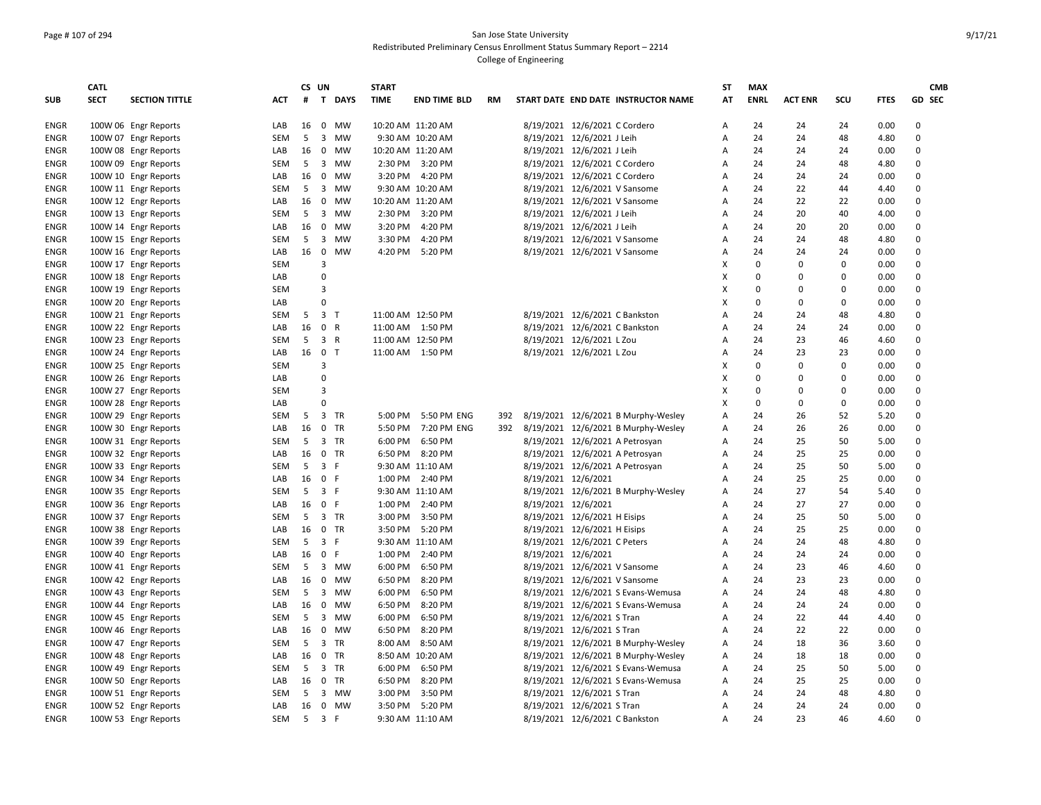San Jose State University
Redistributed Preliminary Census Enrollment Status Summary Report – 2214
College of Engineering

| SUB | CATL SECT | SECTION TITTLE | ACT | CS # | UN T | DAYS | START TIME | END TIME | BLD | RM | START DATE | END DATE | INSTRUCTOR NAME | ST AT | MAX ENRL | ACT ENR | SCU | FTES | GD | CMB SEC |
|---|---|---|---|---|---|---|---|---|---|---|---|---|---|---|---|---|---|---|---|---|
| ENGR | 100W 06 | Engr Reports | LAB | 16 | 0 | MW | 10:20 AM | 11:20 AM | | | 8/19/2021 | 12/6/2021 | C Cordero | A | 24 | 24 | 24 | 0.00 | 0 | |
| ENGR | 100W 07 | Engr Reports | SEM | 5 | 3 | MW | 9:30 AM | 10:20 AM | | | 8/19/2021 | 12/6/2021 | J Leih | A | 24 | 24 | 48 | 4.80 | 0 | |
| ENGR | 100W 08 | Engr Reports | LAB | 16 | 0 | MW | 10:20 AM | 11:20 AM | | | 8/19/2021 | 12/6/2021 | J Leih | A | 24 | 24 | 24 | 0.00 | 0 | |
| ENGR | 100W 09 | Engr Reports | SEM | 5 | 3 | MW | 2:30 PM | 3:20 PM | | | 8/19/2021 | 12/6/2021 | C Cordero | A | 24 | 24 | 48 | 4.80 | 0 | |
| ENGR | 100W 10 | Engr Reports | LAB | 16 | 0 | MW | 3:20 PM | 4:20 PM | | | 8/19/2021 | 12/6/2021 | C Cordero | A | 24 | 24 | 24 | 0.00 | 0 | |
| ENGR | 100W 11 | Engr Reports | SEM | 5 | 3 | MW | 9:30 AM | 10:20 AM | | | 8/19/2021 | 12/6/2021 | V Sansome | A | 24 | 22 | 44 | 4.40 | 0 | |
| ENGR | 100W 12 | Engr Reports | LAB | 16 | 0 | MW | 10:20 AM | 11:20 AM | | | 8/19/2021 | 12/6/2021 | V Sansome | A | 24 | 22 | 22 | 0.00 | 0 | |
| ENGR | 100W 13 | Engr Reports | SEM | 5 | 3 | MW | 2:30 PM | 3:20 PM | | | 8/19/2021 | 12/6/2021 | J Leih | A | 24 | 20 | 40 | 4.00 | 0 | |
| ENGR | 100W 14 | Engr Reports | LAB | 16 | 0 | MW | 3:20 PM | 4:20 PM | | | 8/19/2021 | 12/6/2021 | J Leih | A | 24 | 20 | 20 | 0.00 | 0 | |
| ENGR | 100W 15 | Engr Reports | SEM | 5 | 3 | MW | 3:30 PM | 4:20 PM | | | 8/19/2021 | 12/6/2021 | V Sansome | A | 24 | 24 | 48 | 4.80 | 0 | |
| ENGR | 100W 16 | Engr Reports | LAB | 16 | 0 | MW | 4:20 PM | 5:20 PM | | | 8/19/2021 | 12/6/2021 | V Sansome | A | 24 | 24 | 24 | 0.00 | 0 | |
| ENGR | 100W 17 | Engr Reports | SEM | | 3 | | | | | | | | | X | 0 | 0 | 0 | 0.00 | 0 | |
| ENGR | 100W 18 | Engr Reports | LAB | | 0 | | | | | | | | | X | 0 | 0 | 0 | 0.00 | 0 | |
| ENGR | 100W 19 | Engr Reports | SEM | | 3 | | | | | | | | | X | 0 | 0 | 0 | 0.00 | 0 | |
| ENGR | 100W 20 | Engr Reports | LAB | | 0 | | | | | | | | | X | 0 | 0 | 0 | 0.00 | 0 | |
| ENGR | 100W 21 | Engr Reports | SEM | 5 | 3 | T | 11:00 AM | 12:50 PM | | | 8/19/2021 | 12/6/2021 | C Bankston | A | 24 | 24 | 48 | 4.80 | 0 | |
| ENGR | 100W 22 | Engr Reports | LAB | 16 | 0 | R | 11:00 AM | 1:50 PM | | | 8/19/2021 | 12/6/2021 | C Bankston | A | 24 | 24 | 24 | 0.00 | 0 | |
| ENGR | 100W 23 | Engr Reports | SEM | 5 | 3 | R | 11:00 AM | 12:50 PM | | | 8/19/2021 | 12/6/2021 | L Zou | A | 24 | 23 | 46 | 4.60 | 0 | |
| ENGR | 100W 24 | Engr Reports | LAB | 16 | 0 | T | 11:00 AM | 1:50 PM | | | 8/19/2021 | 12/6/2021 | L Zou | A | 24 | 23 | 23 | 0.00 | 0 | |
| ENGR | 100W 25 | Engr Reports | SEM | | 3 | | | | | | | | | X | 0 | 0 | 0 | 0.00 | 0 | |
| ENGR | 100W 26 | Engr Reports | LAB | | 0 | | | | | | | | | X | 0 | 0 | 0 | 0.00 | 0 | |
| ENGR | 100W 27 | Engr Reports | SEM | | 3 | | | | | | | | | X | 0 | 0 | 0 | 0.00 | 0 | |
| ENGR | 100W 28 | Engr Reports | LAB | | 0 | | | | | | | | | X | 0 | 0 | 0 | 0.00 | 0 | |
| ENGR | 100W 29 | Engr Reports | SEM | 5 | 3 | TR | 5:00 PM | 5:50 PM | ENG | 392 | 8/19/2021 | 12/6/2021 | B Murphy-Wesley | A | 24 | 26 | 52 | 5.20 | 0 | |
| ENGR | 100W 30 | Engr Reports | LAB | 16 | 0 | TR | 5:50 PM | 7:20 PM | ENG | 392 | 8/19/2021 | 12/6/2021 | B Murphy-Wesley | A | 24 | 26 | 26 | 0.00 | 0 | |
| ENGR | 100W 31 | Engr Reports | SEM | 5 | 3 | TR | 6:00 PM | 6:50 PM | | | 8/19/2021 | 12/6/2021 | A Petrosyan | A | 24 | 25 | 50 | 5.00 | 0 | |
| ENGR | 100W 32 | Engr Reports | LAB | 16 | 0 | TR | 6:50 PM | 8:20 PM | | | 8/19/2021 | 12/6/2021 | A Petrosyan | A | 24 | 25 | 25 | 0.00 | 0 | |
| ENGR | 100W 33 | Engr Reports | SEM | 5 | 3 | F | 9:30 AM | 11:10 AM | | | 8/19/2021 | 12/6/2021 | A Petrosyan | A | 24 | 25 | 50 | 5.00 | 0 | |
| ENGR | 100W 34 | Engr Reports | LAB | 16 | 0 | F | 1:00 PM | 2:40 PM | | | 8/19/2021 | 12/6/2021 | | A | 24 | 25 | 25 | 0.00 | 0 | |
| ENGR | 100W 35 | Engr Reports | SEM | 5 | 3 | F | 9:30 AM | 11:10 AM | | | 8/19/2021 | 12/6/2021 | B Murphy-Wesley | A | 24 | 27 | 54 | 5.40 | 0 | |
| ENGR | 100W 36 | Engr Reports | LAB | 16 | 0 | F | 1:00 PM | 2:40 PM | | | 8/19/2021 | 12/6/2021 | | A | 24 | 27 | 27 | 0.00 | 0 | |
| ENGR | 100W 37 | Engr Reports | SEM | 5 | 3 | TR | 3:00 PM | 3:50 PM | | | 8/19/2021 | 12/6/2021 | H Eisips | A | 24 | 25 | 50 | 5.00 | 0 | |
| ENGR | 100W 38 | Engr Reports | LAB | 16 | 0 | TR | 3:50 PM | 5:20 PM | | | 8/19/2021 | 12/6/2021 | H Eisips | A | 24 | 25 | 25 | 0.00 | 0 | |
| ENGR | 100W 39 | Engr Reports | SEM | 5 | 3 | F | 9:30 AM | 11:10 AM | | | 8/19/2021 | 12/6/2021 | C Peters | A | 24 | 24 | 48 | 4.80 | 0 | |
| ENGR | 100W 40 | Engr Reports | LAB | 16 | 0 | F | 1:00 PM | 2:40 PM | | | 8/19/2021 | 12/6/2021 | | A | 24 | 24 | 24 | 0.00 | 0 | |
| ENGR | 100W 41 | Engr Reports | SEM | 5 | 3 | MW | 6:00 PM | 6:50 PM | | | 8/19/2021 | 12/6/2021 | V Sansome | A | 24 | 23 | 46 | 4.60 | 0 | |
| ENGR | 100W 42 | Engr Reports | LAB | 16 | 0 | MW | 6:50 PM | 8:20 PM | | | 8/19/2021 | 12/6/2021 | V Sansome | A | 24 | 23 | 23 | 0.00 | 0 | |
| ENGR | 100W 43 | Engr Reports | SEM | 5 | 3 | MW | 6:00 PM | 6:50 PM | | | 8/19/2021 | 12/6/2021 | S Evans-Wemusa | A | 24 | 24 | 48 | 4.80 | 0 | |
| ENGR | 100W 44 | Engr Reports | LAB | 16 | 0 | MW | 6:50 PM | 8:20 PM | | | 8/19/2021 | 12/6/2021 | S Evans-Wemusa | A | 24 | 24 | 24 | 0.00 | 0 | |
| ENGR | 100W 45 | Engr Reports | SEM | 5 | 3 | MW | 6:00 PM | 6:50 PM | | | 8/19/2021 | 12/6/2021 | S Tran | A | 24 | 22 | 44 | 4.40 | 0 | |
| ENGR | 100W 46 | Engr Reports | LAB | 16 | 0 | MW | 6:50 PM | 8:20 PM | | | 8/19/2021 | 12/6/2021 | S Tran | A | 24 | 22 | 22 | 0.00 | 0 | |
| ENGR | 100W 47 | Engr Reports | SEM | 5 | 3 | TR | 8:00 AM | 8:50 AM | | | 8/19/2021 | 12/6/2021 | B Murphy-Wesley | A | 24 | 18 | 36 | 3.60 | 0 | |
| ENGR | 100W 48 | Engr Reports | LAB | 16 | 0 | TR | 8:50 AM | 10:20 AM | | | 8/19/2021 | 12/6/2021 | B Murphy-Wesley | A | 24 | 18 | 18 | 0.00 | 0 | |
| ENGR | 100W 49 | Engr Reports | SEM | 5 | 3 | TR | 6:00 PM | 6:50 PM | | | 8/19/2021 | 12/6/2021 | S Evans-Wemusa | A | 24 | 25 | 50 | 5.00 | 0 | |
| ENGR | 100W 50 | Engr Reports | LAB | 16 | 0 | TR | 6:50 PM | 8:20 PM | | | 8/19/2021 | 12/6/2021 | S Evans-Wemusa | A | 24 | 25 | 25 | 0.00 | 0 | |
| ENGR | 100W 51 | Engr Reports | SEM | 5 | 3 | MW | 3:00 PM | 3:50 PM | | | 8/19/2021 | 12/6/2021 | S Tran | A | 24 | 24 | 48 | 4.80 | 0 | |
| ENGR | 100W 52 | Engr Reports | LAB | 16 | 0 | MW | 3:50 PM | 5:20 PM | | | 8/19/2021 | 12/6/2021 | S Tran | A | 24 | 24 | 24 | 0.00 | 0 | |
| ENGR | 100W 53 | Engr Reports | SEM | 5 | 3 | F | 9:30 AM | 11:10 AM | | | 8/19/2021 | 12/6/2021 | C Bankston | A | 24 | 23 | 46 | 4.60 | 0 | |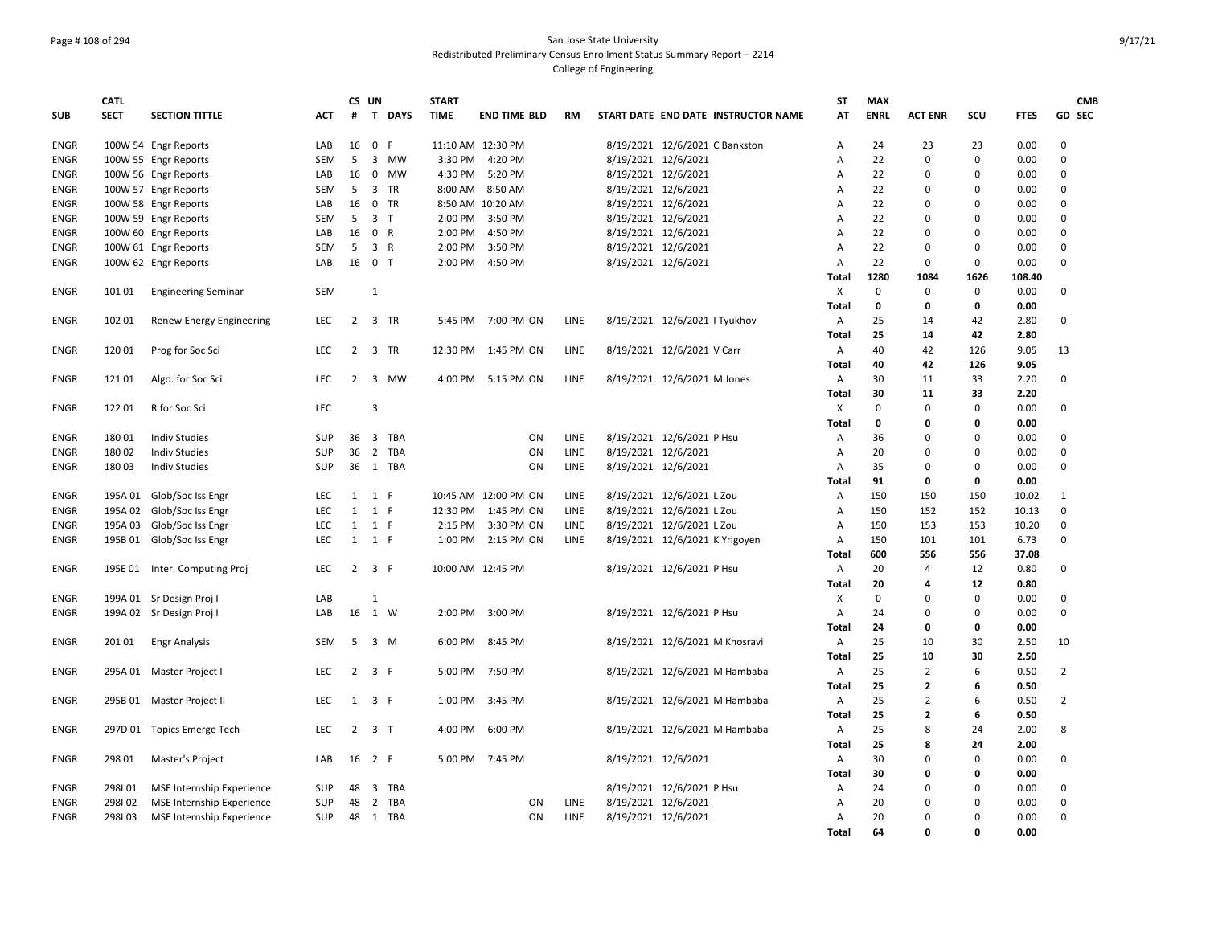San Jose State University
Redistributed Preliminary Census Enrollment Status Summary Report – 2214
College of Engineering

| SUB | CATL SECT | SECTION TITTLE | ACT | CS # | UN T | DAYS | START TIME | END TIME | BLD | RM | START DATE | END DATE | INSTRUCTOR NAME | ST AT | MAX ENRL | ACT ENR | SCU | FTES | GD | CMB SEC |
|---|---|---|---|---|---|---|---|---|---|---|---|---|---|---|---|---|---|---|---|---|
| ENGR | 100W 54 | Engr Reports | LAB | 16 | 0 | F | 11:10 AM | 12:30 PM | | | 8/19/2021 | 12/6/2021 | C Bankston | A | 24 | 23 | 23 | 0.00 | 0 | |
| ENGR | 100W 55 | Engr Reports | SEM | 5 | 3 | MW | 3:30 PM | 4:20 PM | | | 8/19/2021 | 12/6/2021 | | A | 22 | 0 | 0 | 0.00 | 0 | |
| ENGR | 100W 56 | Engr Reports | LAB | 16 | 0 | MW | 4:30 PM | 5:20 PM | | | 8/19/2021 | 12/6/2021 | | A | 22 | 0 | 0 | 0.00 | 0 | |
| ENGR | 100W 57 | Engr Reports | SEM | 5 | 3 | TR | 8:00 AM | 8:50 AM | | | 8/19/2021 | 12/6/2021 | | A | 22 | 0 | 0 | 0.00 | 0 | |
| ENGR | 100W 58 | Engr Reports | LAB | 16 | 0 | TR | 8:50 AM | 10:20 AM | | | 8/19/2021 | 12/6/2021 | | A | 22 | 0 | 0 | 0.00 | 0 | |
| ENGR | 100W 59 | Engr Reports | SEM | 5 | 3 | T | 2:00 PM | 3:50 PM | | | 8/19/2021 | 12/6/2021 | | A | 22 | 0 | 0 | 0.00 | 0 | |
| ENGR | 100W 60 | Engr Reports | LAB | 16 | 0 | R | 2:00 PM | 4:50 PM | | | 8/19/2021 | 12/6/2021 | | A | 22 | 0 | 0 | 0.00 | 0 | |
| ENGR | 100W 61 | Engr Reports | SEM | 5 | 3 | R | 2:00 PM | 3:50 PM | | | 8/19/2021 | 12/6/2021 | | A | 22 | 0 | 0 | 0.00 | 0 | |
| ENGR | 100W 62 | Engr Reports | LAB | 16 | 0 | T | 2:00 PM | 4:50 PM | | | 8/19/2021 | 12/6/2021 | | A | 22 | 0 | 0 | 0.00 | 0 | |
| | | | | | | | | | | | | | | **Total** | **1280** | **1084** | **1626** | **108.40** | | |
| ENGR | 101 01 | Engineering Seminar | SEM | | 1 | | | | | | | | | X | 0 | 0 | 0 | 0.00 | 0 | |
| | | | | | | | | | | | | | | **Total** | **0** | **0** | **0** | **0.00** | | |
| ENGR | 102 01 | Renew Energy Engineering | LEC | 2 | 3 | TR | 5:45 PM | 7:00 PM | ON | LINE | 8/19/2021 | 12/6/2021 | I Tyukhov | A | 25 | 14 | 42 | 2.80 | 0 | |
| | | | | | | | | | | | | | | **Total** | **25** | **14** | **42** | **2.80** | | |
| ENGR | 120 01 | Prog for Soc Sci | LEC | 2 | 3 | TR | 12:30 PM | 1:45 PM | ON | LINE | 8/19/2021 | 12/6/2021 | V Carr | A | 40 | 42 | 126 | 9.05 | 13 | |
| | | | | | | | | | | | | | | **Total** | **40** | **42** | **126** | **9.05** | | |
| ENGR | 121 01 | Algo. for Soc Sci | LEC | 2 | 3 | MW | 4:00 PM | 5:15 PM | ON | LINE | 8/19/2021 | 12/6/2021 | M Jones | A | 30 | 11 | 33 | 2.20 | 0 | |
| | | | | | | | | | | | | | | **Total** | **30** | **11** | **33** | **2.20** | | |
| ENGR | 122 01 | R for Soc Sci | LEC | | 3 | | | | | | | | | X | 0 | 0 | 0 | 0.00 | 0 | |
| | | | | | | | | | | | | | | **Total** | **0** | **0** | **0** | **0.00** | | |
| ENGR | 180 01 | Indiv Studies | SUP | 36 | 3 | TBA | | | ON | LINE | 8/19/2021 | 12/6/2021 | P Hsu | A | 36 | 0 | 0 | 0.00 | 0 | |
| ENGR | 180 02 | Indiv Studies | SUP | 36 | 2 | TBA | | | ON | LINE | 8/19/2021 | 12/6/2021 | | A | 20 | 0 | 0 | 0.00 | 0 | |
| ENGR | 180 03 | Indiv Studies | SUP | 36 | 1 | TBA | | | ON | LINE | 8/19/2021 | 12/6/2021 | | A | 35 | 0 | 0 | 0.00 | 0 | |
| | | | | | | | | | | | | | | **Total** | **91** | **0** | **0** | **0.00** | | |
| ENGR | 195A 01 | Glob/Soc Iss Engr | LEC | 1 | 1 | F | 10:45 AM | 12:00 PM | ON | LINE | 8/19/2021 | 12/6/2021 | L Zou | A | 150 | 150 | 150 | 10.02 | 1 | |
| ENGR | 195A 02 | Glob/Soc Iss Engr | LEC | 1 | 1 | F | 12:30 PM | 1:45 PM | ON | LINE | 8/19/2021 | 12/6/2021 | L Zou | A | 150 | 152 | 152 | 10.13 | 0 | |
| ENGR | 195A 03 | Glob/Soc Iss Engr | LEC | 1 | 1 | F | 2:15 PM | 3:30 PM | ON | LINE | 8/19/2021 | 12/6/2021 | L Zou | A | 150 | 153 | 153 | 10.20 | 0 | |
| ENGR | 195B 01 | Glob/Soc Iss Engr | LEC | 1 | 1 | F | 1:00 PM | 2:15 PM | ON | LINE | 8/19/2021 | 12/6/2021 | K Yrigoyen | A | 150 | 101 | 101 | 6.73 | 0 | |
| | | | | | | | | | | | | | | **Total** | **600** | **556** | **556** | **37.08** | | |
| ENGR | 195E 01 | Inter. Computing Proj | LEC | 2 | 3 | F | 10:00 AM | 12:45 PM | | | 8/19/2021 | 12/6/2021 | P Hsu | A | 20 | 4 | 12 | 0.80 | 0 | |
| | | | | | | | | | | | | | | **Total** | **20** | **4** | **12** | **0.80** | | |
| ENGR | 199A 01 | Sr Design Proj I | LAB | | 1 | | | | | | | | | X | 0 | 0 | 0 | 0.00 | 0 | |
| ENGR | 199A 02 | Sr Design Proj I | LAB | 16 | 1 | W | 2:00 PM | 3:00 PM | | | 8/19/2021 | 12/6/2021 | P Hsu | A | 24 | 0 | 0 | 0.00 | 0 | |
| | | | | | | | | | | | | | | **Total** | **24** | **0** | **0** | **0.00** | | |
| ENGR | 201 01 | Engr Analysis | SEM | 5 | 3 | M | 6:00 PM | 8:45 PM | | | 8/19/2021 | 12/6/2021 | M Khosravi | A | 25 | 10 | 30 | 2.50 | 10 | |
| | | | | | | | | | | | | | | **Total** | **25** | **10** | **30** | **2.50** | | |
| ENGR | 295A 01 | Master Project I | LEC | 2 | 3 | F | 5:00 PM | 7:50 PM | | | 8/19/2021 | 12/6/2021 | M Hambaba | A | 25 | 2 | 6 | 0.50 | 2 | |
| | | | | | | | | | | | | | | **Total** | **25** | **2** | **6** | **0.50** | | |
| ENGR | 295B 01 | Master Project II | LEC | 1 | 3 | F | 1:00 PM | 3:45 PM | | | 8/19/2021 | 12/6/2021 | M Hambaba | A | 25 | 2 | 6 | 0.50 | 2 | |
| | | | | | | | | | | | | | | **Total** | **25** | **2** | **6** | **0.50** | | |
| ENGR | 297D 01 | Topics Emerge Tech | LEC | 2 | 3 | T | 4:00 PM | 6:00 PM | | | 8/19/2021 | 12/6/2021 | M Hambaba | A | 25 | 8 | 24 | 2.00 | 8 | |
| | | | | | | | | | | | | | | **Total** | **25** | **8** | **24** | **2.00** | | |
| ENGR | 298 01 | Master's Project | LAB | 16 | 2 | F | 5:00 PM | 7:45 PM | | | 8/19/2021 | 12/6/2021 | | A | 30 | 0 | 0 | 0.00 | 0 | |
| | | | | | | | | | | | | | | **Total** | **30** | **0** | **0** | **0.00** | | |
| ENGR | 298I 01 | MSE Internship Experience | SUP | 48 | 3 | TBA | | | | | 8/19/2021 | 12/6/2021 | P Hsu | A | 24 | 0 | 0 | 0.00 | 0 | |
| ENGR | 298I 02 | MSE Internship Experience | SUP | 48 | 2 | TBA | | | ON | LINE | 8/19/2021 | 12/6/2021 | | A | 20 | 0 | 0 | 0.00 | 0 | |
| ENGR | 298I 03 | MSE Internship Experience | SUP | 48 | 1 | TBA | | | ON | LINE | 8/19/2021 | 12/6/2021 | | A | 20 | 0 | 0 | 0.00 | 0 | |
| | | | | | | | | | | | | | | **Total** | **64** | **0** | **0** | **0.00** | | |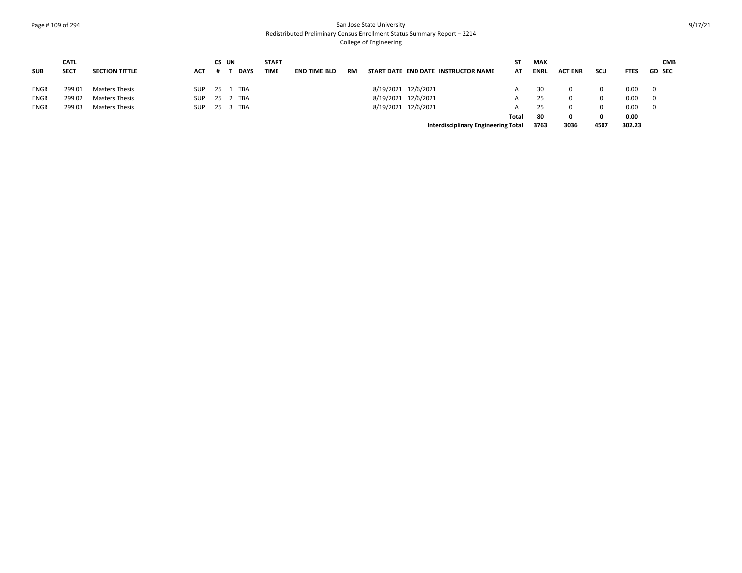| SUB | CATL SECT | SECTION TITTLE | ACT | CS # | UN T | DAYS | START TIME | END TIME | BLD | RM | START DATE | END DATE | INSTRUCTOR NAME | ST AT | MAX ENRL | ACT ENR | SCU | FTES | GD | CMB SEC |
|---|---|---|---|---|---|---|---|---|---|---|---|---|---|---|---|---|---|---|---|---|
| ENGR | 299 01 | Masters Thesis | SUP | 25 | 1 | TBA | | | | | 8/19/2021 | 12/6/2021 | | A | 30 | 0 | 0 | 0.00 | 0 | |
| ENGR | 299 02 | Masters Thesis | SUP | 25 | 2 | TBA | | | | | 8/19/2021 | 12/6/2021 | | A | 25 | 0 | 0 | 0.00 | 0 | |
| ENGR | 299 03 | Masters Thesis | SUP | 25 | 3 | TBA | | | | | 8/19/2021 | 12/6/2021 | | A | 25 | 0 | 0 | 0.00 | 0 | |
| | | | | | | | | | | | | | | **Total** | **80** | **0** | **0** | **0.00** | | |
| | | | | | | | | | | | | | **Interdisciplinary Engineering Total** | | **3763** | **3036** | **4507** | **302.23** | | |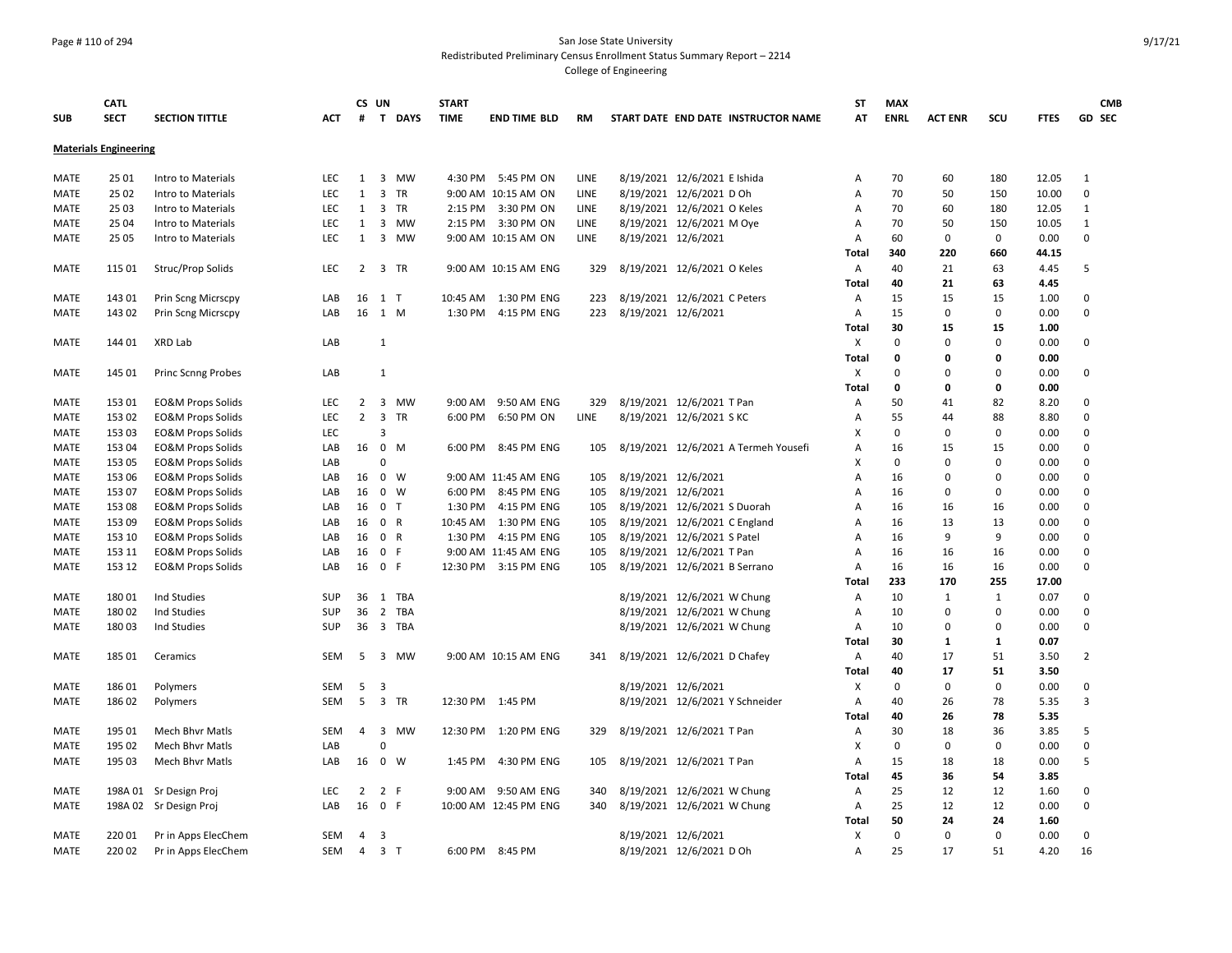San Jose State University
Redistributed Preliminary Census Enrollment Status Summary Report – 2214
College of Engineering

| SUB | CATL SECT | SECTION TITTLE | ACT | CS # | UN T | DAYS | START TIME | END TIME | BLD | RM | START DATE | END DATE | INSTRUCTOR NAME | ST AT | MAX ENRL | ACT ENR | SCU | FTES | GD | CMB SEC |
|---|---|---|---|---|---|---|---|---|---|---|---|---|---|---|---|---|---|---|---|---|
| **Materials Engineering** | | | | | | | | | | | | | | | | | | | | |
| MATE | 25 01 | Intro to Materials | LEC | 1 | 3 | MW | 4:30 PM | 5:45 PM | ON | LINE | 8/19/2021 | 12/6/2021 | E Ishida | A | 70 | 60 | 180 | 12.05 | 1 | |
| MATE | 25 02 | Intro to Materials | LEC | 1 | 3 | TR | 9:00 AM | 10:15 AM | ON | LINE | 8/19/2021 | 12/6/2021 | D Oh | A | 70 | 50 | 150 | 10.00 | 0 | |
| MATE | 25 03 | Intro to Materials | LEC | 1 | 3 | TR | 2:15 PM | 3:30 PM | ON | LINE | 8/19/2021 | 12/6/2021 | O Keles | A | 70 | 60 | 180 | 12.05 | 1 | |
| MATE | 25 04 | Intro to Materials | LEC | 1 | 3 | MW | 2:15 PM | 3:30 PM | ON | LINE | 8/19/2021 | 12/6/2021 | M Oye | A | 70 | 50 | 150 | 10.05 | 1 | |
| MATE | 25 05 | Intro to Materials | LEC | 1 | 3 | MW | 9:00 AM | 10:15 AM | ON | LINE | 8/19/2021 | 12/6/2021 | | A | 60 | 0 | 0 | 0.00 | 0 | |
| | | | | | | | | | | | | | | Total | 340 | 220 | 660 | 44.15 | | |
| MATE | 115 01 | Struc/Prop Solids | LEC | 2 | 3 | TR | 9:00 AM | 10:15 AM | ENG | 329 | 8/19/2021 | 12/6/2021 | O Keles | A | 40 | 21 | 63 | 4.45 | 5 | |
| | | | | | | | | | | | | | | Total | 40 | 21 | 63 | 4.45 | | |
| MATE | 143 01 | Prin Scng Micrscpy | LAB | 16 | 1 | T | 10:45 AM | 1:30 PM | ENG | 223 | 8/19/2021 | 12/6/2021 | C Peters | A | 15 | 15 | 15 | 1.00 | 0 | |
| MATE | 143 02 | Prin Scng Micrscpy | LAB | 16 | 1 | M | 1:30 PM | 4:15 PM | ENG | 223 | 8/19/2021 | 12/6/2021 | | A | 15 | 0 | 0 | 0.00 | 0 | |
| | | | | | | | | | | | | | | Total | 30 | 15 | 15 | 1.00 | | |
| MATE | 144 01 | XRD Lab | LAB | | 1 | | | | | | | | | X | 0 | 0 | 0 | 0.00 | 0 | |
| | | | | | | | | | | | | | | Total | 0 | 0 | 0 | 0.00 | | |
| MATE | 145 01 | Princ Scnng Probes | LAB | | 1 | | | | | | | | | X | 0 | 0 | 0 | 0.00 | 0 | |
| | | | | | | | | | | | | | | Total | 0 | 0 | 0 | 0.00 | | |
| MATE | 153 01 | EO&M Props Solids | LEC | 2 | 3 | MW | 9:00 AM | 9:50 AM | ENG | 329 | 8/19/2021 | 12/6/2021 | T Pan | A | 50 | 41 | 82 | 8.20 | 0 | |
| MATE | 153 02 | EO&M Props Solids | LEC | 2 | 3 | TR | 6:00 PM | 6:50 PM | ON | LINE | 8/19/2021 | 12/6/2021 | S KC | A | 55 | 44 | 88 | 8.80 | 0 | |
| MATE | 153 03 | EO&M Props Solids | LEC | | 3 | | | | | | | | | X | 0 | 0 | 0 | 0.00 | 0 | |
| MATE | 153 04 | EO&M Props Solids | LAB | 16 | 0 | M | 6:00 PM | 8:45 PM | ENG | 105 | 8/19/2021 | 12/6/2021 | A Termeh Yousefi | A | 16 | 15 | 15 | 0.00 | 0 | |
| MATE | 153 05 | EO&M Props Solids | LAB | | 0 | | | | | | | | | X | 0 | 0 | 0 | 0.00 | 0 | |
| MATE | 153 06 | EO&M Props Solids | LAB | 16 | 0 | W | 9:00 AM | 11:45 AM | ENG | 105 | 8/19/2021 | 12/6/2021 | | A | 16 | 0 | 0 | 0.00 | 0 | |
| MATE | 153 07 | EO&M Props Solids | LAB | 16 | 0 | W | 6:00 PM | 8:45 PM | ENG | 105 | 8/19/2021 | 12/6/2021 | | A | 16 | 0 | 0 | 0.00 | 0 | |
| MATE | 153 08 | EO&M Props Solids | LAB | 16 | 0 | T | 1:30 PM | 4:15 PM | ENG | 105 | 8/19/2021 | 12/6/2021 | S Duorah | A | 16 | 16 | 16 | 0.00 | 0 | |
| MATE | 153 09 | EO&M Props Solids | LAB | 16 | 0 | R | 10:45 AM | 1:30 PM | ENG | 105 | 8/19/2021 | 12/6/2021 | C England | A | 16 | 13 | 13 | 0.00 | 0 | |
| MATE | 153 10 | EO&M Props Solids | LAB | 16 | 0 | R | 1:30 PM | 4:15 PM | ENG | 105 | 8/19/2021 | 12/6/2021 | S Patel | A | 16 | 9 | 9 | 0.00 | 0 | |
| MATE | 153 11 | EO&M Props Solids | LAB | 16 | 0 | F | 9:00 AM | 11:45 AM | ENG | 105 | 8/19/2021 | 12/6/2021 | T Pan | A | 16 | 16 | 16 | 0.00 | 0 | |
| MATE | 153 12 | EO&M Props Solids | LAB | 16 | 0 | F | 12:30 PM | 3:15 PM | ENG | 105 | 8/19/2021 | 12/6/2021 | B Serrano | A | 16 | 16 | 16 | 0.00 | 0 | |
| | | | | | | | | | | | | | | Total | 233 | 170 | 255 | 17.00 | | |
| MATE | 180 01 | Ind Studies | SUP | 36 | 1 | TBA | | | | | 8/19/2021 | 12/6/2021 | W Chung | A | 10 | 1 | 1 | 0.07 | 0 | |
| MATE | 180 02 | Ind Studies | SUP | 36 | 2 | TBA | | | | | 8/19/2021 | 12/6/2021 | W Chung | A | 10 | 0 | 0 | 0.00 | 0 | |
| MATE | 180 03 | Ind Studies | SUP | 36 | 3 | TBA | | | | | 8/19/2021 | 12/6/2021 | W Chung | A | 10 | 0 | 0 | 0.00 | 0 | |
| | | | | | | | | | | | | | | Total | 30 | 1 | 1 | 0.07 | | |
| MATE | 185 01 | Ceramics | SEM | 5 | 3 | MW | 9:00 AM | 10:15 AM | ENG | 341 | 8/19/2021 | 12/6/2021 | D Chafey | A | 40 | 17 | 51 | 3.50 | 2 | |
| | | | | | | | | | | | | | | Total | 40 | 17 | 51 | 3.50 | | |
| MATE | 186 01 | Polymers | SEM | 5 | 3 | | | | | | 8/19/2021 | 12/6/2021 | | X | 0 | 0 | 0 | 0.00 | 0 | |
| MATE | 186 02 | Polymers | SEM | 5 | 3 | TR | 12:30 PM | 1:45 PM | | | 8/19/2021 | 12/6/2021 | Y Schneider | A | 40 | 26 | 78 | 5.35 | 3 | |
| | | | | | | | | | | | | | | Total | 40 | 26 | 78 | 5.35 | | |
| MATE | 195 01 | Mech Bhvr Matls | SEM | 4 | 3 | MW | 12:30 PM | 1:20 PM | ENG | 329 | 8/19/2021 | 12/6/2021 | T Pan | A | 30 | 18 | 36 | 3.85 | 5 | |
| MATE | 195 02 | Mech Bhvr Matls | LAB | | 0 | | | | | | | | | X | 0 | 0 | 0 | 0.00 | 0 | |
| MATE | 195 03 | Mech Bhvr Matls | LAB | 16 | 0 | W | 1:45 PM | 4:30 PM | ENG | 105 | 8/19/2021 | 12/6/2021 | T Pan | A | 15 | 18 | 18 | 0.00 | 5 | |
| | | | | | | | | | | | | | | Total | 45 | 36 | 54 | 3.85 | | |
| MATE | 198A 01 | Sr Design Proj | LEC | 2 | 2 | F | 9:00 AM | 9:50 AM | ENG | 340 | 8/19/2021 | 12/6/2021 | W Chung | A | 25 | 12 | 12 | 1.60 | 0 | |
| MATE | 198A 02 | Sr Design Proj | LAB | 16 | 0 | F | 10:00 AM | 12:45 PM | ENG | 340 | 8/19/2021 | 12/6/2021 | W Chung | A | 25 | 12 | 12 | 0.00 | 0 | |
| | | | | | | | | | | | | | | Total | 50 | 24 | 24 | 1.60 | | |
| MATE | 220 01 | Pr in Apps ElecChem | SEM | 4 | 3 | | | | | | 8/19/2021 | 12/6/2021 | | X | 0 | 0 | 0 | 0.00 | 0 | |
| MATE | 220 02 | Pr in Apps ElecChem | SEM | 4 | 3 | T | 6:00 PM | 8:45 PM | | | 8/19/2021 | 12/6/2021 | D Oh | A | 25 | 17 | 51 | 4.20 | 16 | |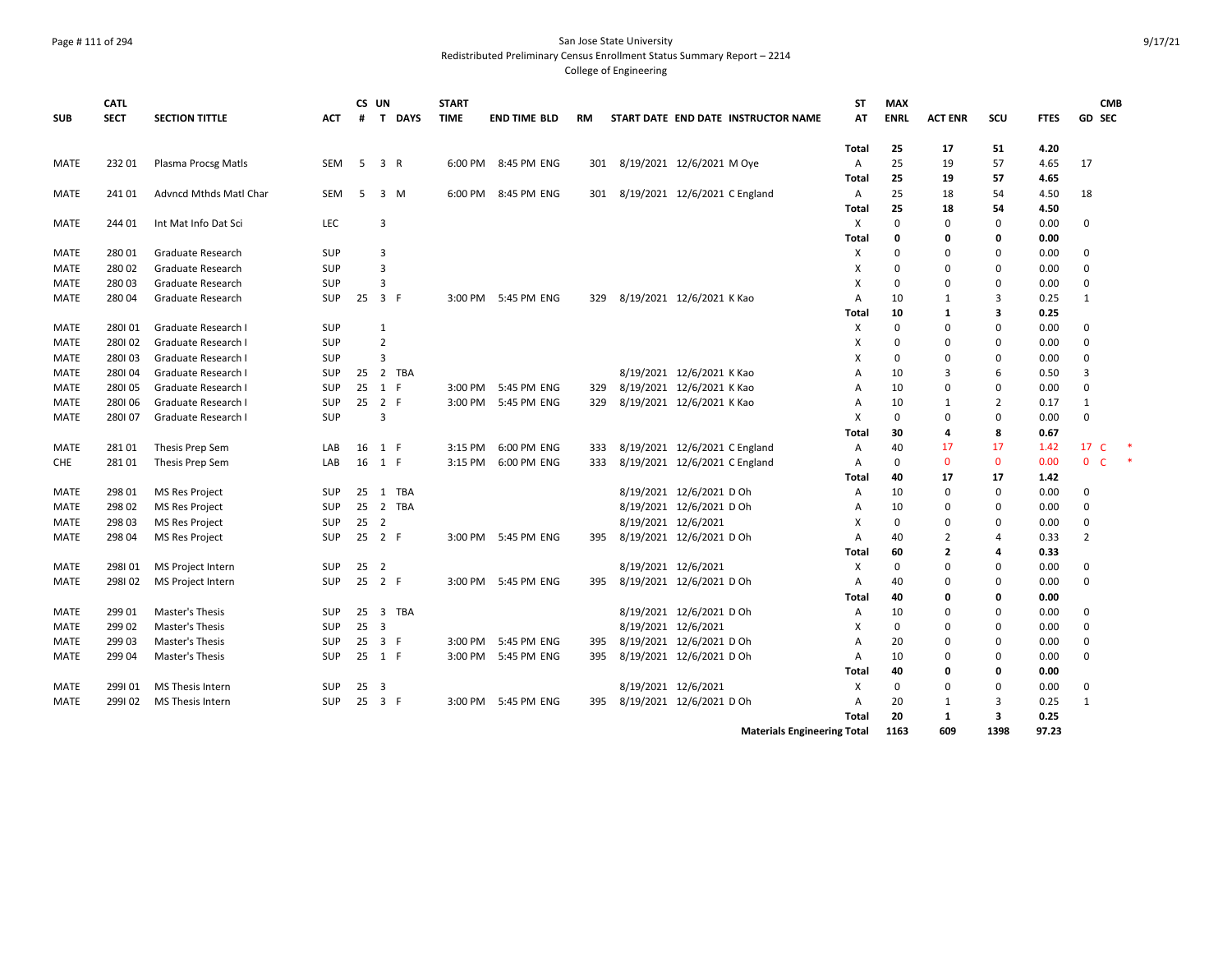San Jose State University
Redistributed Preliminary Census Enrollment Status Summary Report – 2214
College of Engineering

| SUB | CATL SECT | SECTION TITTLE | ACT | CS # | UN T | DAYS | START TIME | END TIME | BLD | RM | START DATE | END DATE | INSTRUCTOR NAME | ST AT | MAX ENRL | ACT ENR | SCU | FTES | GD | CMB SEC |
|---|---|---|---|---|---|---|---|---|---|---|---|---|---|---|---|---|---|---|---|---|
| | | | | | | | | | | | | | | **Total** | **25** | **17** | **51** | **4.20** | | |
| MATE | 232 01 | Plasma Procsg Matls | SEM | 5 | 3 | R | 6:00 PM | 8:45 PM | ENG | 301 | 8/19/2021 | 12/6/2021 | M Oye | A | 25 | 19 | 57 | 4.65 | 17 | |
| | | | | | | | | | | | | | | **Total** | **25** | **19** | **57** | **4.65** | | |
| MATE | 241 01 | Advncd Mthds Matl Char | SEM | 5 | 3 | M | 6:00 PM | 8:45 PM | ENG | 301 | 8/19/2021 | 12/6/2021 | C England | A | 25 | 18 | 54 | 4.50 | 18 | |
| | | | | | | | | | | | | | | **Total** | **25** | **18** | **54** | **4.50** | | |
| MATE | 244 01 | Int Mat Info Dat Sci | LEC | | 3 | | | | | | | | | X | 0 | 0 | 0 | 0.00 | 0 | |
| | | | | | | | | | | | | | | **Total** | **0** | **0** | **0** | **0.00** | | |
| MATE | 280 01 | Graduate Research | SUP | | 3 | | | | | | | | | X | 0 | 0 | 0 | 0.00 | 0 | |
| MATE | 280 02 | Graduate Research | SUP | | 3 | | | | | | | | | X | 0 | 0 | 0 | 0.00 | 0 | |
| MATE | 280 03 | Graduate Research | SUP | | 3 | | | | | | | | | X | 0 | 0 | 0 | 0.00 | 0 | |
| MATE | 280 04 | Graduate Research | SUP | 25 | 3 | F | 3:00 PM | 5:45 PM | ENG | 329 | 8/19/2021 | 12/6/2021 | K Kao | A | 10 | 1 | 3 | 0.25 | 1 | |
| | | | | | | | | | | | | | | **Total** | **10** | **1** | **3** | **0.25** | | |
| MATE | 280I 01 | Graduate Research I | SUP | | 1 | | | | | | | | | X | 0 | 0 | 0 | 0.00 | 0 | |
| MATE | 280I 02 | Graduate Research I | SUP | | 2 | | | | | | | | | X | 0 | 0 | 0 | 0.00 | 0 | |
| MATE | 280I 03 | Graduate Research I | SUP | | 3 | | | | | | | | | X | 0 | 0 | 0 | 0.00 | 0 | |
| MATE | 280I 04 | Graduate Research I | SUP | 25 | 2 | TBA | | | | | 8/19/2021 | 12/6/2021 | K Kao | A | 10 | 3 | 6 | 0.50 | 3 | |
| MATE | 280I 05 | Graduate Research I | SUP | 25 | 1 | F | 3:00 PM | 5:45 PM | ENG | 329 | 8/19/2021 | 12/6/2021 | K Kao | A | 10 | 0 | 0 | 0.00 | 0 | |
| MATE | 280I 06 | Graduate Research I | SUP | 25 | 2 | F | 3:00 PM | 5:45 PM | ENG | 329 | 8/19/2021 | 12/6/2021 | K Kao | A | 10 | 1 | 2 | 0.17 | 1 | |
| MATE | 280I 07 | Graduate Research I | SUP | | 3 | | | | | | | | | X | 0 | 0 | 0 | 0.00 | 0 | |
| | | | | | | | | | | | | | | **Total** | **30** | **4** | **8** | **0.67** | | |
| MATE | 281 01 | Thesis Prep Sem | LAB | 16 | 1 | F | 3:15 PM | 6:00 PM | ENG | 333 | 8/19/2021 | 12/6/2021 | C England | A | 40 | 17 | 17 | 1.42 | 17 | C * |
| CHE | 281 01 | Thesis Prep Sem | LAB | 16 | 1 | F | 3:15 PM | 6:00 PM | ENG | 333 | 8/19/2021 | 12/6/2021 | C England | A | 0 | 0 | 0 | 0.00 | 0 | C * |
| | | | | | | | | | | | | | | **Total** | **40** | **17** | **17** | **1.42** | | |
| MATE | 298 01 | MS Res Project | SUP | 25 | 1 | TBA | | | | | 8/19/2021 | 12/6/2021 | D Oh | A | 10 | 0 | 0 | 0.00 | 0 | |
| MATE | 298 02 | MS Res Project | SUP | 25 | 2 | TBA | | | | | 8/19/2021 | 12/6/2021 | D Oh | A | 10 | 0 | 0 | 0.00 | 0 | |
| MATE | 298 03 | MS Res Project | SUP | 25 | 2 | | | | | | 8/19/2021 | 12/6/2021 | | X | 0 | 0 | 0 | 0.00 | 0 | |
| MATE | 298 04 | MS Res Project | SUP | 25 | 2 | F | 3:00 PM | 5:45 PM | ENG | 395 | 8/19/2021 | 12/6/2021 | D Oh | A | 40 | 2 | 4 | 0.33 | 2 | |
| | | | | | | | | | | | | | | **Total** | **60** | **2** | **4** | **0.33** | | |
| MATE | 298I 01 | MS Project Intern | SUP | 25 | 2 | | | | | | 8/19/2021 | 12/6/2021 | | X | 0 | 0 | 0 | 0.00 | 0 | |
| MATE | 298I 02 | MS Project Intern | SUP | 25 | 2 | F | 3:00 PM | 5:45 PM | ENG | 395 | 8/19/2021 | 12/6/2021 | D Oh | A | 40 | 0 | 0 | 0.00 | 0 | |
| | | | | | | | | | | | | | | **Total** | **40** | **0** | **0** | **0.00** | | |
| MATE | 299 01 | Master's Thesis | SUP | 25 | 3 | TBA | | | | | 8/19/2021 | 12/6/2021 | D Oh | A | 10 | 0 | 0 | 0.00 | 0 | |
| MATE | 299 02 | Master's Thesis | SUP | 25 | 3 | | | | | | 8/19/2021 | 12/6/2021 | | X | 0 | 0 | 0 | 0.00 | 0 | |
| MATE | 299 03 | Master's Thesis | SUP | 25 | 3 | F | 3:00 PM | 5:45 PM | ENG | 395 | 8/19/2021 | 12/6/2021 | D Oh | A | 20 | 0 | 0 | 0.00 | 0 | |
| MATE | 299 04 | Master's Thesis | SUP | 25 | 1 | F | 3:00 PM | 5:45 PM | ENG | 395 | 8/19/2021 | 12/6/2021 | D Oh | A | 10 | 0 | 0 | 0.00 | 0 | |
| | | | | | | | | | | | | | | **Total** | **40** | **0** | **0** | **0.00** | | |
| MATE | 299I 01 | MS Thesis Intern | SUP | 25 | 3 | | | | | | 8/19/2021 | 12/6/2021 | | X | 0 | 0 | 0 | 0.00 | 0 | |
| MATE | 299I 02 | MS Thesis Intern | SUP | 25 | 3 | F | 3:00 PM | 5:45 PM | ENG | 395 | 8/19/2021 | 12/6/2021 | D Oh | A | 20 | 1 | 3 | 0.25 | 1 | |
| | | | | | | | | | | | | | | **Total** | **20** | **1** | **3** | **0.25** | | |
| | | | | | | | | | | | | | **Materials Engineering Total** | | **1163** | **609** | **1398** | **97.23** | | |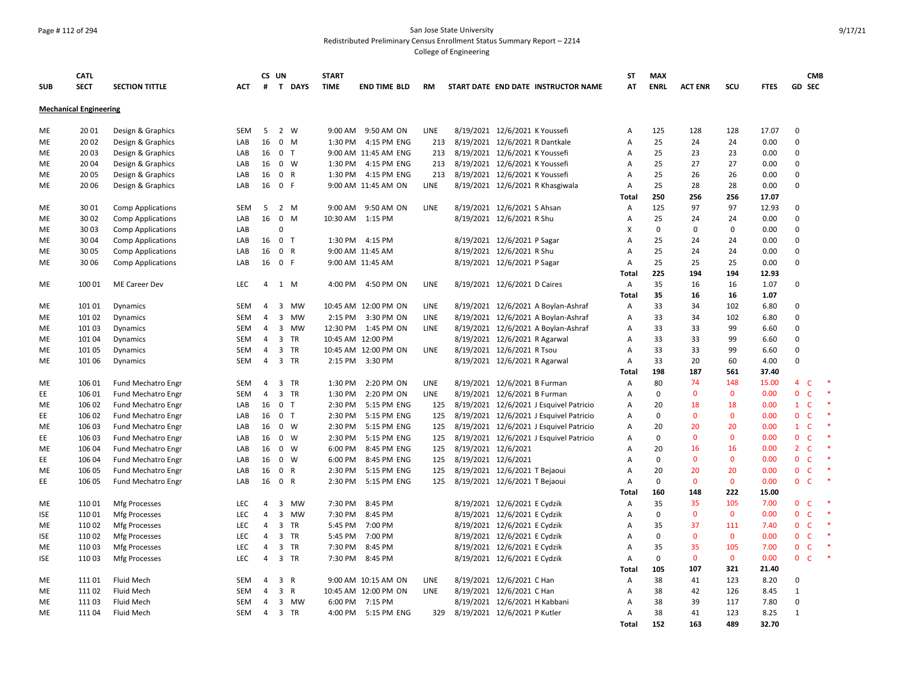San Jose State University
Redistributed Preliminary Census Enrollment Status Summary Report – 2214
College of Engineering

| SUB | CATL SECT | SECTION TITTLE | ACT | CS # | UN T | DAYS | START TIME | END TIME | BLD | RM | START DATE | END DATE | INSTRUCTOR NAME | ST AT | MAX ENRL | ACT ENR | SCU | FTES | GD | CMB SEC |
|---|---|---|---|---|---|---|---|---|---|---|---|---|---|---|---|---|---|---|---|---|
| **Mechanical Engineering** | | | | | | | | | | | | | | | | | | | | |
| ME | 20 01 | Design & Graphics | SEM | 5 | 2 | W | 9:00 AM | 9:50 AM | ON | LINE | 8/19/2021 | 12/6/2021 | K Youssefi | A | 125 | 128 | 128 | 17.07 | 0 | |
| ME | 20 02 | Design & Graphics | LAB | 16 | 0 | M | 1:30 PM | 4:15 PM | ENG | 213 | 8/19/2021 | 12/6/2021 | R Dantkale | A | 25 | 24 | 24 | 0.00 | 0 | |
| ME | 20 03 | Design & Graphics | LAB | 16 | 0 | T | 9:00 AM | 11:45 AM | ENG | 213 | 8/19/2021 | 12/6/2021 | K Youssefi | A | 25 | 23 | 23 | 0.00 | 0 | |
| ME | 20 04 | Design & Graphics | LAB | 16 | 0 | W | 1:30 PM | 4:15 PM | ENG | 213 | 8/19/2021 | 12/6/2021 | K Youssefi | A | 25 | 27 | 27 | 0.00 | 0 | |
| ME | 20 05 | Design & Graphics | LAB | 16 | 0 | R | 1:30 PM | 4:15 PM | ENG | 213 | 8/19/2021 | 12/6/2021 | K Youssefi | A | 25 | 26 | 26 | 0.00 | 0 | |
| ME | 20 06 | Design & Graphics | LAB | 16 | 0 | F | 9:00 AM | 11:45 AM | ON | LINE | 8/19/2021 | 12/6/2021 | R Khasgiwala | A | 25 | 28 | 28 | 0.00 | 0 | |
| | | | | | | | | | | | | | | **Total** | **250** | **256** | **256** | **17.07** | | |
| ME | 30 01 | Comp Applications | SEM | 5 | 2 | M | 9:00 AM | 9:50 AM | ON | LINE | 8/19/2021 | 12/6/2021 | S Ahsan | A | 125 | 97 | 97 | 12.93 | 0 | |
| ME | 30 02 | Comp Applications | LAB | 16 | 0 | M | 10:30 AM | 1:15 PM | | | 8/19/2021 | 12/6/2021 | R Shu | A | 25 | 24 | 24 | 0.00 | 0 | |
| ME | 30 03 | Comp Applications | LAB | | 0 | | | | | | | | | X | 0 | 0 | 0 | 0.00 | 0 | |
| ME | 30 04 | Comp Applications | LAB | 16 | 0 | T | 1:30 PM | 4:15 PM | | | 8/19/2021 | 12/6/2021 | P Sagar | A | 25 | 24 | 24 | 0.00 | 0 | |
| ME | 30 05 | Comp Applications | LAB | 16 | 0 | R | 9:00 AM | 11:45 AM | | | 8/19/2021 | 12/6/2021 | R Shu | A | 25 | 24 | 24 | 0.00 | 0 | |
| ME | 30 06 | Comp Applications | LAB | 16 | 0 | F | 9:00 AM | 11:45 AM | | | 8/19/2021 | 12/6/2021 | P Sagar | A | 25 | 25 | 25 | 0.00 | 0 | |
| | | | | | | | | | | | | | | **Total** | **225** | **194** | **194** | **12.93** | | |
| ME | 100 01 | ME Career Dev | LEC | 4 | 1 | M | 4:00 PM | 4:50 PM | ON | LINE | 8/19/2021 | 12/6/2021 | D Caires | A | 35 | 16 | 16 | 1.07 | 0 | |
| | | | | | | | | | | | | | | **Total** | **35** | **16** | **16** | **1.07** | | |
| ME | 101 01 | Dynamics | SEM | 4 | 3 | MW | 10:45 AM | 12:00 PM | ON | LINE | 8/19/2021 | 12/6/2021 | A Boylan-Ashraf | A | 33 | 34 | 102 | 6.80 | 0 | |
| ME | 101 02 | Dynamics | SEM | 4 | 3 | MW | 2:15 PM | 3:30 PM | ON | LINE | 8/19/2021 | 12/6/2021 | A Boylan-Ashraf | A | 33 | 34 | 102 | 6.80 | 0 | |
| ME | 101 03 | Dynamics | SEM | 4 | 3 | MW | 12:30 PM | 1:45 PM | ON | LINE | 8/19/2021 | 12/6/2021 | A Boylan-Ashraf | A | 33 | 33 | 99 | 6.60 | 0 | |
| ME | 101 04 | Dynamics | SEM | 4 | 3 | TR | 10:45 AM | 12:00 PM | | | 8/19/2021 | 12/6/2021 | R Agarwal | A | 33 | 33 | 99 | 6.60 | 0 | |
| ME | 101 05 | Dynamics | SEM | 4 | 3 | TR | 10:45 AM | 12:00 PM | ON | LINE | 8/19/2021 | 12/6/2021 | R Tsou | A | 33 | 33 | 99 | 6.60 | 0 | |
| ME | 101 06 | Dynamics | SEM | 4 | 3 | TR | 2:15 PM | 3:30 PM | | | 8/19/2021 | 12/6/2021 | R Agarwal | A | 33 | 20 | 60 | 4.00 | 0 | |
| | | | | | | | | | | | | | | **Total** | **198** | **187** | **561** | **37.40** | | |
| ME | 106 01 | Fund Mechatro Engr | SEM | 4 | 3 | TR | 1:30 PM | 2:20 PM | ON | LINE | 8/19/2021 | 12/6/2021 | B Furman | A | 80 | 74 | 148 | 15.00 | 4 | C * |
| EE | 106 01 | Fund Mechatro Engr | SEM | 4 | 3 | TR | 1:30 PM | 2:20 PM | ON | LINE | 8/19/2021 | 12/6/2021 | B Furman | A | 0 | 0 | 0 | 0.00 | 0 | C * |
| ME | 106 02 | Fund Mechatro Engr | LAB | 16 | 0 | T | 2:30 PM | 5:15 PM | ENG | 125 | 8/19/2021 | 12/6/2021 | J Esquivel Patricio | A | 20 | 18 | 18 | 0.00 | 1 | C * |
| EE | 106 02 | Fund Mechatro Engr | LAB | 16 | 0 | T | 2:30 PM | 5:15 PM | ENG | 125 | 8/19/2021 | 12/6/2021 | J Esquivel Patricio | A | 0 | 0 | 0 | 0.00 | 0 | C * |
| ME | 106 03 | Fund Mechatro Engr | LAB | 16 | 0 | W | 2:30 PM | 5:15 PM | ENG | 125 | 8/19/2021 | 12/6/2021 | J Esquivel Patricio | A | 20 | 20 | 20 | 0.00 | 1 | C * |
| EE | 106 03 | Fund Mechatro Engr | LAB | 16 | 0 | W | 2:30 PM | 5:15 PM | ENG | 125 | 8/19/2021 | 12/6/2021 | J Esquivel Patricio | A | 0 | 0 | 0 | 0.00 | 0 | C * |
| ME | 106 04 | Fund Mechatro Engr | LAB | 16 | 0 | W | 6:00 PM | 8:45 PM | ENG | 125 | 8/19/2021 | 12/6/2021 | | A | 20 | 16 | 16 | 0.00 | 2 | C * |
| EE | 106 04 | Fund Mechatro Engr | LAB | 16 | 0 | W | 6:00 PM | 8:45 PM | ENG | 125 | 8/19/2021 | 12/6/2021 | | A | 0 | 0 | 0 | 0.00 | 0 | C * |
| ME | 106 05 | Fund Mechatro Engr | LAB | 16 | 0 | R | 2:30 PM | 5:15 PM | ENG | 125 | 8/19/2021 | 12/6/2021 | T Bejaoui | A | 20 | 20 | 20 | 0.00 | 0 | C * |
| EE | 106 05 | Fund Mechatro Engr | LAB | 16 | 0 | R | 2:30 PM | 5:15 PM | ENG | 125 | 8/19/2021 | 12/6/2021 | T Bejaoui | A | 0 | 0 | 0 | 0.00 | 0 | C * |
| | | | | | | | | | | | | | | **Total** | **160** | **148** | **222** | **15.00** | | |
| ME | 110 01 | Mfg Processes | LEC | 4 | 3 | MW | 7:30 PM | 8:45 PM | | | 8/19/2021 | 12/6/2021 | E Cydzik | A | 35 | 35 | 105 | 7.00 | 0 | C * |
| ISE | 110 01 | Mfg Processes | LEC | 4 | 3 | MW | 7:30 PM | 8:45 PM | | | 8/19/2021 | 12/6/2021 | E Cydzik | A | 0 | 0 | 0 | 0.00 | 0 | C * |
| ME | 110 02 | Mfg Processes | LEC | 4 | 3 | TR | 5:45 PM | 7:00 PM | | | 8/19/2021 | 12/6/2021 | E Cydzik | A | 35 | 37 | 111 | 7.40 | 0 | C * |
| ISE | 110 02 | Mfg Processes | LEC | 4 | 3 | TR | 5:45 PM | 7:00 PM | | | 8/19/2021 | 12/6/2021 | E Cydzik | A | 0 | 0 | 0 | 0.00 | 0 | C * |
| ME | 110 03 | Mfg Processes | LEC | 4 | 3 | TR | 7:30 PM | 8:45 PM | | | 8/19/2021 | 12/6/2021 | E Cydzik | A | 35 | 35 | 105 | 7.00 | 0 | C * |
| ISE | 110 03 | Mfg Processes | LEC | 4 | 3 | TR | 7:30 PM | 8:45 PM | | | 8/19/2021 | 12/6/2021 | E Cydzik | A | 0 | 0 | 0 | 0.00 | 0 | C * |
| | | | | | | | | | | | | | | **Total** | **105** | **107** | **321** | **21.40** | | |
| ME | 111 01 | Fluid Mech | SEM | 4 | 3 | R | 9:00 AM | 10:15 AM | ON | LINE | 8/19/2021 | 12/6/2021 | C Han | A | 38 | 41 | 123 | 8.20 | 0 | |
| ME | 111 02 | Fluid Mech | SEM | 4 | 3 | R | 10:45 AM | 12:00 PM | ON | LINE | 8/19/2021 | 12/6/2021 | C Han | A | 38 | 42 | 126 | 8.45 | 1 | |
| ME | 111 03 | Fluid Mech | SEM | 4 | 3 | MW | 6:00 PM | 7:15 PM | | | 8/19/2021 | 12/6/2021 | H Kabbani | A | 38 | 39 | 117 | 7.80 | 0 | |
| ME | 111 04 | Fluid Mech | SEM | 4 | 3 | TR | 4:00 PM | 5:15 PM | ENG | 329 | 8/19/2021 | 12/6/2021 | P Kutler | A | 38 | 41 | 123 | 8.25 | 1 | |
| | | | | | | | | | | | | | | **Total** | **152** | **163** | **489** | **32.70** | | |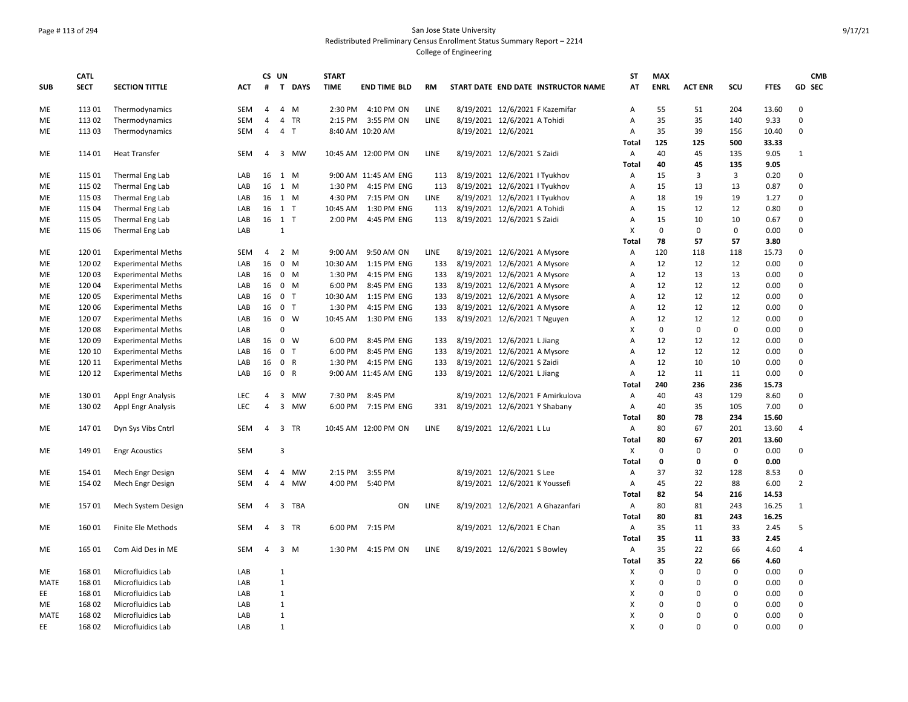San Jose State University
Redistributed Preliminary Census Enrollment Status Summary Report – 2214
College of Engineering

| SUB | CATL SECT | SECTION TITTLE | ACT | CS # | UN T | DAYS | START TIME | END TIME | BLD | RM | START DATE | END DATE | INSTRUCTOR NAME | ST AT | MAX ENRL | ACT ENR | SCU | FTES | GD | CMB SEC |
|---|---|---|---|---|---|---|---|---|---|---|---|---|---|---|---|---|---|---|---|---|
| ME | 113 01 | Thermodynamics | SEM | 4 | 4 | M | 2:30 PM | 4:10 PM | ON | LINE | 8/19/2021 | 12/6/2021 | F Kazemifar | A | 55 | 51 | 204 | 13.60 | 0 | |
| ME | 113 02 | Thermodynamics | SEM | 4 | 4 | TR | 2:15 PM | 3:55 PM | ON | LINE | 8/19/2021 | 12/6/2021 | A Tohidi | A | 35 | 35 | 140 | 9.33 | 0 | |
| ME | 113 03 | Thermodynamics | SEM | 4 | 4 | T | 8:40 AM | 10:20 AM | | | 8/19/2021 | 12/6/2021 | | A | 35 | 39 | 156 | 10.40 | 0 | |
| | | | | | | | | | | | | | | **Total** | **125** | **125** | **500** | **33.33** | | |
| ME | 114 01 | Heat Transfer | SEM | 4 | 3 | MW | 10:45 AM | 12:00 PM | ON | LINE | 8/19/2021 | 12/6/2021 | S Zaidi | A | 40 | 45 | 135 | 9.05 | 1 | |
| | | | | | | | | | | | | | | **Total** | **40** | **45** | **135** | **9.05** | | |
| ME | 115 01 | Thermal Eng Lab | LAB | 16 | 1 | M | 9:00 AM | 11:45 AM | ENG | 113 | 8/19/2021 | 12/6/2021 | I Tyukhov | A | 15 | 3 | 3 | 0.20 | 0 | |
| ME | 115 02 | Thermal Eng Lab | LAB | 16 | 1 | M | 1:30 PM | 4:15 PM | ENG | 113 | 8/19/2021 | 12/6/2021 | I Tyukhov | A | 15 | 13 | 13 | 0.87 | 0 | |
| ME | 115 03 | Thermal Eng Lab | LAB | 16 | 1 | M | 4:30 PM | 7:15 PM | ON | LINE | 8/19/2021 | 12/6/2021 | I Tyukhov | A | 18 | 19 | 19 | 1.27 | 0 | |
| ME | 115 04 | Thermal Eng Lab | LAB | 16 | 1 | T | 10:45 AM | 1:30 PM | ENG | 113 | 8/19/2021 | 12/6/2021 | A Tohidi | A | 15 | 12 | 12 | 0.80 | 0 | |
| ME | 115 05 | Thermal Eng Lab | LAB | 16 | 1 | T | 2:00 PM | 4:45 PM | ENG | 113 | 8/19/2021 | 12/6/2021 | S Zaidi | A | 15 | 10 | 10 | 0.67 | 0 | |
| ME | 115 06 | Thermal Eng Lab | LAB | | 1 | | | | | | | | | X | 0 | 0 | 0 | 0.00 | 0 | |
| | | | | | | | | | | | | | | **Total** | **78** | **57** | **57** | **3.80** | | |
| ME | 120 01 | Experimental Meths | SEM | 4 | 2 | M | 9:00 AM | 9:50 AM | ON | LINE | 8/19/2021 | 12/6/2021 | A Mysore | A | 120 | 118 | 118 | 15.73 | 0 | |
| ME | 120 02 | Experimental Meths | LAB | 16 | 0 | M | 10:30 AM | 1:15 PM | ENG | 133 | 8/19/2021 | 12/6/2021 | A Mysore | A | 12 | 12 | 12 | 0.00 | 0 | |
| ME | 120 03 | Experimental Meths | LAB | 16 | 0 | M | 1:30 PM | 4:15 PM | ENG | 133 | 8/19/2021 | 12/6/2021 | A Mysore | A | 12 | 13 | 13 | 0.00 | 0 | |
| ME | 120 04 | Experimental Meths | LAB | 16 | 0 | M | 6:00 PM | 8:45 PM | ENG | 133 | 8/19/2021 | 12/6/2021 | A Mysore | A | 12 | 12 | 12 | 0.00 | 0 | |
| ME | 120 05 | Experimental Meths | LAB | 16 | 0 | T | 10:30 AM | 1:15 PM | ENG | 133 | 8/19/2021 | 12/6/2021 | A Mysore | A | 12 | 12 | 12 | 0.00 | 0 | |
| ME | 120 06 | Experimental Meths | LAB | 16 | 0 | T | 1:30 PM | 4:15 PM | ENG | 133 | 8/19/2021 | 12/6/2021 | A Mysore | A | 12 | 12 | 12 | 0.00 | 0 | |
| ME | 120 07 | Experimental Meths | LAB | 16 | 0 | W | 10:45 AM | 1:30 PM | ENG | 133 | 8/19/2021 | 12/6/2021 | T Nguyen | A | 12 | 12 | 12 | 0.00 | 0 | |
| ME | 120 08 | Experimental Meths | LAB | | 0 | | | | | | | | | X | 0 | 0 | 0 | 0.00 | 0 | |
| ME | 120 09 | Experimental Meths | LAB | 16 | 0 | W | 6:00 PM | 8:45 PM | ENG | 133 | 8/19/2021 | 12/6/2021 | L Jiang | A | 12 | 12 | 12 | 0.00 | 0 | |
| ME | 120 10 | Experimental Meths | LAB | 16 | 0 | T | 6:00 PM | 8:45 PM | ENG | 133 | 8/19/2021 | 12/6/2021 | A Mysore | A | 12 | 12 | 12 | 0.00 | 0 | |
| ME | 120 11 | Experimental Meths | LAB | 16 | 0 | R | 1:30 PM | 4:15 PM | ENG | 133 | 8/19/2021 | 12/6/2021 | S Zaidi | A | 12 | 10 | 10 | 0.00 | 0 | |
| ME | 120 12 | Experimental Meths | LAB | 16 | 0 | R | 9:00 AM | 11:45 AM | ENG | 133 | 8/19/2021 | 12/6/2021 | L Jiang | A | 12 | 11 | 11 | 0.00 | 0 | |
| | | | | | | | | | | | | | | **Total** | **240** | **236** | **236** | **15.73** | | |
| ME | 130 01 | Appl Engr Analysis | LEC | 4 | 3 | MW | 7:30 PM | 8:45 PM | | | 8/19/2021 | 12/6/2021 | F Amirkulova | A | 40 | 43 | 129 | 8.60 | 0 | |
| ME | 130 02 | Appl Engr Analysis | LEC | 4 | 3 | MW | 6:00 PM | 7:15 PM | ENG | 331 | 8/19/2021 | 12/6/2021 | Y Shabany | A | 40 | 35 | 105 | 7.00 | 0 | |
| | | | | | | | | | | | | | | **Total** | **80** | **78** | **234** | **15.60** | | |
| ME | 147 01 | Dyn Sys Vibs Cntrl | SEM | 4 | 3 | TR | 10:45 AM | 12:00 PM | ON | LINE | 8/19/2021 | 12/6/2021 | L Lu | A | 80 | 67 | 201 | 13.60 | 4 | |
| | | | | | | | | | | | | | | **Total** | **80** | **67** | **201** | **13.60** | | |
| ME | 149 01 | Engr Acoustics | SEM | | 3 | | | | | | | | | X | 0 | 0 | 0 | 0.00 | 0 | |
| | | | | | | | | | | | | | | **Total** | **0** | **0** | **0** | **0.00** | | |
| ME | 154 01 | Mech Engr Design | SEM | 4 | 4 | MW | 2:15 PM | 3:55 PM | | | 8/19/2021 | 12/6/2021 | S Lee | A | 37 | 32 | 128 | 8.53 | 0 | |
| ME | 154 02 | Mech Engr Design | SEM | 4 | 4 | MW | 4:00 PM | 5:40 PM | | | 8/19/2021 | 12/6/2021 | K Youssefi | A | 45 | 22 | 88 | 6.00 | 2 | |
| | | | | | | | | | | | | | | **Total** | **82** | **54** | **216** | **14.53** | | |
| ME | 157 01 | Mech System Design | SEM | 4 | 3 | TBA | | | ON | LINE | 8/19/2021 | 12/6/2021 | A Ghazanfari | A | 80 | 81 | 243 | 16.25 | 1 | |
| | | | | | | | | | | | | | | **Total** | **80** | **81** | **243** | **16.25** | | |
| ME | 160 01 | Finite Ele Methods | SEM | 4 | 3 | TR | 6:00 PM | 7:15 PM | | | 8/19/2021 | 12/6/2021 | E Chan | A | 35 | 11 | 33 | 2.45 | 5 | |
| | | | | | | | | | | | | | | **Total** | **35** | **11** | **33** | **2.45** | | |
| ME | 165 01 | Com Aid Des in ME | SEM | 4 | 3 | M | 1:30 PM | 4:15 PM | ON | LINE | 8/19/2021 | 12/6/2021 | S Bowley | A | 35 | 22 | 66 | 4.60 | 4 | |
| | | | | | | | | | | | | | | **Total** | **35** | **22** | **66** | **4.60** | | |
| ME | 168 01 | Microfluidics Lab | LAB | | 1 | | | | | | | | | X | 0 | 0 | 0 | 0.00 | 0 | |
| MATE | 168 01 | Microfluidics Lab | LAB | | 1 | | | | | | | | | X | 0 | 0 | 0 | 0.00 | 0 | |
| EE | 168 01 | Microfluidics Lab | LAB | | 1 | | | | | | | | | X | 0 | 0 | 0 | 0.00 | 0 | |
| ME | 168 02 | Microfluidics Lab | LAB | | 1 | | | | | | | | | X | 0 | 0 | 0 | 0.00 | 0 | |
| MATE | 168 02 | Microfluidics Lab | LAB | | 1 | | | | | | | | | X | 0 | 0 | 0 | 0.00 | 0 | |
| EE | 168 02 | Microfluidics Lab | LAB | | 1 | | | | | | | | | X | 0 | 0 | 0 | 0.00 | 0 | |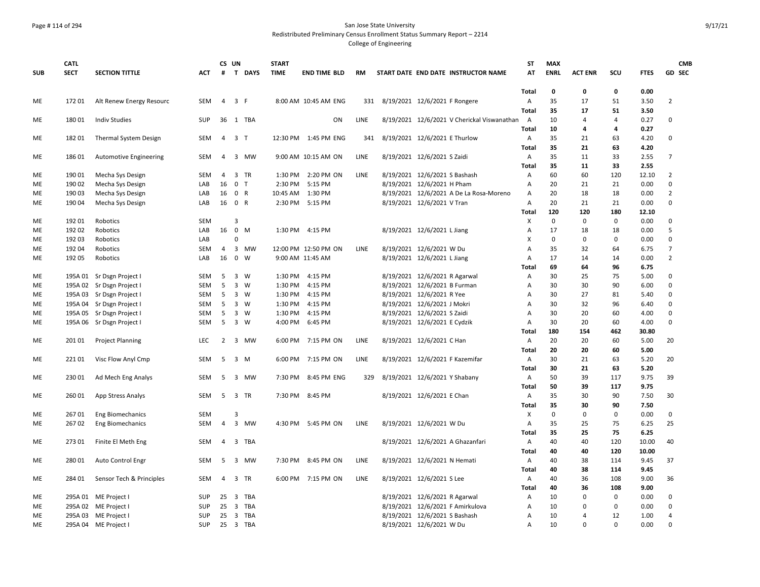San Jose State University

Redistributed Preliminary Census Enrollment Status Summary Report – 2214

College of Engineering

| SUB | CATL SECT | SECTION TITTLE | ACT | CS # | UN T | DAYS | START TIME | END TIME | BLD | RM | START DATE | END DATE | INSTRUCTOR NAME | ST AT | MAX ENRL | ACT ENR | SCU | FTES | GD | CMB SEC |
|---|---|---|---|---|---|---|---|---|---|---|---|---|---|---|---|---|---|---|---|---|
| | | | | | | | | | | | | | | Total | 0 | 0 | 0 | 0.00 | | |
| ME | 172 01 | Alt Renew Energy Resourc | SEM | 4 | 3 | F | 8:00 AM | 10:45 AM | ENG | 331 | 8/19/2021 | 12/6/2021 | F Rongere | A | 35 | 17 | 51 | 3.50 | 2 | |
| | | | | | | | | | | | | | | Total | 35 | 17 | 51 | 3.50 | | |
| ME | 180 01 | Indiv Studies | SUP | 36 | 1 | TBA | | | ON | LINE | 8/19/2021 | 12/6/2021 | V Cherickal Viswanathan | A | 10 | 4 | 4 | 0.27 | 0 | |
| | | | | | | | | | | | | | | Total | 10 | 4 | 4 | 0.27 | | |
| ME | 182 01 | Thermal System Design | SEM | 4 | 3 | T | 12:30 PM | 1:45 PM | ENG | 341 | 8/19/2021 | 12/6/2021 | E Thurlow | A | 35 | 21 | 63 | 4.20 | 0 | |
| | | | | | | | | | | | | | | Total | 35 | 21 | 63 | 4.20 | | |
| ME | 186 01 | Automotive Engineering | SEM | 4 | 3 | MW | 9:00 AM | 10:15 AM | ON | LINE | 8/19/2021 | 12/6/2021 | S Zaidi | A | 35 | 11 | 33 | 2.55 | 7 | |
| | | | | | | | | | | | | | | Total | 35 | 11 | 33 | 2.55 | | |
| ME | 190 01 | Mecha Sys Design | SEM | 4 | 3 | TR | 1:30 PM | 2:20 PM | ON | LINE | 8/19/2021 | 12/6/2021 | S Bashash | A | 60 | 60 | 120 | 12.10 | 2 | |
| ME | 190 02 | Mecha Sys Design | LAB | 16 | 0 | T | 2:30 PM | 5:15 PM | | | 8/19/2021 | 12/6/2021 | H Pham | A | 20 | 21 | 21 | 0.00 | 0 | |
| ME | 190 03 | Mecha Sys Design | LAB | 16 | 0 | R | 10:45 AM | 1:30 PM | | | 8/19/2021 | 12/6/2021 | A De La Rosa-Moreno | A | 20 | 18 | 18 | 0.00 | 2 | |
| ME | 190 04 | Mecha Sys Design | LAB | 16 | 0 | R | 2:30 PM | 5:15 PM | | | 8/19/2021 | 12/6/2021 | V Tran | A | 20 | 21 | 21 | 0.00 | 0 | |
| | | | | | | | | | | | | | | Total | 120 | 120 | 180 | 12.10 | | |
| ME | 192 01 | Robotics | SEM | | 3 | | | | | | | | | X | 0 | 0 | 0 | 0.00 | 0 | |
| ME | 192 02 | Robotics | LAB | 16 | 0 | M | 1:30 PM | 4:15 PM | | | 8/19/2021 | 12/6/2021 | L Jiang | A | 17 | 18 | 18 | 0.00 | 5 | |
| ME | 192 03 | Robotics | LAB | | 0 | | | | | | | | | X | 0 | 0 | 0 | 0.00 | 0 | |
| ME | 192 04 | Robotics | SEM | 4 | 3 | MW | 12:00 PM | 12:50 PM | ON | LINE | 8/19/2021 | 12/6/2021 | W Du | A | 35 | 32 | 64 | 6.75 | 7 | |
| ME | 192 05 | Robotics | LAB | 16 | 0 | W | 9:00 AM | 11:45 AM | | | 8/19/2021 | 12/6/2021 | L Jiang | A | 17 | 14 | 14 | 0.00 | 2 | |
| | | | | | | | | | | | | | | Total | 69 | 64 | 96 | 6.75 | | |
| ME | 195A 01 | Sr Dsgn Project I | SEM | 5 | 3 | W | 1:30 PM | 4:15 PM | | | 8/19/2021 | 12/6/2021 | R Agarwal | A | 30 | 25 | 75 | 5.00 | 0 | |
| ME | 195A 02 | Sr Dsgn Project I | SEM | 5 | 3 | W | 1:30 PM | 4:15 PM | | | 8/19/2021 | 12/6/2021 | B Furman | A | 30 | 30 | 90 | 6.00 | 0 | |
| ME | 195A 03 | Sr Dsgn Project I | SEM | 5 | 3 | W | 1:30 PM | 4:15 PM | | | 8/19/2021 | 12/6/2021 | R Yee | A | 30 | 27 | 81 | 5.40 | 0 | |
| ME | 195A 04 | Sr Dsgn Project I | SEM | 5 | 3 | W | 1:30 PM | 4:15 PM | | | 8/19/2021 | 12/6/2021 | J Mokri | A | 30 | 32 | 96 | 6.40 | 0 | |
| ME | 195A 05 | Sr Dsgn Project I | SEM | 5 | 3 | W | 1:30 PM | 4:15 PM | | | 8/19/2021 | 12/6/2021 | S Zaidi | A | 30 | 20 | 60 | 4.00 | 0 | |
| ME | 195A 06 | Sr Dsgn Project I | SEM | 5 | 3 | W | 4:00 PM | 6:45 PM | | | 8/19/2021 | 12/6/2021 | E Cydzik | A | 30 | 20 | 60 | 4.00 | 0 | |
| | | | | | | | | | | | | | | Total | 180 | 154 | 462 | 30.80 | | |
| ME | 201 01 | Project Planning | LEC | 2 | 3 | MW | 6:00 PM | 7:15 PM | ON | LINE | 8/19/2021 | 12/6/2021 | C Han | A | 20 | 20 | 60 | 5.00 | 20 | |
| | | | | | | | | | | | | | | Total | 20 | 20 | 60 | 5.00 | | |
| ME | 221 01 | Visc Flow Anyl Cmp | SEM | 5 | 3 | M | 6:00 PM | 7:15 PM | ON | LINE | 8/19/2021 | 12/6/2021 | F Kazemifar | A | 30 | 21 | 63 | 5.20 | 20 | |
| | | | | | | | | | | | | | | Total | 30 | 21 | 63 | 5.20 | | |
| ME | 230 01 | Ad Mech Eng Analys | SEM | 5 | 3 | MW | 7:30 PM | 8:45 PM | ENG | 329 | 8/19/2021 | 12/6/2021 | Y Shabany | A | 50 | 39 | 117 | 9.75 | 39 | |
| | | | | | | | | | | | | | | Total | 50 | 39 | 117 | 9.75 | | |
| ME | 260 01 | App Stress Analys | SEM | 5 | 3 | TR | 7:30 PM | 8:45 PM | | | 8/19/2021 | 12/6/2021 | E Chan | A | 35 | 30 | 90 | 7.50 | 30 | |
| | | | | | | | | | | | | | | Total | 35 | 30 | 90 | 7.50 | | |
| ME | 267 01 | Eng Biomechanics | SEM | | 3 | | | | | | | | | X | 0 | 0 | 0 | 0.00 | 0 | |
| ME | 267 02 | Eng Biomechanics | SEM | 4 | 3 | MW | 4:30 PM | 5:45 PM | ON | LINE | 8/19/2021 | 12/6/2021 | W Du | A | 35 | 25 | 75 | 6.25 | 25 | |
| | | | | | | | | | | | | | | Total | 35 | 25 | 75 | 6.25 | | |
| ME | 273 01 | Finite El Meth Eng | SEM | 4 | 3 | TBA | | | | | 8/19/2021 | 12/6/2021 | A Ghazanfari | A | 40 | 40 | 120 | 10.00 | 40 | |
| | | | | | | | | | | | | | | Total | 40 | 40 | 120 | 10.00 | | |
| ME | 280 01 | Auto Control Engr | SEM | 5 | 3 | MW | 7:30 PM | 8:45 PM | ON | LINE | 8/19/2021 | 12/6/2021 | N Hemati | A | 40 | 38 | 114 | 9.45 | 37 | |
| | | | | | | | | | | | | | | Total | 40 | 38 | 114 | 9.45 | | |
| ME | 284 01 | Sensor Tech & Principles | SEM | 4 | 3 | TR | 6:00 PM | 7:15 PM | ON | LINE | 8/19/2021 | 12/6/2021 | S Lee | A | 40 | 36 | 108 | 9.00 | 36 | |
| | | | | | | | | | | | | | | Total | 40 | 36 | 108 | 9.00 | | |
| ME | 295A 01 | ME Project I | SUP | 25 | 3 | TBA | | | | | 8/19/2021 | 12/6/2021 | R Agarwal | A | 10 | 0 | 0 | 0.00 | 0 | |
| ME | 295A 02 | ME Project I | SUP | 25 | 3 | TBA | | | | | 8/19/2021 | 12/6/2021 | F Amirkulova | A | 10 | 0 | 0 | 0.00 | 0 | |
| ME | 295A 03 | ME Project I | SUP | 25 | 3 | TBA | | | | | 8/19/2021 | 12/6/2021 | S Bashash | A | 10 | 4 | 12 | 1.00 | 4 | |
| ME | 295A 04 | ME Project I | SUP | 25 | 3 | TBA | | | | | 8/19/2021 | 12/6/2021 | W Du | A | 10 | 0 | 0 | 0.00 | 0 | |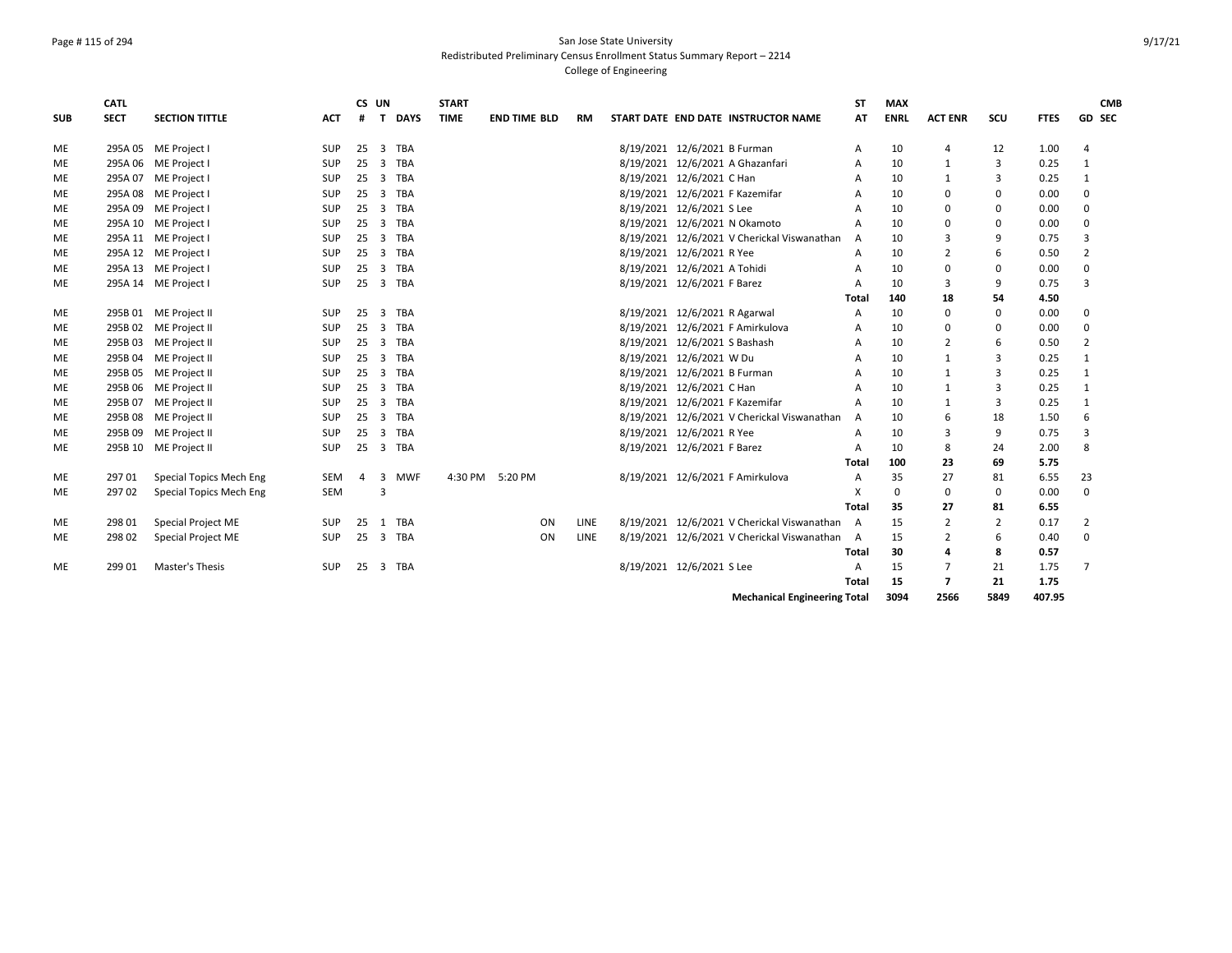San Jose State University
Redistributed Preliminary Census Enrollment Status Summary Report – 2214
College of Engineering

| SUB | CATL SECT | SECTION TITTLE | ACT | CS # | UN T | DAYS | START TIME | END TIME | BLD | RM | START DATE | END DATE | INSTRUCTOR NAME | ST AT | MAX ENRL | ACT ENR | SCU | FTES | GD | CMB SEC |
|---|---|---|---|---|---|---|---|---|---|---|---|---|---|---|---|---|---|---|---|---|
| ME | 295A 05 | ME Project I | SUP | 25 | 3 | TBA | | | | | 8/19/2021 | 12/6/2021 | B Furman | A | 10 | 4 | 12 | 1.00 | 4 | |
| ME | 295A 06 | ME Project I | SUP | 25 | 3 | TBA | | | | | 8/19/2021 | 12/6/2021 | A Ghazanfari | A | 10 | 1 | 3 | 0.25 | 1 | |
| ME | 295A 07 | ME Project I | SUP | 25 | 3 | TBA | | | | | 8/19/2021 | 12/6/2021 | C Han | A | 10 | 1 | 3 | 0.25 | 1 | |
| ME | 295A 08 | ME Project I | SUP | 25 | 3 | TBA | | | | | 8/19/2021 | 12/6/2021 | F Kazemifar | A | 10 | 0 | 0 | 0.00 | 0 | |
| ME | 295A 09 | ME Project I | SUP | 25 | 3 | TBA | | | | | 8/19/2021 | 12/6/2021 | S Lee | A | 10 | 0 | 0 | 0.00 | 0 | |
| ME | 295A 10 | ME Project I | SUP | 25 | 3 | TBA | | | | | 8/19/2021 | 12/6/2021 | N Okamoto | A | 10 | 0 | 0 | 0.00 | 0 | |
| ME | 295A 11 | ME Project I | SUP | 25 | 3 | TBA | | | | | 8/19/2021 | 12/6/2021 | V Cherickal Viswanathan | A | 10 | 3 | 9 | 0.75 | 3 | |
| ME | 295A 12 | ME Project I | SUP | 25 | 3 | TBA | | | | | 8/19/2021 | 12/6/2021 | R Yee | A | 10 | 2 | 6 | 0.50 | 2 | |
| ME | 295A 13 | ME Project I | SUP | 25 | 3 | TBA | | | | | 8/19/2021 | 12/6/2021 | A Tohidi | A | 10 | 0 | 0 | 0.00 | 0 | |
| ME | 295A 14 | ME Project I | SUP | 25 | 3 | TBA | | | | | 8/19/2021 | 12/6/2021 | F Barez | A | 10 | 3 | 9 | 0.75 | 3 | |
| | | | | | | | | | | | | | | **Total** | **140** | **18** | **54** | **4.50** | | |
| ME | 295B 01 | ME Project II | SUP | 25 | 3 | TBA | | | | | 8/19/2021 | 12/6/2021 | R Agarwal | A | 10 | 0 | 0 | 0.00 | 0 | |
| ME | 295B 02 | ME Project II | SUP | 25 | 3 | TBA | | | | | 8/19/2021 | 12/6/2021 | F Amirkulova | A | 10 | 0 | 0 | 0.00 | 0 | |
| ME | 295B 03 | ME Project II | SUP | 25 | 3 | TBA | | | | | 8/19/2021 | 12/6/2021 | S Bashash | A | 10 | 2 | 6 | 0.50 | 2 | |
| ME | 295B 04 | ME Project II | SUP | 25 | 3 | TBA | | | | | 8/19/2021 | 12/6/2021 | W Du | A | 10 | 1 | 3 | 0.25 | 1 | |
| ME | 295B 05 | ME Project II | SUP | 25 | 3 | TBA | | | | | 8/19/2021 | 12/6/2021 | B Furman | A | 10 | 1 | 3 | 0.25 | 1 | |
| ME | 295B 06 | ME Project II | SUP | 25 | 3 | TBA | | | | | 8/19/2021 | 12/6/2021 | C Han | A | 10 | 1 | 3 | 0.25 | 1 | |
| ME | 295B 07 | ME Project II | SUP | 25 | 3 | TBA | | | | | 8/19/2021 | 12/6/2021 | F Kazemifar | A | 10 | 1 | 3 | 0.25 | 1 | |
| ME | 295B 08 | ME Project II | SUP | 25 | 3 | TBA | | | | | 8/19/2021 | 12/6/2021 | V Cherickal Viswanathan | A | 10 | 6 | 18 | 1.50 | 6 | |
| ME | 295B 09 | ME Project II | SUP | 25 | 3 | TBA | | | | | 8/19/2021 | 12/6/2021 | R Yee | A | 10 | 3 | 9 | 0.75 | 3 | |
| ME | 295B 10 | ME Project II | SUP | 25 | 3 | TBA | | | | | 8/19/2021 | 12/6/2021 | F Barez | A | 10 | 8 | 24 | 2.00 | 8 | |
| | | | | | | | | | | | | | | **Total** | **100** | **23** | **69** | **5.75** | | |
| ME | 297 01 | Special Topics Mech Eng | SEM | 4 | 3 | MWF | 4:30 PM | 5:20 PM | | | 8/19/2021 | 12/6/2021 | F Amirkulova | A | 35 | 27 | 81 | 6.55 | 23 | |
| ME | 297 02 | Special Topics Mech Eng | SEM | | 3 | | | | | | | | | X | 0 | 0 | 0 | 0.00 | 0 | |
| | | | | | | | | | | | | | | **Total** | **35** | **27** | **81** | **6.55** | | |
| ME | 298 01 | Special Project ME | SUP | 25 | 1 | TBA | | | ON | LINE | 8/19/2021 | 12/6/2021 | V Cherickal Viswanathan | A | 15 | 2 | 2 | 0.17 | 2 | |
| ME | 298 02 | Special Project ME | SUP | 25 | 3 | TBA | | | ON | LINE | 8/19/2021 | 12/6/2021 | V Cherickal Viswanathan | A | 15 | 2 | 6 | 0.40 | 0 | |
| | | | | | | | | | | | | | | **Total** | **30** | **4** | **8** | **0.57** | | |
| ME | 299 01 | Master's Thesis | SUP | 25 | 3 | TBA | | | | | 8/19/2021 | 12/6/2021 | S Lee | A | 15 | 7 | 21 | 1.75 | 7 | |
| | | | | | | | | | | | | | | **Total** | **15** | **7** | **21** | **1.75** | | |
| | | | | | | | | | | | | | **Mechanical Engineering Total** | | **3094** | **2566** | **5849** | **407.95** | | |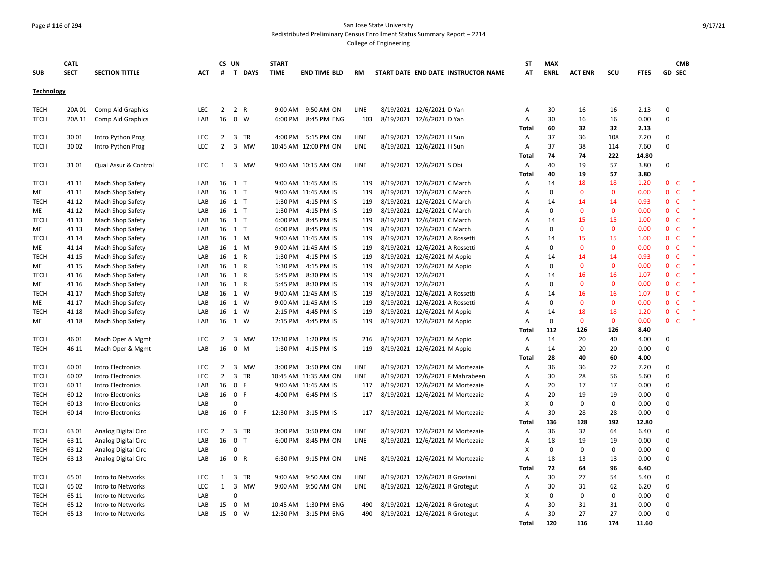San Jose State University
Redistributed Preliminary Census Enrollment Status Summary Report – 2214
College of Engineering

| SUB | CATL SECT | SECTION TITTLE | ACT | CS # | UN T | DAYS | START TIME | END TIME | BLD | RM | START DATE | END DATE | INSTRUCTOR NAME | ST AT | MAX ENRL | ACT ENR | SCU | FTES | GD | CMB SEC | |
|---|---|---|---|---|---|---|---|---|---|---|---|---|---|---|---|---|---|---|---|---|---|
| **Technology** | | | | | | | | | | | | | | | | | | | | | |
| TECH | 20A 01 | Comp Aid Graphics | LEC | 2 | 2 | R | 9:00 AM | 9:50 AM | ON | LINE | 8/19/2021 | 12/6/2021 | D Yan | A | 30 | 16 | 16 | 2.13 | 0 | | |
| TECH | 20A 11 | Comp Aid Graphics | LAB | 16 | 0 | W | 6:00 PM | 8:45 PM | ENG | 103 | 8/19/2021 | 12/6/2021 | D Yan | A | 30 | 16 | 16 | 0.00 | 0 | | |
| | | | | | | | | | | | | | | Total | 60 | 32 | 32 | 2.13 | | | |
| TECH | 30 01 | Intro Python Prog | LEC | 2 | 3 | TR | 4:00 PM | 5:15 PM | ON | LINE | 8/19/2021 | 12/6/2021 | H Sun | A | 37 | 36 | 108 | 7.20 | 0 | | |
| TECH | 30 02 | Intro Python Prog | LEC | 2 | 3 | MW | 10:45 AM | 12:00 PM | ON | LINE | 8/19/2021 | 12/6/2021 | H Sun | A | 37 | 38 | 114 | 7.60 | 0 | | |
| | | | | | | | | | | | | | | Total | 74 | 74 | 222 | 14.80 | | | |
| TECH | 31 01 | Qual Assur & Control | LEC | 1 | 3 | MW | 9:00 AM | 10:15 AM | ON | LINE | 8/19/2021 | 12/6/2021 | S Obi | A | 40 | 19 | 57 | 3.80 | 0 | | |
| | | | | | | | | | | | | | | Total | 40 | 19 | 57 | 3.80 | | | |
| TECH | 41 11 | Mach Shop Safety | LAB | 16 | 1 | T | 9:00 AM | 11:45 AM | IS | 119 | 8/19/2021 | 12/6/2021 | C March | A | 14 | 18 | 18 | 1.20 | 0 | C | * |
| ME | 41 11 | Mach Shop Safety | LAB | 16 | 1 | T | 9:00 AM | 11:45 AM | IS | 119 | 8/19/2021 | 12/6/2021 | C March | A | 0 | 0 | 0 | 0.00 | 0 | C | * |
| TECH | 41 12 | Mach Shop Safety | LAB | 16 | 1 | T | 1:30 PM | 4:15 PM | IS | 119 | 8/19/2021 | 12/6/2021 | C March | A | 14 | 14 | 14 | 0.93 | 0 | C | * |
| ME | 41 12 | Mach Shop Safety | LAB | 16 | 1 | T | 1:30 PM | 4:15 PM | IS | 119 | 8/19/2021 | 12/6/2021 | C March | A | 0 | 0 | 0 | 0.00 | 0 | C | * |
| TECH | 41 13 | Mach Shop Safety | LAB | 16 | 1 | T | 6:00 PM | 8:45 PM | IS | 119 | 8/19/2021 | 12/6/2021 | C March | A | 14 | 15 | 15 | 1.00 | 0 | C | * |
| ME | 41 13 | Mach Shop Safety | LAB | 16 | 1 | T | 6:00 PM | 8:45 PM | IS | 119 | 8/19/2021 | 12/6/2021 | C March | A | 0 | 0 | 0 | 0.00 | 0 | C | * |
| TECH | 41 14 | Mach Shop Safety | LAB | 16 | 1 | M | 9:00 AM | 11:45 AM | IS | 119 | 8/19/2021 | 12/6/2021 | A Rossetti | A | 14 | 15 | 15 | 1.00 | 0 | C | * |
| ME | 41 14 | Mach Shop Safety | LAB | 16 | 1 | M | 9:00 AM | 11:45 AM | IS | 119 | 8/19/2021 | 12/6/2021 | A Rossetti | A | 0 | 0 | 0 | 0.00 | 0 | C | * |
| TECH | 41 15 | Mach Shop Safety | LAB | 16 | 1 | R | 1:30 PM | 4:15 PM | IS | 119 | 8/19/2021 | 12/6/2021 | M Appio | A | 14 | 14 | 14 | 0.93 | 0 | C | * |
| ME | 41 15 | Mach Shop Safety | LAB | 16 | 1 | R | 1:30 PM | 4:15 PM | IS | 119 | 8/19/2021 | 12/6/2021 | M Appio | A | 0 | 0 | 0 | 0.00 | 0 | C | * |
| TECH | 41 16 | Mach Shop Safety | LAB | 16 | 1 | R | 5:45 PM | 8:30 PM | IS | 119 | 8/19/2021 | 12/6/2021 | | A | 14 | 16 | 16 | 1.07 | 0 | C | * |
| ME | 41 16 | Mach Shop Safety | LAB | 16 | 1 | R | 5:45 PM | 8:30 PM | IS | 119 | 8/19/2021 | 12/6/2021 | | A | 0 | 0 | 0 | 0.00 | 0 | C | * |
| TECH | 41 17 | Mach Shop Safety | LAB | 16 | 1 | W | 9:00 AM | 11:45 AM | IS | 119 | 8/19/2021 | 12/6/2021 | A Rossetti | A | 14 | 16 | 16 | 1.07 | 0 | C | * |
| ME | 41 17 | Mach Shop Safety | LAB | 16 | 1 | W | 9:00 AM | 11:45 AM | IS | 119 | 8/19/2021 | 12/6/2021 | A Rossetti | A | 0 | 0 | 0 | 0.00 | 0 | C | * |
| TECH | 41 18 | Mach Shop Safety | LAB | 16 | 1 | W | 2:15 PM | 4:45 PM | IS | 119 | 8/19/2021 | 12/6/2021 | M Appio | A | 14 | 18 | 18 | 1.20 | 0 | C | * |
| ME | 41 18 | Mach Shop Safety | LAB | 16 | 1 | W | 2:15 PM | 4:45 PM | IS | 119 | 8/19/2021 | 12/6/2021 | M Appio | A | 0 | 0 | 0 | 0.00 | 0 | C | * |
| | | | | | | | | | | | | | | Total | 112 | 126 | 126 | 8.40 | | | |
| TECH | 46 01 | Mach Oper & Mgmt | LEC | 2 | 3 | MW | 12:30 PM | 1:20 PM | IS | 216 | 8/19/2021 | 12/6/2021 | M Appio | A | 14 | 20 | 40 | 4.00 | 0 | | |
| TECH | 46 11 | Mach Oper & Mgmt | LAB | 16 | 0 | M | 1:30 PM | 4:15 PM | IS | 119 | 8/19/2021 | 12/6/2021 | M Appio | A | 14 | 20 | 20 | 0.00 | 0 | | |
| | | | | | | | | | | | | | | Total | 28 | 40 | 60 | 4.00 | | | |
| TECH | 60 01 | Intro Electronics | LEC | 2 | 3 | MW | 3:00 PM | 3:50 PM | ON | LINE | 8/19/2021 | 12/6/2021 | M Mortezaie | A | 36 | 36 | 72 | 7.20 | 0 | | |
| TECH | 60 02 | Intro Electronics | LEC | 2 | 3 | TR | 10:45 AM | 11:35 AM | ON | LINE | 8/19/2021 | 12/6/2021 | F Mahzabeen | A | 30 | 28 | 56 | 5.60 | 0 | | |
| TECH | 60 11 | Intro Electronics | LAB | 16 | 0 | F | 9:00 AM | 11:45 AM | IS | 117 | 8/19/2021 | 12/6/2021 | M Mortezaie | A | 20 | 17 | 17 | 0.00 | 0 | | |
| TECH | 60 12 | Intro Electronics | LAB | 16 | 0 | F | 4:00 PM | 6:45 PM | IS | 117 | 8/19/2021 | 12/6/2021 | M Mortezaie | A | 20 | 19 | 19 | 0.00 | 0 | | |
| TECH | 60 13 | Intro Electronics | LAB | | 0 | | | | | | | | | X | 0 | 0 | 0 | 0.00 | 0 | | |
| TECH | 60 14 | Intro Electronics | LAB | 16 | 0 | F | 12:30 PM | 3:15 PM | IS | 117 | 8/19/2021 | 12/6/2021 | M Mortezaie | A | 30 | 28 | 28 | 0.00 | 0 | | |
| | | | | | | | | | | | | | | Total | 136 | 128 | 192 | 12.80 | | | |
| TECH | 63 01 | Analog Digital Circ | LEC | 2 | 3 | TR | 3:00 PM | 3:50 PM | ON | LINE | 8/19/2021 | 12/6/2021 | M Mortezaie | A | 36 | 32 | 64 | 6.40 | 0 | | |
| TECH | 63 11 | Analog Digital Circ | LAB | 16 | 0 | T | 6:00 PM | 8:45 PM | ON | LINE | 8/19/2021 | 12/6/2021 | M Mortezaie | A | 18 | 19 | 19 | 0.00 | 0 | | |
| TECH | 63 12 | Analog Digital Circ | LAB | | 0 | | | | | | | | | X | 0 | 0 | 0 | 0.00 | 0 | | |
| TECH | 63 13 | Analog Digital Circ | LAB | 16 | 0 | R | 6:30 PM | 9:15 PM | ON | LINE | 8/19/2021 | 12/6/2021 | M Mortezaie | A | 18 | 13 | 13 | 0.00 | 0 | | |
| | | | | | | | | | | | | | | Total | 72 | 64 | 96 | 6.40 | | | |
| TECH | 65 01 | Intro to Networks | LEC | 1 | 3 | TR | 9:00 AM | 9:50 AM | ON | LINE | 8/19/2021 | 12/6/2021 | R Graziani | A | 30 | 27 | 54 | 5.40 | 0 | | |
| TECH | 65 02 | Intro to Networks | LEC | 1 | 3 | MW | 9:00 AM | 9:50 AM | ON | LINE | 8/19/2021 | 12/6/2021 | R Grotegut | A | 30 | 31 | 62 | 6.20 | 0 | | |
| TECH | 65 11 | Intro to Networks | LAB | | 0 | | | | | | | | | X | 0 | 0 | 0 | 0.00 | 0 | | |
| TECH | 65 12 | Intro to Networks | LAB | 15 | 0 | M | 10:45 AM | 1:30 PM | ENG | 490 | 8/19/2021 | 12/6/2021 | R Grotegut | A | 30 | 31 | 31 | 0.00 | 0 | | |
| TECH | 65 13 | Intro to Networks | LAB | 15 | 0 | W | 12:30 PM | 3:15 PM | ENG | 490 | 8/19/2021 | 12/6/2021 | R Grotegut | A | 30 | 27 | 27 | 0.00 | 0 | | |
| | | | | | | | | | | | | | | Total | 120 | 116 | 174 | 11.60 | | | |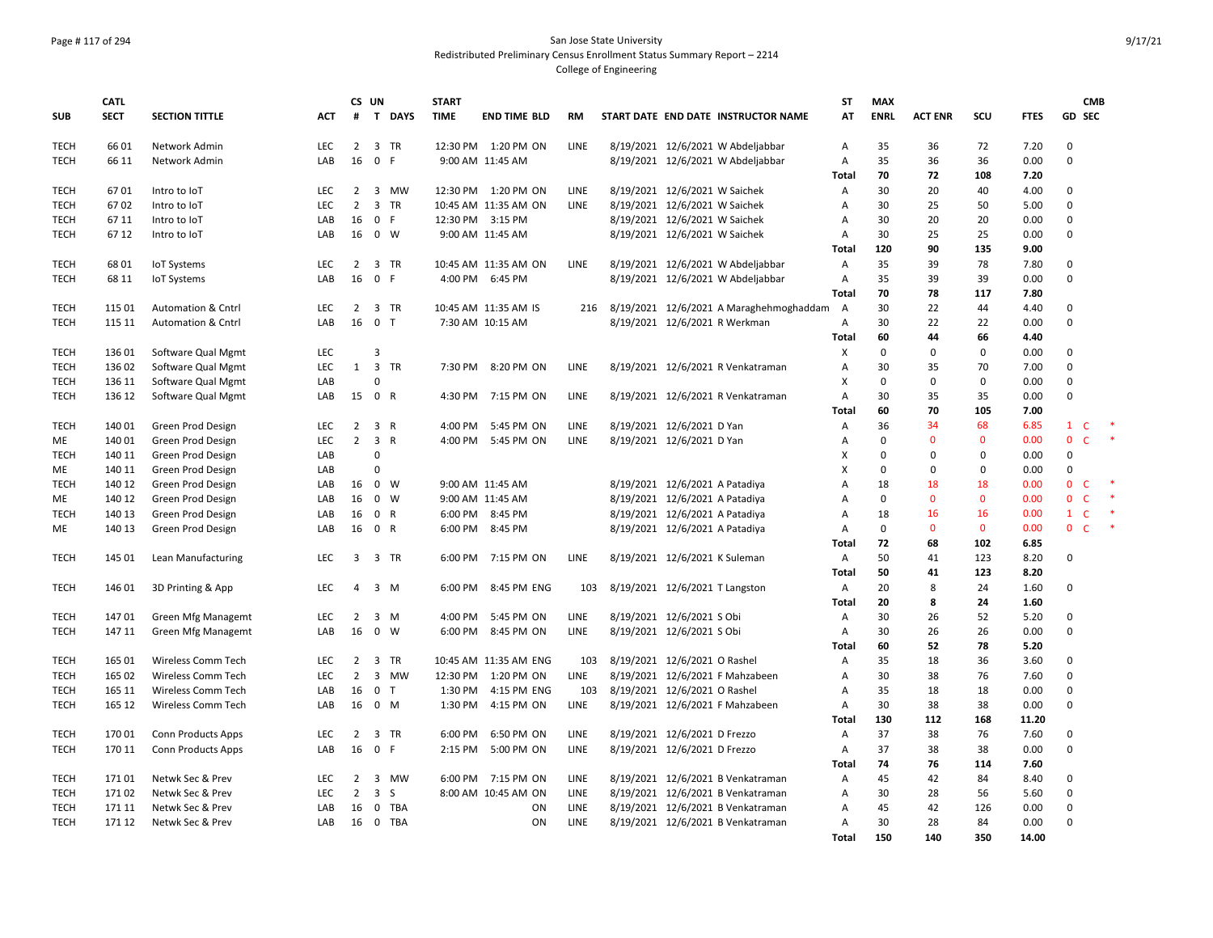San Jose State University

Redistributed Preliminary Census Enrollment Status Summary Report – 2214

College of Engineering

| SUB | CATL SECT | SECTION TITTLE | ACT | CS # | UN T | DAYS | START TIME | END TIME | BLD | RM | START DATE | END DATE | INSTRUCTOR NAME | ST AT | MAX ENRL | ACT ENR | SCU | FTES | GD | CMB SEC | |
|---|---|---|---|---|---|---|---|---|---|---|---|---|---|---|---|---|---|---|---|---|---|
| TECH | 66 01 | Network Admin | LEC | 2 | 3 | TR | 12:30 PM | 1:20 PM | ON | LINE | 8/19/2021 | 12/6/2021 | W Abdeljabbar | A | 35 | 36 | 72 | 7.20 | 0 | | |
| TECH | 66 11 | Network Admin | LAB | 16 | 0 | F | 9:00 AM | 11:45 AM | | | 8/19/2021 | 12/6/2021 | W Abdeljabbar | A | 35 | 36 | 36 | 0.00 | 0 | | |
| | | | | | | | | | | | | | | Total | 70 | 72 | 108 | 7.20 | | | |
| TECH | 67 01 | Intro to IoT | LEC | 2 | 3 | MW | 12:30 PM | 1:20 PM | ON | LINE | 8/19/2021 | 12/6/2021 | W Saichek | A | 30 | 20 | 40 | 4.00 | 0 | | |
| TECH | 67 02 | Intro to IoT | LEC | 2 | 3 | TR | 10:45 AM | 11:35 AM | ON | LINE | 8/19/2021 | 12/6/2021 | W Saichek | A | 30 | 25 | 50 | 5.00 | 0 | | |
| TECH | 67 11 | Intro to IoT | LAB | 16 | 0 | F | 12:30 PM | 3:15 PM | | | 8/19/2021 | 12/6/2021 | W Saichek | A | 30 | 20 | 20 | 0.00 | 0 | | |
| TECH | 67 12 | Intro to IoT | LAB | 16 | 0 | W | 9:00 AM | 11:45 AM | | | 8/19/2021 | 12/6/2021 | W Saichek | A | 30 | 25 | 25 | 0.00 | 0 | | |
| | | | | | | | | | | | | | | Total | 120 | 90 | 135 | 9.00 | | | |
| TECH | 68 01 | IoT Systems | LEC | 2 | 3 | TR | 10:45 AM | 11:35 AM | ON | LINE | 8/19/2021 | 12/6/2021 | W Abdeljabbar | A | 35 | 39 | 78 | 7.80 | 0 | | |
| TECH | 68 11 | IoT Systems | LAB | 16 | 0 | F | 4:00 PM | 6:45 PM | | | 8/19/2021 | 12/6/2021 | W Abdeljabbar | A | 35 | 39 | 39 | 0.00 | 0 | | |
| | | | | | | | | | | | | | | Total | 70 | 78 | 117 | 7.80 | | | |
| TECH | 115 01 | Automation & Cntrl | LEC | 2 | 3 | TR | 10:45 AM | 11:35 AM | IS | 216 | 8/19/2021 | 12/6/2021 | A Maraghehmoghaddam | A | 30 | 22 | 44 | 4.40 | 0 | | |
| TECH | 115 11 | Automation & Cntrl | LAB | 16 | 0 | T | 7:30 AM | 10:15 AM | | | 8/19/2021 | 12/6/2021 | R Werkman | A | 30 | 22 | 22 | 0.00 | 0 | | |
| | | | | | | | | | | | | | | Total | 60 | 44 | 66 | 4.40 | | | |
| TECH | 136 01 | Software Qual Mgmt | LEC | | 3 | | | | | | | | | X | 0 | 0 | 0 | 0.00 | 0 | | |
| TECH | 136 02 | Software Qual Mgmt | LEC | 1 | 3 | TR | 7:30 PM | 8:20 PM | ON | LINE | 8/19/2021 | 12/6/2021 | R Venkatraman | A | 30 | 35 | 70 | 7.00 | 0 | | |
| TECH | 136 11 | Software Qual Mgmt | LAB | | 0 | | | | | | | | | X | 0 | 0 | 0 | 0.00 | 0 | | |
| TECH | 136 12 | Software Qual Mgmt | LAB | 15 | 0 | R | 4:30 PM | 7:15 PM | ON | LINE | 8/19/2021 | 12/6/2021 | R Venkatraman | A | 30 | 35 | 35 | 0.00 | 0 | | |
| | | | | | | | | | | | | | | Total | 60 | 70 | 105 | 7.00 | | | |
| TECH | 140 01 | Green Prod Design | LEC | 2 | 3 | R | 4:00 PM | 5:45 PM | ON | LINE | 8/19/2021 | 12/6/2021 | D Yan | A | 36 | 34 | 68 | 6.85 | 1 | C | * |
| ME | 140 01 | Green Prod Design | LEC | 2 | 3 | R | 4:00 PM | 5:45 PM | ON | LINE | 8/19/2021 | 12/6/2021 | D Yan | A | 0 | 0 | 0 | 0.00 | 0 | C | * |
| TECH | 140 11 | Green Prod Design | LAB | | 0 | | | | | | | | | X | 0 | 0 | 0 | 0.00 | 0 | | |
| ME | 140 11 | Green Prod Design | LAB | | 0 | | | | | | | | | X | 0 | 0 | 0 | 0.00 | 0 | | |
| TECH | 140 12 | Green Prod Design | LAB | 16 | 0 | W | 9:00 AM | 11:45 AM | | | 8/19/2021 | 12/6/2021 | A Patadiya | A | 18 | 18 | 18 | 0.00 | 0 | C | * |
| ME | 140 12 | Green Prod Design | LAB | 16 | 0 | W | 9:00 AM | 11:45 AM | | | 8/19/2021 | 12/6/2021 | A Patadiya | A | 0 | 0 | 0 | 0.00 | 0 | C | * |
| TECH | 140 13 | Green Prod Design | LAB | 16 | 0 | R | 6:00 PM | 8:45 PM | | | 8/19/2021 | 12/6/2021 | A Patadiya | A | 18 | 16 | 16 | 0.00 | 1 | C | * |
| ME | 140 13 | Green Prod Design | LAB | 16 | 0 | R | 6:00 PM | 8:45 PM | | | 8/19/2021 | 12/6/2021 | A Patadiya | A | 0 | 0 | 0 | 0.00 | 0 | C | * |
| | | | | | | | | | | | | | | Total | 72 | 68 | 102 | 6.85 | | | |
| TECH | 145 01 | Lean Manufacturing | LEC | 3 | 3 | TR | 6:00 PM | 7:15 PM | ON | LINE | 8/19/2021 | 12/6/2021 | K Suleman | A | 50 | 41 | 123 | 8.20 | 0 | | |
| | | | | | | | | | | | | | | Total | 50 | 41 | 123 | 8.20 | | | |
| TECH | 146 01 | 3D Printing & App | LEC | 4 | 3 | M | 6:00 PM | 8:45 PM | ENG | 103 | 8/19/2021 | 12/6/2021 | T Langston | A | 20 | 8 | 24 | 1.60 | 0 | | |
| | | | | | | | | | | | | | | Total | 20 | 8 | 24 | 1.60 | | | |
| TECH | 147 01 | Green Mfg Managemt | LEC | 2 | 3 | M | 4:00 PM | 5:45 PM | ON | LINE | 8/19/2021 | 12/6/2021 | S Obi | A | 30 | 26 | 52 | 5.20 | 0 | | |
| TECH | 147 11 | Green Mfg Managemt | LAB | 16 | 0 | W | 6:00 PM | 8:45 PM | ON | LINE | 8/19/2021 | 12/6/2021 | S Obi | A | 30 | 26 | 26 | 0.00 | 0 | | |
| | | | | | | | | | | | | | | Total | 60 | 52 | 78 | 5.20 | | | |
| TECH | 165 01 | Wireless Comm Tech | LEC | 2 | 3 | TR | 10:45 AM | 11:35 AM | ENG | 103 | 8/19/2021 | 12/6/2021 | O Rashel | A | 35 | 18 | 36 | 3.60 | 0 | | |
| TECH | 165 02 | Wireless Comm Tech | LEC | 2 | 3 | MW | 12:30 PM | 1:20 PM | ON | LINE | 8/19/2021 | 12/6/2021 | F Mahzabeen | A | 30 | 38 | 76 | 7.60 | 0 | | |
| TECH | 165 11 | Wireless Comm Tech | LAB | 16 | 0 | T | 1:30 PM | 4:15 PM | ENG | 103 | 8/19/2021 | 12/6/2021 | O Rashel | A | 35 | 18 | 18 | 0.00 | 0 | | |
| TECH | 165 12 | Wireless Comm Tech | LAB | 16 | 0 | M | 1:30 PM | 4:15 PM | ON | LINE | 8/19/2021 | 12/6/2021 | F Mahzabeen | A | 30 | 38 | 38 | 0.00 | 0 | | |
| | | | | | | | | | | | | | | Total | 130 | 112 | 168 | 11.20 | | | |
| TECH | 170 01 | Conn Products Apps | LEC | 2 | 3 | TR | 6:00 PM | 6:50 PM | ON | LINE | 8/19/2021 | 12/6/2021 | D Frezzo | A | 37 | 38 | 76 | 7.60 | 0 | | |
| TECH | 170 11 | Conn Products Apps | LAB | 16 | 0 | F | 2:15 PM | 5:00 PM | ON | LINE | 8/19/2021 | 12/6/2021 | D Frezzo | A | 37 | 38 | 38 | 0.00 | 0 | | |
| | | | | | | | | | | | | | | Total | 74 | 76 | 114 | 7.60 | | | |
| TECH | 171 01 | Netwk Sec & Prev | LEC | 2 | 3 | MW | 6:00 PM | 7:15 PM | ON | LINE | 8/19/2021 | 12/6/2021 | B Venkatraman | A | 45 | 42 | 84 | 8.40 | 0 | | |
| TECH | 171 02 | Netwk Sec & Prev | LEC | 2 | 3 | S | 8:00 AM | 10:45 AM | ON | LINE | 8/19/2021 | 12/6/2021 | B Venkatraman | A | 30 | 28 | 56 | 5.60 | 0 | | |
| TECH | 171 11 | Netwk Sec & Prev | LAB | 16 | 0 | TBA | | | ON | LINE | 8/19/2021 | 12/6/2021 | B Venkatraman | A | 45 | 42 | 126 | 0.00 | 0 | | |
| TECH | 171 12 | Netwk Sec & Prev | LAB | 16 | 0 | TBA | | | ON | LINE | 8/19/2021 | 12/6/2021 | B Venkatraman | A | 30 | 28 | 84 | 0.00 | 0 | | |
| | | | | | | | | | | | | | | Total | 150 | 140 | 350 | 14.00 | | | |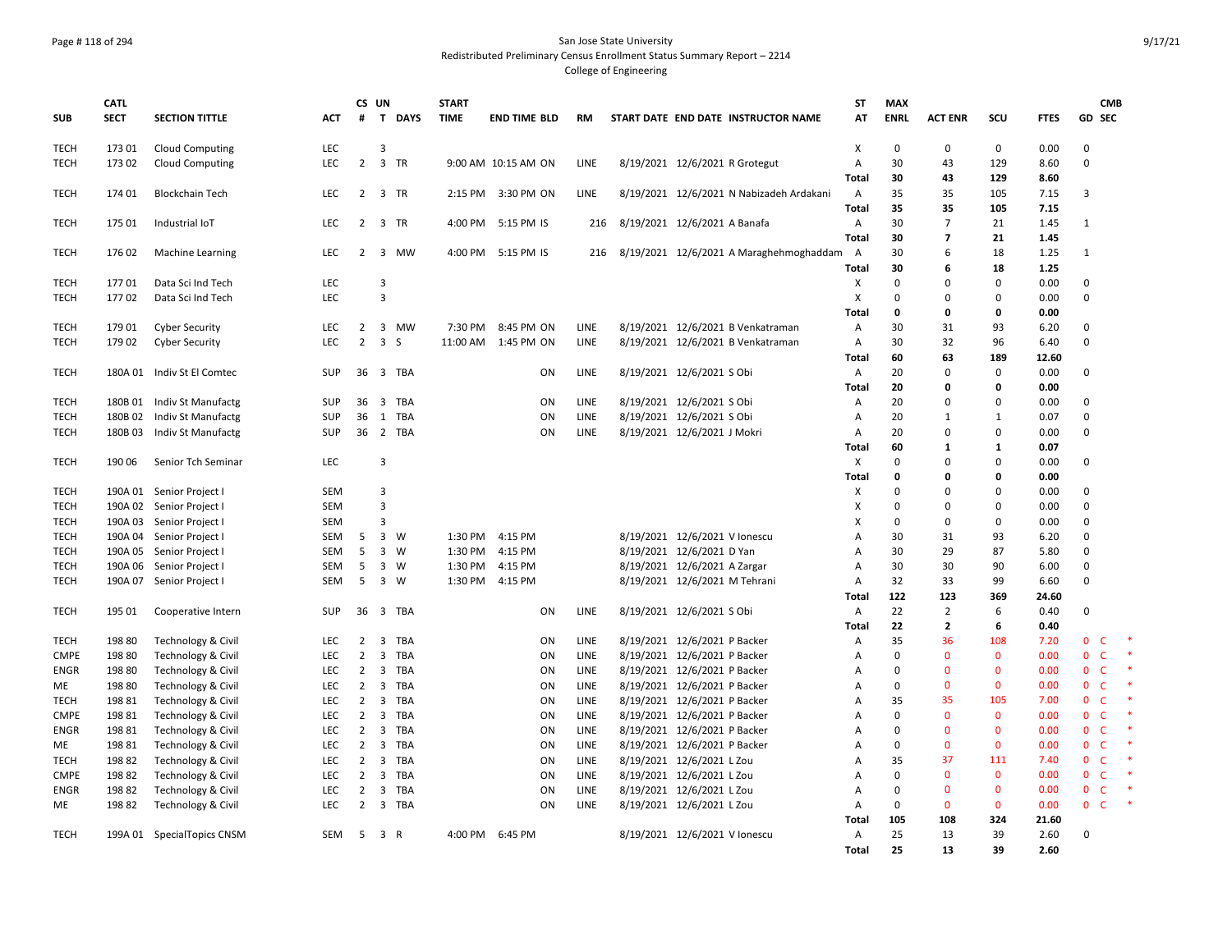San Jose State University
Redistributed Preliminary Census Enrollment Status Summary Report – 2214
College of Engineering

| SUB | CATL SECT | SECTION TITTLE | ACT | CS # | UN T | DAYS | START TIME | END TIME | BLD | RM | START DATE | END DATE | INSTRUCTOR NAME | ST AT | MAX ENRL | ACT ENR | SCU | FTES | GD | CMB SEC | |
|---|---|---|---|---|---|---|---|---|---|---|---|---|---|---|---|---|---|---|---|---|---|
| TECH | 173 01 | Cloud Computing | LEC | | 3 | | | | | | | | | X | 0 | 0 | 0 | 0.00 | 0 | | |
| TECH | 173 02 | Cloud Computing | LEC | 2 | 3 | TR | 9:00 AM | 10:15 AM | ON | LINE | 8/19/2021 | 12/6/2021 | R Grotegut | A | 30 | 43 | 129 | 8.60 | 0 | | |
| | | | | | | | | | | | | | | Total | 30 | 43 | 129 | 8.60 | | | |
| TECH | 174 01 | Blockchain Tech | LEC | 2 | 3 | TR | 2:15 PM | 3:30 PM | ON | LINE | 8/19/2021 | 12/6/2021 | N Nabizadeh Ardakani | A | 35 | 35 | 105 | 7.15 | 3 | | |
| | | | | | | | | | | | | | | Total | 35 | 35 | 105 | 7.15 | | | |
| TECH | 175 01 | Industrial IoT | LEC | 2 | 3 | TR | 4:00 PM | 5:15 PM | IS | 216 | 8/19/2021 | 12/6/2021 | A Banafa | A | 30 | 7 | 21 | 1.45 | 1 | | |
| | | | | | | | | | | | | | | Total | 30 | 7 | 21 | 1.45 | | | |
| TECH | 176 02 | Machine Learning | LEC | 2 | 3 | MW | 4:00 PM | 5:15 PM | IS | 216 | 8/19/2021 | 12/6/2021 | A Maraghehmoghaddam | A | 30 | 6 | 18 | 1.25 | 1 | | |
| | | | | | | | | | | | | | | Total | 30 | 6 | 18 | 1.25 | | | |
| TECH | 177 01 | Data Sci Ind Tech | LEC | | 3 | | | | | | | | | X | 0 | 0 | 0 | 0.00 | 0 | | |
| TECH | 177 02 | Data Sci Ind Tech | LEC | | 3 | | | | | | | | | X | 0 | 0 | 0 | 0.00 | 0 | | |
| | | | | | | | | | | | | | | Total | 0 | 0 | 0 | 0.00 | | | |
| TECH | 179 01 | Cyber Security | LEC | 2 | 3 | MW | 7:30 PM | 8:45 PM | ON | LINE | 8/19/2021 | 12/6/2021 | B Venkatraman | A | 30 | 31 | 93 | 6.20 | 0 | | |
| TECH | 179 02 | Cyber Security | LEC | 2 | 3 | S | 11:00 AM | 1:45 PM | ON | LINE | 8/19/2021 | 12/6/2021 | B Venkatraman | A | 30 | 32 | 96 | 6.40 | 0 | | |
| | | | | | | | | | | | | | | Total | 60 | 63 | 189 | 12.60 | | | |
| TECH | 180A 01 | Indiv St El Comtec | SUP | 36 | 3 | TBA | | | ON | LINE | 8/19/2021 | 12/6/2021 | S Obi | A | 20 | 0 | 0 | 0.00 | 0 | | |
| | | | | | | | | | | | | | | Total | 20 | 0 | 0 | 0.00 | | | |
| TECH | 180B 01 | Indiv St Manufactg | SUP | 36 | 3 | TBA | | | ON | LINE | 8/19/2021 | 12/6/2021 | S Obi | A | 20 | 0 | 0 | 0.00 | 0 | | |
| TECH | 180B 02 | Indiv St Manufactg | SUP | 36 | 1 | TBA | | | ON | LINE | 8/19/2021 | 12/6/2021 | S Obi | A | 20 | 1 | 1 | 0.07 | 0 | | |
| TECH | 180B 03 | Indiv St Manufactg | SUP | 36 | 2 | TBA | | | ON | LINE | 8/19/2021 | 12/6/2021 | J Mokri | A | 20 | 0 | 0 | 0.00 | 0 | | |
| | | | | | | | | | | | | | | Total | 60 | 1 | 1 | 0.07 | | | |
| TECH | 190 06 | Senior Tch Seminar | LEC | | 3 | | | | | | | | | X | 0 | 0 | 0 | 0.00 | 0 | | |
| | | | | | | | | | | | | | | Total | 0 | 0 | 0 | 0.00 | | | |
| TECH | 190A 01 | Senior Project I | SEM | | 3 | | | | | | | | | X | 0 | 0 | 0 | 0.00 | 0 | | |
| TECH | 190A 02 | Senior Project I | SEM | | 3 | | | | | | | | | X | 0 | 0 | 0 | 0.00 | 0 | | |
| TECH | 190A 03 | Senior Project I | SEM | | 3 | | | | | | | | | X | 0 | 0 | 0 | 0.00 | 0 | | |
| TECH | 190A 04 | Senior Project I | SEM | 5 | 3 | W | 1:30 PM | 4:15 PM | | | 8/19/2021 | 12/6/2021 | V Ionescu | A | 30 | 31 | 93 | 6.20 | 0 | | |
| TECH | 190A 05 | Senior Project I | SEM | 5 | 3 | W | 1:30 PM | 4:15 PM | | | 8/19/2021 | 12/6/2021 | D Yan | A | 30 | 29 | 87 | 5.80 | 0 | | |
| TECH | 190A 06 | Senior Project I | SEM | 5 | 3 | W | 1:30 PM | 4:15 PM | | | 8/19/2021 | 12/6/2021 | A Zargar | A | 30 | 30 | 90 | 6.00 | 0 | | |
| TECH | 190A 07 | Senior Project I | SEM | 5 | 3 | W | 1:30 PM | 4:15 PM | | | 8/19/2021 | 12/6/2021 | M Tehrani | A | 32 | 33 | 99 | 6.60 | 0 | | |
| | | | | | | | | | | | | | | Total | 122 | 123 | 369 | 24.60 | | | |
| TECH | 195 01 | Cooperative Intern | SUP | 36 | 3 | TBA | | | ON | LINE | 8/19/2021 | 12/6/2021 | S Obi | A | 22 | 2 | 6 | 0.40 | 0 | | |
| | | | | | | | | | | | | | | Total | 22 | 2 | 6 | 0.40 | | | |
| TECH | 198 80 | Technology & Civil | LEC | 2 | 3 | TBA | | | ON | LINE | 8/19/2021 | 12/6/2021 | P Backer | A | 35 | 36 | 108 | 7.20 | 0 | C | * |
| CMPE | 198 80 | Technology & Civil | LEC | 2 | 3 | TBA | | | ON | LINE | 8/19/2021 | 12/6/2021 | P Backer | A | 0 | 0 | 0 | 0.00 | 0 | C | * |
| ENGR | 198 80 | Technology & Civil | LEC | 2 | 3 | TBA | | | ON | LINE | 8/19/2021 | 12/6/2021 | P Backer | A | 0 | 0 | 0 | 0.00 | 0 | C | * |
| ME | 198 80 | Technology & Civil | LEC | 2 | 3 | TBA | | | ON | LINE | 8/19/2021 | 12/6/2021 | P Backer | A | 0 | 0 | 0 | 0.00 | 0 | C | * |
| TECH | 198 81 | Technology & Civil | LEC | 2 | 3 | TBA | | | ON | LINE | 8/19/2021 | 12/6/2021 | P Backer | A | 35 | 35 | 105 | 7.00 | 0 | C | * |
| CMPE | 198 81 | Technology & Civil | LEC | 2 | 3 | TBA | | | ON | LINE | 8/19/2021 | 12/6/2021 | P Backer | A | 0 | 0 | 0 | 0.00 | 0 | C | * |
| ENGR | 198 81 | Technology & Civil | LEC | 2 | 3 | TBA | | | ON | LINE | 8/19/2021 | 12/6/2021 | P Backer | A | 0 | 0 | 0 | 0.00 | 0 | C | * |
| ME | 198 81 | Technology & Civil | LEC | 2 | 3 | TBA | | | ON | LINE | 8/19/2021 | 12/6/2021 | P Backer | A | 0 | 0 | 0 | 0.00 | 0 | C | * |
| TECH | 198 82 | Technology & Civil | LEC | 2 | 3 | TBA | | | ON | LINE | 8/19/2021 | 12/6/2021 | L Zou | A | 35 | 37 | 111 | 7.40 | 0 | C | * |
| CMPE | 198 82 | Technology & Civil | LEC | 2 | 3 | TBA | | | ON | LINE | 8/19/2021 | 12/6/2021 | L Zou | A | 0 | 0 | 0 | 0.00 | 0 | C | * |
| ENGR | 198 82 | Technology & Civil | LEC | 2 | 3 | TBA | | | ON | LINE | 8/19/2021 | 12/6/2021 | L Zou | A | 0 | 0 | 0 | 0.00 | 0 | C | * |
| ME | 198 82 | Technology & Civil | LEC | 2 | 3 | TBA | | | ON | LINE | 8/19/2021 | 12/6/2021 | L Zou | A | 0 | 0 | 0 | 0.00 | 0 | C | * |
| | | | | | | | | | | | | | | Total | 105 | 108 | 324 | 21.60 | | | |
| TECH | 199A 01 | SpecialTopics CNSM | SEM | 5 | 3 | R | 4:00 PM | 6:45 PM | | | 8/19/2021 | 12/6/2021 | V Ionescu | A | 25 | 13 | 39 | 2.60 | 0 | | |
| | | | | | | | | | | | | | | Total | 25 | 13 | 39 | 2.60 | | | |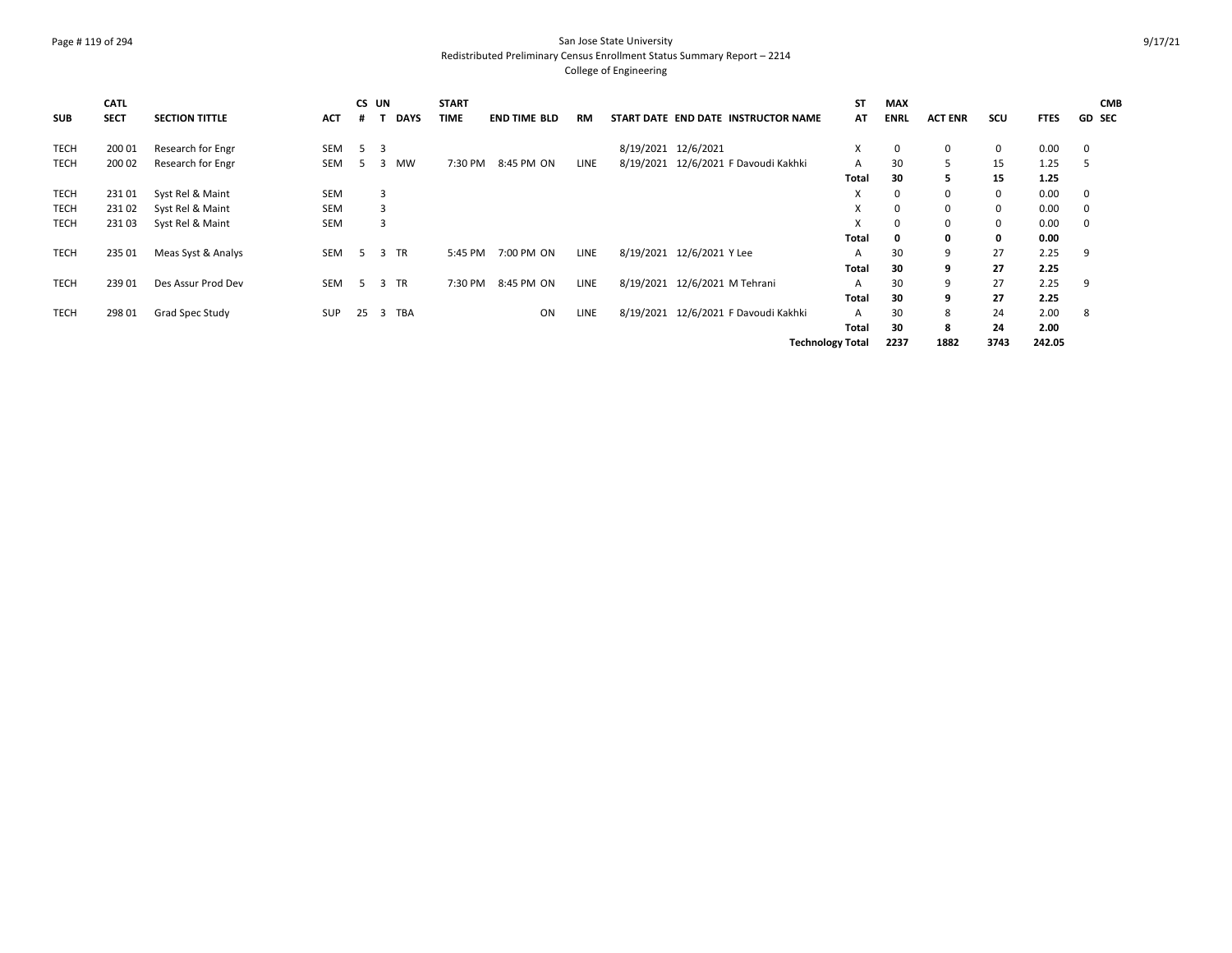San Jose State University
Redistributed Preliminary Census Enrollment Status Summary Report – 2214
College of Engineering

| SUB | CATL SECT | SECTION TITTLE | ACT | CS # | UN T | DAYS | START TIME | END TIME | BLD | RM | START DATE | END DATE | INSTRUCTOR NAME | ST AT | MAX ENRL | ACT ENR | SCU | FTES | GD | CMB SEC |
|---|---|---|---|---|---|---|---|---|---|---|---|---|---|---|---|---|---|---|---|---|
| TECH | 200 01 | Research for Engr | SEM | 5 | 3 | | | | | | 8/19/2021 | 12/6/2021 | | X | 0 | 0 | 0 | 0.00 | 0 | |
| TECH | 200 02 | Research for Engr | SEM | 5 | 3 | MW | 7:30 PM | 8:45 PM | ON | LINE | 8/19/2021 | 12/6/2021 | F Davoudi Kakhki | A | 30 | 5 | 15 | 1.25 | 5 | |
| | | | | | | | | | | | | | | **Total** | **30** | **5** | **15** | **1.25** | | |
| TECH | 231 01 | Syst Rel & Maint | SEM | | 3 | | | | | | | | | X | 0 | 0 | 0 | 0.00 | 0 | |
| TECH | 231 02 | Syst Rel & Maint | SEM | | 3 | | | | | | | | | X | 0 | 0 | 0 | 0.00 | 0 | |
| TECH | 231 03 | Syst Rel & Maint | SEM | | 3 | | | | | | | | | X | 0 | 0 | 0 | 0.00 | 0 | |
| | | | | | | | | | | | | | | **Total** | **0** | **0** | **0** | **0.00** | | |
| TECH | 235 01 | Meas Syst & Analys | SEM | 5 | 3 | TR | 5:45 PM | 7:00 PM | ON | LINE | 8/19/2021 | 12/6/2021 | Y Lee | A | 30 | 9 | 27 | 2.25 | 9 | |
| | | | | | | | | | | | | | | **Total** | **30** | **9** | **27** | **2.25** | | |
| TECH | 239 01 | Des Assur Prod Dev | SEM | 5 | 3 | TR | 7:30 PM | 8:45 PM | ON | LINE | 8/19/2021 | 12/6/2021 | M Tehrani | A | 30 | 9 | 27 | 2.25 | 9 | |
| | | | | | | | | | | | | | | **Total** | **30** | **9** | **27** | **2.25** | | |
| TECH | 298 01 | Grad Spec Study | SUP | 25 | 3 | TBA | | | ON | LINE | 8/19/2021 | 12/6/2021 | F Davoudi Kakhki | A | 30 | 8 | 24 | 2.00 | 8 | |
| | | | | | | | | | | | | | | **Total** | **30** | **8** | **24** | **2.00** | | |
| | | | | | | | | | | | | | | **Technology Total** | **2237** | **1882** | **3743** | **242.05** | | |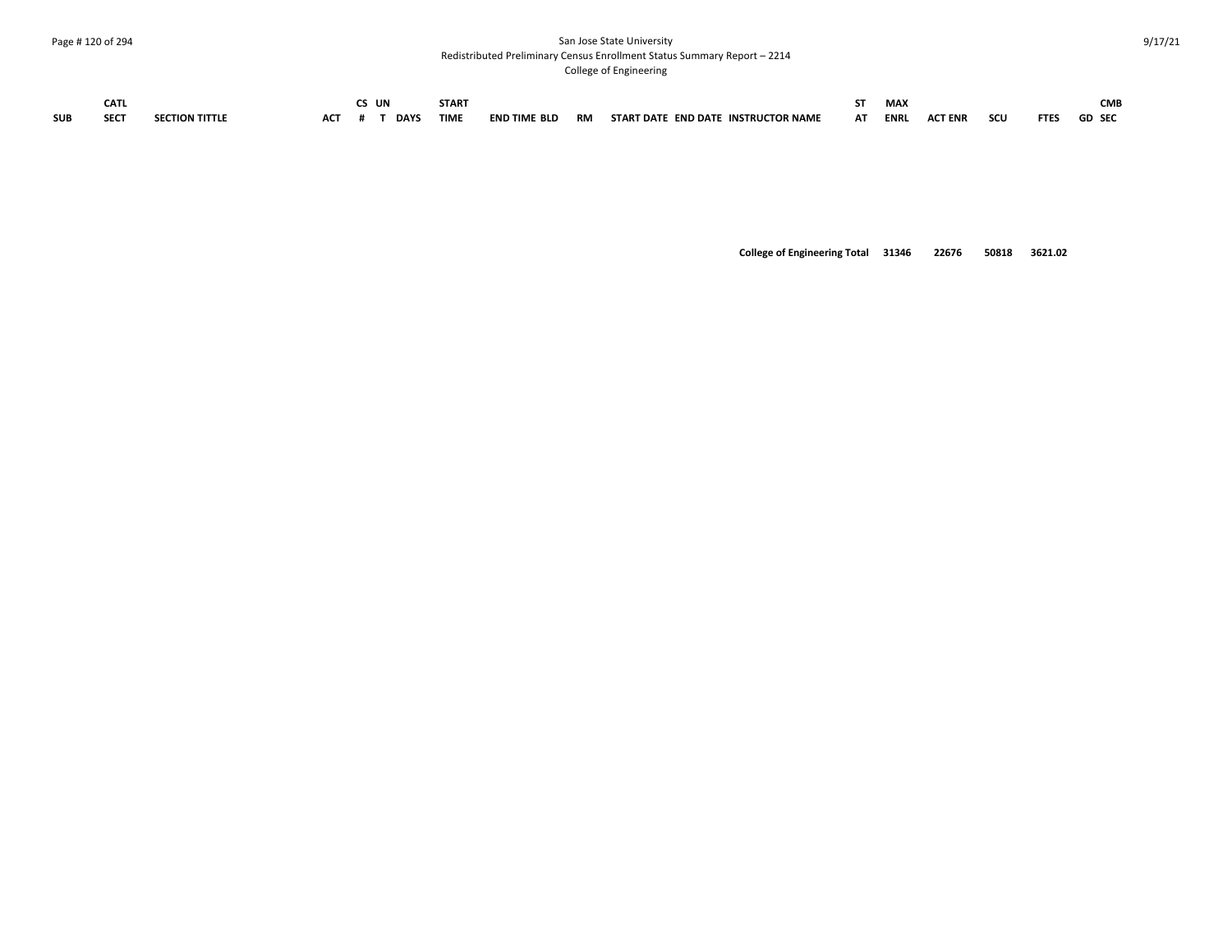| SUB | CATL SECT | SECTION TITTLE | ACT | CS # | UN T | DAYS | START TIME | END TIME | BLD | RM | START DATE | END DATE | INSTRUCTOR NAME | ST AT | MAX ENRL | ACT ENR | SCU | FTES | GD | CMB SEC |
|---|---|---|---|---|---|---|---|---|---|---|---|---|---|---|---|---|---|---|---|---|
| | | | | | | | | | | | | | **College of Engineering Total** | | **31346** | **22676** | **50818** | **3621.02** | | |